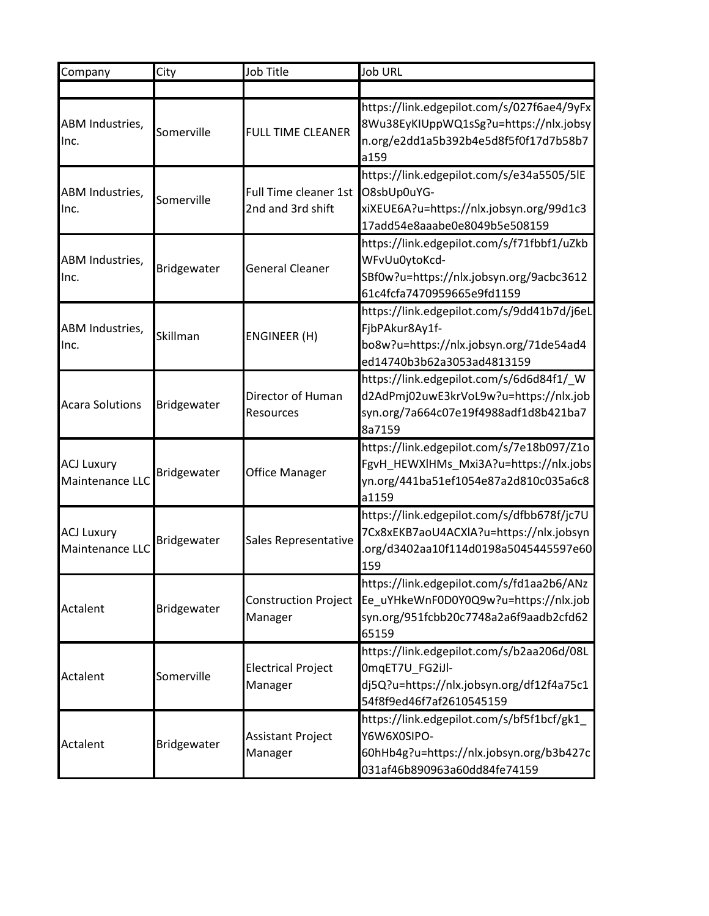| Company | City | Job Title | Job URL |
| --- | --- | --- | --- |
| | | | |
| ABM Industries, Inc. | Somerville | FULL TIME CLEANER | https://link.edgepilot.com/s/027f6ae4/9yFx8Wu38EyKIUppWQ1sSg?u=https://nlx.jobsyn.org/e2dd1a5b392b4e5d8f5f0f17d7b58b7a159 |
| ABM Industries, Inc. | Somerville | Full Time cleaner 1st 2nd and 3rd shift | https://link.edgepilot.com/s/e34a5505/5lEO8sbUp0uYG-xiXEUE6A?u=https://nlx.jobsyn.org/99d1c317add54e8aaabe0e8049b5e508159 |
| ABM Industries, Inc. | Bridgewater | General Cleaner | https://link.edgepilot.com/s/f71fbbf1/uZkbWFvUu0ytoKcd-SBf0w?u=https://nlx.jobsyn.org/9acbc361261c4fcfa7470959665e9fd1159 |
| ABM Industries, Inc. | Skillman | ENGINEER (H) | https://link.edgepilot.com/s/9dd41b7d/j6eLFjbPAkur8Ay1f-bo8w?u=https://nlx.jobsyn.org/71de54ad4ed14740b3b62a3053ad4813159 |
| Acara Solutions | Bridgewater | Director of Human Resources | https://link.edgepilot.com/s/6d6d84f1/_Wd2AdPmj02uwE3krVoL9w?u=https://nlx.jobsyn.org/7a664c07e19f4988adf1d8b421ba78a7159 |
| ACJ Luxury Maintenance LLC | Bridgewater | Office Manager | https://link.edgepilot.com/s/7e18b097/Z1oFgvH_HEWXlHMs_Mxi3A?u=https://nlx.jobsyn.org/441ba51ef1054e87a2d810c035a6c8a1159 |
| ACJ Luxury Maintenance LLC | Bridgewater | Sales Representative | https://link.edgepilot.com/s/dfbb678f/jc7U7Cx8xEKB7aoU4ACXlA?u=https://nlx.jobsyn.org/d3402aa10f114d0198a5045445597e60159 |
| Actalent | Bridgewater | Construction Project Manager | https://link.edgepilot.com/s/fd1aa2b6/ANzEe_uYHkeWnF0D0Y0Q9w?u=https://nlx.jobsyn.org/951fcbb20c7748a2a6f9aadb2cfd6265159 |
| Actalent | Somerville | Electrical Project Manager | https://link.edgepilot.com/s/b2aa206d/08L0mqET7U_FG2iJl-dj5Q?u=https://nlx.jobsyn.org/df12f4a75c154f8f9ed46f7af2610545159 |
| Actalent | Bridgewater | Assistant Project Manager | https://link.edgepilot.com/s/bf5f1bcf/gk1_Y6W6X0SIPO-60hHb4g?u=https://nlx.jobsyn.org/b3b427c031af46b890963a60dd84fe74159 |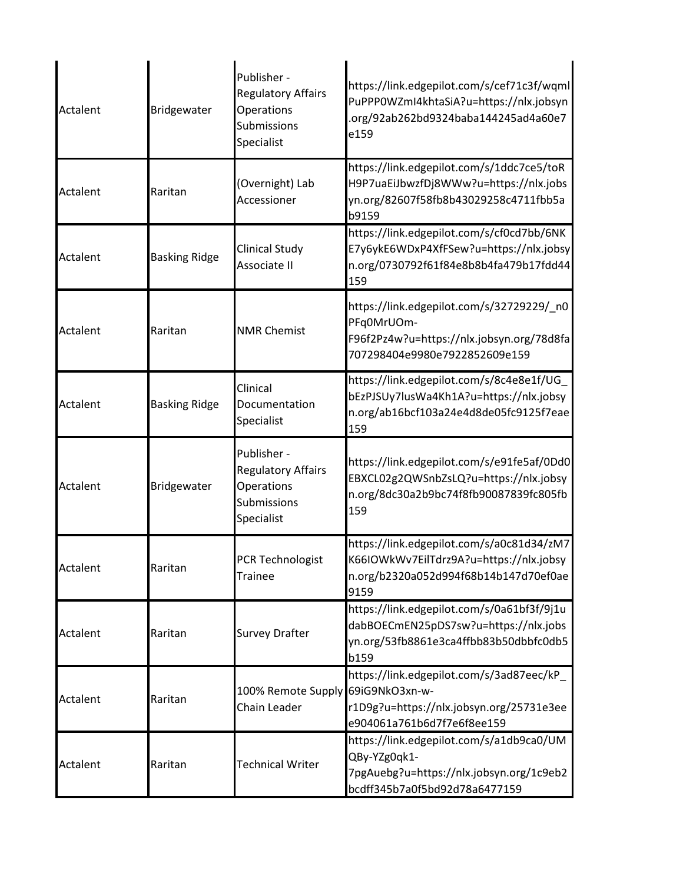| | | | |
|---|---|---|---|
| Actalent | Bridgewater | Publisher - Regulatory Affairs Operations Submissions Specialist | https://link.edgepilot.com/s/cef71c3f/wqmlPuPPP0WZmI4khtaSiA?u=https://nlx.jobsyn.org/92ab262bd9324baba144245ad4a60e7e159 |
| Actalent | Raritan | (Overnight) Lab Accessioner | https://link.edgepilot.com/s/1ddc7ce5/toRH9P7uaEiJbwzfDj8WWw?u=https://nlx.jobsyn.org/82607f58fb8b43029258c4711fbb5ab9159 |
| Actalent | Basking Ridge | Clinical Study Associate II | https://link.edgepilot.com/s/cf0cd7bb/6NKE7y6ykE6WDxP4XfFSew?u=https://nlx.jobsyn.org/0730792f61f84e8b8b4fa479b17fdd44159 |
| Actalent | Raritan | NMR Chemist | https://link.edgepilot.com/s/32729229/_n0PFq0MrUOm-F96f2Pz4w?u=https://nlx.jobsyn.org/78d8fa707298404e9980e7922852609e159 |
| Actalent | Basking Ridge | Clinical Documentation Specialist | https://link.edgepilot.com/s/8c4e8e1f/UG_bEzPJSUy7lusWa4Kh1A?u=https://nlx.jobsyn.org/ab16bcf103a24e4d8de05fc9125f7eae159 |
| Actalent | Bridgewater | Publisher - Regulatory Affairs Operations Submissions Specialist | https://link.edgepilot.com/s/e91fe5af/0Dd0EBXCL02g2QWSnbZsLQ?u=https://nlx.jobsyn.org/8dc30a2b9bc74f8fb90087839fc805fb159 |
| Actalent | Raritan | PCR Technologist Trainee | https://link.edgepilot.com/s/a0c81d34/zM7K66IOWkWv7EilTdrz9A?u=https://nlx.jobsyn.org/b2320a052d994f68b14b147d70ef0ae9159 |
| Actalent | Raritan | Survey Drafter | https://link.edgepilot.com/s/0a61bf3f/9j1udabBOECmEN25pDS7sw?u=https://nlx.jobsyn.org/53fb8861e3ca4ffbb83b50dbbfc0db5b159 |
| Actalent | Raritan | 100% Remote Supply Chain Leader | https://link.edgepilot.com/s/3ad87eec/kP_69iG9NkO3xn-w-r1D9g?u=https://nlx.jobsyn.org/25731e3eee904061a761b6d7f7e6f8ee159 |
| Actalent | Raritan | Technical Writer | https://link.edgepilot.com/s/a1db9ca0/UMQBy-YZg0qk1-7pgAuebg?u=https://nlx.jobsyn.org/1c9eb2bcdff345b7a0f5bd92d78a6477159 |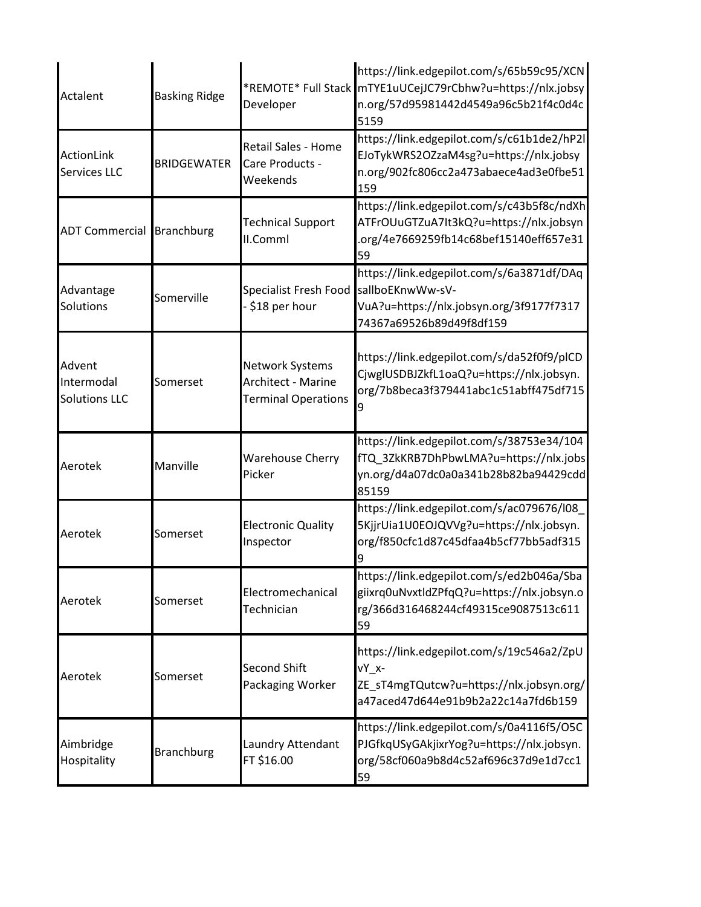| Actalent | Basking Ridge | *REMOTE* Full Stack Developer | https://link.edgepilot.com/s/65b59c95/XCNmTYE1uUCejJC79rCbhw?u=https://nlx.jobsyn.org/57d95981442d4549a96c5b21f4c0d4c5159 |
|---|---|---|---|
| ActionLink Services LLC | BRIDGEWATER | Retail Sales - Home Care Products - Weekends | https://link.edgepilot.com/s/c61b1de2/hP2lEJoTykWRS2OZzaM4sg?u=https://nlx.jobsyn.org/902fc806cc2a473abaece4ad3e0fbe51159 |
| ADT Commercial | Branchburg | Technical Support II.Comml | https://link.edgepilot.com/s/c43b5f8c/ndXhATFrOUuGTZuA7It3kQ?u=https://nlx.jobsyn.org/4e7669259fb14c68bef15140eff657e3159 |
| Advantage Solutions | Somerville | Specialist Fresh Food - $18 per hour | https://link.edgepilot.com/s/6a3871df/DAqsallboEKnwWw-sV-VuA?u=https://nlx.jobsyn.org/3f9177f731774367a69526b89d49f8df159 |
| Advent Intermodal Solutions LLC | Somerset | Network Systems Architect - Marine Terminal Operations | https://link.edgepilot.com/s/da52f0f9/plCDCjwglUSDBJZkfL1oaQ?u=https://nlx.jobsyn.org/7b8beca3f379441abc1c51abff475df7159 |
| Aerotek | Manville | Warehouse Cherry Picker | https://link.edgepilot.com/s/38753e34/104fTQ_3ZkKRB7DhPbwLMA?u=https://nlx.jobsyn.org/d4a07dc0a0a341b28b82ba94429cdd85159 |
| Aerotek | Somerset | Electronic Quality Inspector | https://link.edgepilot.com/s/ac079676/l08_5KjjrUia1U0EOJQVVg?u=https://nlx.jobsyn.org/f850cfc1d87c45dfaa4b5cf77bb5adf3159 |
| Aerotek | Somerset | Electromechanical Technician | https://link.edgepilot.com/s/ed2b046a/Sbagiixrq0uNvxtldZPfqQ?u=https://nlx.jobsyn.org/366d316468244cf49315ce9087513c61159 |
| Aerotek | Somerset | Second Shift Packaging Worker | https://link.edgepilot.com/s/19c546a2/ZpUvY_x-ZE_sT4mgTQutcw?u=https://nlx.jobsyn.org/a47aced47d644e91b9b2a22c14a7fd6b159 |
| Aimbridge Hospitality | Branchburg | Laundry Attendant FT $16.00 | https://link.edgepilot.com/s/0a4116f5/O5CPJGfkqUSyGAkjixrYog?u=https://nlx.jobsyn.org/58cf060a9b8d4c52af696c37d9e1d7cc159 |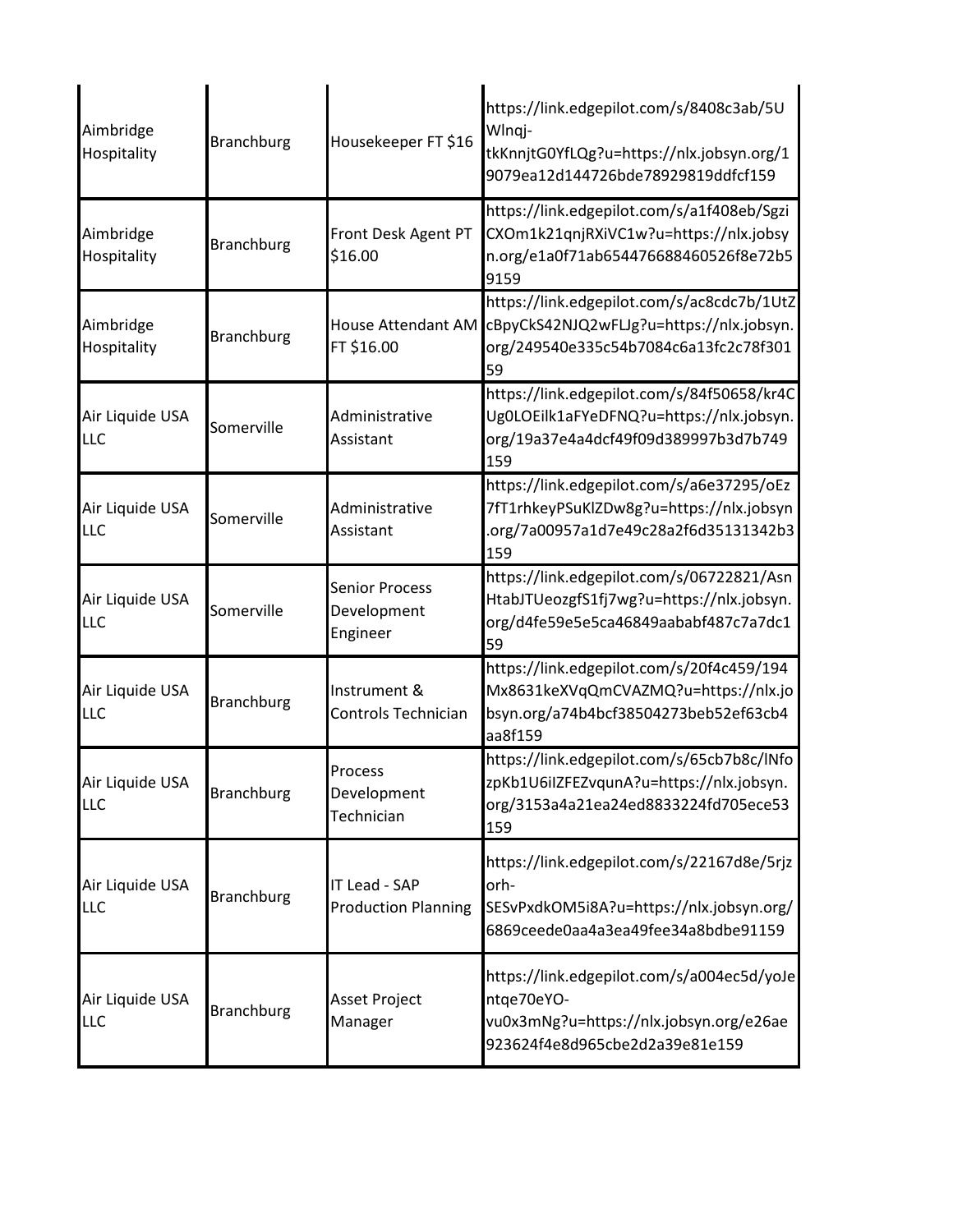| | | | |
|---|---|---|---|
| Aimbridge Hospitality | Branchburg | Housekeeper FT $16 | https://link.edgepilot.com/s/8408c3ab/5UWlnqj-tkKnnjtG0YfLQg?u=https://nlx.jobsyn.org/19079ea12d144726bde78929819ddfcf159 |
| Aimbridge Hospitality | Branchburg | Front Desk Agent PT $16.00 | https://link.edgepilot.com/s/a1f408eb/SgziCXOm1k21qnjRXiVC1w?u=https://nlx.jobsyn.org/e1a0f71ab654476688460526f8e72b59159 |
| Aimbridge Hospitality | Branchburg | House Attendant AM FT $16.00 | https://link.edgepilot.com/s/ac8cdc7b/1UtZcBpyCkS42NJQ2wFLJg?u=https://nlx.jobsyn.org/249540e335c54b7084c6a13fc2c78f30159 |
| Air Liquide USA LLC | Somerville | Administrative Assistant | https://link.edgepilot.com/s/84f50658/kr4CUg0LOEilk1aFYeDFNQ?u=https://nlx.jobsyn.org/19a37e4a4dcf49f09d389997b3d7b749159 |
| Air Liquide USA LLC | Somerville | Administrative Assistant | https://link.edgepilot.com/s/a6e37295/oEz7fT1rhkeyPSuKlZDw8g?u=https://nlx.jobsyn.org/7a00957a1d7e49c28a2f6d35131342b3159 |
| Air Liquide USA LLC | Somerville | Senior Process Development Engineer | https://link.edgepilot.com/s/06722821/AsnHtabJTUeozgfS1fj7wg?u=https://nlx.jobsyn.org/d4fe59e5e5ca46849aababf487c7a7dc159 |
| Air Liquide USA LLC | Branchburg | Instrument & Controls Technician | https://link.edgepilot.com/s/20f4c459/194Mx8631keXVqQmCVAZMQ?u=https://nlx.jobsyn.org/a74b4bcf38504273beb52ef63cb4aa8f159 |
| Air Liquide USA LLC | Branchburg | Process Development Technician | https://link.edgepilot.com/s/65cb7b8c/lNfozpKb1U6iIZFEZvqunA?u=https://nlx.jobsyn.org/3153a4a21ea24ed8833224fd705ece53159 |
| Air Liquide USA LLC | Branchburg | IT Lead - SAP Production Planning | https://link.edgepilot.com/s/22167d8e/5rjzorh-SESvPxdkOM5i8A?u=https://nlx.jobsyn.org/6869ceede0aa4a3ea49fee34a8bdbe91159 |
| Air Liquide USA LLC | Branchburg | Asset Project Manager | https://link.edgepilot.com/s/a004ec5d/yoJentqe70eYO-vu0x3mNg?u=https://nlx.jobsyn.org/e26ae923624f4e8d965cbe2d2a39e81e159 |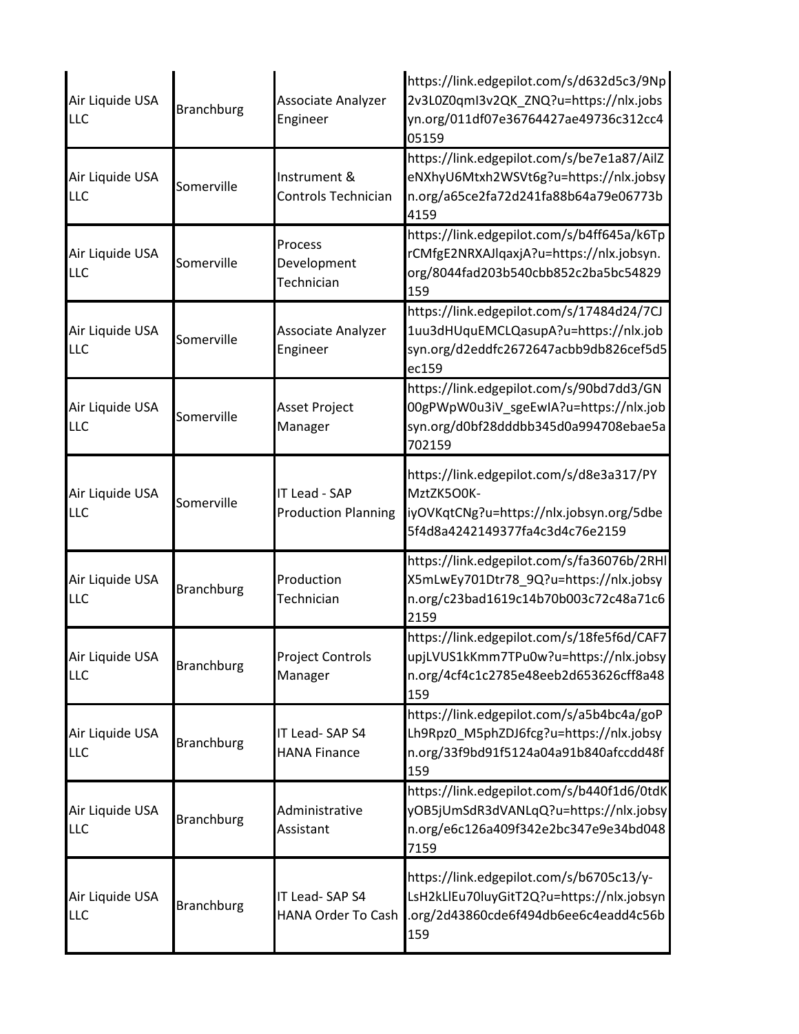| | | | |
|---|---|---|---|
| Air Liquide USA LLC | Branchburg | Associate Analyzer Engineer | https://link.edgepilot.com/s/d632d5c3/9Np2v3L0Z0qmI3v2QK_ZNQ?u=https://nlx.jobsyn.org/011df07e36764427ae49736c312cc405159 |
| Air Liquide USA LLC | Somerville | Instrument & Controls Technician | https://link.edgepilot.com/s/be7e1a87/AilZeNXhyU6Mtxh2WSVt6g?u=https://nlx.jobsyn.org/a65ce2fa72d241fa88b64a79e06773b4159 |
| Air Liquide USA LLC | Somerville | Process Development Technician | https://link.edgepilot.com/s/b4ff645a/k6TprCMfgE2NRXAJlqaxjA?u=https://nlx.jobsyn.org/8044fad203b540cbb852c2ba5bc54829159 |
| Air Liquide USA LLC | Somerville | Associate Analyzer Engineer | https://link.edgepilot.com/s/17484d24/7CJ1uu3dHUquEMCLQasupA?u=https://nlx.jobsyn.org/d2eddfc2672647acbb9db826cef5d5ec159 |
| Air Liquide USA LLC | Somerville | Asset Project Manager | https://link.edgepilot.com/s/90bd7dd3/GN00gPWpW0u3iV_sgeEwIA?u=https://nlx.jobsyn.org/d0bf28dddbb345d0a994708ebae5a702159 |
| Air Liquide USA LLC | Somerville | IT Lead - SAP Production Planning | https://link.edgepilot.com/s/d8e3a317/PYMztZK5O0K-iyOVKqtCNg?u=https://nlx.jobsyn.org/5dbe5f4d8a4242149377fa4c3d4c76e2159 |
| Air Liquide USA LLC | Branchburg | Production Technician | https://link.edgepilot.com/s/fa36076b/2RHIX5mLwEy701Dtr78_9Q?u=https://nlx.jobsyn.org/c23bad1619c14b70b003c72c48a71c62159 |
| Air Liquide USA LLC | Branchburg | Project Controls Manager | https://link.edgepilot.com/s/18fe5f6d/CAF7upjLVUS1kKmm7TPu0w?u=https://nlx.jobsyn.org/4cf4c1c2785e48eeb2d653626cff8a48159 |
| Air Liquide USA LLC | Branchburg | IT Lead- SAP S4 HANA Finance | https://link.edgepilot.com/s/a5b4bc4a/goPLh9Rpz0_M5phZDJ6fcg?u=https://nlx.jobsyn.org/33f9bd91f5124a04a91b840afccdd48f159 |
| Air Liquide USA LLC | Branchburg | Administrative Assistant | https://link.edgepilot.com/s/b440f1d6/0tdKyOB5jUmSdR3dVANLqQ?u=https://nlx.jobsyn.org/e6c126a409f342e2bc347e9e34bd0487159 |
| Air Liquide USA LLC | Branchburg | IT Lead- SAP S4 HANA Order To Cash | https://link.edgepilot.com/s/b6705c13/y-LsH2kLlEu70luyGitT2Q?u=https://nlx.jobsyn.org/2d43860cde6f494db6ee6c4eadd4c56b159 |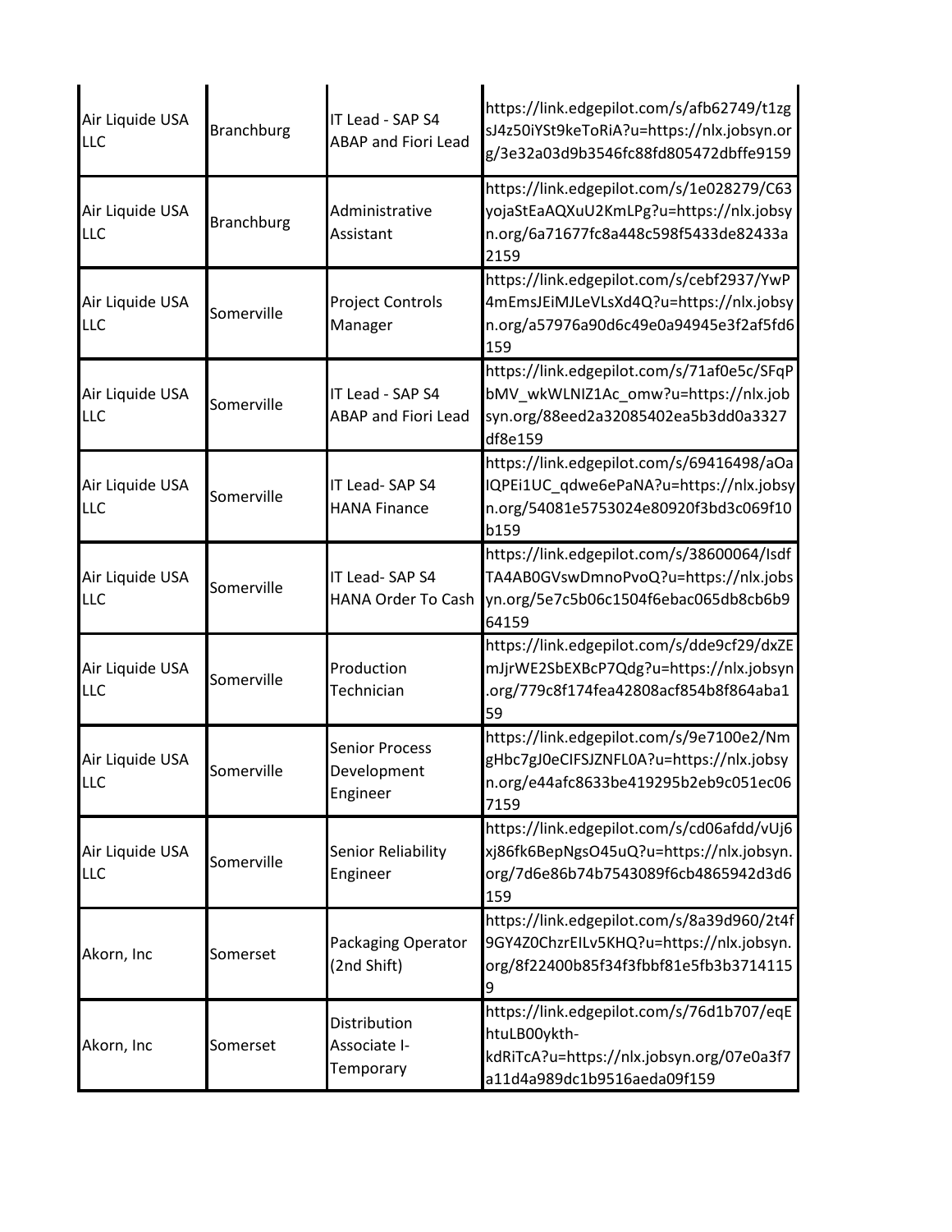| | | | |
|---|---|---|---|
| Air Liquide USA LLC | Branchburg | IT Lead - SAP S4 ABAP and Fiori Lead | https://link.edgepilot.com/s/afb62749/t1zgsJ4z50iYSt9keToRiA?u=https://nlx.jobsyn.org/3e32a03d9b3546fc88fd805472dbffe9159 |
| Air Liquide USA LLC | Branchburg | Administrative Assistant | https://link.edgepilot.com/s/1e028279/C63yojaStEaAQXuU2KmLPg?u=https://nlx.jobsyn.org/6a71677fc8a448c598f5433de82433a2159 |
| Air Liquide USA LLC | Somerville | Project Controls Manager | https://link.edgepilot.com/s/cebf2937/YwP4mEmsJEiMJLeVLsXd4Q?u=https://nlx.jobsyn.org/a57976a90d6c49e0a94945e3f2af5fd6159 |
| Air Liquide USA LLC | Somerville | IT Lead - SAP S4 ABAP and Fiori Lead | https://link.edgepilot.com/s/71af0e5c/SFqPbMV_wkWLNIZ1Ac_omw?u=https://nlx.jobsyn.org/88eed2a32085402ea5b3dd0a3327df8e159 |
| Air Liquide USA LLC | Somerville | IT Lead- SAP S4 HANA Finance | https://link.edgepilot.com/s/69416498/aOaIQPEi1UC_qdwe6ePaNA?u=https://nlx.jobsyn.org/54081e5753024e80920f3bd3c069f10b159 |
| Air Liquide USA LLC | Somerville | IT Lead- SAP S4 HANA Order To Cash | https://link.edgepilot.com/s/38600064/IsdfTA4AB0GVswDmnoPvoQ?u=https://nlx.jobsyn.org/5e7c5b06c1504f6ebac065db8cb6b964159 |
| Air Liquide USA LLC | Somerville | Production Technician | https://link.edgepilot.com/s/dde9cf29/dxZEmJjrWE2SbEXBcP7Qdg?u=https://nlx.jobsyn.org/779c8f174fea42808acf854b8f864aba159 |
| Air Liquide USA LLC | Somerville | Senior Process Development Engineer | https://link.edgepilot.com/s/9e7100e2/NmgHbc7gJ0eCIFSJZNFL0A?u=https://nlx.jobsyn.org/e44afc8633be419295b2eb9c051ec067159 |
| Air Liquide USA LLC | Somerville | Senior Reliability Engineer | https://link.edgepilot.com/s/cd06afdd/vUj6xj86fk6BepNgsO45uQ?u=https://nlx.jobsyn.org/7d6e86b74b7543089f6cb4865942d3d6159 |
| Akorn, Inc | Somerset | Packaging Operator (2nd Shift) | https://link.edgepilot.com/s/8a39d960/2t4f9GY4Z0ChzrEILv5KHQ?u=https://nlx.jobsyn.org/8f22400b85f34f3fbbf81e5fb3b37141159 |
| Akorn, Inc | Somerset | Distribution Associate I-Temporary | https://link.edgepilot.com/s/76d1b707/eqEhtuLB00ykth-kdRiTcA?u=https://nlx.jobsyn.org/07e0a3f7a11d4a989dc1b9516aeda09f159 |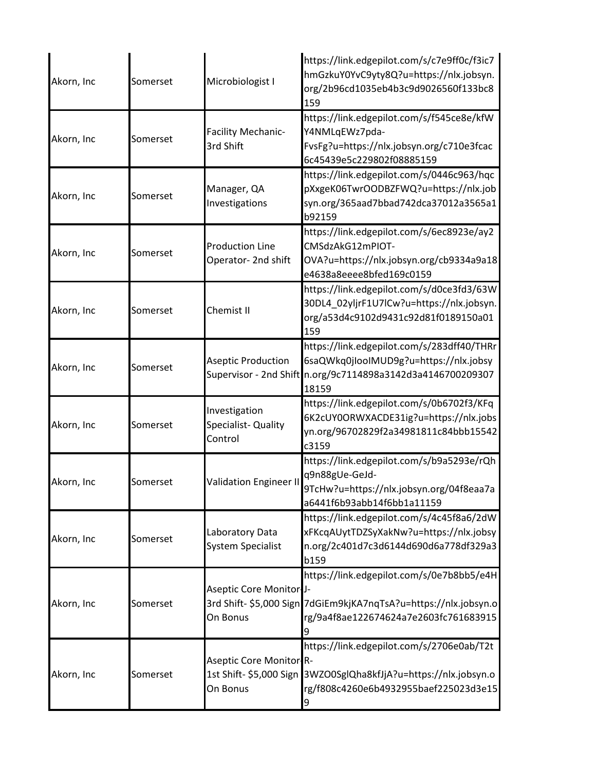| Akorn, Inc | Somerset | Microbiologist I | https://link.edgepilot.com/s/c7e9ff0c/f3ic7hmGzkuY0YvC9yty8Q?u=https://nlx.jobsyn.org/2b96cd1035eb4b3c9d9026560f133bc8159 |
|---|---|---|---|
| Akorn, Inc | Somerset | Facility Mechanic- 3rd Shift | https://link.edgepilot.com/s/f545ce8e/kfWY4NMLqEWz7pda-FvsFg?u=https://nlx.jobsyn.org/c710e3fcac6c45439e5c229802f08885159 |
| Akorn, Inc | Somerset | Manager, QA Investigations | https://link.edgepilot.com/s/0446c963/hqcpXxgeK06TwrOODBZFWQ?u=https://nlx.jobsyn.org/365aad7bbad742dca37012a3565a1b92159 |
| Akorn, Inc | Somerset | Production Line Operator- 2nd shift | https://link.edgepilot.com/s/6ec8923e/ay2CMSdzAkG12mPIOT-OVA?u=https://nlx.jobsyn.org/cb9334a9a18e4638a8eeee8bfed169c0159 |
| Akorn, Inc | Somerset | Chemist II | https://link.edgepilot.com/s/d0ce3fd3/63W30DL4_02yljrF1U7lCw?u=https://nlx.jobsyn.org/a53d4c9102d9431c92d81f0189150a01159 |
| Akorn, Inc | Somerset | Aseptic Production Supervisor - 2nd Shift | https://link.edgepilot.com/s/283dff40/THRr6saQWkq0jIooIMUD9g?u=https://nlx.jobsyn.org/9c7114898a3142d3a414670020930718159 |
| Akorn, Inc | Somerset | Investigation Specialist- Quality Control | https://link.edgepilot.com/s/0b6702f3/KFq6K2cUY0ORWXACDE31ig?u=https://nlx.jobsyn.org/96702829f2a34981811c84bbb15542c3159 |
| Akorn, Inc | Somerset | Validation Engineer II | https://link.edgepilot.com/s/b9a5293e/rQhq9n88gUe-GeJd-9TcHw?u=https://nlx.jobsyn.org/04f8eaa7aa6441f6b93abb14f6bb1a11159 |
| Akorn, Inc | Somerset | Laboratory Data System Specialist | https://link.edgepilot.com/s/4c45f8a6/2dWxFKcqAUytTDZSyXakNw?u=https://nlx.jobsyn.org/2c401d7c3d6144d690d6a778df329a3b159 |
| Akorn, Inc | Somerset | Aseptic Core Monitor- 3rd Shift- $5,000 Sign On Bonus | https://link.edgepilot.com/s/0e7b8bb5/e4HJ-7dGiEm9kjKA7nqTsA?u=https://nlx.jobsyn.org/9a4f8ae122674624a7e2603fc7616839159 |
| Akorn, Inc | Somerset | Aseptic Core Monitor- 1st Shift- $5,000 Sign On Bonus | https://link.edgepilot.com/s/2706e0ab/T2tR-3WZO0SglQha8kfJjA?u=https://nlx.jobsyn.org/f808c4260e6b4932955baef225023d3e159 |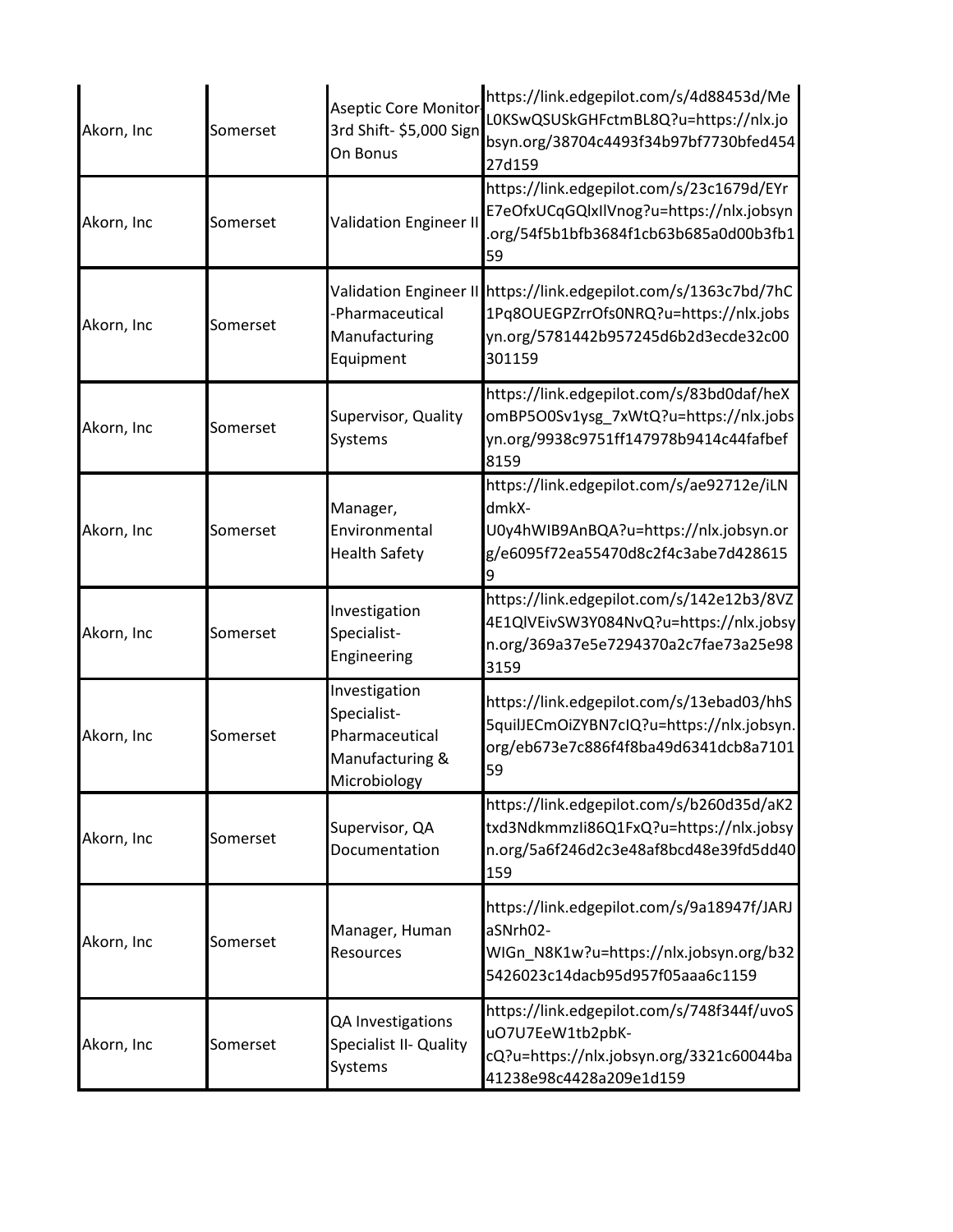| Akorn, Inc | Somerset | Aseptic Core Monitor- 3rd Shift- $5,000 Sign On Bonus | https://link.edgepilot.com/s/4d88453d/MeL0KSwQSUSkGHFctmBL8Q?u=https://nlx.jobsyn.org/38704c4493f34b97bf7730bfed45427d159 |
|---|---|---|---|
| Akorn, Inc | Somerset | Validation Engineer II | https://link.edgepilot.com/s/23c1679d/EYrE7eOfxUCqGQlxIlVnog?u=https://nlx.jobsyn.org/54f5b1bfb3684f1cb63b685a0d00b3fb159 |
| Akorn, Inc | Somerset | Validation Engineer II -Pharmaceutical Manufacturing Equipment | https://link.edgepilot.com/s/1363c7bd/7hC1Pq8OUEGPZrrOfs0NRQ?u=https://nlx.jobsyn.org/5781442b957245d6b2d3ecde32c00301159 |
| Akorn, Inc | Somerset | Supervisor, Quality Systems | https://link.edgepilot.com/s/83bd0daf/heXomBP5O0Sv1ysg_7xWtQ?u=https://nlx.jobsyn.org/9938c9751ff147978b9414c44fafbef8159 |
| Akorn, Inc | Somerset | Manager, Environmental Health Safety | https://link.edgepilot.com/s/ae92712e/iLNdmkX-U0y4hWIB9AnBQA?u=https://nlx.jobsyn.org/e6095f72ea55470d8c2f4c3abe7d4286159 |
| Akorn, Inc | Somerset | Investigation Specialist- Engineering | https://link.edgepilot.com/s/142e12b3/8VZ4E1QlVEivSW3Y084NvQ?u=https://nlx.jobsyn.org/369a37e5e7294370a2c7fae73a25e983159 |
| Akorn, Inc | Somerset | Investigation Specialist- Pharmaceutical Manufacturing & Microbiology | https://link.edgepilot.com/s/13ebad03/hhS5quilJECmOiZYBN7cIQ?u=https://nlx.jobsyn.org/eb673e7c886f4f8ba49d6341dcb8a710159 |
| Akorn, Inc | Somerset | Supervisor, QA Documentation | https://link.edgepilot.com/s/b260d35d/aK2txd3NdkmmzIi86Q1FxQ?u=https://nlx.jobsyn.org/5a6f246d2c3e48af8bcd48e39fd5dd40159 |
| Akorn, Inc | Somerset | Manager, Human Resources | https://link.edgepilot.com/s/9a18947f/JARJaSNrh02-WIGn_N8K1w?u=https://nlx.jobsyn.org/b325426023c14dacb95d957f05aaa6c1159 |
| Akorn, Inc | Somerset | QA Investigations Specialist II- Quality Systems | https://link.edgepilot.com/s/748f344f/uvoSuO7U7EeW1tb2pbK-cQ?u=https://nlx.jobsyn.org/3321c60044ba41238e98c4428a209e1d159 |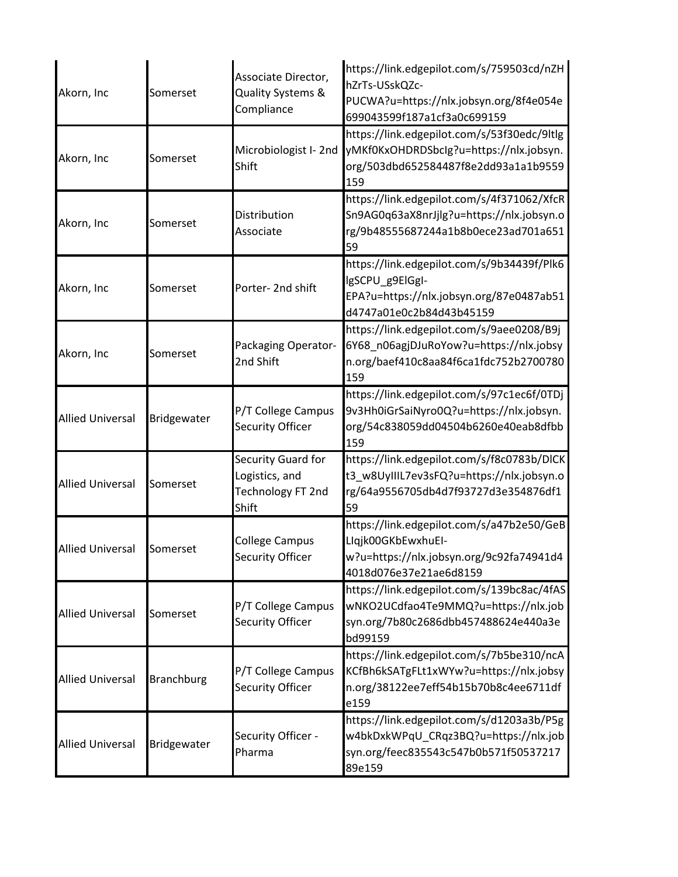| | | | |
|---|---|---|---|
| Akorn, Inc | Somerset | Associate Director, Quality Systems & Compliance | https://link.edgepilot.com/s/759503cd/nZHhZrTs-USskQZc-PUCWA?u=https://nlx.jobsyn.org/8f4e054e699043599f187a1cf3a0c699159 |
| Akorn, Inc | Somerset | Microbiologist I- 2nd Shift | https://link.edgepilot.com/s/53f30edc/9ltlgyMKf0KxOHDRDSbcIg?u=https://nlx.jobsyn.org/503dbd652584487f8e2dd93a1a1b9559159 |
| Akorn, Inc | Somerset | Distribution Associate | https://link.edgepilot.com/s/4f371062/XfcRSn9AG0q63aX8nrJjlg?u=https://nlx.jobsyn.org/9b48555687244a1b8b0ece23ad701a65159 |
| Akorn, Inc | Somerset | Porter- 2nd shift | https://link.edgepilot.com/s/9b34439f/Plk6lgSCPU_g9ElGgI-EPA?u=https://nlx.jobsyn.org/87e0487ab51d4747a01e0c2b84d43b45159 |
| Akorn, Inc | Somerset | Packaging Operator-2nd Shift | https://link.edgepilot.com/s/9aee0208/B9j6Y68_n06agjDJuRoYow?u=https://nlx.jobsyn.org/baef410c8aa84f6ca1fdc752b2700780159 |
| Allied Universal | Bridgewater | P/T College Campus Security Officer | https://link.edgepilot.com/s/97c1ec6f/0TDj9v3Hh0iGrSaiNyro0Q?u=https://nlx.jobsyn.org/54c838059dd04504b6260e40eab8dfbb159 |
| Allied Universal | Somerset | Security Guard for Logistics, and Technology FT 2nd Shift | https://link.edgepilot.com/s/f8c0783b/DlCKt3_w8UyIIIL7ev3sFQ?u=https://nlx.jobsyn.org/64a9556705db4d7f93727d3e354876df159 |
| Allied Universal | Somerset | College Campus Security Officer | https://link.edgepilot.com/s/a47b2e50/GeBLIqjk00GKbEwxhuEI-w?u=https://nlx.jobsyn.org/9c92fa74941d44018d076e37e21ae6d8159 |
| Allied Universal | Somerset | P/T College Campus Security Officer | https://link.edgepilot.com/s/139bc8ac/4fASwNKO2UCdfao4Te9MMQ?u=https://nlx.jobsyn.org/7b80c2686dbb457488624e440a3ebd99159 |
| Allied Universal | Branchburg | P/T College Campus Security Officer | https://link.edgepilot.com/s/7b5be310/ncAKCfBh6kSATgFLt1xWYw?u=https://nlx.jobsyn.org/38122ee7eff54b15b70b8c4ee6711dfe159 |
| Allied Universal | Bridgewater | Security Officer - Pharma | https://link.edgepilot.com/s/d1203a3b/P5gw4bkDxkWPqU_CRqz3BQ?u=https://nlx.jobsyn.org/feec835543c547b0b571f5053721789e159 |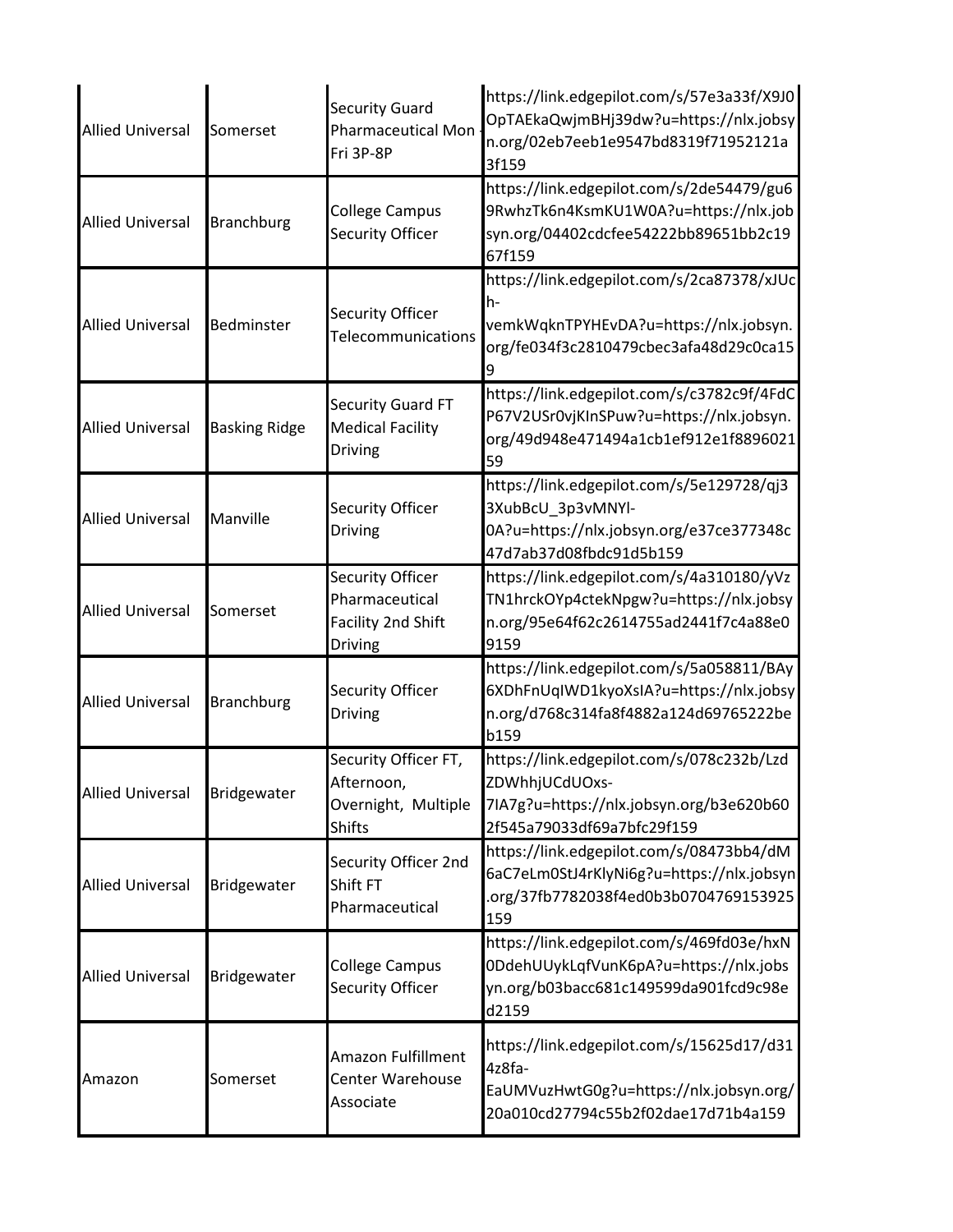| | | | |
|---|---|---|---|
| Allied Universal | Somerset | Security Guard Pharmaceutical Mon - Fri 3P-8P | https://link.edgepilot.com/s/57e3a33f/X9J0OpTAEkaQwjmBHj39dw?u=https://nlx.jobsyn.org/02eb7eeb1e9547bd8319f71952121a3f159 |
| Allied Universal | Branchburg | College Campus Security Officer | https://link.edgepilot.com/s/2de54479/gu69RwhzTk6n4KsmKU1W0A?u=https://nlx.jobsyn.org/04402cdcfee54222bb89651bb2c1967f159 |
| Allied Universal | Bedminster | Security Officer Telecommunications | https://link.edgepilot.com/s/2ca87378/xJUch-vemkWqknTPYHEvDA?u=https://nlx.jobsyn.org/fe034f3c2810479cbec3afa48d29c0ca159 |
| Allied Universal | Basking Ridge | Security Guard FT Medical Facility Driving | https://link.edgepilot.com/s/c3782c9f/4FdCP67V2USr0vjKInSPuw?u=https://nlx.jobsyn.org/49d948e471494a1cb1ef912e1f889602159 |
| Allied Universal | Manville | Security Officer Driving | https://link.edgepilot.com/s/5e129728/qj33XubBcU_3p3vMNYl-0A?u=https://nlx.jobsyn.org/e37ce377348c47d7ab37d08fbdc91d5b159 |
| Allied Universal | Somerset | Security Officer Pharmaceutical Facility 2nd Shift Driving | https://link.edgepilot.com/s/4a310180/yVzTN1hrckOYp4ctekNpgw?u=https://nlx.jobsyn.org/95e64f62c2614755ad2441f7c4a88e09159 |
| Allied Universal | Branchburg | Security Officer Driving | https://link.edgepilot.com/s/5a058811/BAy6XDhFnUqIWD1kyoXsIA?u=https://nlx.jobsyn.org/d768c314fa8f4882a124d69765222beb159 |
| Allied Universal | Bridgewater | Security Officer FT, Afternoon, Overnight, Multiple Shifts | https://link.edgepilot.com/s/078c232b/LzdZDWhhjUCdUOxs-7IA7g?u=https://nlx.jobsyn.org/b3e620b602f545a79033df69a7bfc29f159 |
| Allied Universal | Bridgewater | Security Officer 2nd Shift FT Pharmaceutical | https://link.edgepilot.com/s/08473bb4/dM6aC7eLm0StJ4rKlyNi6g?u=https://nlx.jobsyn.org/37fb7782038f4ed0b3b0704769153925159 |
| Allied Universal | Bridgewater | College Campus Security Officer | https://link.edgepilot.com/s/469fd03e/hxN0DdehUUykLqfVunK6pA?u=https://nlx.jobsyn.org/b03bacc681c149599da901fcd9c98ed2159 |
| Amazon | Somerset | Amazon Fulfillment Center Warehouse Associate | https://link.edgepilot.com/s/15625d17/d314z8fa-EaUMVuzHwtG0g?u=https://nlx.jobsyn.org/20a010cd27794c55b2f02dae17d71b4a159 |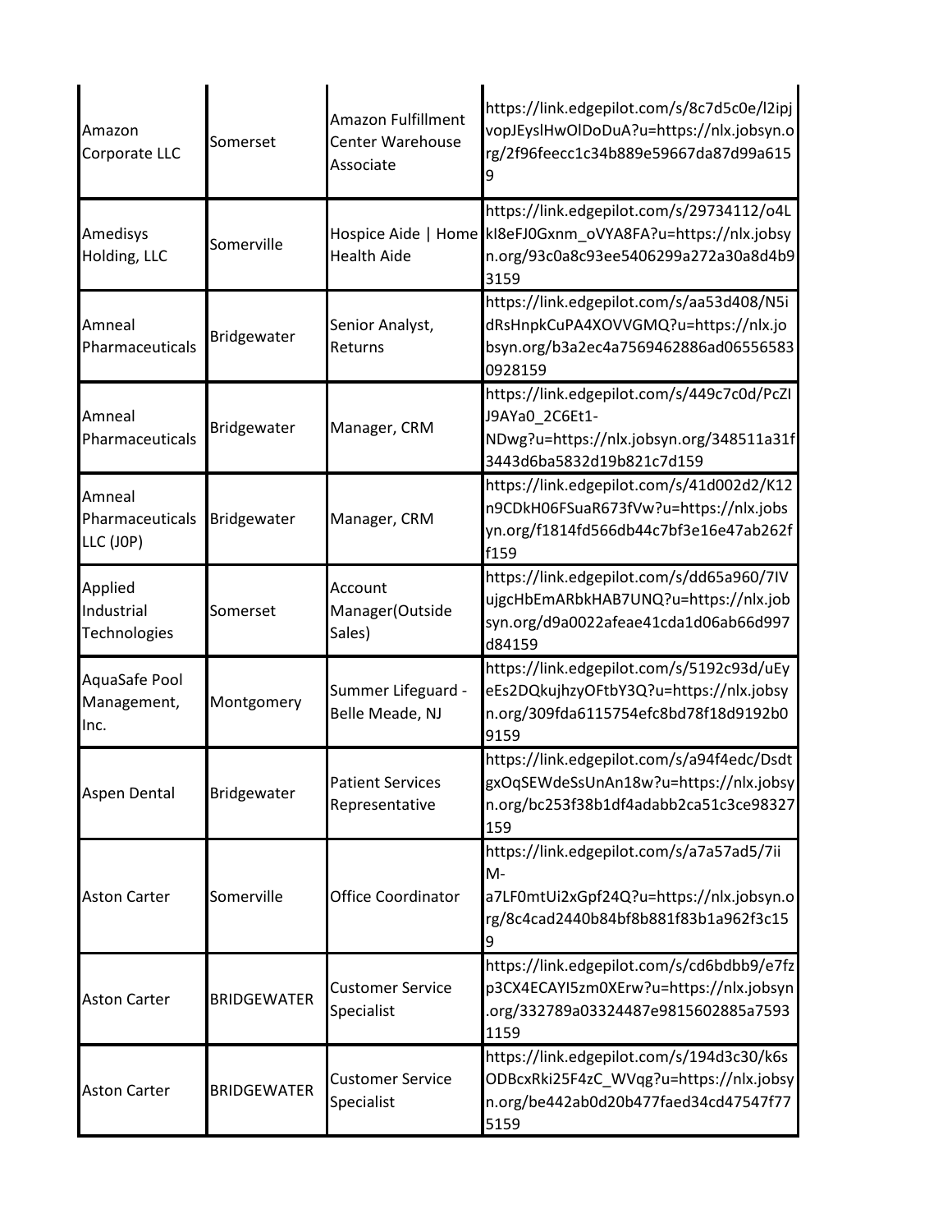| | | | |
|---|---|---|---|
| Amazon Corporate LLC | Somerset | Amazon Fulfillment Center Warehouse Associate | https://link.edgepilot.com/s/8c7d5c0e/l2ipjvopJEyslHwOlDoDuA?u=https://nlx.jobsyn.org/2f96feecc1c34b889e59667da87d99a6159 |
| Amedisys Holding, LLC | Somerville | Hospice Aide \| Home Health Aide | https://link.edgepilot.com/s/29734112/o4LkI8eFJ0Gxnm_oVYA8FA?u=https://nlx.jobsyn.org/93c0a8c93ee5406299a272a30a8d4b93159 |
| Amneal Pharmaceuticals | Bridgewater | Senior Analyst, Returns | https://link.edgepilot.com/s/aa53d408/N5idRsHnpkCuPA4XOVVGMQ?u=https://nlx.jobsyn.org/b3a2ec4a7569462886ad065565830928159 |
| Amneal Pharmaceuticals | Bridgewater | Manager, CRM | https://link.edgepilot.com/s/449c7c0d/PcZIJ9AYa0_2C6Et1-NDwg?u=https://nlx.jobsyn.org/348511a31f3443d6ba5832d19b821c7d159 |
| Amneal Pharmaceuticals LLC (J0P) | Bridgewater | Manager, CRM | https://link.edgepilot.com/s/41d002d2/K12n9CDkH06FSuaR673fVw?u=https://nlx.jobsyn.org/f1814fd566db44c7bf3e16e47ab262ff159 |
| Applied Industrial Technologies | Somerset | Account Manager(Outside Sales) | https://link.edgepilot.com/s/dd65a960/7IVujgcHbEmARbkHAB7UNQ?u=https://nlx.jobsyn.org/d9a0022afeae41cda1d06ab66d997d84159 |
| AquaSafe Pool Management, Inc. | Montgomery | Summer Lifeguard - Belle Meade, NJ | https://link.edgepilot.com/s/5192c93d/uEyeEs2DQkujhzyOFtbY3Q?u=https://nlx.jobsyn.org/309fda6115754efc8bd78f18d9192b09159 |
| Aspen Dental | Bridgewater | Patient Services Representative | https://link.edgepilot.com/s/a94f4edc/DsdtgxOqSEWdeSsUnAn18w?u=https://nlx.jobsyn.org/bc253f38b1df4adabb2ca51c3ce98327159 |
| Aston Carter | Somerville | Office Coordinator | https://link.edgepilot.com/s/a7a57ad5/7iiM-a7LF0mtUi2xGpf24Q?u=https://nlx.jobsyn.org/8c4cad2440b84bf8b881f83b1a962f3c159 |
| Aston Carter | BRIDGEWATER | Customer Service Specialist | https://link.edgepilot.com/s/cd6bdbb9/e7fzp3CX4ECAYI5zm0XErw?u=https://nlx.jobsyn.org/332789a03324487e9815602885a75931159 |
| Aston Carter | BRIDGEWATER | Customer Service Specialist | https://link.edgepilot.com/s/194d3c30/k6sODBcxRki25F4zC_WVqg?u=https://nlx.jobsyn.org/be442ab0d20b477faed34cd47547f775159 |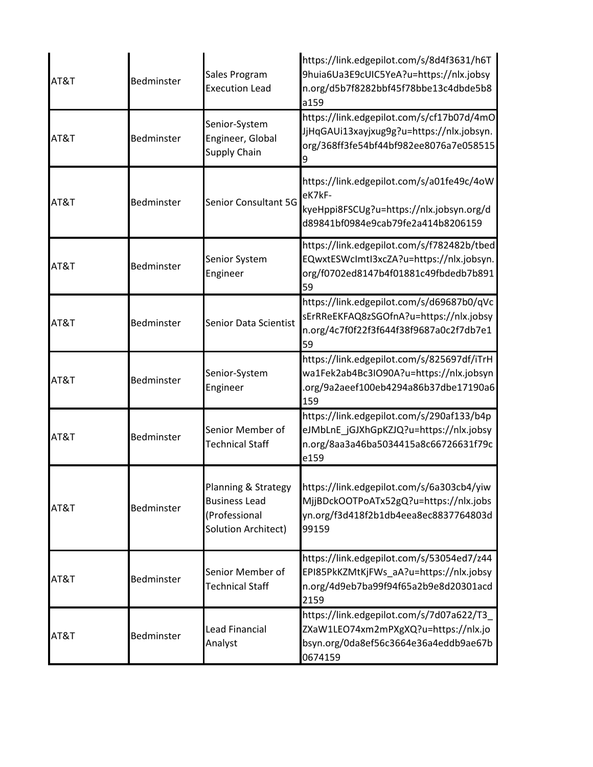| | | | |
|---|---|---|---|
| AT&T | Bedminster | Sales Program Execution Lead | https://link.edgepilot.com/s/8d4f3631/h6T9huia6Ua3E9cUIC5YeA?u=https://nlx.jobsyn.org/d5b7f8282bbf45f78bbe13c4dbde5b8a159 |
| AT&T | Bedminster | Senior-System Engineer, Global Supply Chain | https://link.edgepilot.com/s/cf17b07d/4mOJjHqGAUi13xayjxug9g?u=https://nlx.jobsyn.org/368ff3fe54bf44bf982ee8076a7e0585159 |
| AT&T | Bedminster | Senior Consultant 5G | https://link.edgepilot.com/s/a01fe49c/4oWeK7kF-kyeHppi8FSCUg?u=https://nlx.jobsyn.org/dd89841bf0984e9cab79fe2a414b8206159 |
| AT&T | Bedminster | Senior System Engineer | https://link.edgepilot.com/s/f782482b/tbedEQwxtESWcImtI3xcZA?u=https://nlx.jobsyn.org/f0702ed8147b4f01881c49fbdedb7b89159 |
| AT&T | Bedminster | Senior Data Scientist | https://link.edgepilot.com/s/d69687b0/qVcsErRReEKFAQ8zSGOfnA?u=https://nlx.jobsyn.org/4c7f0f22f3f644f38f9687a0c2f7db7e159 |
| AT&T | Bedminster | Senior-System Engineer | https://link.edgepilot.com/s/825697df/iTrHwa1Fek2ab4Bc3IO90A?u=https://nlx.jobsyn.org/9a2aeef100eb4294a86b37dbe17190a6159 |
| AT&T | Bedminster | Senior Member of Technical Staff | https://link.edgepilot.com/s/290af133/b4peJMbLnE_jGJXhGpKZJQ?u=https://nlx.jobsyn.org/8aa3a46ba5034415a8c66726631f79ce159 |
| AT&T | Bedminster | Planning & Strategy Business Lead (Professional Solution Architect) | https://link.edgepilot.com/s/6a303cb4/yiwMjjBDckOOTPoATx52gQ?u=https://nlx.jobsyn.org/f3d418f2b1db4eea8ec8837764803d99159 |
| AT&T | Bedminster | Senior Member of Technical Staff | https://link.edgepilot.com/s/53054ed7/z44EPI85PkKZMtKjFWs_aA?u=https://nlx.jobsyn.org/4d9eb7ba99f94f65a2b9e8d20301acd2159 |
| AT&T | Bedminster | Lead Financial Analyst | https://link.edgepilot.com/s/7d07a622/T3_ZXaW1LEO74xm2mPXgXQ?u=https://nlx.jobsyn.org/0da8ef56c3664e36a4eddb9ae67b0674159 |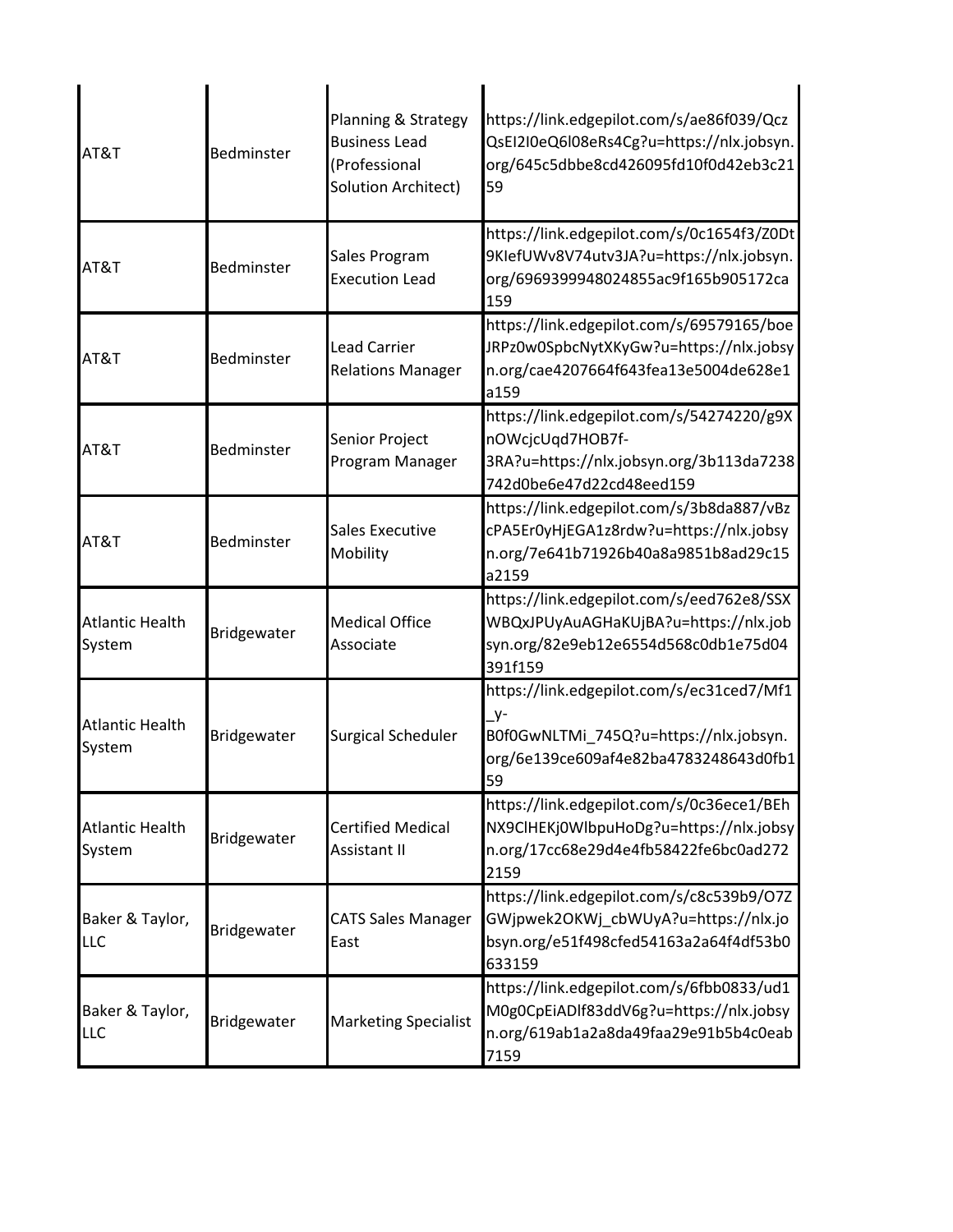| | | | |
|---|---|---|---|
| AT&T | Bedminster | Planning & Strategy Business Lead (Professional Solution Architect) | https://link.edgepilot.com/s/ae86f039/QczQsEI2I0eQ6l08eRs4Cg?u=https://nlx.jobsyn.org/645c5dbbe8cd426095fd10f0d42eb3c2159 |
| AT&T | Bedminster | Sales Program Execution Lead | https://link.edgepilot.com/s/0c1654f3/Z0Dt9KIefUWv8V74utv3JA?u=https://nlx.jobsyn.org/6969399948024855ac9f165b905172ca159 |
| AT&T | Bedminster | Lead Carrier Relations Manager | https://link.edgepilot.com/s/69579165/boeJRPz0w0SpbcNytXKyGw?u=https://nlx.jobsyn.org/cae4207664f643fea13e5004de628e1a159 |
| AT&T | Bedminster | Senior Project Program Manager | https://link.edgepilot.com/s/54274220/g9XnOWcjcUqd7HOB7f-3RA?u=https://nlx.jobsyn.org/3b113da7238742d0be6e47d22cd48eed159 |
| AT&T | Bedminster | Sales Executive Mobility | https://link.edgepilot.com/s/3b8da887/vBzcPA5Er0yHjEGA1z8rdw?u=https://nlx.jobsyn.org/7e641b71926b40a8a9851b8ad29c15a2159 |
| Atlantic Health System | Bridgewater | Medical Office Associate | https://link.edgepilot.com/s/eed762e8/SSXWBQxJPUyAuAGHaKUjBA?u=https://nlx.jobsyn.org/82e9eb12e6554d568c0db1e75d04391f159 |
| Atlantic Health System | Bridgewater | Surgical Scheduler | https://link.edgepilot.com/s/ec31ced7/Mf1_y-B0f0GwNLTMi_745Q?u=https://nlx.jobsyn.org/6e139ce609af4e82ba4783248643d0fb159 |
| Atlantic Health System | Bridgewater | Certified Medical Assistant II | https://link.edgepilot.com/s/0c36ece1/BEhNX9ClHEKj0WlbpuHoDg?u=https://nlx.jobsyn.org/17cc68e29d4e4fb58422fe6bc0ad2722159 |
| Baker & Taylor, LLC | Bridgewater | CATS Sales Manager East | https://link.edgepilot.com/s/c8c539b9/O7ZGWjpwek2OKWj_cbWUyA?u=https://nlx.jobsyn.org/e51f498cfed54163a2a64f4df53b0633159 |
| Baker & Taylor, LLC | Bridgewater | Marketing Specialist | https://link.edgepilot.com/s/6fbb0833/ud1M0g0CpEiADlf83ddV6g?u=https://nlx.jobsyn.org/619ab1a2a8da49faa29e91b5b4c0eab7159 |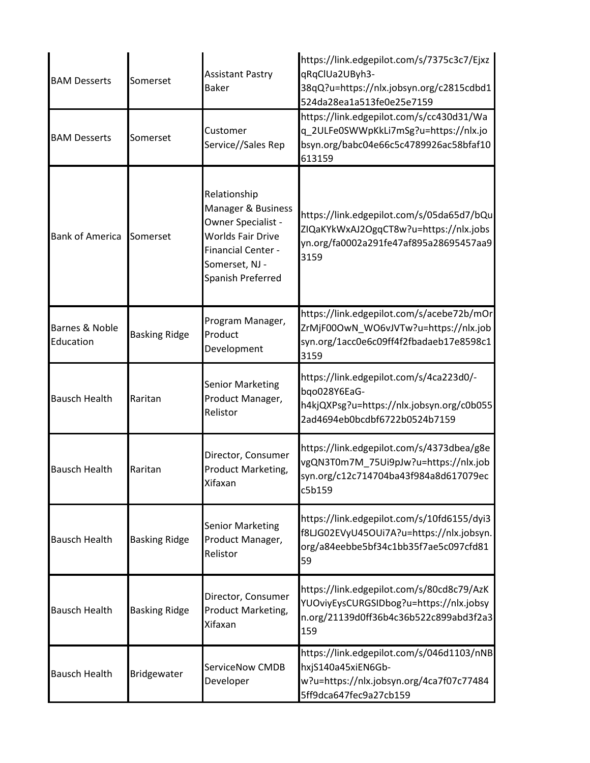| BAM Desserts | Somerset | Assistant Pastry Baker | https://link.edgepilot.com/s/7375c3c7/EjxzqRqClUa2UByh3-38qQ?u=https://nlx.jobsyn.org/c2815cdbd1524da28ea1a513fe0e25e7159 |
|---|---|---|---|
| BAM Desserts | Somerset | Customer Service//Sales Rep | https://link.edgepilot.com/s/cc430d31/Waq_2ULFe0SWWpKkLi7mSg?u=https://nlx.jobsyn.org/babc04e66c5c4789926ac58bfaf10613159 |
| Bank of America | Somerset | Relationship Manager & Business Owner Specialist - Worlds Fair Drive Financial Center - Somerset, NJ - Spanish Preferred | https://link.edgepilot.com/s/05da65d7/bQuZIQaKYkWxAJ2OgqCT8w?u=https://nlx.jobsyn.org/fa0002a291fe47af895a28695457aa93159 |
| Barnes & Noble Education | Basking Ridge | Program Manager, Product Development | https://link.edgepilot.com/s/acebe72b/mOrZrMjF00OwN_WO6vJVTw?u=https://nlx.jobsyn.org/1acc0e6c09ff4f2fbadaeb17e8598c13159 |
| Bausch Health | Raritan | Senior Marketing Product Manager, Relistor | https://link.edgepilot.com/s/4ca223d0/-bqo028Y6EaG-h4kjQXPsg?u=https://nlx.jobsyn.org/c0b0552ad4694eb0bcdbf6722b0524b7159 |
| Bausch Health | Raritan | Director, Consumer Product Marketing, Xifaxan | https://link.edgepilot.com/s/4373dbea/g8evgQN3T0m7M_75Ui9pJw?u=https://nlx.jobsyn.org/c12c714704ba43f984a8d617079ecc5b159 |
| Bausch Health | Basking Ridge | Senior Marketing Product Manager, Relistor | https://link.edgepilot.com/s/10fd6155/dyi3f8LJG02EVyU45OUi7A?u=https://nlx.jobsyn.org/a84eebbe5bf34c1bb35f7ae5c097cfd8159 |
| Bausch Health | Basking Ridge | Director, Consumer Product Marketing, Xifaxan | https://link.edgepilot.com/s/80cd8c79/AzKYUOviyEysCURGSIDbog?u=https://nlx.jobsyn.org/21139d0ff36b4c36b522c899abd3f2a3159 |
| Bausch Health | Bridgewater | ServiceNow CMDB Developer | https://link.edgepilot.com/s/046d1103/nNBhxjS140a45xiEN6Gb-w?u=https://nlx.jobsyn.org/4ca7f07c774845ff9dca647fec9a27cb159 |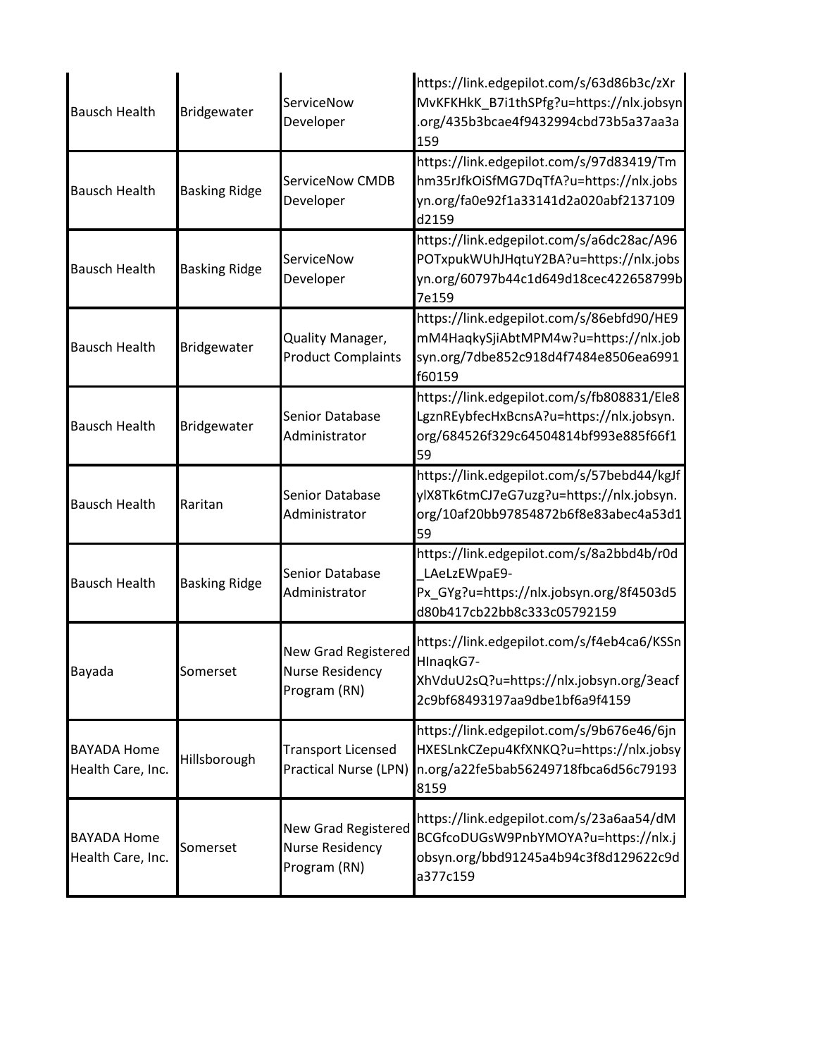| Bausch Health | Bridgewater | ServiceNow Developer | https://link.edgepilot.com/s/63d86b3c/zXrMvKFKHkK_B7i1thSPfg?u=https://nlx.jobsyn.org/435b3bcae4f9432994cbd73b5a37aa3a159 |
|---|---|---|---|
| Bausch Health | Basking Ridge | ServiceNow CMDB Developer | https://link.edgepilot.com/s/97d83419/Tmhm35rJfkOiSfMG7DqTfA?u=https://nlx.jobsyn.org/fa0e92f1a33141d2a020abf2137109d2159 |
| Bausch Health | Basking Ridge | ServiceNow Developer | https://link.edgepilot.com/s/a6dc28ac/A96POTxpukWUhJHqtuY2BA?u=https://nlx.jobsyn.org/60797b44c1d649d18cec422658799b7e159 |
| Bausch Health | Bridgewater | Quality Manager, Product Complaints | https://link.edgepilot.com/s/86ebfd90/HE9mM4HaqkySjiAbtMPM4w?u=https://nlx.jobsyn.org/7dbe852c918d4f7484e8506ea6991f60159 |
| Bausch Health | Bridgewater | Senior Database Administrator | https://link.edgepilot.com/s/fb808831/Ele8LgznREybfecHxBcnsA?u=https://nlx.jobsyn.org/684526f329c64504814bf993e885f66f159 |
| Bausch Health | Raritan | Senior Database Administrator | https://link.edgepilot.com/s/57bebd44/kgJfylX8Tk6tmCJ7eG7uzg?u=https://nlx.jobsyn.org/10af20bb97854872b6f8e83abec4a53d159 |
| Bausch Health | Basking Ridge | Senior Database Administrator | https://link.edgepilot.com/s/8a2bbd4b/r0d_LAeLzEWpaE9-Px_GYg?u=https://nlx.jobsyn.org/8f4503d5d80b417cb22bb8c333c05792159 |
| Bayada | Somerset | New Grad Registered Nurse Residency Program (RN) | https://link.edgepilot.com/s/f4eb4ca6/KSSnHInaqkG7-XhVduU2sQ?u=https://nlx.jobsyn.org/3eacf2c9bf68493197aa9dbe1bf6a9f4159 |
| BAYADA Home Health Care, Inc. | Hillsborough | Transport Licensed Practical Nurse (LPN) | https://link.edgepilot.com/s/9b676e46/6jnHXESLnkCZepu4KfXNKQ?u=https://nlx.jobsyn.org/a22fe5bab56249718fbca6d56c791938159 |
| BAYADA Home Health Care, Inc. | Somerset | New Grad Registered Nurse Residency Program (RN) | https://link.edgepilot.com/s/23a6aa54/dMBCGfcoDUGsW9PnbYMOYA?u=https://nlx.jobsyn.org/bbd91245a4b94c3f8d129622c9da377c159 |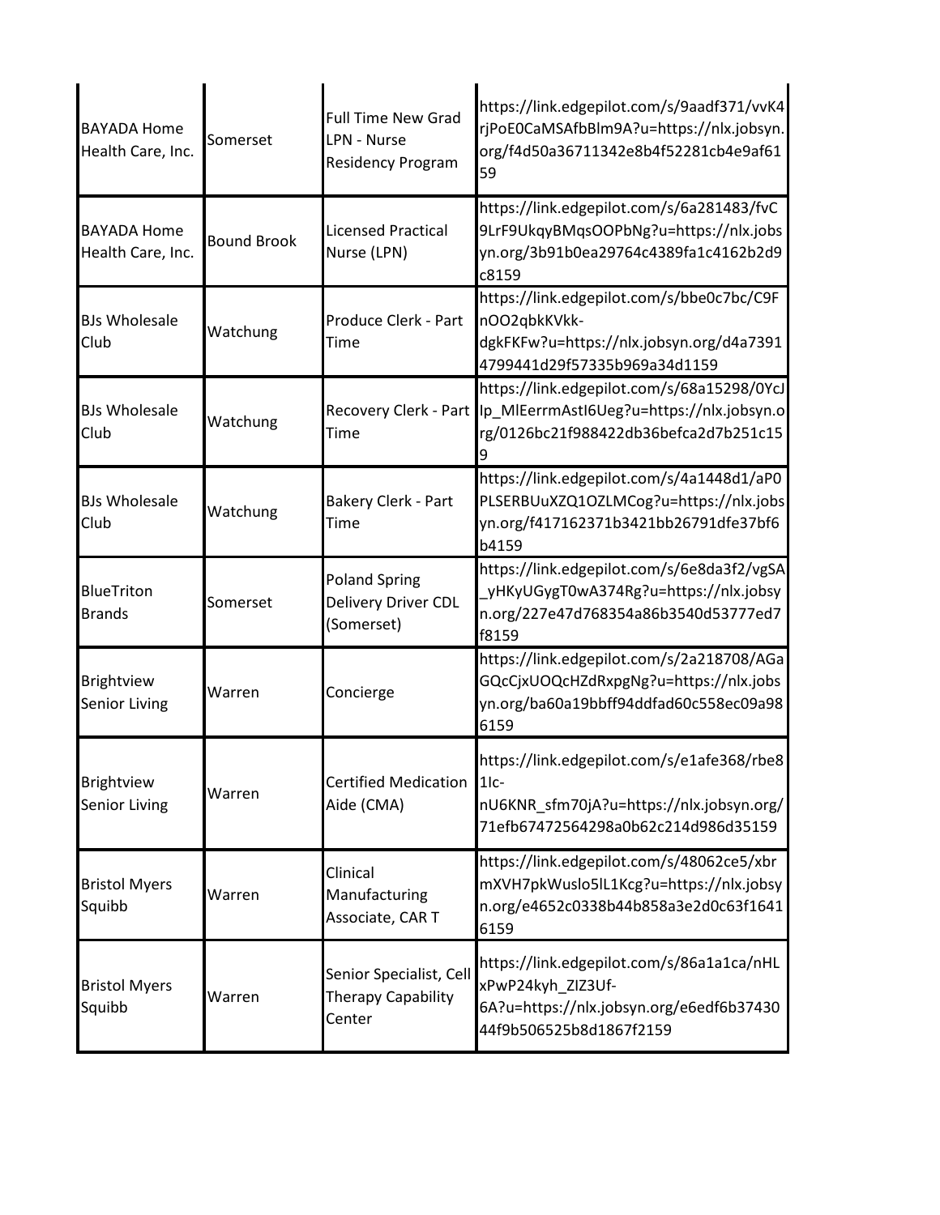| | | | |
|---|---|---|---|
| BAYADA Home Health Care, Inc. | Somerset | Full Time New Grad LPN - Nurse Residency Program | https://link.edgepilot.com/s/9aadf371/vvK4rjPoE0CaMSAfbBlm9A?u=https://nlx.jobsyn.org/f4d50a36711342e8b4f52281cb4e9af6159 |
| BAYADA Home Health Care, Inc. | Bound Brook | Licensed Practical Nurse (LPN) | https://link.edgepilot.com/s/6a281483/fvC9LrF9UkqyBMqsOOPbNg?u=https://nlx.jobsyn.org/3b91b0ea29764c4389fa1c4162b2d9c8159 |
| BJs Wholesale Club | Watchung | Produce Clerk - Part Time | https://link.edgepilot.com/s/bbe0c7bc/C9FnOO2qbkKVkk-dgkFKFw?u=https://nlx.jobsyn.org/d4a73914799441d29f57335b969a34d1159 |
| BJs Wholesale Club | Watchung | Recovery Clerk - Part Time | https://link.edgepilot.com/s/68a15298/0YcJIp_MlEerrmAstI6Ueg?u=https://nlx.jobsyn.org/0126bc21f988422db36befca2d7b251c159 |
| BJs Wholesale Club | Watchung | Bakery Clerk - Part Time | https://link.edgepilot.com/s/4a1448d1/aP0PLSERBUuXZQ1OZLMCog?u=https://nlx.jobsyn.org/f417162371b3421bb26791dfe37bf6b4159 |
| BlueTriton Brands | Somerset | Poland Spring Delivery Driver CDL (Somerset) | https://link.edgepilot.com/s/6e8da3f2/vgSA_yHKyUGygT0wA374Rg?u=https://nlx.jobsyn.org/227e47d768354a86b3540d53777ed7f8159 |
| Brightview Senior Living | Warren | Concierge | https://link.edgepilot.com/s/2a218708/AGaGQcCjxUOQcHZdRxpgNg?u=https://nlx.jobsyn.org/ba60a19bbff94ddfad60c558ec09a986159 |
| Brightview Senior Living | Warren | Certified Medication Aide (CMA) | https://link.edgepilot.com/s/e1afe368/rbe81Ic-nU6KNR_sfm70jA?u=https://nlx.jobsyn.org/71efb67472564298a0b62c214d986d35159 |
| Bristol Myers Squibb | Warren | Clinical Manufacturing Associate, CAR T | https://link.edgepilot.com/s/48062ce5/xbrmXVH7pkWuslo5lL1Kcg?u=https://nlx.jobsyn.org/e4652c0338b44b858a3e2d0c63f16416159 |
| Bristol Myers Squibb | Warren | Senior Specialist, Cell Therapy Capability Center | https://link.edgepilot.com/s/86a1a1ca/nHLxPwP24kyh_ZIZ3Uf-6A?u=https://nlx.jobsyn.org/e6edf6b3743044f9b506525b8d1867f2159 |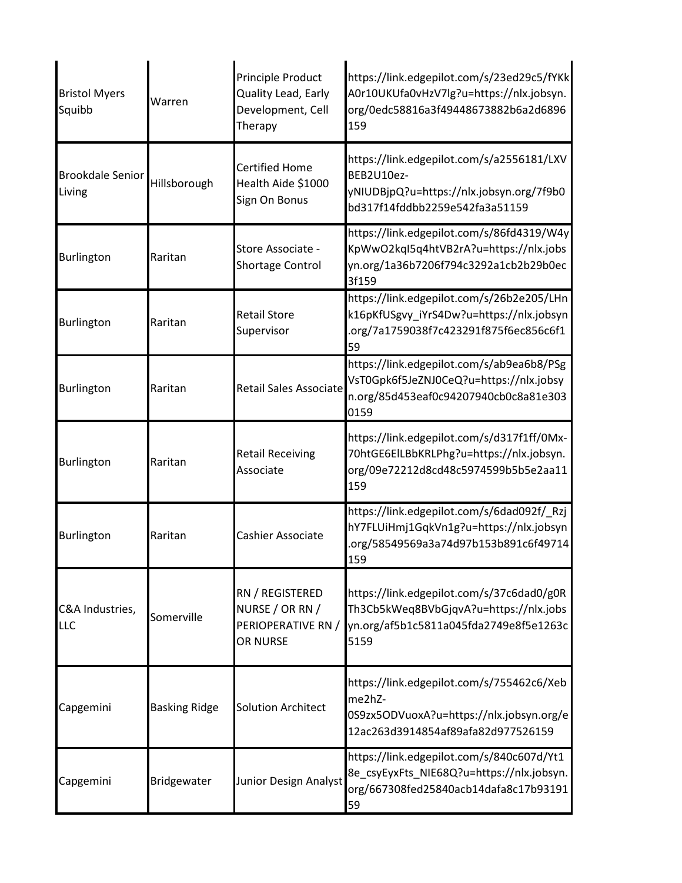| | | | |
|---|---|---|---|
| Bristol Myers Squibb | Warren | Principle Product Quality Lead, Early Development, Cell Therapy | https://link.edgepilot.com/s/23ed29c5/fYKkA0r10UKUfa0vHzV7lg?u=https://nlx.jobsyn.org/0edc58816a3f49448673882b6a2d6896159 |
| Brookdale Senior Living | Hillsborough | Certified Home Health Aide $1000 Sign On Bonus | https://link.edgepilot.com/s/a2556181/LXVBEB2U10ez-yNIUDBjpQ?u=https://nlx.jobsyn.org/7f9b0bd317f14fddbb2259e542fa3a51159 |
| Burlington | Raritan | Store Associate - Shortage Control | https://link.edgepilot.com/s/86fd4319/W4yKpWwO2kqI5q4htVB2rA?u=https://nlx.jobsyn.org/1a36b7206f794c3292a1cb2b29b0ec3f159 |
| Burlington | Raritan | Retail Store Supervisor | https://link.edgepilot.com/s/26b2e205/LHnk16pKfUSgvy_iYrS4Dw?u=https://nlx.jobsyn.org/7a1759038f7c423291f875f6ec856c6f159 |
| Burlington | Raritan | Retail Sales Associate | https://link.edgepilot.com/s/ab9ea6b8/PSgVsT0Gpk6f5JeZNJ0CeQ?u=https://nlx.jobsyn.org/85d453eaf0c94207940cb0c8a81e3030159 |
| Burlington | Raritan | Retail Receiving Associate | https://link.edgepilot.com/s/d317f1ff/0Mx-70htGE6ElLBbKRLPhg?u=https://nlx.jobsyn.org/09e72212d8cd48c5974599b5b5e2aa11159 |
| Burlington | Raritan | Cashier Associate | https://link.edgepilot.com/s/6dad092f/_RzjhY7FLUiHmj1GqkVn1g?u=https://nlx.jobsyn.org/58549569a3a74d97b153b891c6f49714159 |
| C&A Industries, LLC | Somerville | RN / REGISTERED NURSE / OR RN / PERIOPERATIVE RN / OR NURSE | https://link.edgepilot.com/s/37c6dad0/g0RTh3Cb5kWeq8BVbGjqvA?u=https://nlx.jobsyn.org/af5b1c5811a045fda2749e8f5e1263c5159 |
| Capgemini | Basking Ridge | Solution Architect | https://link.edgepilot.com/s/755462c6/Xebme2hZ-0S9zx5ODVuoxA?u=https://nlx.jobsyn.org/e12ac263d3914854af89afa82d977526159 |
| Capgemini | Bridgewater | Junior Design Analyst | https://link.edgepilot.com/s/840c607d/Yt18e_csyEyxFts_NIE68Q?u=https://nlx.jobsyn.org/667308fed25840acb14dafa8c17b9319159 |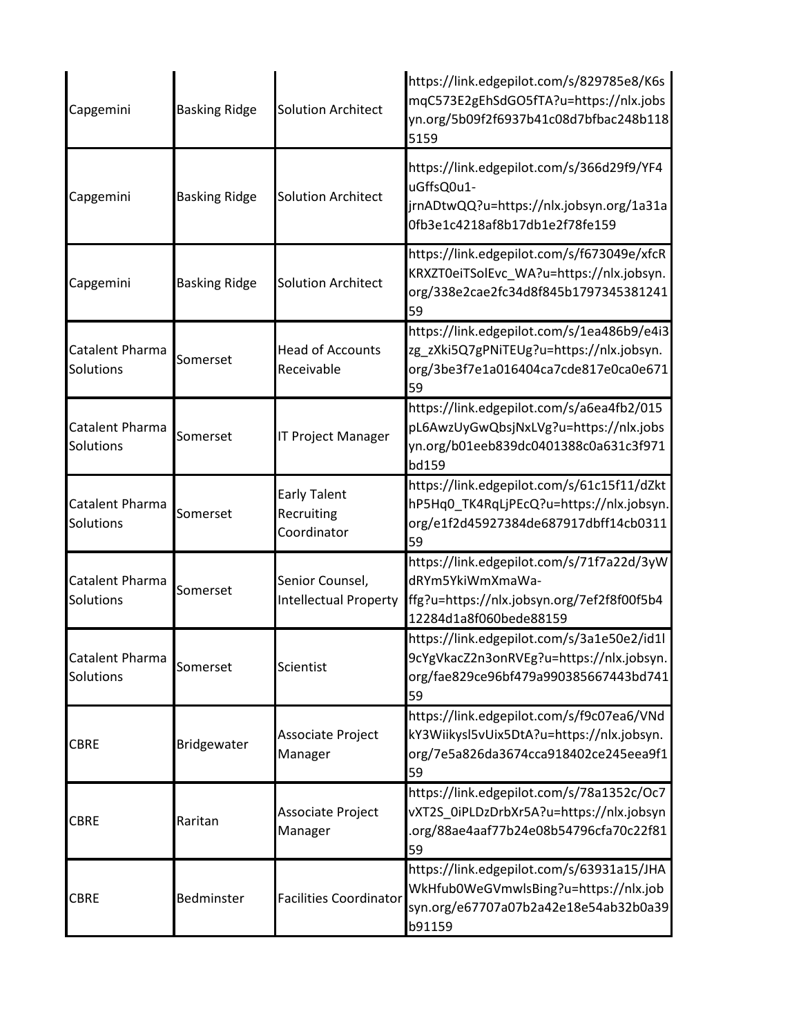| | | | |
|---|---|---|---|
| Capgemini | Basking Ridge | Solution Architect | https://link.edgepilot.com/s/829785e8/K6smqC573E2gEhSdGO5fTA?u=https://nlx.jobsyn.org/5b09f2f6937b41c08d7bfbac248b1185159 |
| Capgemini | Basking Ridge | Solution Architect | https://link.edgepilot.com/s/366d29f9/YF4uGffsQ0u1-jrnADtwQQ?u=https://nlx.jobsyn.org/1a31a0fb3e1c4218af8b17db1e2f78fe159 |
| Capgemini | Basking Ridge | Solution Architect | https://link.edgepilot.com/s/f673049e/xfcRKRXZT0eiTSolEvc_WA?u=https://nlx.jobsyn.org/338e2cae2fc34d8f845b179734538124159 |
| Catalent Pharma Solutions | Somerset | Head of Accounts Receivable | https://link.edgepilot.com/s/1ea486b9/e4i3zg_zXki5Q7gPNiTEUg?u=https://nlx.jobsyn.org/3be3f7e1a016404ca7cde817e0ca0e67159 |
| Catalent Pharma Solutions | Somerset | IT Project Manager | https://link.edgepilot.com/s/a6ea4fb2/015pL6AwzUyGwQbsjNxLVg?u=https://nlx.jobsyn.org/b01eeb839dc0401388c0a631c3f971bd159 |
| Catalent Pharma Solutions | Somerset | Early Talent Recruiting Coordinator | https://link.edgepilot.com/s/61c15f11/dZkthP5Hq0_TK4RqLjPEcQ?u=https://nlx.jobsyn.org/e1f2d45927384de687917dbff14cb031159 |
| Catalent Pharma Solutions | Somerset | Senior Counsel, Intellectual Property | https://link.edgepilot.com/s/71f7a22d/3yWdRYm5YkiWmXmaWa-ffg?u=https://nlx.jobsyn.org/7ef2f8f00f5b412284d1a8f060bede88159 |
| Catalent Pharma Solutions | Somerset | Scientist | https://link.edgepilot.com/s/3a1e50e2/id1l9cYgVkacZ2n3onRVEg?u=https://nlx.jobsyn.org/fae829ce96bf479a990385667443bd74159 |
| CBRE | Bridgewater | Associate Project Manager | https://link.edgepilot.com/s/f9c07ea6/VNdkY3Wiikysl5vUix5DtA?u=https://nlx.jobsyn.org/7e5a826da3674cca918402ce245eea9f159 |
| CBRE | Raritan | Associate Project Manager | https://link.edgepilot.com/s/78a1352c/Oc7vXT2S_0iPLDzDrbXr5A?u=https://nlx.jobsyn.org/88ae4aaf77b24e08b54796cfa70c22f8159 |
| CBRE | Bedminster | Facilities Coordinator | https://link.edgepilot.com/s/63931a15/JHAWkHfub0WeGVmwlsBing?u=https://nlx.jobsyn.org/e67707a07b2a42e18e54ab32b0a39b91159 |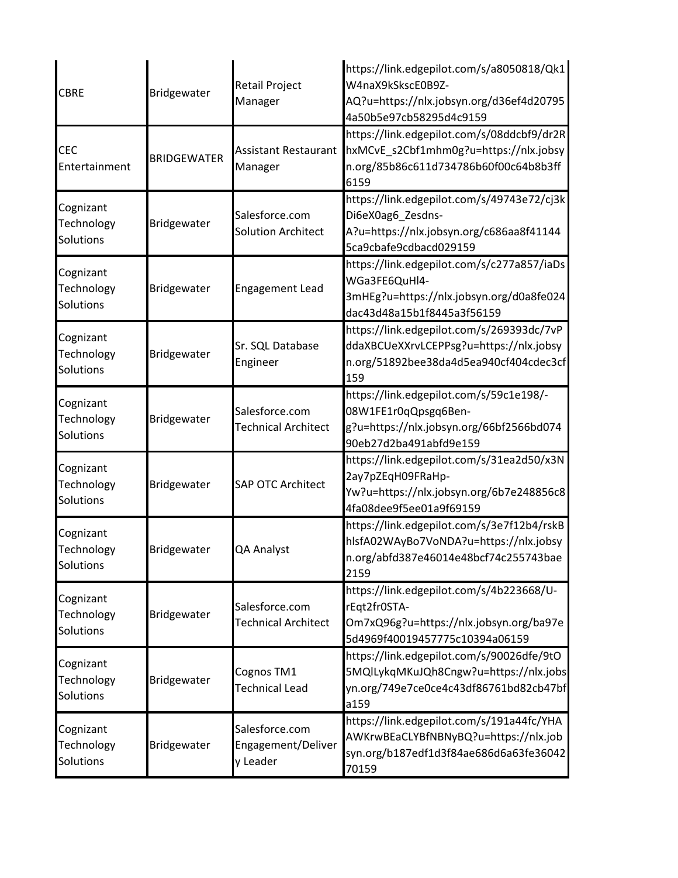| | | | |
|---|---|---|---|
| CBRE | Bridgewater | Retail Project Manager | https://link.edgepilot.com/s/a8050818/Qk1W4naX9kSkscE0B9Z-AQ?u=https://nlx.jobsyn.org/d36ef4d207954a50b5e97cb58295d4c9159 |
| CEC Entertainment | BRIDGEWATER | Assistant Restaurant Manager | https://link.edgepilot.com/s/08ddcbf9/dr2RhxMCvE_s2Cbf1mhm0g?u=https://nlx.jobsyn.org/85b86c611d734786b60f00c64b8b3ff6159 |
| Cognizant Technology Solutions | Bridgewater | Salesforce.com Solution Architect | https://link.edgepilot.com/s/49743e72/cj3kDi6eX0ag6_Zesdns-A?u=https://nlx.jobsyn.org/c686aa8f411445ca9cbafe9cdbacd029159 |
| Cognizant Technology Solutions | Bridgewater | Engagement Lead | https://link.edgepilot.com/s/c277a857/iaDsWGa3FE6QuHl4-3mHEg?u=https://nlx.jobsyn.org/d0a8fe024dac43d48a15b1f8445a3f56159 |
| Cognizant Technology Solutions | Bridgewater | Sr. SQL Database Engineer | https://link.edgepilot.com/s/269393dc/7vPddaXBCUeXXrvLCEPPsg?u=https://nlx.jobsyn.org/51892bee38da4d5ea940cf404cdec3cf159 |
| Cognizant Technology Solutions | Bridgewater | Salesforce.com Technical Architect | https://link.edgepilot.com/s/59c1e198/-08W1FE1r0qQpsgq6Ben-g?u=https://nlx.jobsyn.org/66bf2566bd07490eb27d2ba491abfd9e159 |
| Cognizant Technology Solutions | Bridgewater | SAP OTC Architect | https://link.edgepilot.com/s/31ea2d50/x3N2ay7pZEqH09FRaHp-Yw?u=https://nlx.jobsyn.org/6b7e248856c84fa08dee9f5ee01a9f69159 |
| Cognizant Technology Solutions | Bridgewater | QA Analyst | https://link.edgepilot.com/s/3e7f12b4/rskBhlsfA02WAyBo7VoNDA?u=https://nlx.jobsyn.org/abfd387e46014e48bcf74c255743bae2159 |
| Cognizant Technology Solutions | Bridgewater | Salesforce.com Technical Architect | https://link.edgepilot.com/s/4b223668/U-rEqt2fr0STA-Om7xQ96g?u=https://nlx.jobsyn.org/ba97e5d4969f40019457775c10394a06159 |
| Cognizant Technology Solutions | Bridgewater | Cognos TM1 Technical Lead | https://link.edgepilot.com/s/90026dfe/9tO5MQlLykqMKuJQh8Cngw?u=https://nlx.jobsyn.org/749e7ce0ce4c43df86761bd82cb47bfa159 |
| Cognizant Technology Solutions | Bridgewater | Salesforce.com Engagement/Delivery Leader | https://link.edgepilot.com/s/191a44fc/YHAAWKrwBEaCLYBfNBNyBQ?u=https://nlx.jobsyn.org/b187edf1d3f84ae686d6a63fe3604270159 |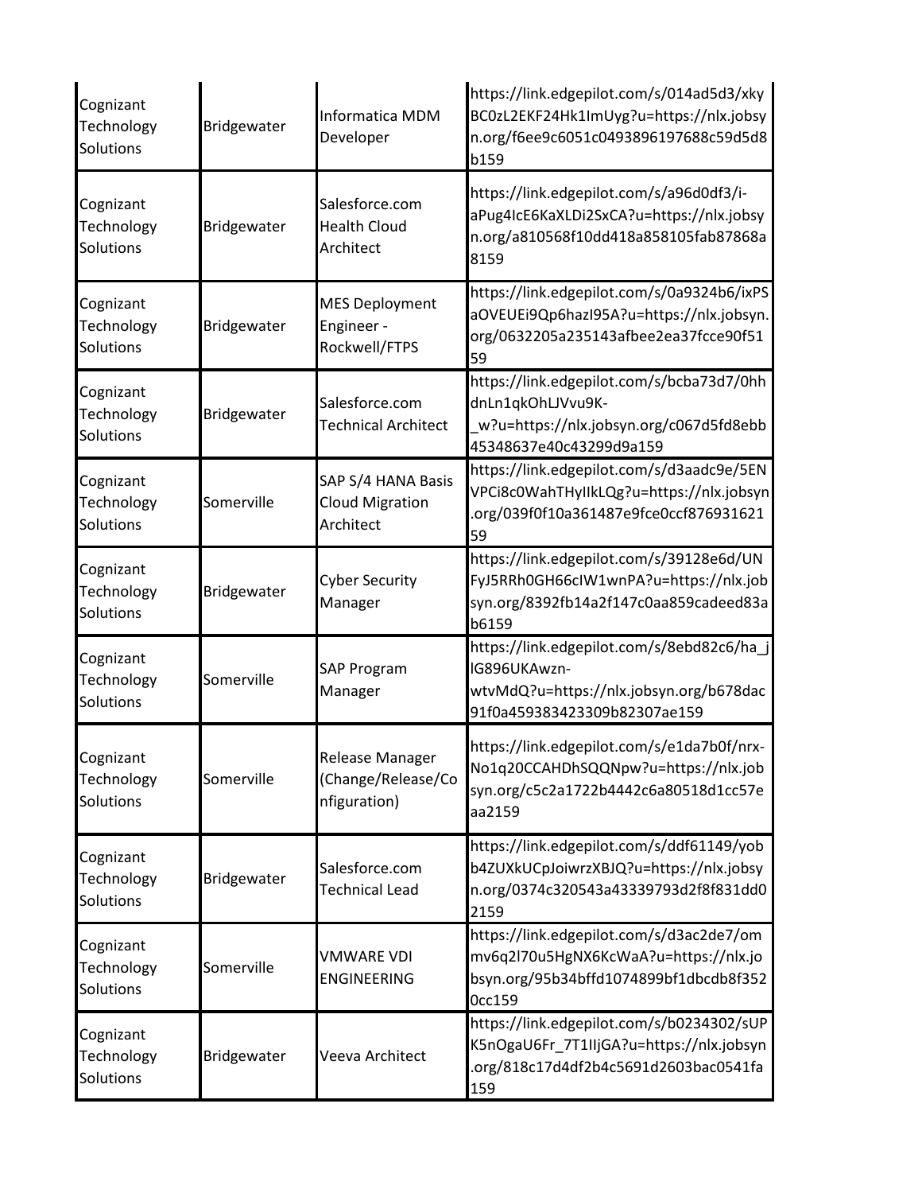| Cognizant Technology Solutions | Bridgewater | Informatica MDM Developer | https://link.edgepilot.com/s/014ad5d3/xkyBC0zL2EKF24Hk1ImUyg?u=https://nlx.jobsyn.org/f6ee9c6051c0493896197688c59d5d8b159 |
|---|---|---|---|
| Cognizant Technology Solutions | Bridgewater | Salesforce.com Health Cloud Architect | https://link.edgepilot.com/s/a96d0df3/i-aPug4IcE6KaXLDi2SxCA?u=https://nlx.jobsyn.org/a810568f10dd418a858105fab87868a8159 |
| Cognizant Technology Solutions | Bridgewater | MES Deployment Engineer - Rockwell/FTPS | https://link.edgepilot.com/s/0a9324b6/ixPSaOVEUEi9Qp6hazI95A?u=https://nlx.jobsyn.org/0632205a235143afbee2ea37fcce90f5159 |
| Cognizant Technology Solutions | Bridgewater | Salesforce.com Technical Architect | https://link.edgepilot.com/s/bcba73d7/0hhdnLn1qkOhLJVvu9K-_w?u=https://nlx.jobsyn.org/c067d5fd8ebb45348637e40c43299d9a159 |
| Cognizant Technology Solutions | Somerville | SAP S/4 HANA Basis Cloud Migration Architect | https://link.edgepilot.com/s/d3aadc9e/5ENVPCi8c0WahTHyIIkLQg?u=https://nlx.jobsyn.org/039f0f10a361487e9fce0ccf87693162159 |
| Cognizant Technology Solutions | Bridgewater | Cyber Security Manager | https://link.edgepilot.com/s/39128e6d/UNFyJ5RRh0GH66cIW1wnPA?u=https://nlx.jobsyn.org/8392fb14a2f147c0aa859cadeed83ab6159 |
| Cognizant Technology Solutions | Somerville | SAP Program Manager | https://link.edgepilot.com/s/8ebd82c6/ha_jlG896UKAwzn-wtvMdQ?u=https://nlx.jobsyn.org/b678dac91f0a459383423309b82307ae159 |
| Cognizant Technology Solutions | Somerville | Release Manager (Change/Release/Configuration) | https://link.edgepilot.com/s/e1da7b0f/nrx-No1q20CCAHDhSQQNpw?u=https://nlx.jobsyn.org/c5c2a1722b4442c6a80518d1cc57eaa2159 |
| Cognizant Technology Solutions | Bridgewater | Salesforce.com Technical Lead | https://link.edgepilot.com/s/ddf61149/yobb4ZUXkUCpJoiwrzXBJQ?u=https://nlx.jobsyn.org/0374c320543a43339793d2f8f831dd02159 |
| Cognizant Technology Solutions | Somerville | VMWARE VDI ENGINEERING | https://link.edgepilot.com/s/d3ac2de7/ommv6q2l70u5HgNX6KcWaA?u=https://nlx.jobsyn.org/95b34bffd1074899bf1dbcdb8f3520cc159 |
| Cognizant Technology Solutions | Bridgewater | Veeva Architect | https://link.edgepilot.com/s/b0234302/sUPK5nOgaU6Fr_7T1IIjGA?u=https://nlx.jobsyn.org/818c17d4df2b4c5691d2603bac0541fa159 |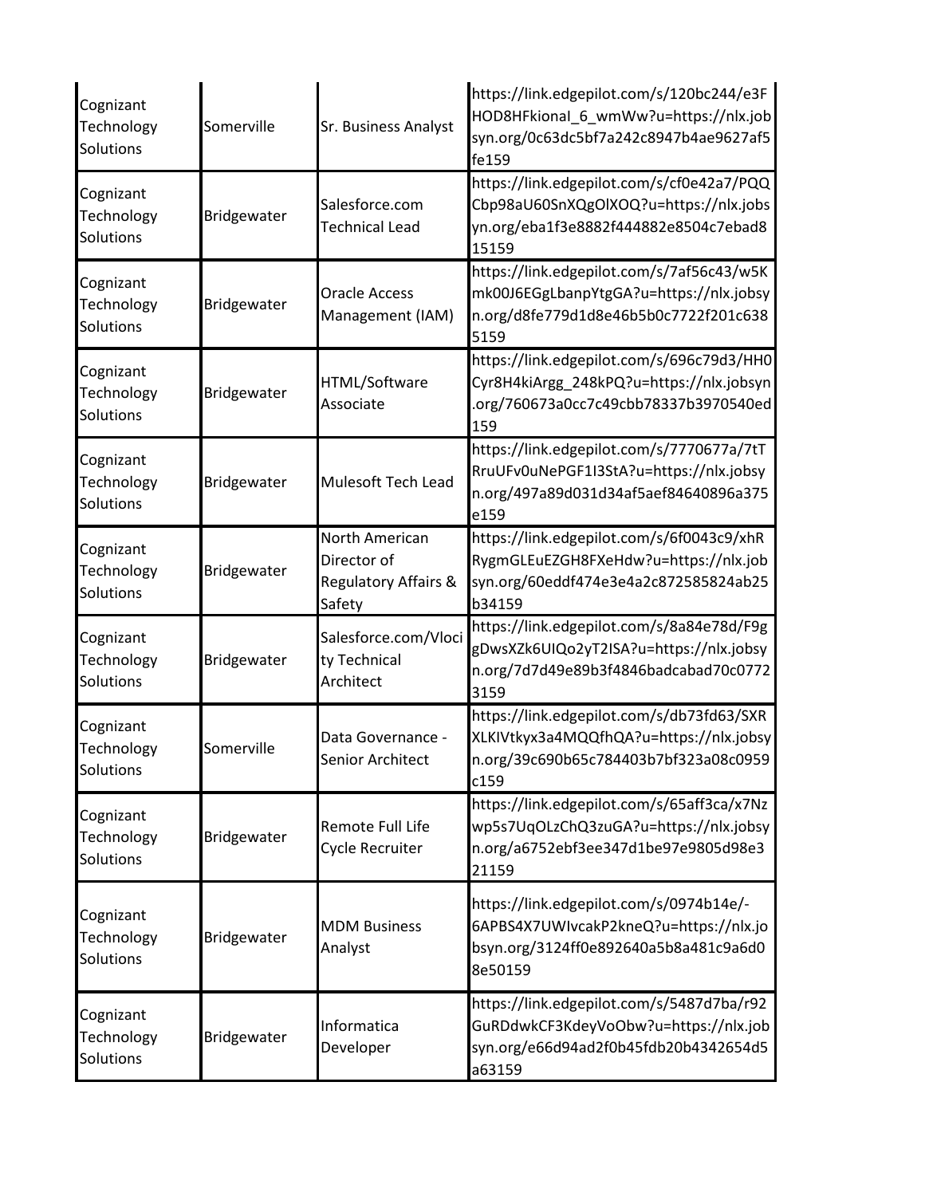| | | | |
|---|---|---|---|
| Cognizant Technology Solutions | Somerville | Sr. Business Analyst | https://link.edgepilot.com/s/120bc244/e3FHOD8HFkional_6_wmWw?u=https://nlx.jobsyn.org/0c63dc5bf7a242c8947b4ae9627af5fe159 |
| Cognizant Technology Solutions | Bridgewater | Salesforce.com Technical Lead | https://link.edgepilot.com/s/cf0e42a7/PQQCbp98aU60SnXQgOlXOQ?u=https://nlx.jobsyn.org/eba1f3e8882f444882e8504c7ebad815159 |
| Cognizant Technology Solutions | Bridgewater | Oracle Access Management (IAM) | https://link.edgepilot.com/s/7af56c43/w5Kmk00J6EGgLbanpYtgGA?u=https://nlx.jobsyn.org/d8fe779d1d8e46b5b0c7722f201c6385159 |
| Cognizant Technology Solutions | Bridgewater | HTML/Software Associate | https://link.edgepilot.com/s/696c79d3/HH0Cyr8H4kiArgg_248kPQ?u=https://nlx.jobsyn.org/760673a0cc7c49cbb78337b3970540ed159 |
| Cognizant Technology Solutions | Bridgewater | Mulesoft Tech Lead | https://link.edgepilot.com/s/7770677a/7tTRruUFv0uNePGF1I3StA?u=https://nlx.jobsyn.org/497a89d031d34af5aef84640896a375e159 |
| Cognizant Technology Solutions | Bridgewater | North American Director of Regulatory Affairs & Safety | https://link.edgepilot.com/s/6f0043c9/xhRRygmGLEuEZGH8FXeHdw?u=https://nlx.jobsyn.org/60eddf474e3e4a2c872585824ab25b34159 |
| Cognizant Technology Solutions | Bridgewater | Salesforce.com/Vlocity Technical Architect | https://link.edgepilot.com/s/8a84e78d/F9ggDwsXZk6UIQo2yT2ISA?u=https://nlx.jobsyn.org/7d7d49e89b3f4846badcabad70c07723159 |
| Cognizant Technology Solutions | Somerville | Data Governance - Senior Architect | https://link.edgepilot.com/s/db73fd63/SXRXLKIVtkyx3a4MQQfhQA?u=https://nlx.jobsyn.org/39c690b65c784403b7bf323a08c0959c159 |
| Cognizant Technology Solutions | Bridgewater | Remote Full Life Cycle Recruiter | https://link.edgepilot.com/s/65aff3ca/x7Nzwp5s7UqOLzChQ3zuGA?u=https://nlx.jobsyn.org/a6752ebf3ee347d1be97e9805d98e321159 |
| Cognizant Technology Solutions | Bridgewater | MDM Business Analyst | https://link.edgepilot.com/s/0974b14e/-6APBS4X7UWIvcakP2kneQ?u=https://nlx.jobsyn.org/3124ff0e892640a5b8a481c9a6d08e50159 |
| Cognizant Technology Solutions | Bridgewater | Informatica Developer | https://link.edgepilot.com/s/5487d7ba/r92GuRDdwkCF3KdeyVoObw?u=https://nlx.jobsyn.org/e66d94ad2f0b45fdb20b4342654d5a63159 |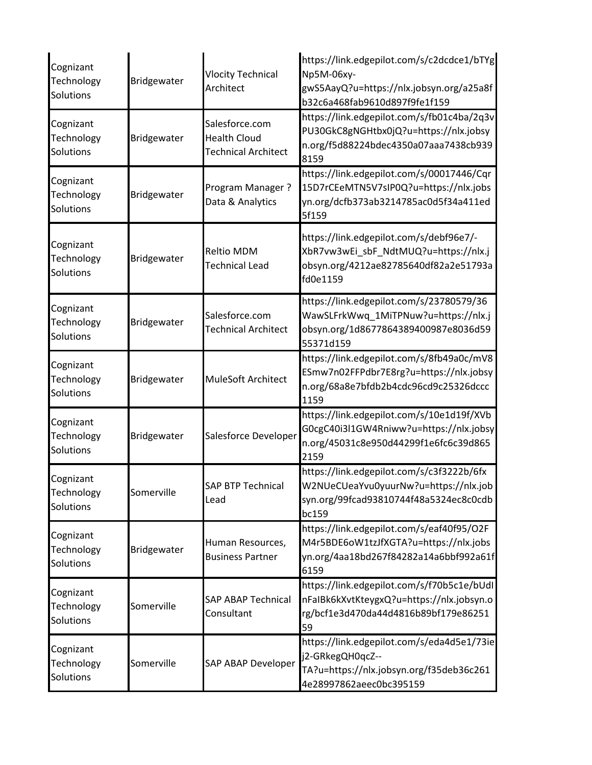| Cognizant Technology Solutions | Bridgewater | Vlocity Technical Architect | https://link.edgepilot.com/s/c2dcdce1/bTYgNp5M-06xy-gwS5AayQ?u=https://nlx.jobsyn.org/a25a8fb32c6a468fab9610d897f9fe1f159 |
|---|---|---|---|
| Cognizant Technology Solutions | Bridgewater | Salesforce.com Health Cloud Technical Architect | https://link.edgepilot.com/s/fb01c4ba/2q3vPU30GkC8gNGHtbx0jQ?u=https://nlx.jobsyn.org/f5d88224bdec4350a07aaa7438cb9398159 |
| Cognizant Technology Solutions | Bridgewater | Program Manager ? Data & Analytics | https://link.edgepilot.com/s/00017446/Cqr15D7rCEeMTN5V7sIP0Q?u=https://nlx.jobsyn.org/dcfb373ab3214785ac0d5f34a411ed5f159 |
| Cognizant Technology Solutions | Bridgewater | Reltio MDM Technical Lead | https://link.edgepilot.com/s/debf96e7/-XbR7vw3wEi_sbF_NdtMUQ?u=https://nlx.jobsyn.org/4212ae82785640df82a2e51793afd0e1159 |
| Cognizant Technology Solutions | Bridgewater | Salesforce.com Technical Architect | https://link.edgepilot.com/s/23780579/36WawSLFrkWwq_1MiTPNuw?u=https://nlx.jobsyn.org/1d8677864389400987e8036d5955371d159 |
| Cognizant Technology Solutions | Bridgewater | MuleSoft Architect | https://link.edgepilot.com/s/8fb49a0c/mV8ESmw7n02FFPdbr7E8rg?u=https://nlx.jobsyn.org/68a8e7bfdb2b4cdc96cd9c25326dccc1159 |
| Cognizant Technology Solutions | Bridgewater | Salesforce Developer | https://link.edgepilot.com/s/10e1d19f/XVbG0cgC40i3l1GW4Rniww?u=https://nlx.jobsyn.org/45031c8e950d44299f1e6fc6c39d8652159 |
| Cognizant Technology Solutions | Somerville | SAP BTP Technical Lead | https://link.edgepilot.com/s/c3f3222b/6fxW2NUeCUeaYvu0yuurNw?u=https://nlx.jobsyn.org/99fcad93810744f48a5324ec8c0cdbbc159 |
| Cognizant Technology Solutions | Bridgewater | Human Resources, Business Partner | https://link.edgepilot.com/s/eaf40f95/O2FM4r5BDE6oW1tzJfXGTA?u=https://nlx.jobsyn.org/4aa18bd267f84282a14a6bbf992a61f6159 |
| Cognizant Technology Solutions | Somerville | SAP ABAP Technical Consultant | https://link.edgepilot.com/s/f70b5c1e/bUdInFaIBk6kXvtKteygxQ?u=https://nlx.jobsyn.org/bcf1e3d470da44d4816b89bf179e8625159 |
| Cognizant Technology Solutions | Somerville | SAP ABAP Developer | https://link.edgepilot.com/s/eda4d5e1/73iej2-GRkegQH0qcZ--TA?u=https://nlx.jobsyn.org/f35deb36c2614e28997862aeec0bc395159 |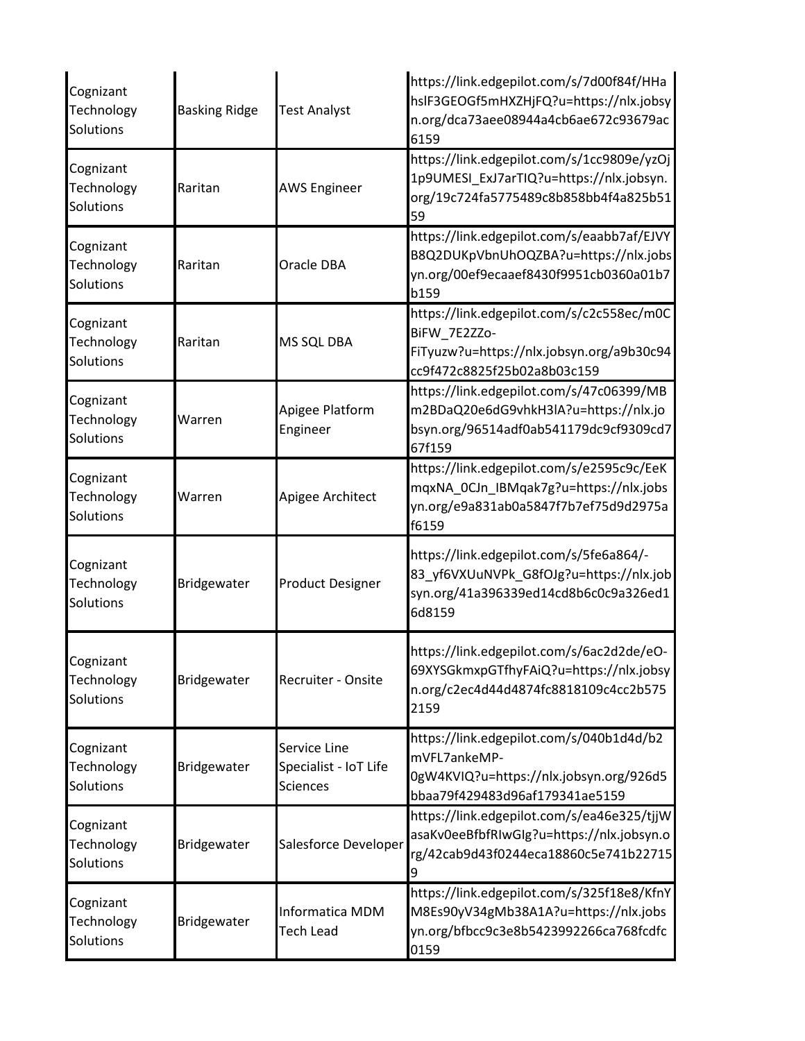| | | | |
|---|---|---|---|
| Cognizant Technology Solutions | Basking Ridge | Test Analyst | https://link.edgepilot.com/s/7d00f84f/HHahslF3GEOGf5mHXZHjFQ?u=https://nlx.jobsyn.org/dca73aee08944a4cb6ae672c93679ac6159 |
| Cognizant Technology Solutions | Raritan | AWS Engineer | https://link.edgepilot.com/s/1cc9809e/yzOj1p9UMESI_ExJ7arTIQ?u=https://nlx.jobsyn.org/19c724fa5775489c8b858bb4f4a825b5159 |
| Cognizant Technology Solutions | Raritan | Oracle DBA | https://link.edgepilot.com/s/eaabb7af/EJVYB8Q2DUKpVbnUhOQZBA?u=https://nlx.jobsyn.org/00ef9ecaaef8430f9951cb0360a01b7b159 |
| Cognizant Technology Solutions | Raritan | MS SQL DBA | https://link.edgepilot.com/s/c2c558ec/m0CBiFW_7E2ZZo-FiTyuzw?u=https://nlx.jobsyn.org/a9b30c94cc9f472c8825f25b02a8b03c159 |
| Cognizant Technology Solutions | Warren | Apigee Platform Engineer | https://link.edgepilot.com/s/47c06399/MBm2BDaQ20e6dG9vhkH3lA?u=https://nlx.jobsyn.org/96514adf0ab541179dc9cf9309cd767f159 |
| Cognizant Technology Solutions | Warren | Apigee Architect | https://link.edgepilot.com/s/e2595c9c/EeKmqxNA_0CJn_IBMqak7g?u=https://nlx.jobsyn.org/e9a831ab0a5847f7b7ef75d9d2975af6159 |
| Cognizant Technology Solutions | Bridgewater | Product Designer | https://link.edgepilot.com/s/5fe6a864/-83_yf6VXUuNVPk_G8fOJg?u=https://nlx.jobsyn.org/41a396339ed14cd8b6c0c9a326ed16d8159 |
| Cognizant Technology Solutions | Bridgewater | Recruiter - Onsite | https://link.edgepilot.com/s/6ac2d2de/eO-69XYSGkmxpGTfhyFAiQ?u=https://nlx.jobsyn.org/c2ec4d44d4874fc8818109c4cc2b5752159 |
| Cognizant Technology Solutions | Bridgewater | Service Line Specialist - IoT Life Sciences | https://link.edgepilot.com/s/040b1d4d/b2mVFL7ankeMP-0gW4KVIQ?u=https://nlx.jobsyn.org/926d5bbaa79f429483d96af179341ae5159 |
| Cognizant Technology Solutions | Bridgewater | Salesforce Developer | https://link.edgepilot.com/s/ea46e325/tjjWasaKv0eeBfbfRIwGIg?u=https://nlx.jobsyn.org/42cab9d43f0244eca18860c5e741b227159 |
| Cognizant Technology Solutions | Bridgewater | Informatica MDM Tech Lead | https://link.edgepilot.com/s/325f18e8/KfnYM8Es90yV34gMb38A1A?u=https://nlx.jobsyn.org/bfbcc9c3e8b5423992266ca768fcdfc0159 |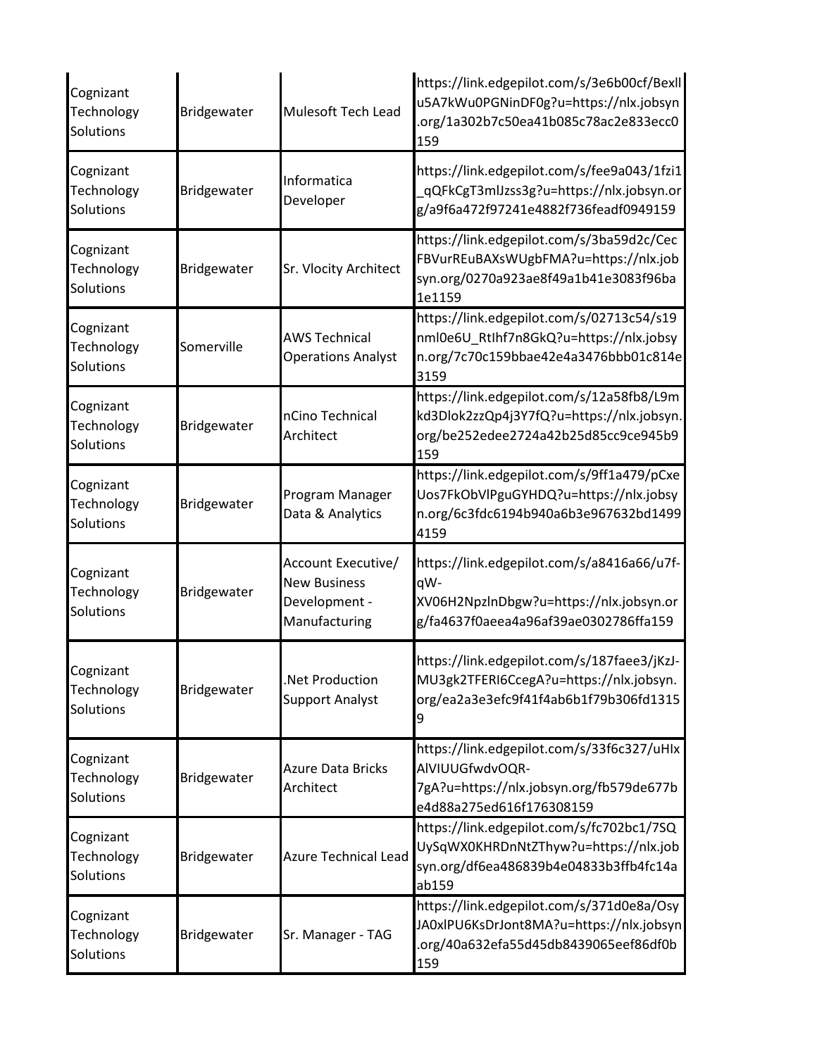| | | | |
|---|---|---|---|
| Cognizant Technology Solutions | Bridgewater | Mulesoft Tech Lead | https://link.edgepilot.com/s/3e6b00cf/BexIlu5A7kWu0PGNinDF0g?u=https://nlx.jobsyn.org/1a302b7c50ea41b085c78ac2e833ecc0159 |
| Cognizant Technology Solutions | Bridgewater | Informatica Developer | https://link.edgepilot.com/s/fee9a043/1fzi1_qQFkCgT3mlJzss3g?u=https://nlx.jobsyn.org/a9f6a472f97241e4882f736feadf0949159 |
| Cognizant Technology Solutions | Bridgewater | Sr. Vlocity Architect | https://link.edgepilot.com/s/3ba59d2c/CecFBVurREuBAXsWUgbFMA?u=https://nlx.jobsyn.org/0270a923ae8f49a1b41e3083f96ba1e1159 |
| Cognizant Technology Solutions | Somerville | AWS Technical Operations Analyst | https://link.edgepilot.com/s/02713c54/s19nml0e6U_RtIhf7n8GkQ?u=https://nlx.jobsyn.org/7c70c159bbae42e4a3476bbb01c814e3159 |
| Cognizant Technology Solutions | Bridgewater | nCino Technical Architect | https://link.edgepilot.com/s/12a58fb8/L9mkd3Dlok2zzQp4j3Y7fQ?u=https://nlx.jobsyn.org/be252edee2724a42b25d85cc9ce945b9159 |
| Cognizant Technology Solutions | Bridgewater | Program Manager Data & Analytics | https://link.edgepilot.com/s/9ff1a479/pCxeUos7FkObVlPguGYHDQ?u=https://nlx.jobsyn.org/6c3fdc6194b940a6b3e967632bd14994159 |
| Cognizant Technology Solutions | Bridgewater | Account Executive/ New Business Development - Manufacturing | https://link.edgepilot.com/s/a8416a66/u7f-qW-XV06H2NpzlnDbgw?u=https://nlx.jobsyn.org/fa4637f0aeea4a96af39ae0302786ffa159 |
| Cognizant Technology Solutions | Bridgewater | .Net Production Support Analyst | https://link.edgepilot.com/s/187faee3/jKzJ-MU3gk2TFERI6CcegA?u=https://nlx.jobsyn.org/ea2a3e3efc9f41f4ab6b1f79b306fd13159 |
| Cognizant Technology Solutions | Bridgewater | Azure Data Bricks Architect | https://link.edgepilot.com/s/33f6c327/uHIxAlVIUUGfwdvOQR-7gA?u=https://nlx.jobsyn.org/fb579de677be4d88a275ed616f176308159 |
| Cognizant Technology Solutions | Bridgewater | Azure Technical Lead | https://link.edgepilot.com/s/fc702bc1/7SQUySqWX0KHRDnNtZThyw?u=https://nlx.jobsyn.org/df6ea486839b4e04833b3ffb4fc14aab159 |
| Cognizant Technology Solutions | Bridgewater | Sr. Manager - TAG | https://link.edgepilot.com/s/371d0e8a/OsyJA0xlPU6KsDrJont8MA?u=https://nlx.jobsyn.org/40a632efa55d45db8439065eef86df0b159 |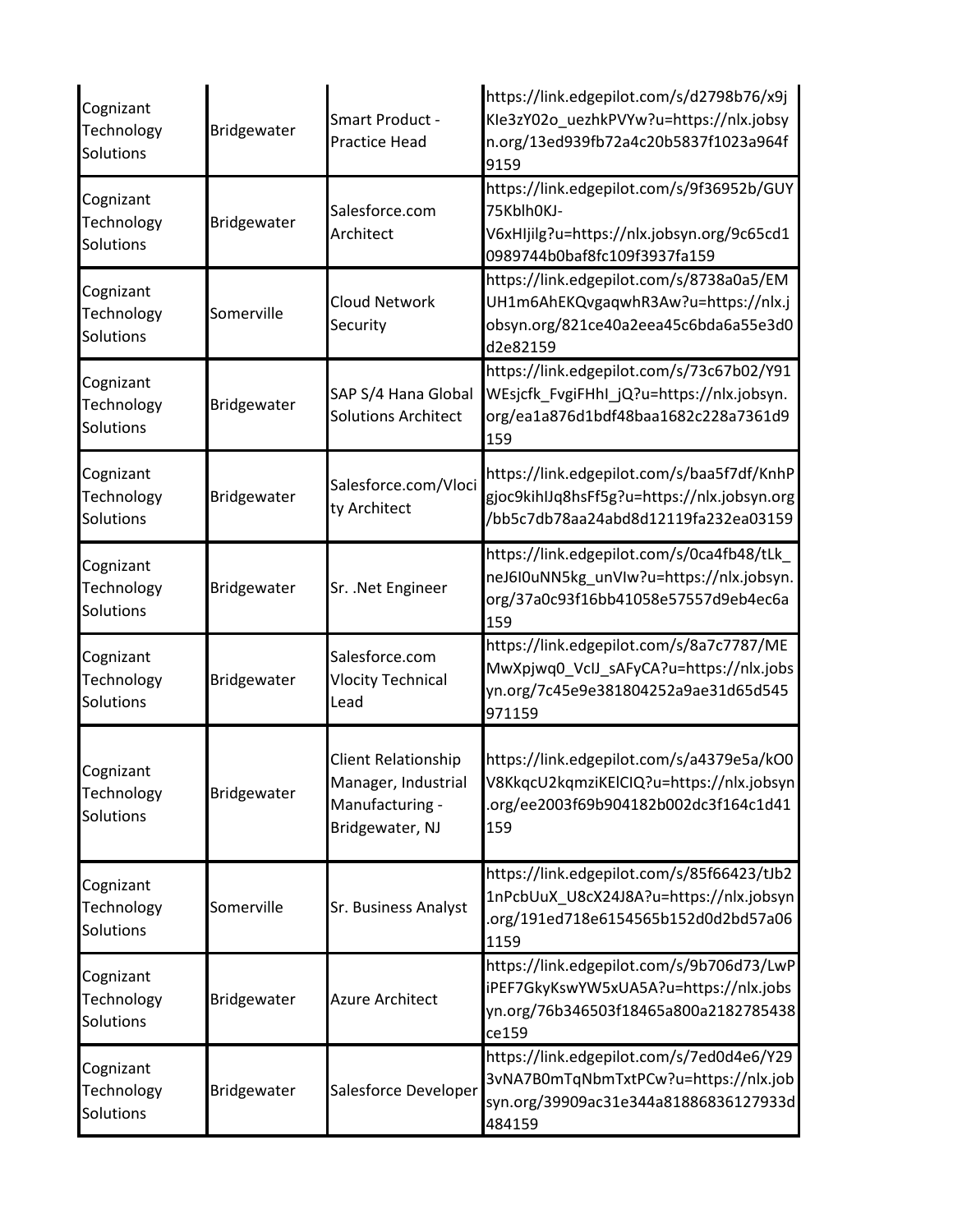| | | | |
|---|---|---|---|
| Cognizant Technology Solutions | Bridgewater | Smart Product - Practice Head | https://link.edgepilot.com/s/d2798b76/x9jKIe3zY02o_uezhkPVYw?u=https://nlx.jobsyn.org/13ed939fb72a4c20b5837f1023a964f9159 |
| Cognizant Technology Solutions | Bridgewater | Salesforce.com Architect | https://link.edgepilot.com/s/9f36952b/GUY75Kblh0KJ-V6xHIjilg?u=https://nlx.jobsyn.org/9c65cd10989744b0baf8fc109f3937fa159 |
| Cognizant Technology Solutions | Somerville | Cloud Network Security | https://link.edgepilot.com/s/8738a0a5/EMUH1m6AhEKQvgaqwhR3Aw?u=https://nlx.jobsyn.org/821ce40a2eea45c6bda6a55e3d0d2e82159 |
| Cognizant Technology Solutions | Bridgewater | SAP S/4 Hana Global Solutions Architect | https://link.edgepilot.com/s/73c67b02/Y91WEsjcfk_FvgiFHhI_jQ?u=https://nlx.jobsyn.org/ea1a876d1bdf48baa1682c228a7361d9159 |
| Cognizant Technology Solutions | Bridgewater | Salesforce.com/Vlocity Architect | https://link.edgepilot.com/s/baa5f7df/KnhPgjoc9kihIJq8hsFf5g?u=https://nlx.jobsyn.org/bb5c7db78aa24abd8d12119fa232ea03159 |
| Cognizant Technology Solutions | Bridgewater | Sr. .Net Engineer | https://link.edgepilot.com/s/0ca4fb48/tLk_neJ6I0uNN5kg_unVIw?u=https://nlx.jobsyn.org/37a0c93f16bb41058e57557d9eb4ec6a159 |
| Cognizant Technology Solutions | Bridgewater | Salesforce.com Vlocity Technical Lead | https://link.edgepilot.com/s/8a7c7787/MEMwXpjwq0_VcIJ_sAFyCA?u=https://nlx.jobsyn.org/7c45e9e381804252a9ae31d65d545971159 |
| Cognizant Technology Solutions | Bridgewater | Client Relationship Manager, Industrial Manufacturing - Bridgewater, NJ | https://link.edgepilot.com/s/a4379e5a/kO0V8KkqcU2kqmziKElCIQ?u=https://nlx.jobsyn.org/ee2003f69b904182b002dc3f164c1d41159 |
| Cognizant Technology Solutions | Somerville | Sr. Business Analyst | https://link.edgepilot.com/s/85f66423/tJb21nPcbUuX_U8cX24J8A?u=https://nlx.jobsyn.org/191ed718e6154565b152d0d2bd57a061159 |
| Cognizant Technology Solutions | Bridgewater | Azure Architect | https://link.edgepilot.com/s/9b706d73/LwPiPEF7GkyKswYW5xUA5A?u=https://nlx.jobsyn.org/76b346503f18465a800a2182785438ce159 |
| Cognizant Technology Solutions | Bridgewater | Salesforce Developer | https://link.edgepilot.com/s/7ed0d4e6/Y293vNA7B0mTqNbmTxtPCw?u=https://nlx.jobsyn.org/39909ac31e344a81886836127933d484159 |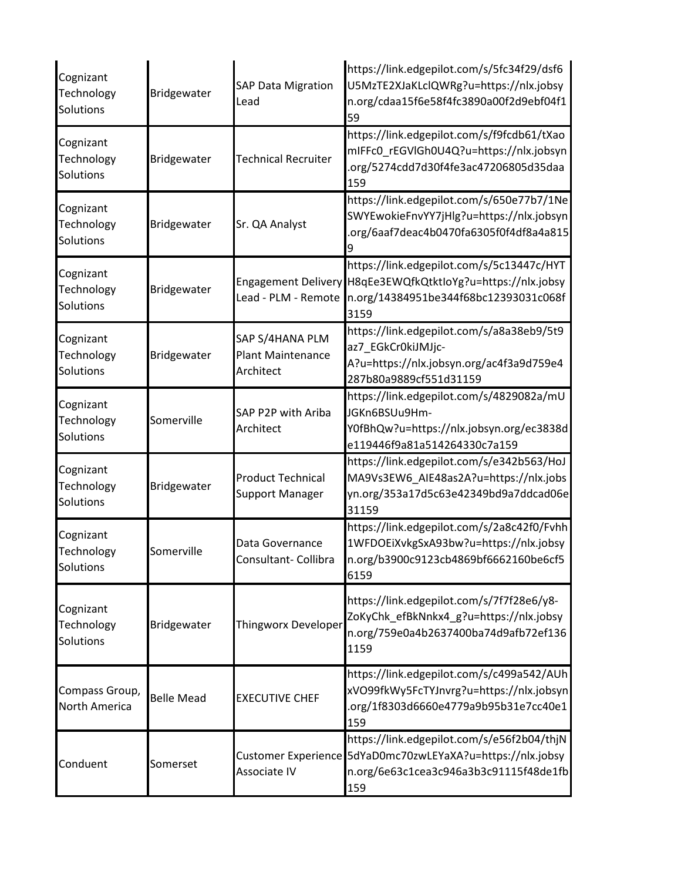| | | | |
|---|---|---|---|
| Cognizant Technology Solutions | Bridgewater | SAP Data Migration Lead | https://link.edgepilot.com/s/5fc34f29/dsf6U5MzTE2XJaKLclQWRg?u=https://nlx.jobsyn.org/cdaa15f6e58f4fc3890a00f2d9ebf04f159 |
| Cognizant Technology Solutions | Bridgewater | Technical Recruiter | https://link.edgepilot.com/s/f9fcdb61/tXaomIFFc0_rEGVlGh0U4Q?u=https://nlx.jobsyn.org/5274cdd7d30f4fe3ac47206805d35daa159 |
| Cognizant Technology Solutions | Bridgewater | Sr. QA Analyst | https://link.edgepilot.com/s/650e77b7/1NeSWYEwokieFnvYY7jHlg?u=https://nlx.jobsyn.org/6aaf7deac4b0470fa6305f0f4df8a4a8159 |
| Cognizant Technology Solutions | Bridgewater | Engagement Delivery Lead - PLM - Remote | https://link.edgepilot.com/s/5c13447c/HYTH8qEe3EWQfkQtktIoYg?u=https://nlx.jobsyn.org/14384951be344f68bc12393031c068f3159 |
| Cognizant Technology Solutions | Bridgewater | SAP S/4HANA PLM Plant Maintenance Architect | https://link.edgepilot.com/s/a8a38eb9/5t9az7_EGkCr0kiJMJjc-A?u=https://nlx.jobsyn.org/ac4f3a9d759e4287b80a9889cf551d31159 |
| Cognizant Technology Solutions | Somerville | SAP P2P with Ariba Architect | https://link.edgepilot.com/s/4829082a/mUJGKn6BSUu9Hm-Y0fBhQw?u=https://nlx.jobsyn.org/ec3838de119446f9a81a514264330c7a159 |
| Cognizant Technology Solutions | Bridgewater | Product Technical Support Manager | https://link.edgepilot.com/s/e342b563/HoJMA9Vs3EW6_AIE48as2A?u=https://nlx.jobsyn.org/353a17d5c63e42349bd9a7ddcad06e31159 |
| Cognizant Technology Solutions | Somerville | Data Governance Consultant- Collibra | https://link.edgepilot.com/s/2a8c42f0/Fvhh1WFDOEiXvkgSxA93bw?u=https://nlx.jobsyn.org/b3900c9123cb4869bf6662160be6cf56159 |
| Cognizant Technology Solutions | Bridgewater | Thingworx Developer | https://link.edgepilot.com/s/7f7f28e6/y8-ZoKyChk_efBkNnkx4_g?u=https://nlx.jobsyn.org/759e0a4b2637400ba74d9afb72ef1361159 |
| Compass Group, North America | Belle Mead | EXECUTIVE CHEF | https://link.edgepilot.com/s/c499a542/AUhxVO99fkWy5FcTYJnvrg?u=https://nlx.jobsyn.org/1f8303d6660e4779a9b95b31e7cc40e1159 |
| Conduent | Somerset | Customer Experience Associate IV | https://link.edgepilot.com/s/e56f2b04/thjN5dYaD0mc70zwLEYaXA?u=https://nlx.jobsyn.org/6e63c1cea3c946a3b3c91115f48de1fb159 |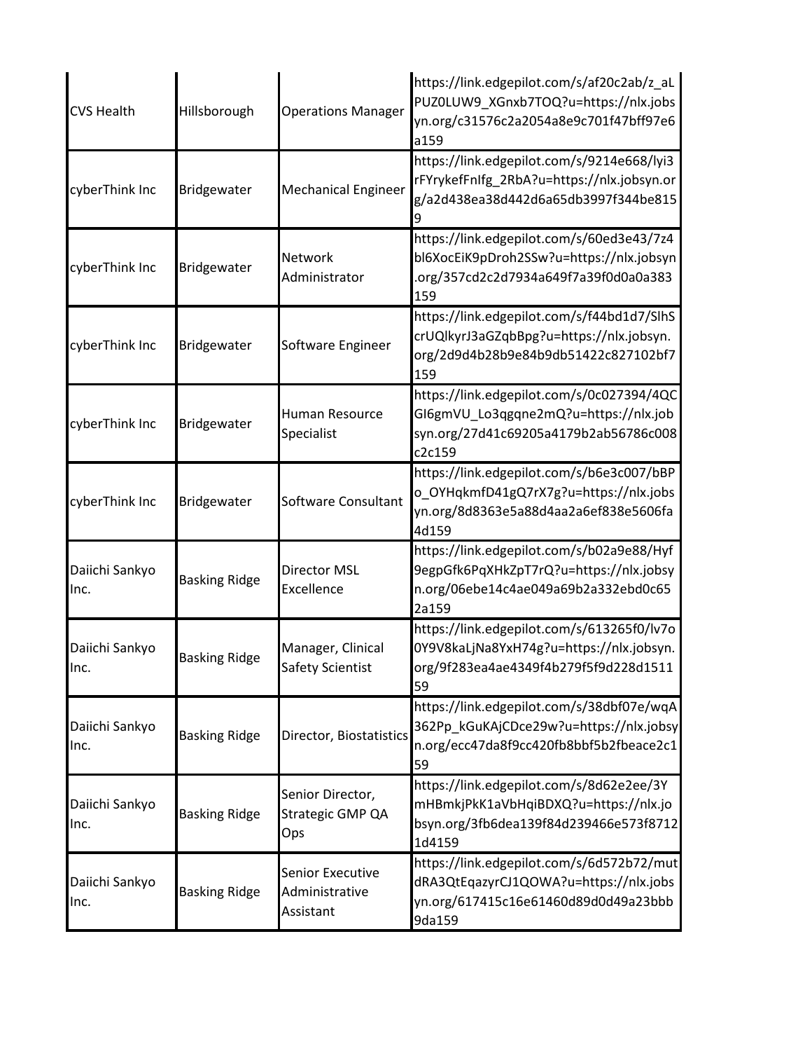| CVS Health | Hillsborough | Operations Manager | https://link.edgepilot.com/s/af20c2ab/z_aLPUZ0LUW9_XGnxb7TOQ?u=https://nlx.jobsyn.org/c31576c2a2054a8e9c701f47bff97e6a159 |
|---|---|---|---|
| cyberThink Inc | Bridgewater | Mechanical Engineer | https://link.edgepilot.com/s/9214e668/lyi3rFYrykefFnIfg_2RbA?u=https://nlx.jobsyn.org/a2d438ea38d442d6a65db3997f344be8159 |
| cyberThink Inc | Bridgewater | Network Administrator | https://link.edgepilot.com/s/60ed3e43/7z4bl6XocEiK9pDroh2SSw?u=https://nlx.jobsyn.org/357cd2c2d7934a649f7a39f0d0a0a383159 |
| cyberThink Inc | Bridgewater | Software Engineer | https://link.edgepilot.com/s/f44bd1d7/SlhScrUQlkyrJ3aGZqbBpg?u=https://nlx.jobsyn.org/2d9d4b28b9e84b9db51422c827102bf7159 |
| cyberThink Inc | Bridgewater | Human Resource Specialist | https://link.edgepilot.com/s/0c027394/4QCGI6gmVU_Lo3qgqne2mQ?u=https://nlx.jobsyn.org/27d41c69205a4179b2ab56786c008c2c159 |
| cyberThink Inc | Bridgewater | Software Consultant | https://link.edgepilot.com/s/b6e3c007/bBPo_OYHqkmfD41gQ7rX7g?u=https://nlx.jobsyn.org/8d8363e5a88d4aa2a6ef838e5606fa4d159 |
| Daiichi Sankyo Inc. | Basking Ridge | Director MSL Excellence | https://link.edgepilot.com/s/b02a9e88/Hyf9egpGfk6PqXHkZpT7rQ?u=https://nlx.jobsyn.org/06ebe14c4ae049a69b2a332ebd0c652a159 |
| Daiichi Sankyo Inc. | Basking Ridge | Manager, Clinical Safety Scientist | https://link.edgepilot.com/s/613265f0/lv7o0Y9V8kaLjNa8YxH74g?u=https://nlx.jobsyn.org/9f283ea4ae4349f4b279f5f9d228d151159 |
| Daiichi Sankyo Inc. | Basking Ridge | Director, Biostatistics | https://link.edgepilot.com/s/38dbf07e/wqA362Pp_kGuKAjCDce29w?u=https://nlx.jobsyn.org/ecc47da8f9cc420fb8bbf5b2fbeace2c159 |
| Daiichi Sankyo Inc. | Basking Ridge | Senior Director, Strategic GMP QA Ops | https://link.edgepilot.com/s/8d62e2ee/3YmHBmkjPkK1aVbHqiBDXQ?u=https://nlx.jobsyn.org/3fb6dea139f84d239466e573f87121d4159 |
| Daiichi Sankyo Inc. | Basking Ridge | Senior Executive Administrative Assistant | https://link.edgepilot.com/s/6d572b72/mutdRA3QtEqazyrCJ1QOWA?u=https://nlx.jobsyn.org/617415c16e61460d89d0d49a23bbb9da159 |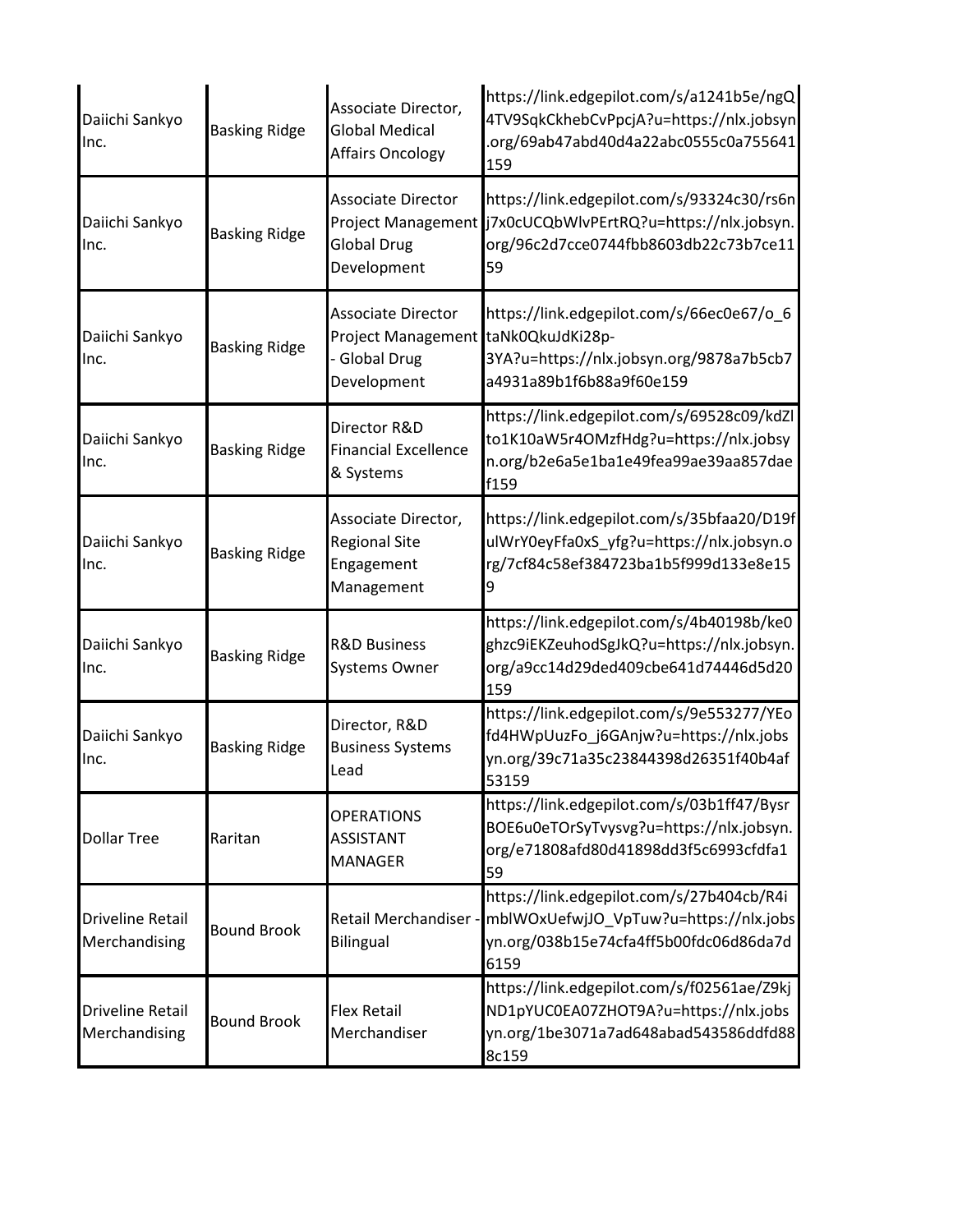| | | | |
|---|---|---|---|
| Daiichi Sankyo Inc. | Basking Ridge | Associate Director, Global Medical Affairs Oncology | https://link.edgepilot.com/s/a1241b5e/ngQ4TV9SqkCkhebCvPpcjA?u=https://nlx.jobsyn.org/69ab47abd40d4a22abc0555c0a755641159 |
| Daiichi Sankyo Inc. | Basking Ridge | Associate Director Project Management Global Drug Development | https://link.edgepilot.com/s/93324c30/rs6nj7x0cUCQbWlvPErtRQ?u=https://nlx.jobsyn.org/96c2d7cce0744fbb8603db22c73b7ce1159 |
| Daiichi Sankyo Inc. | Basking Ridge | Associate Director Project Management - Global Drug Development | https://link.edgepilot.com/s/66ec0e67/o_6taNk0QkuJdKi28p-3YA?u=https://nlx.jobsyn.org/9878a7b5cb7a4931a89b1f6b88a9f60e159 |
| Daiichi Sankyo Inc. | Basking Ridge | Director R&D Financial Excellence & Systems | https://link.edgepilot.com/s/69528c09/kdZlto1K10aW5r4OMzfHdg?u=https://nlx.jobsyn.org/b2e6a5e1ba1e49fea99ae39aa857daef159 |
| Daiichi Sankyo Inc. | Basking Ridge | Associate Director, Regional Site Engagement Management | https://link.edgepilot.com/s/35bfaa20/D19fulWrY0eyFfa0xS_yfg?u=https://nlx.jobsyn.org/7cf84c58ef384723ba1b5f999d133e8e159 |
| Daiichi Sankyo Inc. | Basking Ridge | R&D Business Systems Owner | https://link.edgepilot.com/s/4b40198b/ke0ghzc9iEKZeuhodSgJkQ?u=https://nlx.jobsyn.org/a9cc14d29ded409cbe641d74446d5d20159 |
| Daiichi Sankyo Inc. | Basking Ridge | Director, R&D Business Systems Lead | https://link.edgepilot.com/s/9e553277/YEofd4HWpUuzFo_j6GAnjw?u=https://nlx.jobsyn.org/39c71a35c23844398d26351f40b4af53159 |
| Dollar Tree | Raritan | OPERATIONS ASSISTANT MANAGER | https://link.edgepilot.com/s/03b1ff47/BysrBOE6u0eTOrSyTvysvg?u=https://nlx.jobsyn.org/e71808afd80d41898dd3f5c6993cfdfa159 |
| Driveline Retail Merchandising | Bound Brook | Retail Merchandiser - Bilingual | https://link.edgepilot.com/s/27b404cb/R4imblWOxUefwjJO_VpTuw?u=https://nlx.jobsyn.org/038b15e74cfa4ff5b00fdc06d86da7d6159 |
| Driveline Retail Merchandising | Bound Brook | Flex Retail Merchandiser | https://link.edgepilot.com/s/f02561ae/Z9kjND1pYUC0EA07ZHOT9A?u=https://nlx.jobsyn.org/1be3071a7ad648abad543586ddfd888c159 |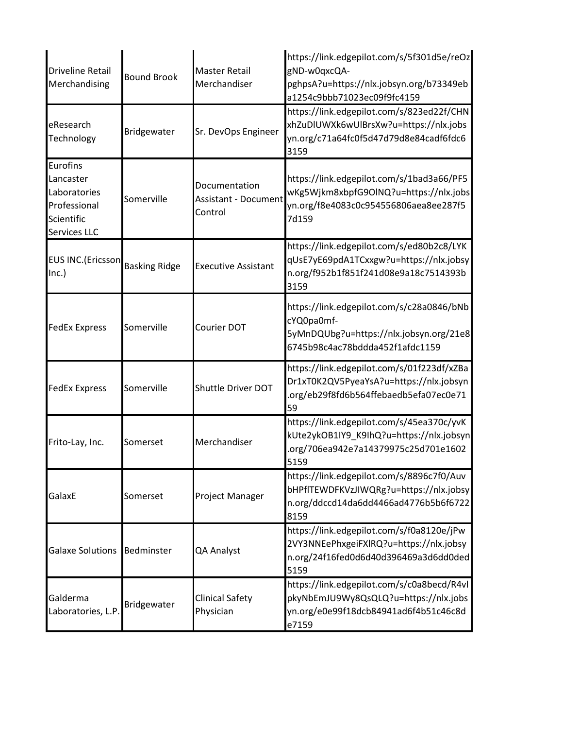| | | | |
|---|---|---|---|
| Driveline Retail Merchandising | Bound Brook | Master Retail Merchandiser | https://link.edgepilot.com/s/5f301d5e/reOzgND-w0qxcQA-pghpsA?u=https://nlx.jobsyn.org/b73349eba1254c9bbb71023ec09f9fc4159 |
| eResearch Technology | Bridgewater | Sr. DevOps Engineer | https://link.edgepilot.com/s/823ed22f/CHNxhZuDlUWXk6wUlBrsXw?u=https://nlx.jobsyn.org/c71a64fc0f5d47d79d8e84cadf6fdc63159 |
| Eurofins Lancaster Laboratories Professional Scientific Services LLC | Somerville | Documentation Assistant - Document Control | https://link.edgepilot.com/s/1bad3a66/PF5wKg5Wjkm8xbpfG9OlNQ?u=https://nlx.jobsyn.org/f8e4083c0c954556806aea8ee287f57d159 |
| EUS INC.(Ericsson Inc.) | Basking Ridge | Executive Assistant | https://link.edgepilot.com/s/ed80b2c8/LYKqUsE7yE69pdA1TCxxgw?u=https://nlx.jobsyn.org/f952b1f851f241d08e9a18c7514393b3159 |
| FedEx Express | Somerville | Courier DOT | https://link.edgepilot.com/s/c28a0846/bNbcYQ0pa0mf-5yMnDQUbg?u=https://nlx.jobsyn.org/21e86745b98c4ac78bddda452f1afdc1159 |
| FedEx Express | Somerville | Shuttle Driver DOT | https://link.edgepilot.com/s/01f223df/xZBaDr1xT0K2QV5PyeaYsA?u=https://nlx.jobsyn.org/eb29f8fd6b564ffebaedb5efa07ec0e7159 |
| Frito-Lay, Inc. | Somerset | Merchandiser | https://link.edgepilot.com/s/45ea370c/yvKkUte2ykOB1IY9_K9IhQ?u=https://nlx.jobsyn.org/706ea942e7a14379975c25d701e16025159 |
| GalaxE | Somerset | Project Manager | https://link.edgepilot.com/s/8896c7f0/AuvbHPflTEWDFKVzJIWQRg?u=https://nlx.jobsyn.org/ddccd14da6dd4466ad4776b5b6f67228159 |
| Galaxe Solutions | Bedminster | QA Analyst | https://link.edgepilot.com/s/f0a8120e/jPw2VY3NNEePhxgeiFXlRQ?u=https://nlx.jobsyn.org/24f16fed0d6d40d396469a3d6dd0ded5159 |
| Galderma Laboratories, L.P. | Bridgewater | Clinical Safety Physician | https://link.edgepilot.com/s/c0a8becd/R4vlpkyNbEmJU9Wy8QsQLQ?u=https://nlx.jobsyn.org/e0e99f18dcb84941ad6f4b51c46c8de7159 |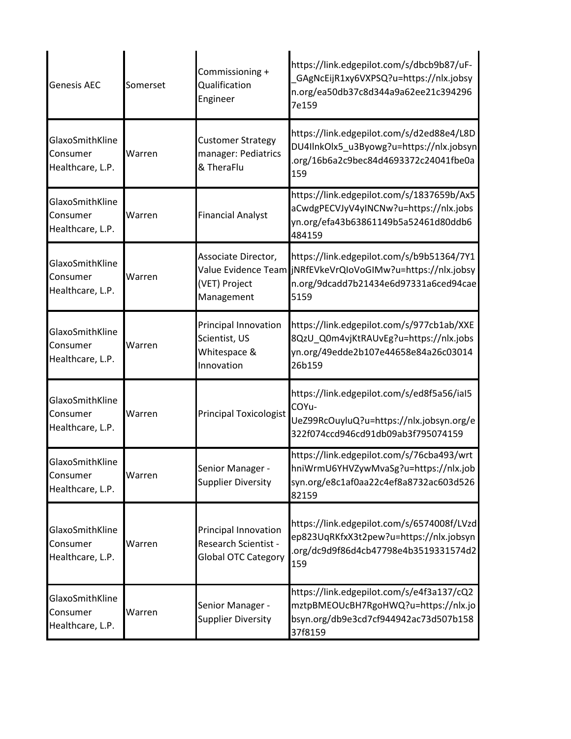| | | | |
|---|---|---|---|
| Genesis AEC | Somerset | Commissioning + Qualification Engineer | https://link.edgepilot.com/s/dbcb9b87/uF-_GAgNcEijR1xy6VXPSQ?u=https://nlx.jobsyn.org/ea50db37c8d344a9a62ee21c3942967e159 |
| GlaxoSmithKline Consumer Healthcare, L.P. | Warren | Customer Strategy manager: Pediatrics & TheraFlu | https://link.edgepilot.com/s/d2ed88e4/L8DDU4IlnkOlx5_u3Byowg?u=https://nlx.jobsyn.org/16b6a2c9bec84d4693372c24041fbe0a159 |
| GlaxoSmithKline Consumer Healthcare, L.P. | Warren | Financial Analyst | https://link.edgepilot.com/s/1837659b/Ax5aCwdgPECVJyV4yINCNw?u=https://nlx.jobsyn.org/efa43b63861149b5a52461d80ddb6484159 |
| GlaxoSmithKline Consumer Healthcare, L.P. | Warren | Associate Director, Value Evidence Team (VET) Project Management | https://link.edgepilot.com/s/b9b51364/7Y1jNRfEVkeVrQIoVoGIMw?u=https://nlx.jobsyn.org/9dcadd7b21434e6d97331a6ced94cae5159 |
| GlaxoSmithKline Consumer Healthcare, L.P. | Warren | Principal Innovation Scientist, US Whitespace & Innovation | https://link.edgepilot.com/s/977cb1ab/XXE8QzU_Q0m4vjKtRAUvEg?u=https://nlx.jobsyn.org/49edde2b107e44658e84a26c0301426b159 |
| GlaxoSmithKline Consumer Healthcare, L.P. | Warren | Principal Toxicologist | https://link.edgepilot.com/s/ed8f5a56/iaI5COYu-UeZ99RcOuyluQ?u=https://nlx.jobsyn.org/e322f074ccd946cd91db09ab3f795074159 |
| GlaxoSmithKline Consumer Healthcare, L.P. | Warren | Senior Manager - Supplier Diversity | https://link.edgepilot.com/s/76cba493/wrthniWrmU6YHVZywMvaSg?u=https://nlx.jobsyn.org/e8c1af0aa22c4ef8a8732ac603d52682159 |
| GlaxoSmithKline Consumer Healthcare, L.P. | Warren | Principal Innovation Research Scientist - Global OTC Category | https://link.edgepilot.com/s/6574008f/LVzdep823UqRKfxX3t2pew?u=https://nlx.jobsyn.org/dc9d9f86d4cb47798e4b3519331574d2159 |
| GlaxoSmithKline Consumer Healthcare, L.P. | Warren | Senior Manager - Supplier Diversity | https://link.edgepilot.com/s/e4f3a137/cQ2mztpBMEOUcBH7RgoHWQ?u=https://nlx.jobsyn.org/db9e3cd7cf944942ac73d507b15837f8159 |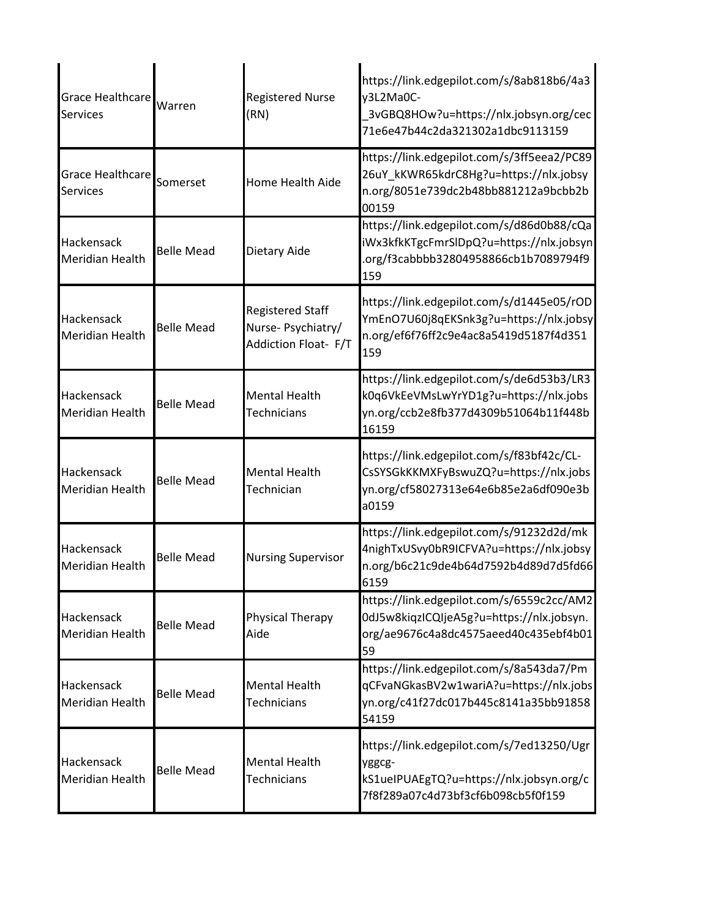| | | | |
|---|---|---|---|
| Grace Healthcare Services | Warren | Registered Nurse (RN) | https://link.edgepilot.com/s/8ab818b6/4a3y3L2Ma0C-_3vGBQ8HOw?u=https://nlx.jobsyn.org/cec71e6e47b44c2da321302a1dbc9113159 |
| Grace Healthcare Services | Somerset | Home Health Aide | https://link.edgepilot.com/s/3ff5eea2/PC8926uY_kKWR65kdrC8Hg?u=https://nlx.jobsyn.org/8051e739dc2b48bb881212a9bcbb2b00159 |
| Hackensack Meridian Health | Belle Mead | Dietary Aide | https://link.edgepilot.com/s/d86d0b88/cQaiWx3kfkKTgcFmrSlDpQ?u=https://nlx.jobsyn.org/f3cabbbb32804958866cb1b7089794f9159 |
| Hackensack Meridian Health | Belle Mead | Registered Staff Nurse- Psychiatry/ Addiction Float- F/T | https://link.edgepilot.com/s/d1445e05/rODYmEnO7U60j8qEKSnk3g?u=https://nlx.jobsyn.org/ef6f76ff2c9e4ac8a5419d5187f4d351159 |
| Hackensack Meridian Health | Belle Mead | Mental Health Technicians | https://link.edgepilot.com/s/de6d53b3/LR3k0q6VkEeVMsLwYrYD1g?u=https://nlx.jobsyn.org/ccb2e8fb377d4309b51064b11f448b16159 |
| Hackensack Meridian Health | Belle Mead | Mental Health Technician | https://link.edgepilot.com/s/f83bf42c/CL-CsSYSGkKKMXFyBswuZQ?u=https://nlx.jobsyn.org/cf58027313e64e6b85e2a6df090e3ba0159 |
| Hackensack Meridian Health | Belle Mead | Nursing Supervisor | https://link.edgepilot.com/s/91232d2d/mk4nighTxUSvy0bR9ICFVA?u=https://nlx.jobsyn.org/b6c21c9de4b64d7592b4d89d7d5fd666159 |
| Hackensack Meridian Health | Belle Mead | Physical Therapy Aide | https://link.edgepilot.com/s/6559c2cc/AM20dJ5w8kiqzICQIjeA5g?u=https://nlx.jobsyn.org/ae9676c4a8dc4575aeed40c435ebf4b0159 |
| Hackensack Meridian Health | Belle Mead | Mental Health Technicians | https://link.edgepilot.com/s/8a543da7/PmqCFvaNGkasBV2w1wariA?u=https://nlx.jobsyn.org/c41f27dc017b445c8141a35bb9185854159 |
| Hackensack Meridian Health | Belle Mead | Mental Health Technicians | https://link.edgepilot.com/s/7ed13250/Ugryggcg-kS1ueIPUAEgTQ?u=https://nlx.jobsyn.org/c7f8f289a07c4d73bf3cf6b098cb5f0f159 |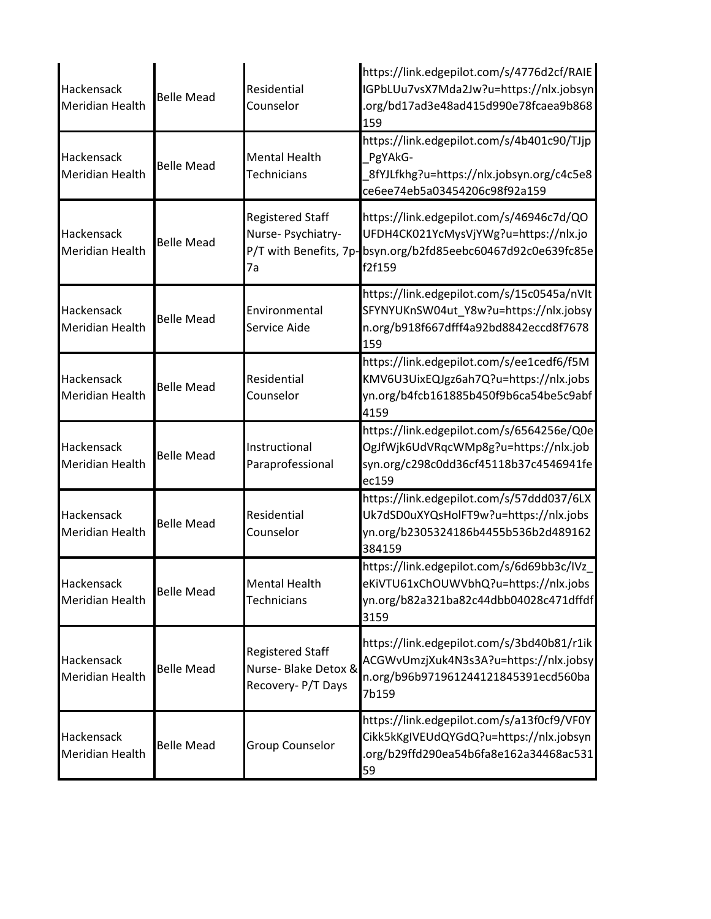| | | | |
|---|---|---|---|
| Hackensack Meridian Health | Belle Mead | Residential Counselor | https://link.edgepilot.com/s/4776d2cf/RAIEIGPbLUu7vsX7Mda2Jw?u=https://nlx.jobsyn.org/bd17ad3e48ad415d990e78fcaea9b868159 |
| Hackensack Meridian Health | Belle Mead | Mental Health Technicians | https://link.edgepilot.com/s/4b401c90/TJjp_PgYAkG-_8fYJLfkhg?u=https://nlx.jobsyn.org/c4c5e8ce6ee74eb5a03454206c98f92a159 |
| Hackensack Meridian Health | Belle Mead | Registered Staff Nurse- Psychiatry- P/T with Benefits, 7p-7a | https://link.edgepilot.com/s/46946c7d/QOUFDH4CK021YcMysVjYWg?u=https://nlx.jobsyn.org/b2fd85eebc60467d92c0e639fc85ef2f159 |
| Hackensack Meridian Health | Belle Mead | Environmental Service Aide | https://link.edgepilot.com/s/15c0545a/nVItSFYNYUKnSW04ut_Y8w?u=https://nlx.jobsyn.org/b918f667dfff4a92bd8842eccd8f7678159 |
| Hackensack Meridian Health | Belle Mead | Residential Counselor | https://link.edgepilot.com/s/ee1cedf6/f5MKMV6U3UixEQJgz6ah7Q?u=https://nlx.jobsyn.org/b4fcb161885b450f9b6ca54be5c9abf4159 |
| Hackensack Meridian Health | Belle Mead | Instructional Paraprofessional | https://link.edgepilot.com/s/6564256e/Q0eOgJfWjk6UdVRqcWMp8g?u=https://nlx.jobsyn.org/c298c0dd36cf45118b37c4546941feec159 |
| Hackensack Meridian Health | Belle Mead | Residential Counselor | https://link.edgepilot.com/s/57ddd037/6LXUk7dSD0uXYQsHolFT9w?u=https://nlx.jobsyn.org/b2305324186b4455b536b2d489162384159 |
| Hackensack Meridian Health | Belle Mead | Mental Health Technicians | https://link.edgepilot.com/s/6d69bb3c/IVz_eKiVTU61xChOUWVbhQ?u=https://nlx.jobsyn.org/b82a321ba82c44dbb04028c471dffdf3159 |
| Hackensack Meridian Health | Belle Mead | Registered Staff Nurse- Blake Detox & Recovery- P/T Days | https://link.edgepilot.com/s/3bd40b81/r1ikACGWvUmzjXuk4N3s3A?u=https://nlx.jobsyn.org/b96b971961244121845391ecd560ba7b159 |
| Hackensack Meridian Health | Belle Mead | Group Counselor | https://link.edgepilot.com/s/a13f0cf9/VF0YCikk5kKgIVEUdQYGdQ?u=https://nlx.jobsyn.org/b29ffd290ea54b6fa8e162a34468ac53159 |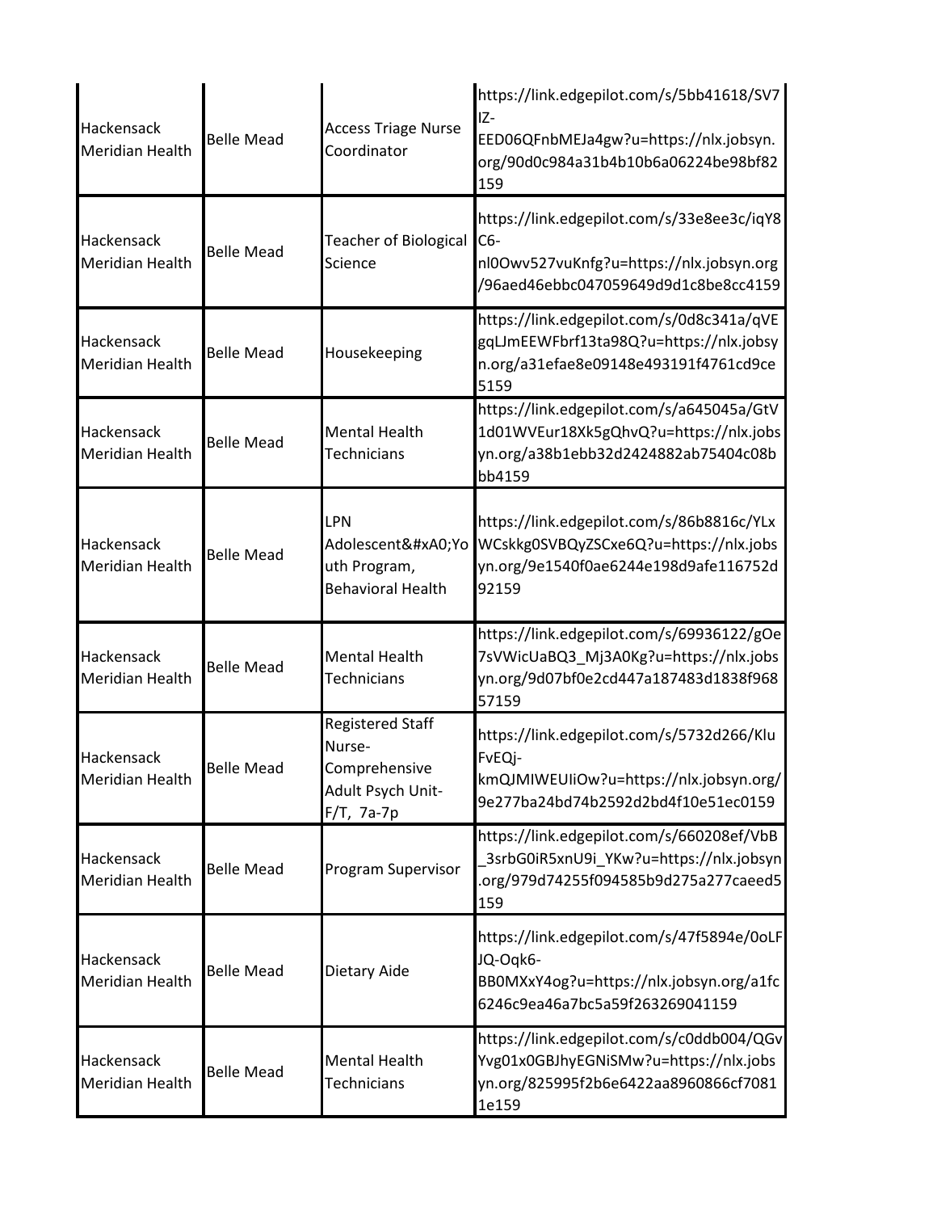| | | | |
|---|---|---|---|
| Hackensack Meridian Health | Belle Mead | Access Triage Nurse Coordinator | https://link.edgepilot.com/s/5bb41618/SV7IZ-EED06QFnbMEJa4gw?u=https://nlx.jobsyn.org/90d0c984a31b4b10b6a06224be98bf82159 |
| Hackensack Meridian Health | Belle Mead | Teacher of Biological Science | https://link.edgepilot.com/s/33e8ee3c/iqY8C6-nl0Owv527vuKnfg?u=https://nlx.jobsyn.org/96aed46ebbc047059649d9d1c8be8cc4159 |
| Hackensack Meridian Health | Belle Mead | Housekeeping | https://link.edgepilot.com/s/0d8c341a/qVEgqLJmEEWFbrf13ta98Q?u=https://nlx.jobsyn.org/a31efae8e09148e493191f4761cd9ce5159 |
| Hackensack Meridian Health | Belle Mead | Mental Health Technicians | https://link.edgepilot.com/s/a645045a/GtV1d01WVEur18Xk5gQhvQ?u=https://nlx.jobsyn.org/a38b1ebb32d2424882ab75404c08bbb4159 |
| Hackensack Meridian Health | Belle Mead | LPN Adolescent&#xA0;Youth Program, Behavioral Health | https://link.edgepilot.com/s/86b8816c/YLxWCskkg0SVBQyZSCxe6Q?u=https://nlx.jobsyn.org/9e1540f0ae6244e198d9afe116752d92159 |
| Hackensack Meridian Health | Belle Mead | Mental Health Technicians | https://link.edgepilot.com/s/69936122/gOe7sVWicUaBQ3_Mj3A0Kg?u=https://nlx.jobsyn.org/9d07bf0e2cd447a187483d1838f96857159 |
| Hackensack Meridian Health | Belle Mead | Registered Staff Nurse- Comprehensive Adult Psych Unit- F/T, 7a-7p | https://link.edgepilot.com/s/5732d266/KluFvEQj-kmQJMIWEUIiOw?u=https://nlx.jobsyn.org/9e277ba24bd74b2592d2bd4f10e51ec0159 |
| Hackensack Meridian Health | Belle Mead | Program Supervisor | https://link.edgepilot.com/s/660208ef/VbB_3srbG0iR5xnU9i_YKw?u=https://nlx.jobsyn.org/979d74255f094585b9d275a277caeed5159 |
| Hackensack Meridian Health | Belle Mead | Dietary Aide | https://link.edgepilot.com/s/47f5894e/0oLFJQ-Oqk6-BB0MXxY4og?u=https://nlx.jobsyn.org/a1fc6246c9ea46a7bc5a59f263269041159 |
| Hackensack Meridian Health | Belle Mead | Mental Health Technicians | https://link.edgepilot.com/s/c0ddb004/QGvYvg01x0GBJhyEGNiSMw?u=https://nlx.jobsyn.org/825995f2b6e6422aa8960866cf70811e159 |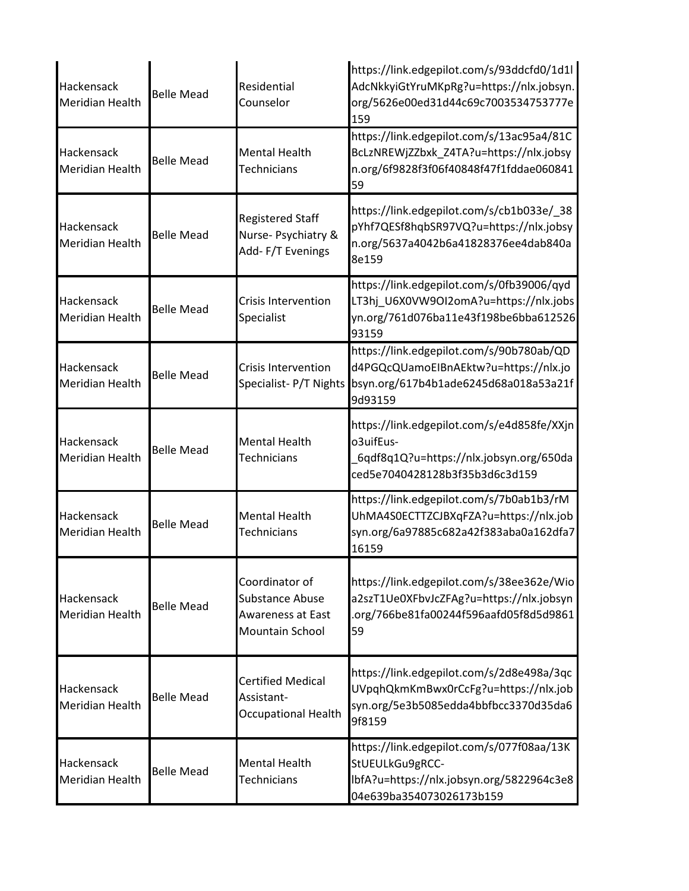| | | | |
|---|---|---|---|
| Hackensack Meridian Health | Belle Mead | Residential Counselor | https://link.edgepilot.com/s/93ddcfd0/1d1lAdcNkkyiGtYruMKpRg?u=https://nlx.jobsyn.org/5626e00ed31d44c69c7003534753777e159 |
| Hackensack Meridian Health | Belle Mead | Mental Health Technicians | https://link.edgepilot.com/s/13ac95a4/81CBcLzNREWjZZbxk_Z4TA?u=https://nlx.jobsyn.org/6f9828f3f06f40848f47f1fddae06084159 |
| Hackensack Meridian Health | Belle Mead | Registered Staff Nurse- Psychiatry & Add- F/T Evenings | https://link.edgepilot.com/s/cb1b033e/_38pYhf7QESf8hqbSR97VQ?u=https://nlx.jobsyn.org/5637a4042b6a41828376ee4dab840a8e159 |
| Hackensack Meridian Health | Belle Mead | Crisis Intervention Specialist | https://link.edgepilot.com/s/0fb39006/qydLT3hj_U6X0VW9OI2omA?u=https://nlx.jobsyn.org/761d076ba11e43f198be6bba61252693159 |
| Hackensack Meridian Health | Belle Mead | Crisis Intervention Specialist- P/T Nights | https://link.edgepilot.com/s/90b780ab/QDd4PGQcQUamoEIBnAEktw?u=https://nlx.jobsyn.org/617b4b1ade6245d68a018a53a21f9d93159 |
| Hackensack Meridian Health | Belle Mead | Mental Health Technicians | https://link.edgepilot.com/s/e4d858fe/XXjno3uifEus-_6qdf8q1Q?u=https://nlx.jobsyn.org/650daced5e7040428128b3f35b3d6c3d159 |
| Hackensack Meridian Health | Belle Mead | Mental Health Technicians | https://link.edgepilot.com/s/7b0ab1b3/rMUhMA4S0ECTTZCJBXqFZA?u=https://nlx.jobsyn.org/6a97885c682a42f383aba0a162dfa716159 |
| Hackensack Meridian Health | Belle Mead | Coordinator of Substance Abuse Awareness at East Mountain School | https://link.edgepilot.com/s/38ee362e/Wioa2szT1Ue0XFbvJcZFAg?u=https://nlx.jobsyn.org/766be81fa00244f596aafd05f8d5d986159 |
| Hackensack Meridian Health | Belle Mead | Certified Medical Assistant- Occupational Health | https://link.edgepilot.com/s/2d8e498a/3qcUVpqhQkmKmBwx0rCcFg?u=https://nlx.jobsyn.org/5e3b5085edda4bbfbcc3370d35da69f8159 |
| Hackensack Meridian Health | Belle Mead | Mental Health Technicians | https://link.edgepilot.com/s/077f08aa/13KStUEULkGu9gRCC-lbfA?u=https://nlx.jobsyn.org/5822964c3e804e639ba354073026173b159 |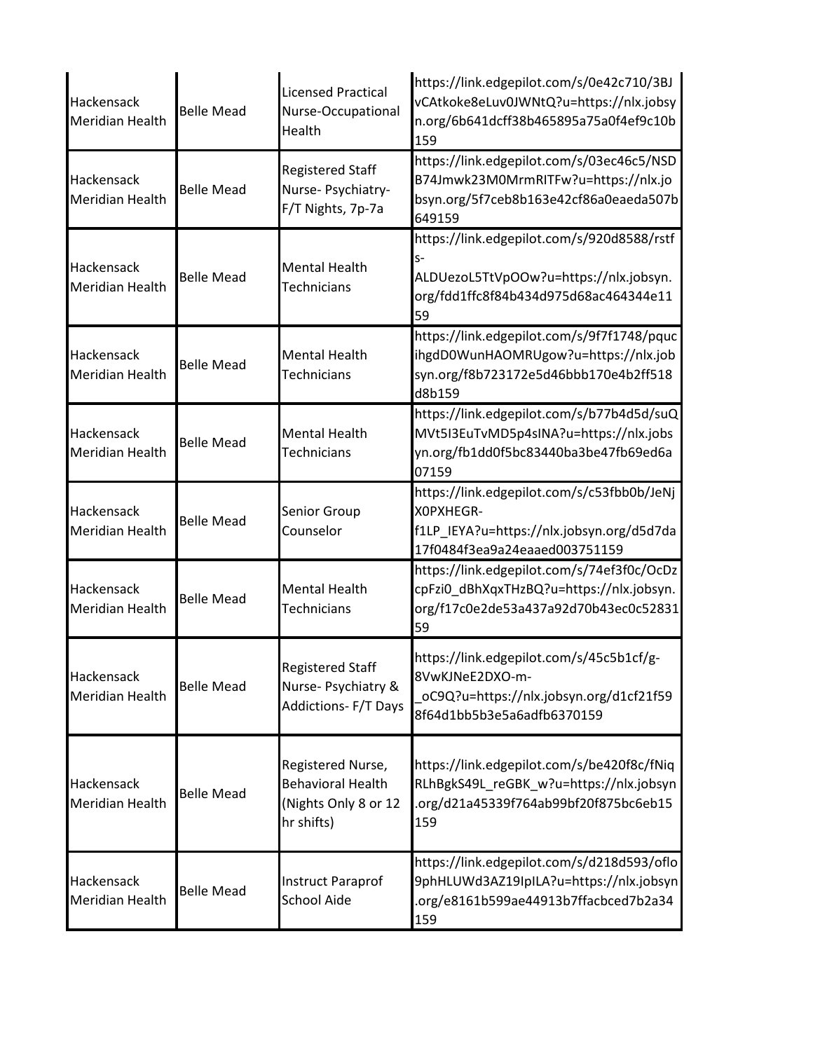| | | | |
|---|---|---|---|
| Hackensack Meridian Health | Belle Mead | Licensed Practical Nurse-Occupational Health | https://link.edgepilot.com/s/0e42c710/3BJvCAtkoke8eLuv0JWNtQ?u=https://nlx.jobsyn.org/6b641dcff38b465895a75a0f4ef9c10b159 |
| Hackensack Meridian Health | Belle Mead | Registered Staff Nurse- Psychiatry- F/T Nights, 7p-7a | https://link.edgepilot.com/s/03ec46c5/NSDB74Jmwk23M0MrmRITFw?u=https://nlx.jobsyn.org/5f7ceb8b163e42cf86a0eaeda507b649159 |
| Hackensack Meridian Health | Belle Mead | Mental Health Technicians | https://link.edgepilot.com/s/920d8588/rstfs-ALDUezoL5TtVpOOw?u=https://nlx.jobsyn.org/fdd1ffc8f84b434d975d68ac464344e1159 |
| Hackensack Meridian Health | Belle Mead | Mental Health Technicians | https://link.edgepilot.com/s/9f7f1748/pqucihgdD0WunHAOMRUgow?u=https://nlx.jobsyn.org/f8b723172e5d46bbb170e4b2ff518d8b159 |
| Hackensack Meridian Health | Belle Mead | Mental Health Technicians | https://link.edgepilot.com/s/b77b4d5d/suQMVt5I3EuTvMD5p4sINA?u=https://nlx.jobsyn.org/fb1dd0f5bc83440ba3be47fb69ed6a07159 |
| Hackensack Meridian Health | Belle Mead | Senior Group Counselor | https://link.edgepilot.com/s/c53fbb0b/JeNjX0PXHEGR-f1LP_IEYA?u=https://nlx.jobsyn.org/d5d7da17f0484f3ea9a24eaaed003751159 |
| Hackensack Meridian Health | Belle Mead | Mental Health Technicians | https://link.edgepilot.com/s/74ef3f0c/OcDzcpFzi0_dBhXqxTHzBQ?u=https://nlx.jobsyn.org/f17c0e2de53a437a92d70b43ec0c5283159 |
| Hackensack Meridian Health | Belle Mead | Registered Staff Nurse- Psychiatry & Addictions- F/T Days | https://link.edgepilot.com/s/45c5b1cf/g-8VwKJNeE2DXO-m-_oC9Q?u=https://nlx.jobsyn.org/d1cf21f598f64d1bb5b3e5a6adfb6370159 |
| Hackensack Meridian Health | Belle Mead | Registered Nurse, Behavioral Health (Nights Only 8 or 12 hr shifts) | https://link.edgepilot.com/s/be420f8c/fNiqRLhBgkS49L_reGBK_w?u=https://nlx.jobsyn.org/d21a45339f764ab99bf20f875bc6eb15159 |
| Hackensack Meridian Health | Belle Mead | Instruct Paraprof School Aide | https://link.edgepilot.com/s/d218d593/oflo9phHLUWd3AZ19IpILA?u=https://nlx.jobsyn.org/e8161b599ae44913b7ffacbced7b2a34159 |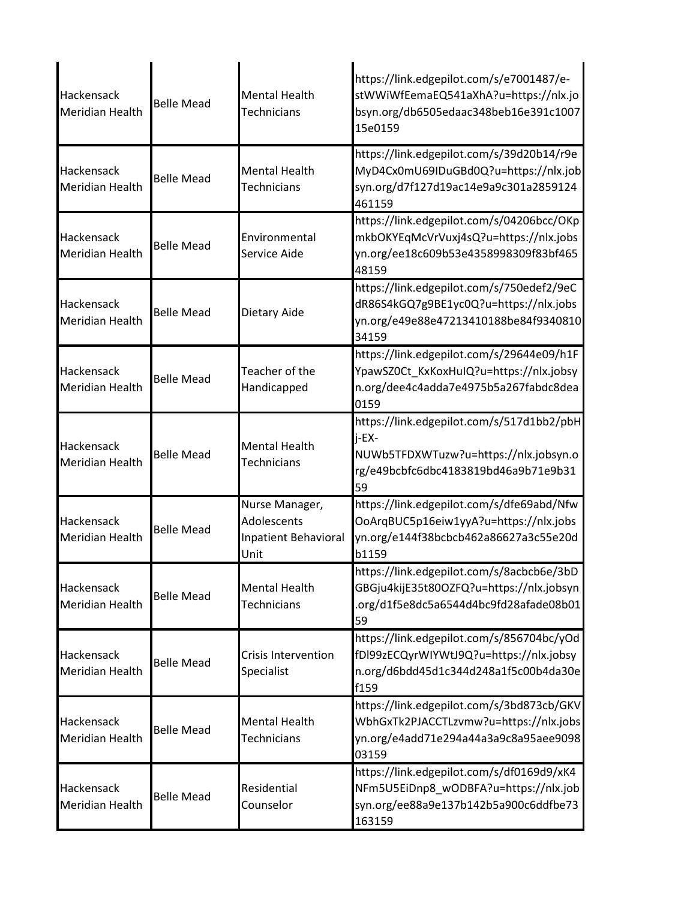| | | | |
|---|---|---|---|
| Hackensack Meridian Health | Belle Mead | Mental Health Technicians | https://link.edgepilot.com/s/e7001487/e-stWWiWfEemaEQ541aXhA?u=https://nlx.jobsyn.org/db6505edaac348beb16e391c100715e0159 |
| Hackensack Meridian Health | Belle Mead | Mental Health Technicians | https://link.edgepilot.com/s/39d20b14/r9eMyD4Cx0mU69IDuGBd0Q?u=https://nlx.jobsyn.org/d7f127d19ac14e9a9c301a2859124461159 |
| Hackensack Meridian Health | Belle Mead | Environmental Service Aide | https://link.edgepilot.com/s/04206bcc/OKpmkbOKYEqMcVrVuxj4sQ?u=https://nlx.jobsyn.org/ee18c609b53e4358998309f83bf46548159 |
| Hackensack Meridian Health | Belle Mead | Dietary Aide | https://link.edgepilot.com/s/750edef2/9eCdR86S4kGQ7g9BE1yc0Q?u=https://nlx.jobsyn.org/e49e88e47213410188be84f934081034159 |
| Hackensack Meridian Health | Belle Mead | Teacher of the Handicapped | https://link.edgepilot.com/s/29644e09/h1FYpawSZ0Ct_KxKoxHuIQ?u=https://nlx.jobsyn.org/dee4c4adda7e4975b5a267fabdc8dea0159 |
| Hackensack Meridian Health | Belle Mead | Mental Health Technicians | https://link.edgepilot.com/s/517d1bb2/pbHj-EX-NUWb5TFDXWTuzw?u=https://nlx.jobsyn.org/e49bcbfc6dbc4183819bd46a9b71e9b3159 |
| Hackensack Meridian Health | Belle Mead | Nurse Manager, Adolescents Inpatient Behavioral Unit | https://link.edgepilot.com/s/dfe69abd/NfwOoArqBUC5p16eiw1yyA?u=https://nlx.jobsyn.org/e144f38bcbcb462a86627a3c55e20db1159 |
| Hackensack Meridian Health | Belle Mead | Mental Health Technicians | https://link.edgepilot.com/s/8acbcb6e/3bDGBGju4kijE35t80OZFQ?u=https://nlx.jobsyn.org/d1f5e8dc5a6544d4bc9fd28afade08b0159 |
| Hackensack Meridian Health | Belle Mead | Crisis Intervention Specialist | https://link.edgepilot.com/s/856704bc/yOdfDl99zECQyrWIYWtJ9Q?u=https://nlx.jobsyn.org/d6bdd45d1c344d248a1f5c00b4da30ef159 |
| Hackensack Meridian Health | Belle Mead | Mental Health Technicians | https://link.edgepilot.com/s/3bd873cb/GKVWbhGxTk2PJACCTLzvmw?u=https://nlx.jobsyn.org/e4add71e294a44a3a9c8a95aee909803159 |
| Hackensack Meridian Health | Belle Mead | Residential Counselor | https://link.edgepilot.com/s/df0169d9/xK4NFm5U5EiDnp8_wODBFA?u=https://nlx.jobsyn.org/ee88a9e137b142b5a900c6ddfbe73163159 |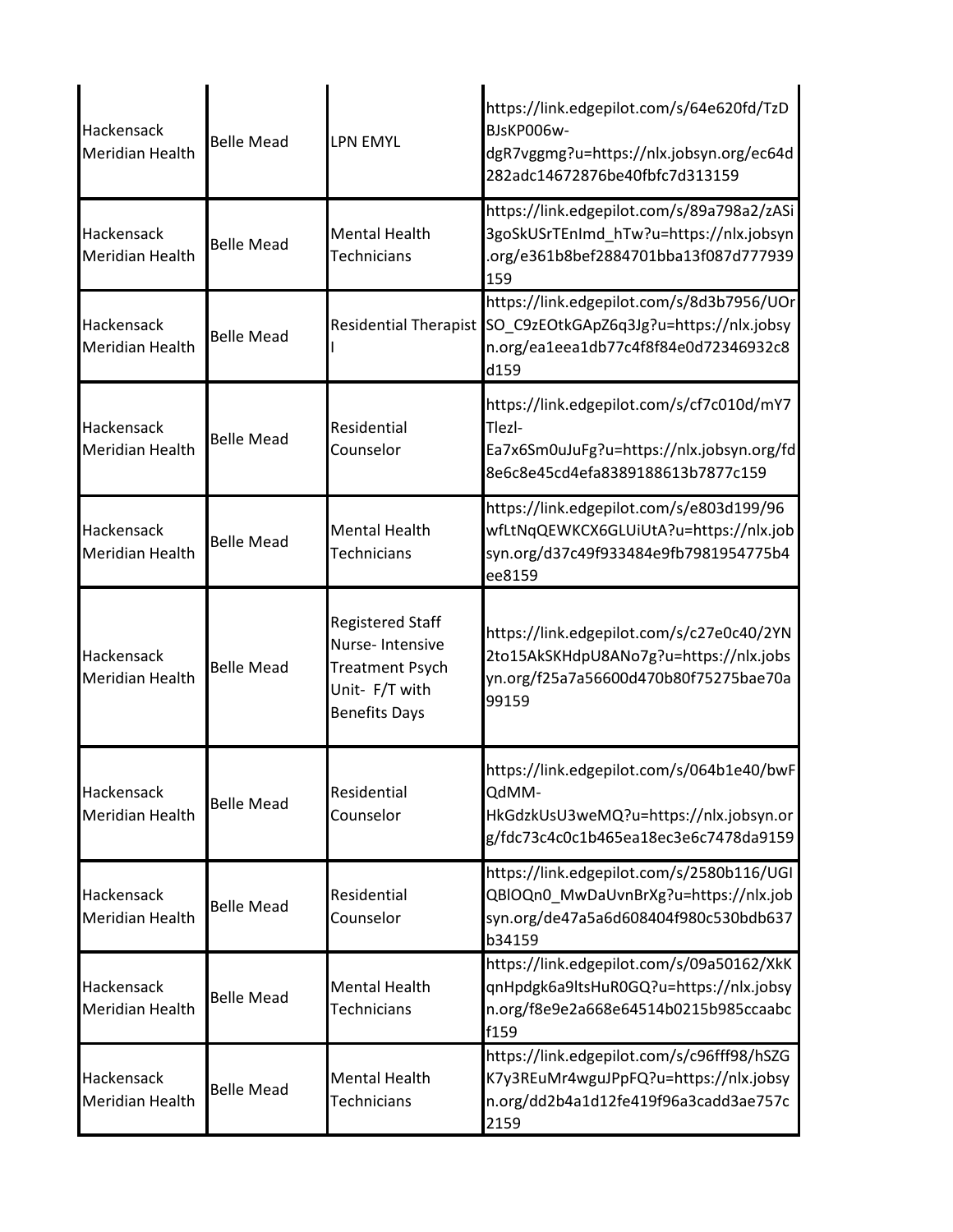| | | | |
|---|---|---|---|
| Hackensack Meridian Health | Belle Mead | LPN EMYL | https://link.edgepilot.com/s/64e620fd/TzDBJsKP006w-dgR7vggmg?u=https://nlx.jobsyn.org/ec64d282adc14672876be40fbfc7d313159 |
| Hackensack Meridian Health | Belle Mead | Mental Health Technicians | https://link.edgepilot.com/s/89a798a2/zASi3goSkUSrTEnImd_hTw?u=https://nlx.jobsyn.org/e361b8bef2884701bba13f087d777939159 |
| Hackensack Meridian Health | Belle Mead | Residential Therapist I | https://link.edgepilot.com/s/8d3b7956/UOrSO_C9zEOtkGApZ6q3Jg?u=https://nlx.jobsyn.org/ea1eea1db77c4f8f84e0d72346932c8d159 |
| Hackensack Meridian Health | Belle Mead | Residential Counselor | https://link.edgepilot.com/s/cf7c010d/mY7TlezI-Ea7x6Sm0uJuFg?u=https://nlx.jobsyn.org/fd8e6c8e45cd4efa8389188613b7877c159 |
| Hackensack Meridian Health | Belle Mead | Mental Health Technicians | https://link.edgepilot.com/s/e803d199/96wfLtNqQEWKCX6GLUiUtA?u=https://nlx.jobsyn.org/d37c49f933484e9fb7981954775b4ee8159 |
| Hackensack Meridian Health | Belle Mead | Registered Staff Nurse- Intensive Treatment Psych Unit- F/T with Benefits Days | https://link.edgepilot.com/s/c27e0c40/2YN2to15AkSKHdpU8ANo7g?u=https://nlx.jobsyn.org/f25a7a56600d470b80f75275bae70a99159 |
| Hackensack Meridian Health | Belle Mead | Residential Counselor | https://link.edgepilot.com/s/064b1e40/bwFQdMM-HkGdzkUsU3weMQ?u=https://nlx.jobsyn.org/fdc73c4c0c1b465ea18ec3e6c7478da9159 |
| Hackensack Meridian Health | Belle Mead | Residential Counselor | https://link.edgepilot.com/s/2580b116/UGIQBlOQn0_MwDaUvnBrXg?u=https://nlx.jobsyn.org/de47a5a6d608404f980c530bdb637b34159 |
| Hackensack Meridian Health | Belle Mead | Mental Health Technicians | https://link.edgepilot.com/s/09a50162/XkKqnHpdgk6a9ltsHuR0GQ?u=https://nlx.jobsyn.org/f8e9e2a668e64514b0215b985ccaabcf159 |
| Hackensack Meridian Health | Belle Mead | Mental Health Technicians | https://link.edgepilot.com/s/c96fff98/hSZGK7y3REuMr4wguJPpFQ?u=https://nlx.jobsyn.org/dd2b4a1d12fe419f96a3cadd3ae757c2159 |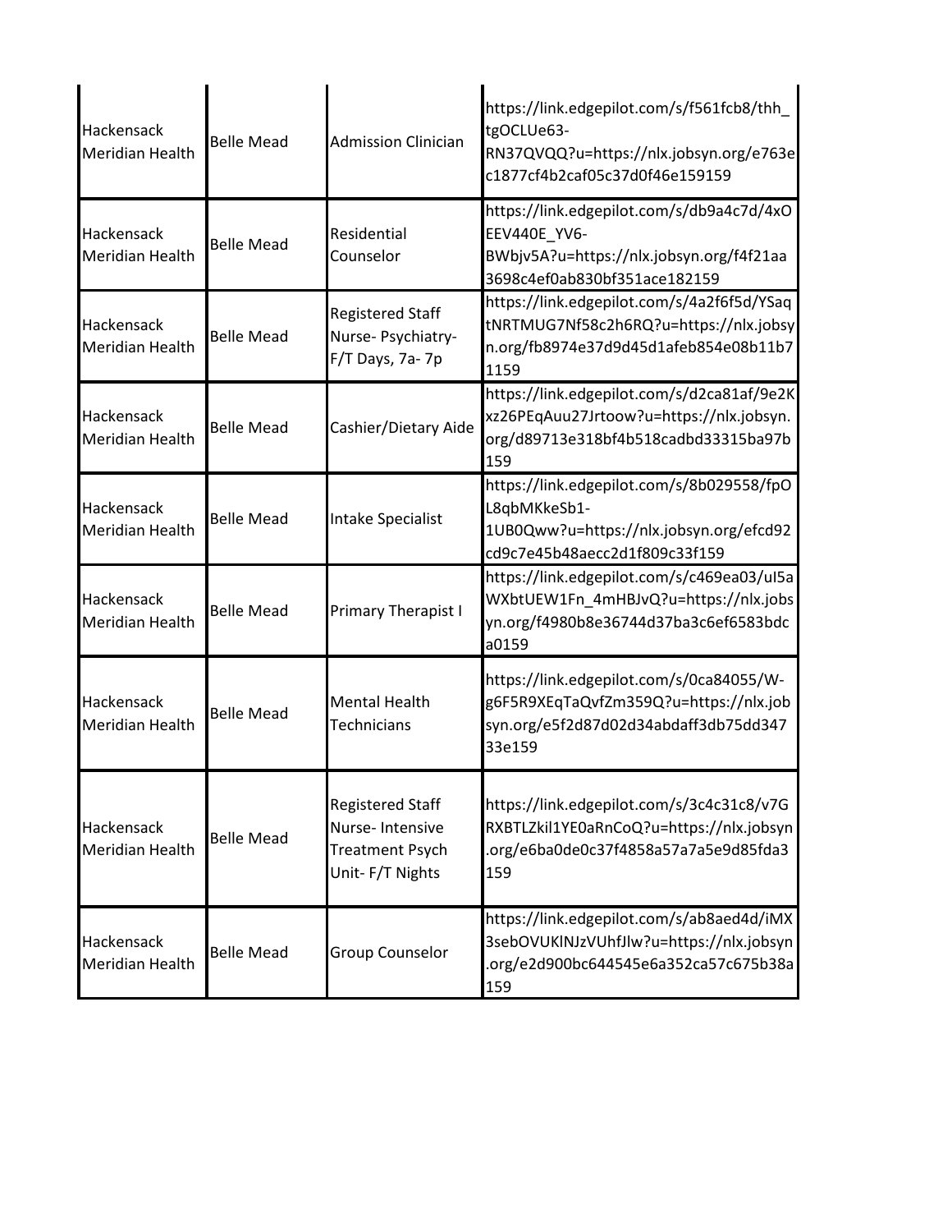| | | | |
|---|---|---|---|
| Hackensack Meridian Health | Belle Mead | Admission Clinician | https://link.edgepilot.com/s/f561fcb8/thh_tgOCLUe63-RN37QVQQ?u=https://nlx.jobsyn.org/e763ec1877cf4b2caf05c37d0f46e159159 |
| Hackensack Meridian Health | Belle Mead | Residential Counselor | https://link.edgepilot.com/s/db9a4c7d/4xOEEV440E_YV6-BWbjv5A?u=https://nlx.jobsyn.org/f4f21aa3698c4ef0ab830bf351ace182159 |
| Hackensack Meridian Health | Belle Mead | Registered Staff Nurse- Psychiatry- F/T Days, 7a- 7p | https://link.edgepilot.com/s/4a2f6f5d/YSaqtNRTMUG7Nf58c2h6RQ?u=https://nlx.jobsyn.org/fb8974e37d9d45d1afeb854e08b11b71159 |
| Hackensack Meridian Health | Belle Mead | Cashier/Dietary Aide | https://link.edgepilot.com/s/d2ca81af/9e2Kxz26PEqAuu27Jrtoow?u=https://nlx.jobsyn.org/d89713e318bf4b518cadbd33315ba97b159 |
| Hackensack Meridian Health | Belle Mead | Intake Specialist | https://link.edgepilot.com/s/8b029558/fpOL8qbMKkeSb1-1UB0Qww?u=https://nlx.jobsyn.org/efcd92cd9c7e45b48aecc2d1f809c33f159 |
| Hackensack Meridian Health | Belle Mead | Primary Therapist I | https://link.edgepilot.com/s/c469ea03/uI5aWXbtUEW1Fn_4mHBJvQ?u=https://nlx.jobsyn.org/f4980b8e36744d37ba3c6ef6583bdca0159 |
| Hackensack Meridian Health | Belle Mead | Mental Health Technicians | https://link.edgepilot.com/s/0ca84055/W-g6F5R9XEqTaQvfZm359Q?u=https://nlx.jobsyn.org/e5f2d87d02d34abdaff3db75dd34733e159 |
| Hackensack Meridian Health | Belle Mead | Registered Staff Nurse- Intensive Treatment Psych Unit- F/T Nights | https://link.edgepilot.com/s/3c4c31c8/v7GRXBTLZkil1YE0aRnCoQ?u=https://nlx.jobsyn.org/e6ba0de0c37f4858a57a7a5e9d85fda3159 |
| Hackensack Meridian Health | Belle Mead | Group Counselor | https://link.edgepilot.com/s/ab8aed4d/iMX3sebOVUKlNJzVUhfJlw?u=https://nlx.jobsyn.org/e2d900bc644545e6a352ca57c675b38a159 |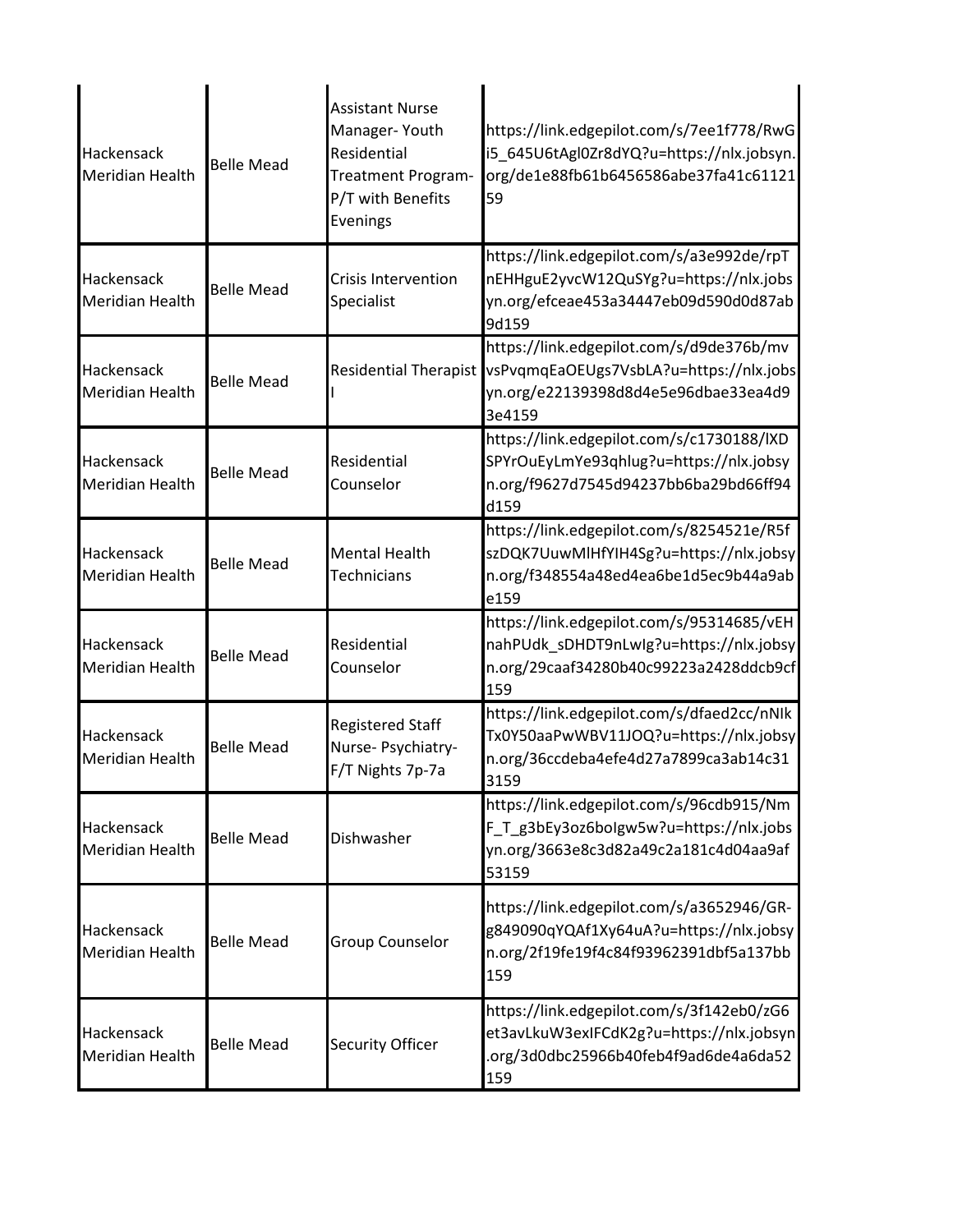| | | | |
|---|---|---|---|
| Hackensack Meridian Health | Belle Mead | Assistant Nurse Manager- Youth Residential Treatment Program- P/T with Benefits Evenings | https://link.edgepilot.com/s/7ee1f778/RwGi5_645U6tAgl0Zr8dYQ?u=https://nlx.jobsyn.org/de1e88fb61b6456586abe37fa41c6112159 |
| Hackensack Meridian Health | Belle Mead | Crisis Intervention Specialist | https://link.edgepilot.com/s/a3e992de/rpTnEHHguE2yvcW12QuSYg?u=https://nlx.jobsyn.org/efceae453a34447eb09d590d0d87ab9d159 |
| Hackensack Meridian Health | Belle Mead | Residential Therapist I | https://link.edgepilot.com/s/d9de376b/mvvsPvqmqEaOEUgs7VsbLA?u=https://nlx.jobsyn.org/e22139398d8d4e5e96dbae33ea4d93e4159 |
| Hackensack Meridian Health | Belle Mead | Residential Counselor | https://link.edgepilot.com/s/c1730188/lXDSPYrOuEyLmYe93qhlug?u=https://nlx.jobsyn.org/f9627d7545d94237bb6ba29bd66ff94d159 |
| Hackensack Meridian Health | Belle Mead | Mental Health Technicians | https://link.edgepilot.com/s/8254521e/R5fszDQK7UuwMlHfYIH4Sg?u=https://nlx.jobsyn.org/f348554a48ed4ea6be1d5ec9b44a9abe159 |
| Hackensack Meridian Health | Belle Mead | Residential Counselor | https://link.edgepilot.com/s/95314685/vEHnahPUdk_sDHDT9nLwIg?u=https://nlx.jobsyn.org/29caaf34280b40c99223a2428ddcb9cf159 |
| Hackensack Meridian Health | Belle Mead | Registered Staff Nurse- Psychiatry- F/T Nights 7p-7a | https://link.edgepilot.com/s/dfaed2cc/nNIkTx0Y50aaPwWBV11JOQ?u=https://nlx.jobsyn.org/36ccdeba4efe4d27a7899ca3ab14c313159 |
| Hackensack Meridian Health | Belle Mead | Dishwasher | https://link.edgepilot.com/s/96cdb915/NmF_T_g3bEy3oz6boIgw5w?u=https://nlx.jobsyn.org/3663e8c3d82a49c2a181c4d04aa9af53159 |
| Hackensack Meridian Health | Belle Mead | Group Counselor | https://link.edgepilot.com/s/a3652946/GR-g849090qYQAf1Xy64uA?u=https://nlx.jobsyn.org/2f19fe19f4c84f93962391dbf5a137bb159 |
| Hackensack Meridian Health | Belle Mead | Security Officer | https://link.edgepilot.com/s/3f142eb0/zG6et3avLkuW3exIFCdK2g?u=https://nlx.jobsyn.org/3d0dbc25966b40feb4f9ad6de4a6da52159 |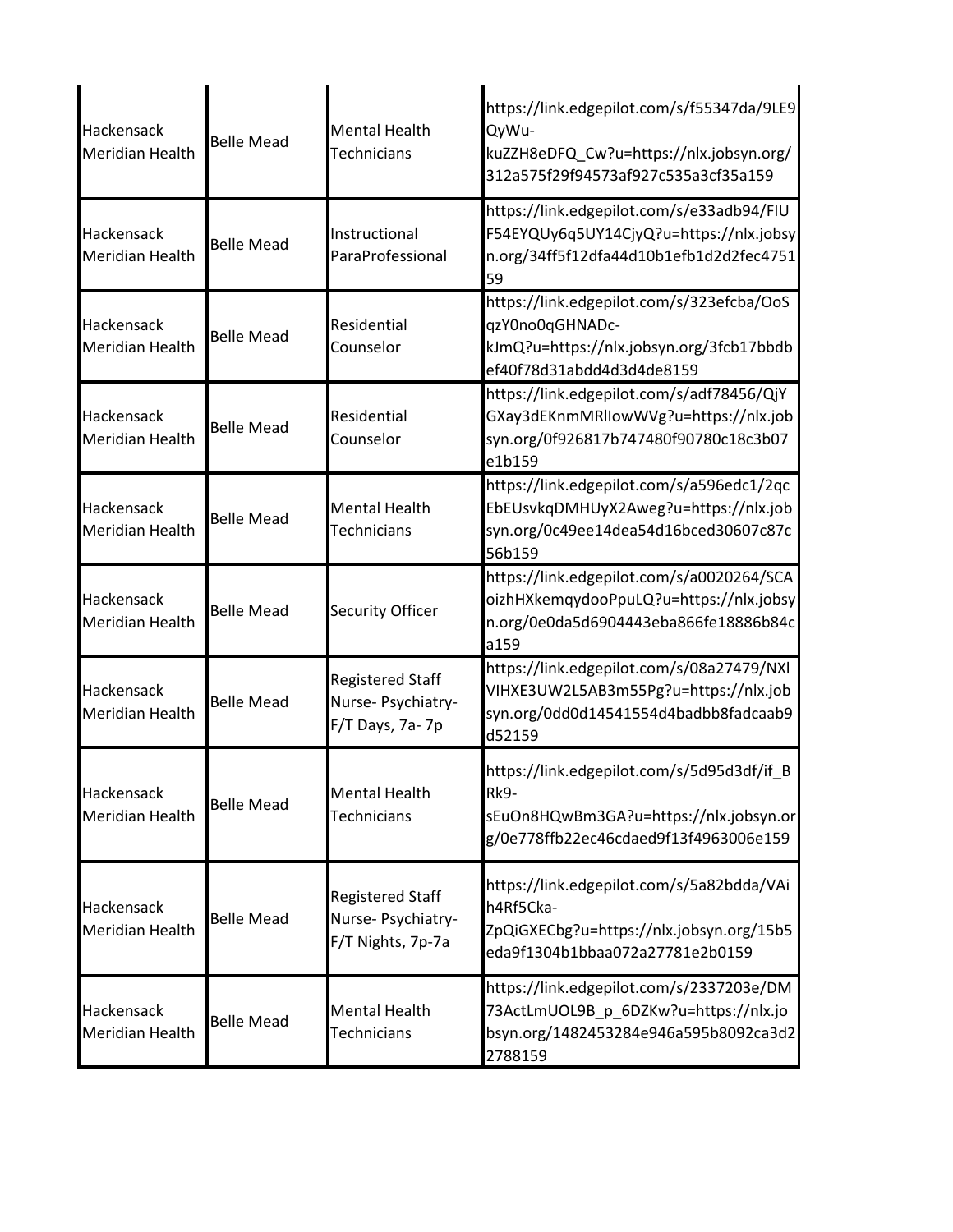| | | | |
|---|---|---|---|
| Hackensack Meridian Health | Belle Mead | Mental Health Technicians | https://link.edgepilot.com/s/f55347da/9LE9QyWu-kuZZH8eDFQ_Cw?u=https://nlx.jobsyn.org/312a575f29f94573af927c535a3cf35a159 |
| Hackensack Meridian Health | Belle Mead | Instructional ParaProfessional | https://link.edgepilot.com/s/e33adb94/FIUF54EYQUy6q5UY14CjyQ?u=https://nlx.jobsyn.org/34ff5f12dfa44d10b1efb1d2d2fec475159 |
| Hackensack Meridian Health | Belle Mead | Residential Counselor | https://link.edgepilot.com/s/323efcba/OoSqzY0no0qGHNADc-kJmQ?u=https://nlx.jobsyn.org/3fcb17bbdbef40f78d31abdd4d3d4de8159 |
| Hackensack Meridian Health | Belle Mead | Residential Counselor | https://link.edgepilot.com/s/adf78456/QjYGXay3dEKnmMRlIowWVg?u=https://nlx.jobsyn.org/0f926817b747480f90780c18c3b07e1b159 |
| Hackensack Meridian Health | Belle Mead | Mental Health Technicians | https://link.edgepilot.com/s/a596edc1/2qcEbEUsvkqDMHUyX2Aweg?u=https://nlx.jobsyn.org/0c49ee14dea54d16bced30607c87c56b159 |
| Hackensack Meridian Health | Belle Mead | Security Officer | https://link.edgepilot.com/s/a0020264/SCAoizhHXkemqydooPpuLQ?u=https://nlx.jobsyn.org/0e0da5d6904443eba866fe18886b84ca159 |
| Hackensack Meridian Health | Belle Mead | Registered Staff Nurse- Psychiatry- F/T Days, 7a- 7p | https://link.edgepilot.com/s/08a27479/NXlVIHXE3UW2L5AB3m55Pg?u=https://nlx.jobsyn.org/0dd0d14541554d4badbb8fadcaab9d52159 |
| Hackensack Meridian Health | Belle Mead | Mental Health Technicians | https://link.edgepilot.com/s/5d95d3df/if_BRk9-sEuOn8HQwBm3GA?u=https://nlx.jobsyn.org/0e778ffb22ec46cdaed9f13f4963006e159 |
| Hackensack Meridian Health | Belle Mead | Registered Staff Nurse- Psychiatry- F/T Nights, 7p-7a | https://link.edgepilot.com/s/5a82bdda/VAih4Rf5Cka-ZpQiGXECbg?u=https://nlx.jobsyn.org/15b5eda9f1304b1bbaa072a27781e2b0159 |
| Hackensack Meridian Health | Belle Mead | Mental Health Technicians | https://link.edgepilot.com/s/2337203e/DM73ActLmUOL9B_p_6DZKw?u=https://nlx.jobsyn.org/1482453284e946a595b8092ca3d22788159 |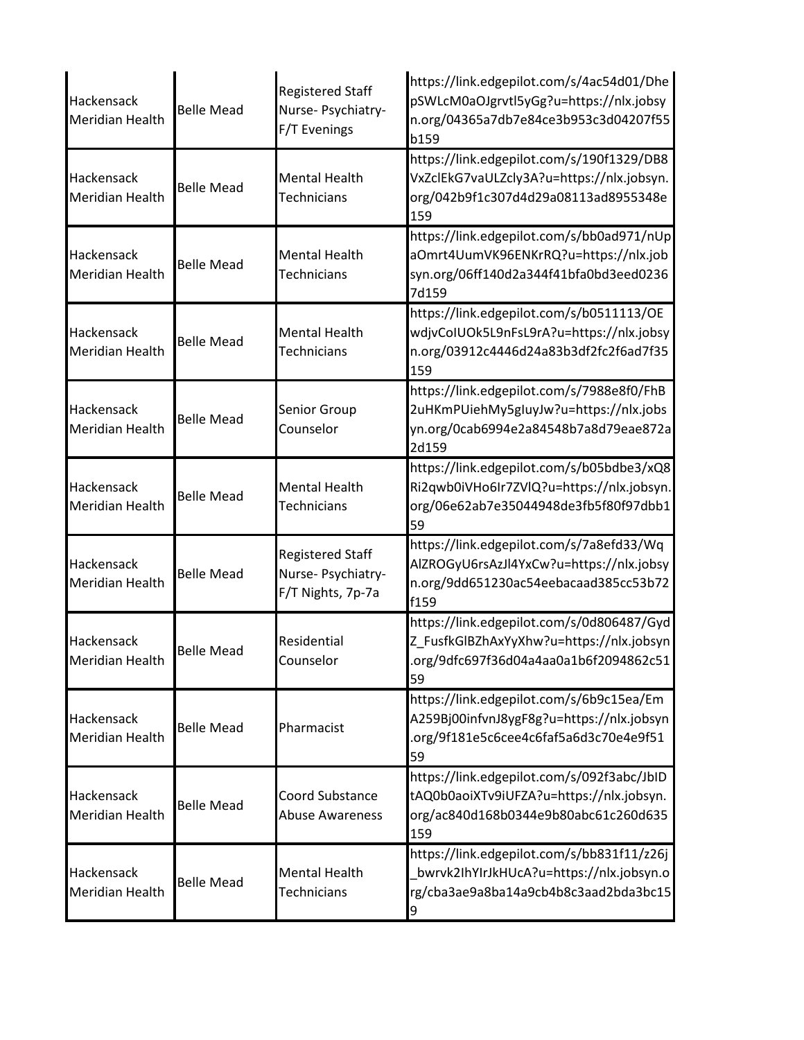| | | | |
|---|---|---|---|
| Hackensack Meridian Health | Belle Mead | Registered Staff Nurse- Psychiatry- F/T Evenings | https://link.edgepilot.com/s/4ac54d01/DhepSWLcM0aOJgrvtl5yGg?u=https://nlx.jobsyn.org/04365a7db7e84ce3b953c3d04207f55b159 |
| Hackensack Meridian Health | Belle Mead | Mental Health Technicians | https://link.edgepilot.com/s/190f1329/DB8VxZclEkG7vaULZcly3A?u=https://nlx.jobsyn.org/042b9f1c307d4d29a08113ad8955348e159 |
| Hackensack Meridian Health | Belle Mead | Mental Health Technicians | https://link.edgepilot.com/s/bb0ad971/nUpaOmrt4UumVK96ENKrRQ?u=https://nlx.jobsyn.org/06ff140d2a344f41bfa0bd3eed02367d159 |
| Hackensack Meridian Health | Belle Mead | Mental Health Technicians | https://link.edgepilot.com/s/b0511113/OEwdjvCoIUOk5L9nFsL9rA?u=https://nlx.jobsyn.org/03912c4446d24a83b3df2fc2f6ad7f35159 |
| Hackensack Meridian Health | Belle Mead | Senior Group Counselor | https://link.edgepilot.com/s/7988e8f0/FhB2uHKmPUiehMy5gIuyJw?u=https://nlx.jobsyn.org/0cab6994e2a84548b7a8d79eae872a2d159 |
| Hackensack Meridian Health | Belle Mead | Mental Health Technicians | https://link.edgepilot.com/s/b05bdbe3/xQ8Ri2qwb0iVHo6Ir7ZVlQ?u=https://nlx.jobsyn.org/06e62ab7e35044948de3fb5f80f97dbb159 |
| Hackensack Meridian Health | Belle Mead | Registered Staff Nurse- Psychiatry- F/T Nights, 7p-7a | https://link.edgepilot.com/s/7a8efd33/WqAlZROGyU6rsAzJl4YxCw?u=https://nlx.jobsyn.org/9dd651230ac54eebacaad385cc53b72f159 |
| Hackensack Meridian Health | Belle Mead | Residential Counselor | https://link.edgepilot.com/s/0d806487/GydZ_FusfkGlBZhAxYyXhw?u=https://nlx.jobsyn.org/9dfc697f36d04a4aa0a1b6f2094862c5159 |
| Hackensack Meridian Health | Belle Mead | Pharmacist | https://link.edgepilot.com/s/6b9c15ea/EmA259Bj00infvnJ8ygF8g?u=https://nlx.jobsyn.org/9f181e5c6cee4c6faf5a6d3c70e4e9f5159 |
| Hackensack Meridian Health | Belle Mead | Coord Substance Abuse Awareness | https://link.edgepilot.com/s/092f3abc/JbIDtAQ0b0aoiXTv9iUFZA?u=https://nlx.jobsyn.org/ac840d168b0344e9b80abc61c260d635159 |
| Hackensack Meridian Health | Belle Mead | Mental Health Technicians | https://link.edgepilot.com/s/bb831f11/z26j_bwrvk2IhYIrJkHUcA?u=https://nlx.jobsyn.org/cba3ae9a8ba14a9cb4b8c3aad2bda3bc159 |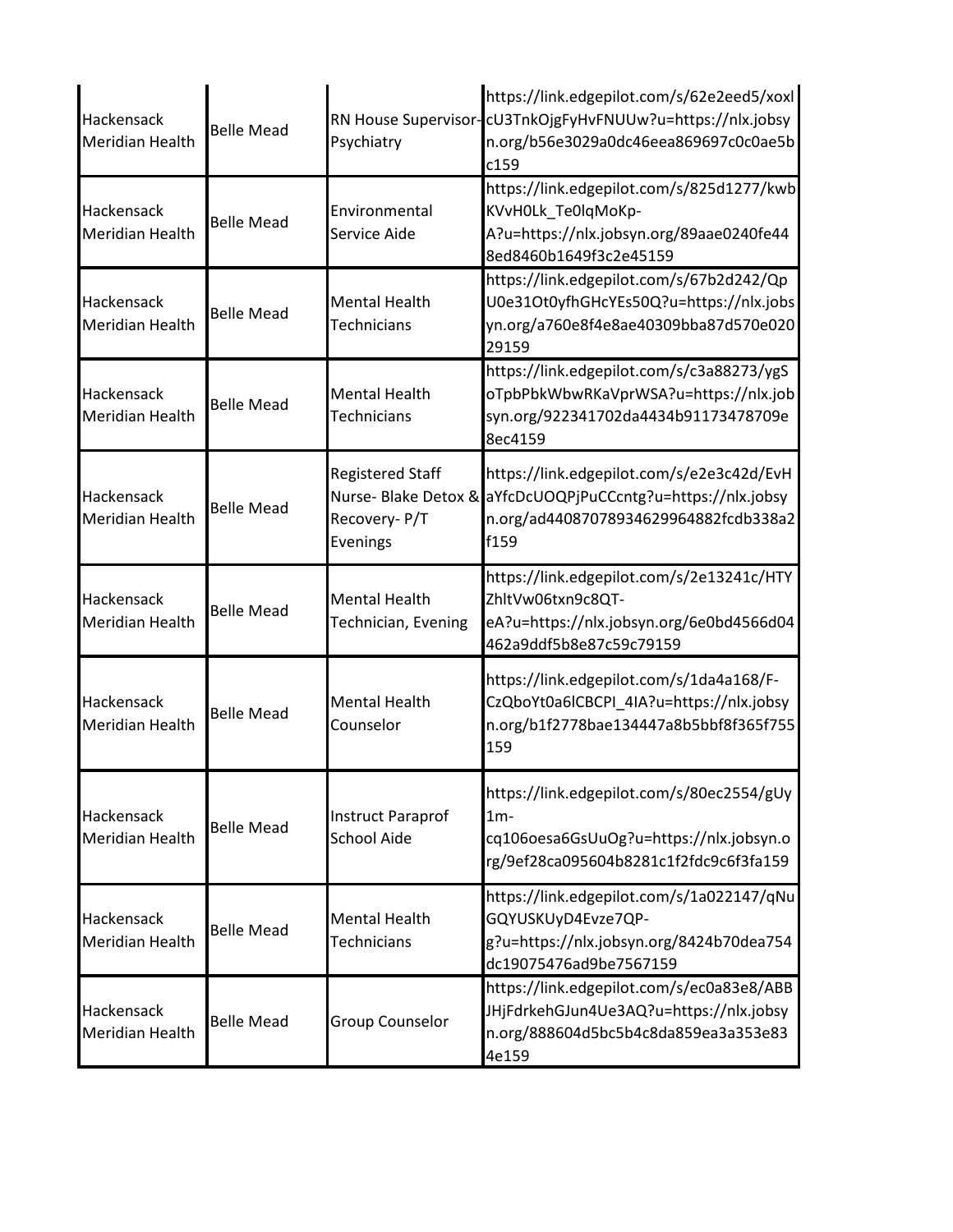| | | | |
|---|---|---|---|
| Hackensack Meridian Health | Belle Mead | RN House Supervisor-Psychiatry | https://link.edgepilot.com/s/62e2eed5/xoxlcU3TnkOjgFyHvFNUUw?u=https://nlx.jobsyn.org/b56e3029a0dc46eea869697c0c0ae5bc159 |
| Hackensack Meridian Health | Belle Mead | Environmental Service Aide | https://link.edgepilot.com/s/825d1277/kwbKVvH0Lk_Te0lqMoKp-A?u=https://nlx.jobsyn.org/89aae0240fe448ed8460b1649f3c2e45159 |
| Hackensack Meridian Health | Belle Mead | Mental Health Technicians | https://link.edgepilot.com/s/67b2d242/QpU0e31Ot0yfhGHcYEs50Q?u=https://nlx.jobsyn.org/a760e8f4e8ae40309bba87d570e02029159 |
| Hackensack Meridian Health | Belle Mead | Mental Health Technicians | https://link.edgepilot.com/s/c3a88273/ygSoTpbPbkWbwRKaVprWSA?u=https://nlx.jobsyn.org/922341702da4434b91173478709e8ec4159 |
| Hackensack Meridian Health | Belle Mead | Registered Staff Nurse- Blake Detox & Recovery- P/T Evenings | https://link.edgepilot.com/s/e2e3c42d/EvHaYfcDcUOQPjPuCCcntg?u=https://nlx.jobsyn.org/ad44087078934629964882fcdb338a2f159 |
| Hackensack Meridian Health | Belle Mead | Mental Health Technician, Evening | https://link.edgepilot.com/s/2e13241c/HTYZhltVw06txn9c8QT-eA?u=https://nlx.jobsyn.org/6e0bd4566d04462a9ddf5b8e87c59c79159 |
| Hackensack Meridian Health | Belle Mead | Mental Health Counselor | https://link.edgepilot.com/s/1da4a168/F-CzQboYt0a6lCBCPI_4IA?u=https://nlx.jobsyn.org/b1f2778bae134447a8b5bbf8f365f755159 |
| Hackensack Meridian Health | Belle Mead | Instruct Paraprof School Aide | https://link.edgepilot.com/s/80ec2554/gUy1m-cq106oesa6GsUuOg?u=https://nlx.jobsyn.org/9ef28ca095604b8281c1f2fdc9c6f3fa159 |
| Hackensack Meridian Health | Belle Mead | Mental Health Technicians | https://link.edgepilot.com/s/1a022147/qNuGQYUSKUyD4Evze7QP-g?u=https://nlx.jobsyn.org/8424b70dea754dc19075476ad9be7567159 |
| Hackensack Meridian Health | Belle Mead | Group Counselor | https://link.edgepilot.com/s/ec0a83e8/ABBJHjFdrkehGJun4Ue3AQ?u=https://nlx.jobsyn.org/888604d5bc5b4c8da859ea3a353e834e159 |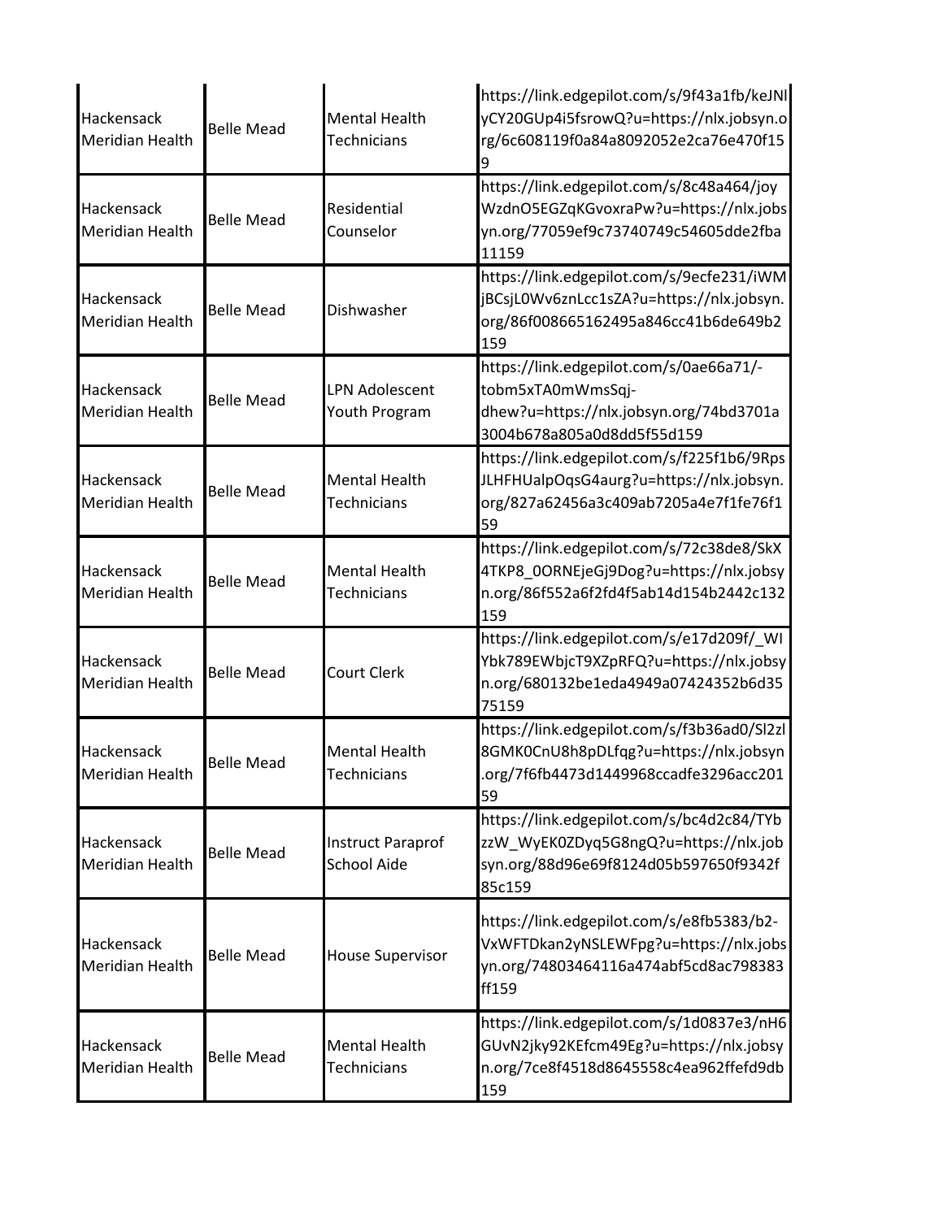| | | | |
|---|---|---|---|
| Hackensack Meridian Health | Belle Mead | Mental Health Technicians | https://link.edgepilot.com/s/9f43a1fb/keJNlyCY20GUp4i5fsrowQ?u=https://nlx.jobsyn.org/6c608119f0a84a8092052e2ca76e470f159 |
| Hackensack Meridian Health | Belle Mead | Residential Counselor | https://link.edgepilot.com/s/8c48a464/joyWzdnO5EGZqKGvoxraPw?u=https://nlx.jobsyn.org/77059ef9c73740749c54605dde2fba11159 |
| Hackensack Meridian Health | Belle Mead | Dishwasher | https://link.edgepilot.com/s/9ecfe231/iWMjBCsjL0Wv6znLcc1sZA?u=https://nlx.jobsyn.org/86f008665162495a846cc41b6de649b2159 |
| Hackensack Meridian Health | Belle Mead | LPN Adolescent Youth Program | https://link.edgepilot.com/s/0ae66a71/-tobm5xTA0mWmsSqj-dhew?u=https://nlx.jobsyn.org/74bd3701a3004b678a805a0d8dd5f55d159 |
| Hackensack Meridian Health | Belle Mead | Mental Health Technicians | https://link.edgepilot.com/s/f225f1b6/9RpsJLHFHUalpOqsG4aurg?u=https://nlx.jobsyn.org/827a62456a3c409ab7205a4e7f1fe76f159 |
| Hackensack Meridian Health | Belle Mead | Mental Health Technicians | https://link.edgepilot.com/s/72c38de8/SkX4TKP8_0ORNEjeGj9Dog?u=https://nlx.jobsyn.org/86f552a6f2fd4f5ab14d154b2442c132159 |
| Hackensack Meridian Health | Belle Mead | Court Clerk | https://link.edgepilot.com/s/e17d209f/_WIYbk789EWbjcT9XZpRFQ?u=https://nlx.jobsyn.org/680132be1eda4949a07424352b6d3575159 |
| Hackensack Meridian Health | Belle Mead | Mental Health Technicians | https://link.edgepilot.com/s/f3b36ad0/Sl2zl8GMK0CnU8h8pDLfqg?u=https://nlx.jobsyn.org/7f6fb4473d1449968ccadfe3296acc20159 |
| Hackensack Meridian Health | Belle Mead | Instruct Paraprof School Aide | https://link.edgepilot.com/s/bc4d2c84/TYbzzW_WyEK0ZDyq5G8ngQ?u=https://nlx.jobsyn.org/88d96e69f8124d05b597650f9342f85c159 |
| Hackensack Meridian Health | Belle Mead | House Supervisor | https://link.edgepilot.com/s/e8fb5383/b2-VxWFTDkan2yNSLEWFpg?u=https://nlx.jobsyn.org/74803464116a474abf5cd8ac798383ff159 |
| Hackensack Meridian Health | Belle Mead | Mental Health Technicians | https://link.edgepilot.com/s/1d0837e3/nH6GUvN2jky92KEfcm49Eg?u=https://nlx.jobsyn.org/7ce8f4518d8645558c4ea962ffefd9db159 |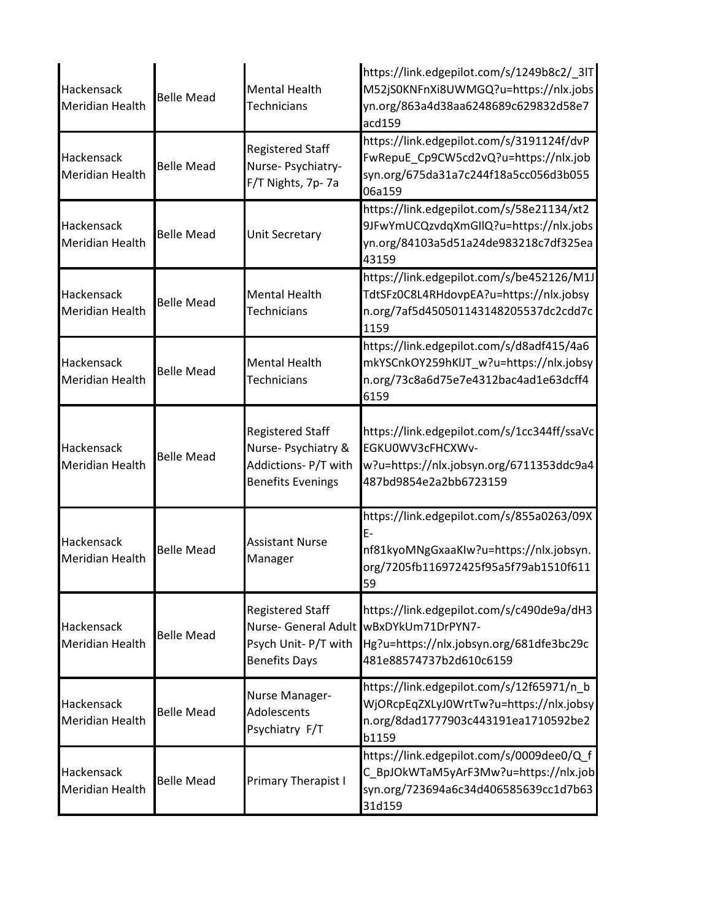| | | | |
|---|---|---|---|
| Hackensack Meridian Health | Belle Mead | Mental Health Technicians | https://link.edgepilot.com/s/1249b8c2/_3lTM52jS0KNFnXi8UWMGQ?u=https://nlx.jobsyn.org/863a4d38aa6248689c629832d58e7acd159 |
| Hackensack Meridian Health | Belle Mead | Registered Staff Nurse- Psychiatry- F/T Nights, 7p- 7a | https://link.edgepilot.com/s/3191124f/dvPFwRepuE_Cp9CW5cd2vQ?u=https://nlx.jobsyn.org/675da31a7c244f18a5cc056d3b05506a159 |
| Hackensack Meridian Health | Belle Mead | Unit Secretary | https://link.edgepilot.com/s/58e21134/xt29JFwYmUCQzvdqXmGIlQ?u=https://nlx.jobsyn.org/84103a5d51a24de983218c7df325ea43159 |
| Hackensack Meridian Health | Belle Mead | Mental Health Technicians | https://link.edgepilot.com/s/be452126/M1JTdtSFz0C8L4RHdovpEA?u=https://nlx.jobsyn.org/7af5d450501143148205537dc2cdd7c1159 |
| Hackensack Meridian Health | Belle Mead | Mental Health Technicians | https://link.edgepilot.com/s/d8adf415/4a6mkYSCnkOY259hKlJT_w?u=https://nlx.jobsyn.org/73c8a6d75e7e4312bac4ad1e63dcff46159 |
| Hackensack Meridian Health | Belle Mead | Registered Staff Nurse- Psychiatry & Addictions- P/T with Benefits Evenings | https://link.edgepilot.com/s/1cc344ff/ssaVcEGKU0WV3cFHCXWv-w?u=https://nlx.jobsyn.org/6711353ddc9a4487bd9854e2a2bb6723159 |
| Hackensack Meridian Health | Belle Mead | Assistant Nurse Manager | https://link.edgepilot.com/s/855a0263/09XE-nf81kyoMNgGxaaKIw?u=https://nlx.jobsyn.org/7205fb116972425f95a5f79ab1510f61159 |
| Hackensack Meridian Health | Belle Mead | Registered Staff Nurse- General Adult Psych Unit- P/T with Benefits Days | https://link.edgepilot.com/s/c490de9a/dH3wBxDYkUm71DrPYN7-Hg?u=https://nlx.jobsyn.org/681dfe3bc29c481e88574737b2d610c6159 |
| Hackensack Meridian Health | Belle Mead | Nurse Manager- Adolescents Psychiatry F/T | https://link.edgepilot.com/s/12f65971/n_bWjORcpEqZXLyJ0WrtTw?u=https://nlx.jobsyn.org/8dad1777903c443191ea1710592be2b1159 |
| Hackensack Meridian Health | Belle Mead | Primary Therapist I | https://link.edgepilot.com/s/0009dee0/Q_fC_BpJOkWTaM5yArF3Mw?u=https://nlx.jobsyn.org/723694a6c34d406585639cc1d7b6331d159 |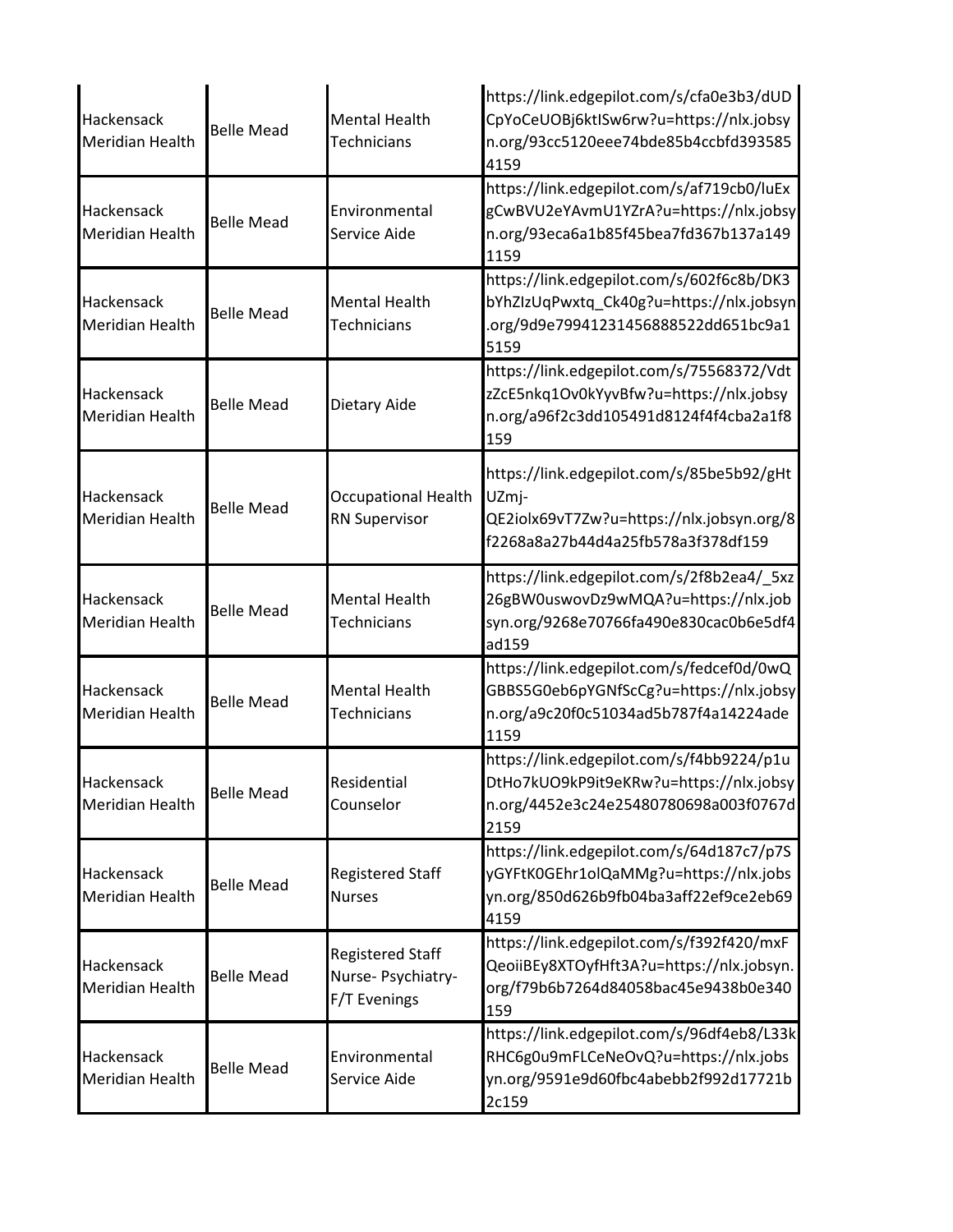| | | | |
|---|---|---|---|
| Hackensack Meridian Health | Belle Mead | Mental Health Technicians | https://link.edgepilot.com/s/cfa0e3b3/dUDCpYoCeUOBj6ktISw6rw?u=https://nlx.jobsyn.org/93cc5120eee74bde85b4ccbfd3935854159 |
| Hackensack Meridian Health | Belle Mead | Environmental Service Aide | https://link.edgepilot.com/s/af719cb0/luExgCwBVU2eYAvmU1YZrA?u=https://nlx.jobsyn.org/93eca6a1b85f45bea7fd367b137a1491159 |
| Hackensack Meridian Health | Belle Mead | Mental Health Technicians | https://link.edgepilot.com/s/602f6c8b/DK3bYhZIzUqPwxtq_Ck40g?u=https://nlx.jobsyn.org/9d9e79941231456888522dd651bc9a15159 |
| Hackensack Meridian Health | Belle Mead | Dietary Aide | https://link.edgepilot.com/s/75568372/VdtzZcE5nkq1Ov0kYyvBfw?u=https://nlx.jobsyn.org/a96f2c3dd105491d8124f4f4cba2a1f8159 |
| Hackensack Meridian Health | Belle Mead | Occupational Health RN Supervisor | https://link.edgepilot.com/s/85be5b92/gHtUZmj-QE2iolx69vT7Zw?u=https://nlx.jobsyn.org/8f2268a8a27b44d4a25fb578a3f378df159 |
| Hackensack Meridian Health | Belle Mead | Mental Health Technicians | https://link.edgepilot.com/s/2f8b2ea4/_5xz26gBW0uswovDz9wMQA?u=https://nlx.jobsyn.org/9268e70766fa490e830cac0b6e5df4ad159 |
| Hackensack Meridian Health | Belle Mead | Mental Health Technicians | https://link.edgepilot.com/s/fedcef0d/0wQGBBS5G0eb6pYGNfScCg?u=https://nlx.jobsyn.org/a9c20f0c51034ad5b787f4a14224ade1159 |
| Hackensack Meridian Health | Belle Mead | Residential Counselor | https://link.edgepilot.com/s/f4bb9224/p1uDtHo7kUO9kP9it9eKRw?u=https://nlx.jobsyn.org/4452e3c24e25480780698a003f0767d2159 |
| Hackensack Meridian Health | Belle Mead | Registered Staff Nurses | https://link.edgepilot.com/s/64d187c7/p7SyGYFtK0GEhr1olQaMMg?u=https://nlx.jobsyn.org/850d626b9fb04ba3aff22ef9ce2eb694159 |
| Hackensack Meridian Health | Belle Mead | Registered Staff Nurse- Psychiatry-F/T Evenings | https://link.edgepilot.com/s/f392f420/mxFQeoiiBEy8XTOyfHft3A?u=https://nlx.jobsyn.org/f79b6b7264d84058bac45e9438b0e340159 |
| Hackensack Meridian Health | Belle Mead | Environmental Service Aide | https://link.edgepilot.com/s/96df4eb8/L33kRHC6g0u9mFLCeNeOvQ?u=https://nlx.jobsyn.org/9591e9d60fbc4abebb2f992d17721b2c159 |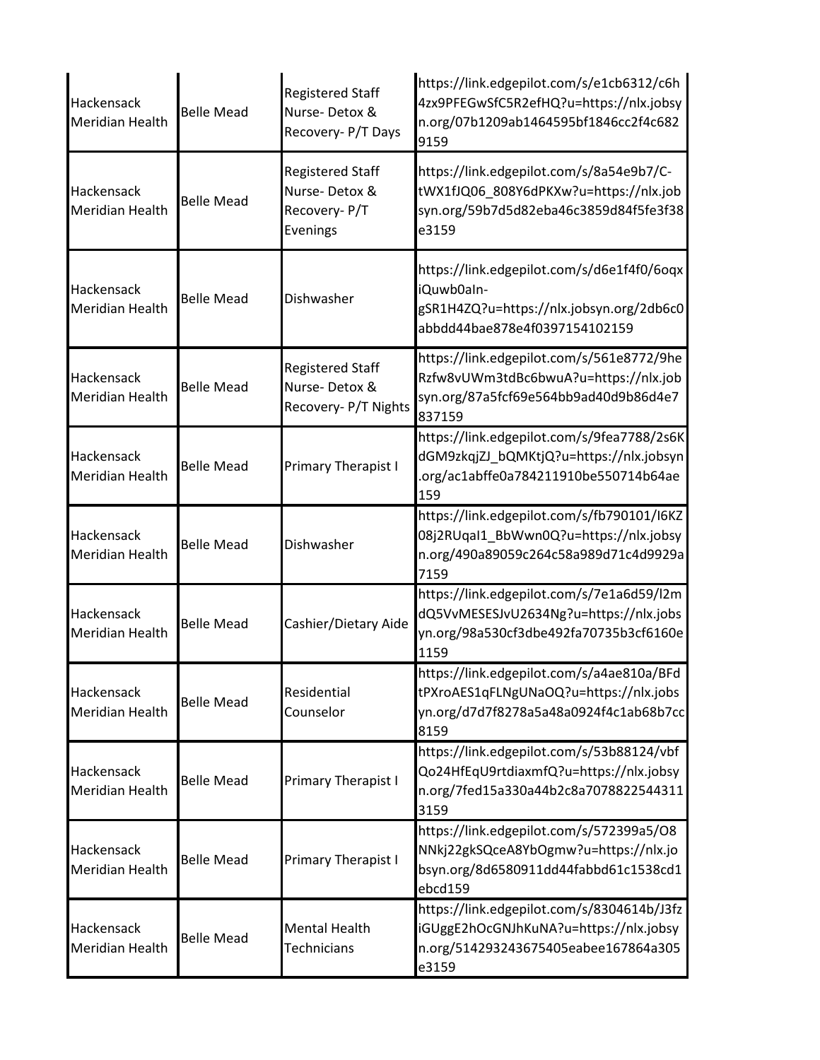| | | | |
|---|---|---|---|
| Hackensack Meridian Health | Belle Mead | Registered Staff Nurse- Detox & Recovery- P/T Days | https://link.edgepilot.com/s/e1cb6312/c6h4zx9PFEGwSfC5R2efHQ?u=https://nlx.jobsyn.org/07b1209ab1464595bf1846cc2f4c6829159 |
| Hackensack Meridian Health | Belle Mead | Registered Staff Nurse- Detox & Recovery- P/T Evenings | https://link.edgepilot.com/s/8a54e9b7/C-tWX1fJQ06_808Y6dPKXw?u=https://nlx.jobsyn.org/59b7d5d82eba46c3859d84f5fe3f38e3159 |
| Hackensack Meridian Health | Belle Mead | Dishwasher | https://link.edgepilot.com/s/d6e1f4f0/6oqxiQuwb0aIn-gSR1H4ZQ?u=https://nlx.jobsyn.org/2db6c0abbdd44bae878e4f0397154102159 |
| Hackensack Meridian Health | Belle Mead | Registered Staff Nurse- Detox & Recovery- P/T Nights | https://link.edgepilot.com/s/561e8772/9heRzfw8vUWm3tdBc6bwuA?u=https://nlx.jobsyn.org/87a5fcf69e564bb9ad40d9b86d4e7837159 |
| Hackensack Meridian Health | Belle Mead | Primary Therapist I | https://link.edgepilot.com/s/9fea7788/2s6KdGM9zkqjZJ_bQMKtjQ?u=https://nlx.jobsyn.org/ac1abffe0a784211910be550714b64ae159 |
| Hackensack Meridian Health | Belle Mead | Dishwasher | https://link.edgepilot.com/s/fb790101/I6KZ08j2RUqaI1_BbWwn0Q?u=https://nlx.jobsyn.org/490a89059c264c58a989d71c4d9929a7159 |
| Hackensack Meridian Health | Belle Mead | Cashier/Dietary Aide | https://link.edgepilot.com/s/7e1a6d59/l2mdQ5VvMESESJvU2634Ng?u=https://nlx.jobsyn.org/98a530cf3dbe492fa70735b3cf6160e1159 |
| Hackensack Meridian Health | Belle Mead | Residential Counselor | https://link.edgepilot.com/s/a4ae810a/BFdtPXroAES1qFLNgUNaOQ?u=https://nlx.jobsyn.org/d7d7f8278a5a48a0924f4c1ab68b7cc8159 |
| Hackensack Meridian Health | Belle Mead | Primary Therapist I | https://link.edgepilot.com/s/53b88124/vbfQo24HfEqU9rtdiaxmfQ?u=https://nlx.jobsyn.org/7fed15a330a44b2c8a70788225443113159 |
| Hackensack Meridian Health | Belle Mead | Primary Therapist I | https://link.edgepilot.com/s/572399a5/O8NNkj22gkSQceA8YbOgmw?u=https://nlx.jobsyn.org/8d6580911dd44fabbd61c1538cd1ebcd159 |
| Hackensack Meridian Health | Belle Mead | Mental Health Technicians | https://link.edgepilot.com/s/8304614b/J3fziGUggE2hOcGNJhKuNA?u=https://nlx.jobsyn.org/514293243675405eabee167864a305e3159 |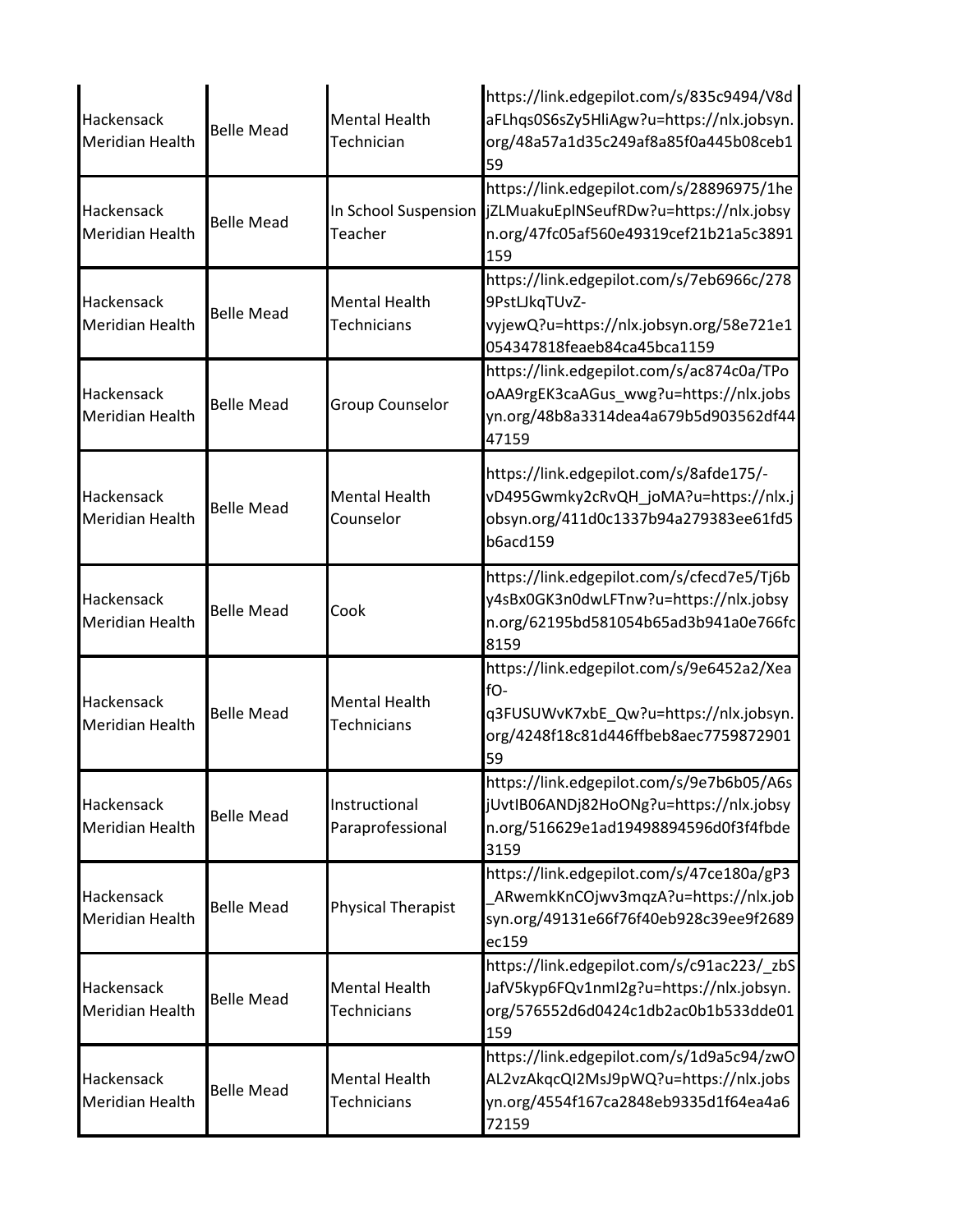| | | | |
|---|---|---|---|
| Hackensack Meridian Health | Belle Mead | Mental Health Technician | https://link.edgepilot.com/s/835c9494/V8daFLhqs0S6sZy5HliAgw?u=https://nlx.jobsyn.org/48a57a1d35c249af8a85f0a445b08ceb159 |
| Hackensack Meridian Health | Belle Mead | In School Suspension Teacher | https://link.edgepilot.com/s/28896975/1hejZLMuakuEplNSeufRDw?u=https://nlx.jobsyn.org/47fc05af560e49319cef21b21a5c3891159 |
| Hackensack Meridian Health | Belle Mead | Mental Health Technicians | https://link.edgepilot.com/s/7eb6966c/2789PstLJkqTUvZ-vyjewQ?u=https://nlx.jobsyn.org/58e721e1054347818feaeb84ca45bca1159 |
| Hackensack Meridian Health | Belle Mead | Group Counselor | https://link.edgepilot.com/s/ac874c0a/TPooAA9rgEK3caAGus_wwg?u=https://nlx.jobsyn.org/48b8a3314dea4a679b5d903562df4447159 |
| Hackensack Meridian Health | Belle Mead | Mental Health Counselor | https://link.edgepilot.com/s/8afde175/-vD495Gwmky2cRvQH_joMA?u=https://nlx.jobsyn.org/411d0c1337b94a279383ee61fd5b6acd159 |
| Hackensack Meridian Health | Belle Mead | Cook | https://link.edgepilot.com/s/cfecd7e5/Tj6by4sBx0GK3n0dwLFTnw?u=https://nlx.jobsyn.org/62195bd581054b65ad3b941a0e766fc8159 |
| Hackensack Meridian Health | Belle Mead | Mental Health Technicians | https://link.edgepilot.com/s/9e6452a2/XeafO-q3FUSUWvK7xbE_Qw?u=https://nlx.jobsyn.org/4248f18c81d446ffbeb8aec775987290159 |
| Hackensack Meridian Health | Belle Mead | Instructional Paraprofessional | https://link.edgepilot.com/s/9e7b6b05/A6sjUvtIB06ANDj82HoONg?u=https://nlx.jobsyn.org/516629e1ad19498894596d0f3f4fbde3159 |
| Hackensack Meridian Health | Belle Mead | Physical Therapist | https://link.edgepilot.com/s/47ce180a/gP3_ARwemkKnCOjwv3mqzA?u=https://nlx.jobsyn.org/49131e66f76f40eb928c39ee9f2689ec159 |
| Hackensack Meridian Health | Belle Mead | Mental Health Technicians | https://link.edgepilot.com/s/c91ac223/_zbSJafV5kyp6FQv1nmI2g?u=https://nlx.jobsyn.org/576552d6d0424c1db2ac0b1b533dde01159 |
| Hackensack Meridian Health | Belle Mead | Mental Health Technicians | https://link.edgepilot.com/s/1d9a5c94/zwOAL2vzAkqcQI2MsJ9pWQ?u=https://nlx.jobsyn.org/4554f167ca2848eb9335d1f64ea4a672159 |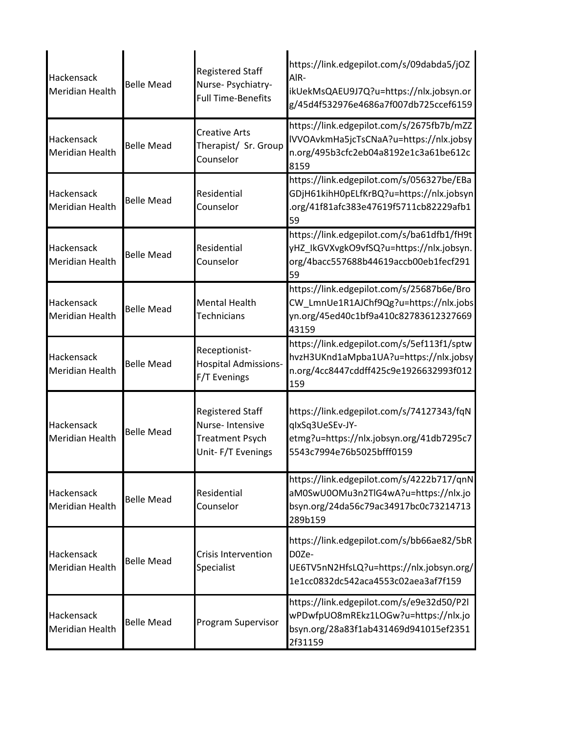| | | | |
|---|---|---|---|
| Hackensack Meridian Health | Belle Mead | Registered Staff Nurse- Psychiatry- Full Time-Benefits | https://link.edgepilot.com/s/09dabda5/jOZAIR-ikUekMsQAEU9J7Q?u=https://nlx.jobsyn.org/45d4f532976e4686a7f007db725ccef6159 |
| Hackensack Meridian Health | Belle Mead | Creative Arts Therapist/ Sr. Group Counselor | https://link.edgepilot.com/s/2675fb7b/mZZlVVOAvkmHa5jcTsCNaA?u=https://nlx.jobsyn.org/495b3cfc2eb04a8192e1c3a61be612c8159 |
| Hackensack Meridian Health | Belle Mead | Residential Counselor | https://link.edgepilot.com/s/056327be/EBaGDjH61kihH0pELfKrBQ?u=https://nlx.jobsyn.org/41f81afc383e47619f5711cb82229afb159 |
| Hackensack Meridian Health | Belle Mead | Residential Counselor | https://link.edgepilot.com/s/ba61dfb1/fH9tyHZ_IkGVXvgkO9vfSQ?u=https://nlx.jobsyn.org/4bacc557688b44619accb00eb1fecf29159 |
| Hackensack Meridian Health | Belle Mead | Mental Health Technicians | https://link.edgepilot.com/s/25687b6e/BroCW_LmnUe1R1AJChf9Qg?u=https://nlx.jobsyn.org/45ed40c1bf9a410c8278361232766943159 |
| Hackensack Meridian Health | Belle Mead | Receptionist- Hospital Admissions- F/T Evenings | https://link.edgepilot.com/s/5ef113f1/sptwhvzH3UKnd1aMpba1UA?u=https://nlx.jobsyn.org/4cc8447cddff425c9e1926632993f012159 |
| Hackensack Meridian Health | Belle Mead | Registered Staff Nurse- Intensive Treatment Psych Unit- F/T Evenings | https://link.edgepilot.com/s/74127343/fqNqIxSq3UeSEv-JY-etmg?u=https://nlx.jobsyn.org/41db7295c75543c7994e76b5025bfff0159 |
| Hackensack Meridian Health | Belle Mead | Residential Counselor | https://link.edgepilot.com/s/4222b717/qnNaM0SwU0OMu3n2TlG4wA?u=https://nlx.jobsyn.org/24da56c79ac34917bc0c73214713289b159 |
| Hackensack Meridian Health | Belle Mead | Crisis Intervention Specialist | https://link.edgepilot.com/s/bb66ae82/5bRD0Ze-UE6TV5nN2HfsLQ?u=https://nlx.jobsyn.org/1e1cc0832dc542aca4553c02aea3af7f159 |
| Hackensack Meridian Health | Belle Mead | Program Supervisor | https://link.edgepilot.com/s/e9e32d50/P2lwPDwfpUO8mREkz1LOGw?u=https://nlx.jobsyn.org/28a83f1ab431469d941015ef23512f31159 |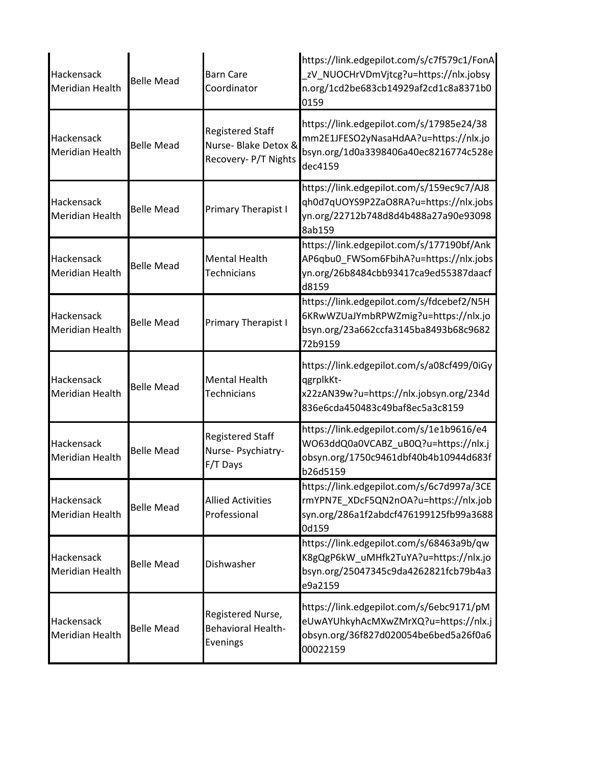| | | | |
|---|---|---|---|
| Hackensack Meridian Health | Belle Mead | Barn Care Coordinator | https://link.edgepilot.com/s/c7f579c1/FonA_zV_NUOCHrVDmVjtcg?u=https://nlx.jobsyn.org/1cd2be683cb14929af2cd1c8a8371b00159 |
| Hackensack Meridian Health | Belle Mead | Registered Staff Nurse- Blake Detox & Recovery- P/T Nights | https://link.edgepilot.com/s/17985e24/38mm2E1JFESO2yNasaHdAA?u=https://nlx.jobsyn.org/1d0a3398406a40ec8216774c528edec4159 |
| Hackensack Meridian Health | Belle Mead | Primary Therapist I | https://link.edgepilot.com/s/159ec9c7/AJ8qh0d7qUOYS9P2ZaO8RA?u=https://nlx.jobsyn.org/22712b748d8d4b488a27a90e930988ab159 |
| Hackensack Meridian Health | Belle Mead | Mental Health Technicians | https://link.edgepilot.com/s/177190bf/AnkAP6qbu0_FWSom6FbihA?u=https://nlx.jobsyn.org/26b8484cbb93417ca9ed55387daacfd8159 |
| Hackensack Meridian Health | Belle Mead | Primary Therapist I | https://link.edgepilot.com/s/fdcebef2/N5H6KRwWZUaJYmbRPWZmig?u=https://nlx.jobsyn.org/23a662ccfa3145ba8493b68c968272b9159 |
| Hackensack Meridian Health | Belle Mead | Mental Health Technicians | https://link.edgepilot.com/s/a08cf499/0iGyqgrplkKt-x22zAN39w?u=https://nlx.jobsyn.org/234d836e6cda450483c49baf8ec5a3c8159 |
| Hackensack Meridian Health | Belle Mead | Registered Staff Nurse- Psychiatry- F/T Days | https://link.edgepilot.com/s/1e1b9616/e4WO63ddQ0a0VCABZ_uB0Q?u=https://nlx.jobsyn.org/1750c9461dbf40b4b10944d683fb26d5159 |
| Hackensack Meridian Health | Belle Mead | Allied Activities Professional | https://link.edgepilot.com/s/6c7d997a/3CErmYPN7E_XDcF5QN2nOA?u=https://nlx.jobsyn.org/286a1f2abdcf476199125fb99a36880d159 |
| Hackensack Meridian Health | Belle Mead | Dishwasher | https://link.edgepilot.com/s/68463a9b/qwK8gQgP6kW_uMHfk2TuYA?u=https://nlx.jobsyn.org/25047345c9da4262821fcb79b4a3e9a2159 |
| Hackensack Meridian Health | Belle Mead | Registered Nurse, Behavioral Health-Evenings | https://link.edgepilot.com/s/6ebc9171/pMeUwAYUhkyhAcMXwZMrXQ?u=https://nlx.jobsyn.org/36f827d020054be6bed5a26f0a600022159 |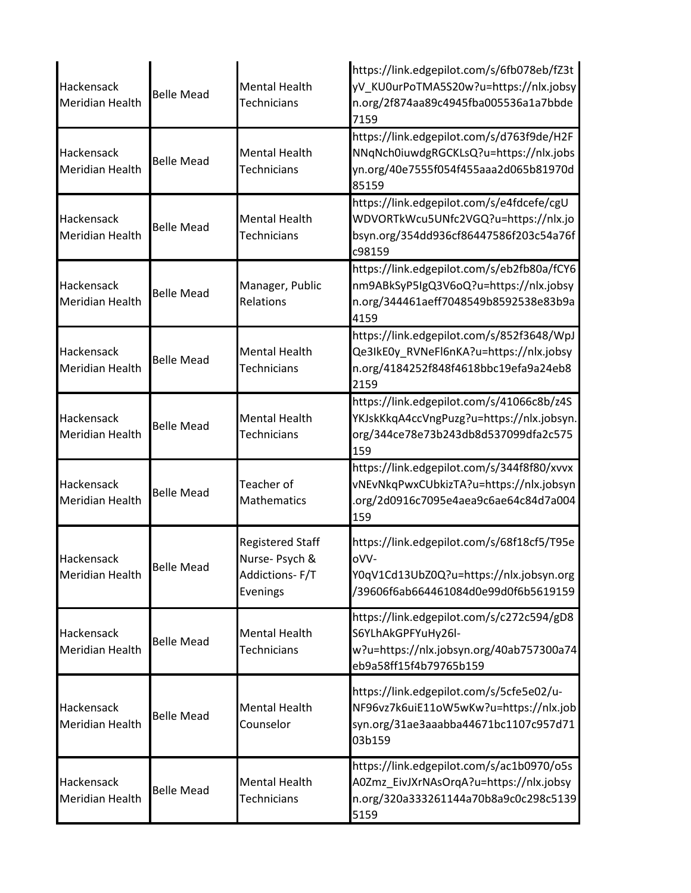| | | | |
|---|---|---|---|
| Hackensack Meridian Health | Belle Mead | Mental Health Technicians | https://link.edgepilot.com/s/6fb078eb/fZ3tyV_KU0urPoTMA5S20w?u=https://nlx.jobsyn.org/2f874aa89c4945fba005536a1a7bbde7159 |
| Hackensack Meridian Health | Belle Mead | Mental Health Technicians | https://link.edgepilot.com/s/d763f9de/H2FNNqNch0iuwdgRGCKLsQ?u=https://nlx.jobsyn.org/40e7555f054f455aaa2d065b81970d85159 |
| Hackensack Meridian Health | Belle Mead | Mental Health Technicians | https://link.edgepilot.com/s/e4fdcefe/cgUWDVORTkWcu5UNfc2VGQ?u=https://nlx.jobsyn.org/354dd936cf86447586f203c54a76fc98159 |
| Hackensack Meridian Health | Belle Mead | Manager, Public Relations | https://link.edgepilot.com/s/eb2fb80a/fCY6nm9ABkSyP5IgQ3V6oQ?u=https://nlx.jobsyn.org/344461aeff7048549b8592538e83b9a4159 |
| Hackensack Meridian Health | Belle Mead | Mental Health Technicians | https://link.edgepilot.com/s/852f3648/WpJQe3IkE0y_RVNeFl6nKA?u=https://nlx.jobsyn.org/4184252f848f4618bbc19efa9a24eb82159 |
| Hackensack Meridian Health | Belle Mead | Mental Health Technicians | https://link.edgepilot.com/s/41066c8b/z4SYKJskKkqA4ccVngPuzg?u=https://nlx.jobsyn.org/344ce78e73b243db8d537099dfa2c575159 |
| Hackensack Meridian Health | Belle Mead | Teacher of Mathematics | https://link.edgepilot.com/s/344f8f80/xvvxvNEvNkqPwxCUbkizTA?u=https://nlx.jobsyn.org/2d0916c7095e4aea9c6ae64c84d7a004159 |
| Hackensack Meridian Health | Belle Mead | Registered Staff Nurse- Psych & Addictions- F/T Evenings | https://link.edgepilot.com/s/68f18cf5/T95eoVV-Y0qV1Cd13UbZ0Q?u=https://nlx.jobsyn.org/39606f6ab664461084d0e99d0f6b5619159 |
| Hackensack Meridian Health | Belle Mead | Mental Health Technicians | https://link.edgepilot.com/s/c272c594/gD8S6YLhAkGPFYuHy26l-w?u=https://nlx.jobsyn.org/40ab757300a74eb9a58ff15f4b79765b159 |
| Hackensack Meridian Health | Belle Mead | Mental Health Counselor | https://link.edgepilot.com/s/5cfe5e02/u-NF96vz7k6uiE11oW5wKw?u=https://nlx.jobsyn.org/31ae3aaabba44671bc1107c957d7103b159 |
| Hackensack Meridian Health | Belle Mead | Mental Health Technicians | https://link.edgepilot.com/s/ac1b0970/o5sA0Zmz_EivJXrNAsOrqA?u=https://nlx.jobsyn.org/320a333261144a70b8a9c0c298c51395159 |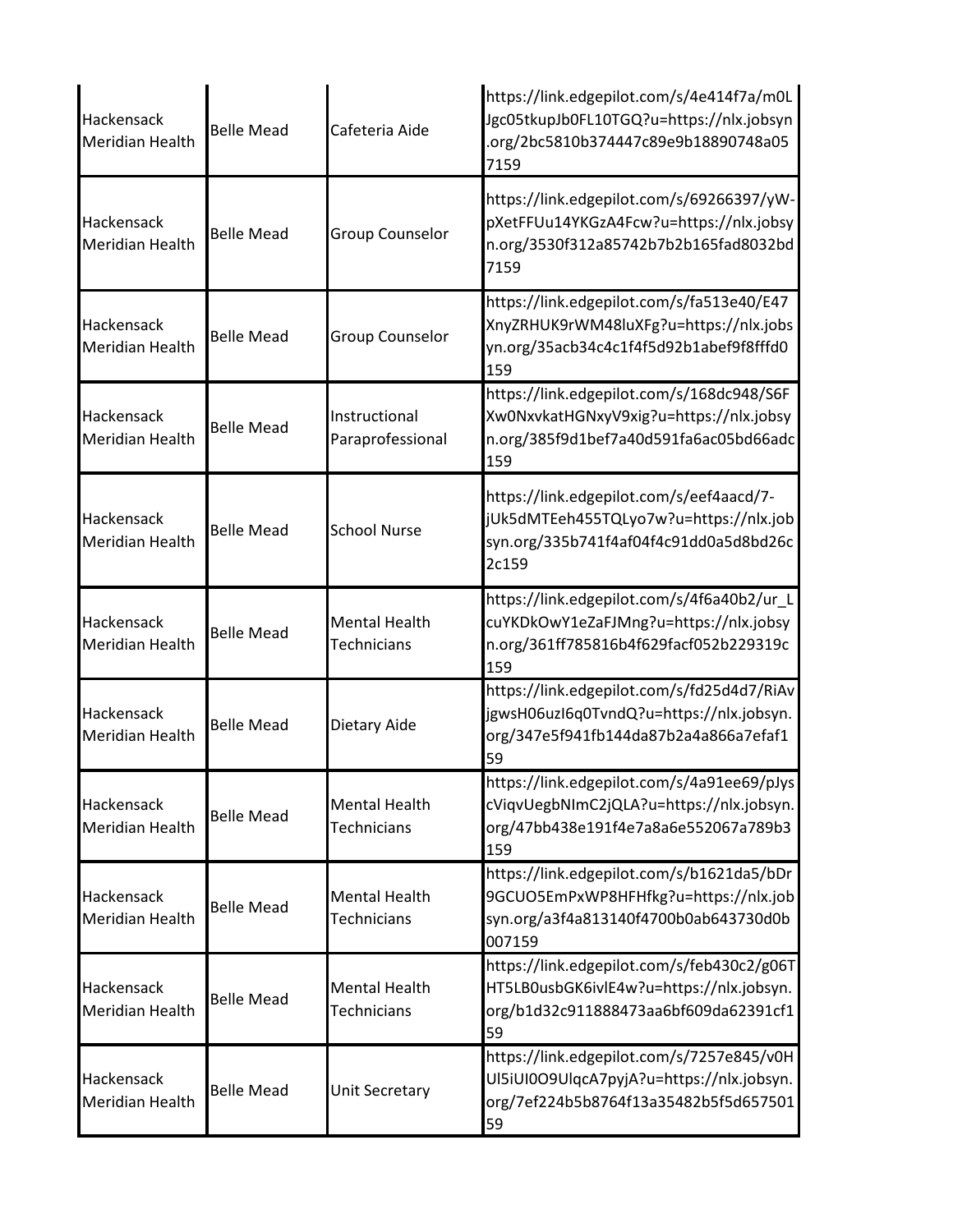| | | | |
|---|---|---|---|
| Hackensack Meridian Health | Belle Mead | Cafeteria Aide | https://link.edgepilot.com/s/4e414f7a/m0LJgc05tkupJb0FL10TGQ?u=https://nlx.jobsyn.org/2bc5810b374447c89e9b18890748a057159 |
| Hackensack Meridian Health | Belle Mead | Group Counselor | https://link.edgepilot.com/s/69266397/yW-pXetFFUu14YKGzA4Fcw?u=https://nlx.jobsyn.org/3530f312a85742b7b2b165fad8032bd7159 |
| Hackensack Meridian Health | Belle Mead | Group Counselor | https://link.edgepilot.com/s/fa513e40/E47XnyZRHUK9rWM48luXFg?u=https://nlx.jobsyn.org/35acb34c4c1f4f5d92b1abef9f8fffd0159 |
| Hackensack Meridian Health | Belle Mead | Instructional Paraprofessional | https://link.edgepilot.com/s/168dc948/S6FXw0NxvkatHGNxyV9xig?u=https://nlx.jobsyn.org/385f9d1bef7a40d591fa6ac05bd66adc159 |
| Hackensack Meridian Health | Belle Mead | School Nurse | https://link.edgepilot.com/s/eef4aacd/7-jUk5dMTEeh455TQLyo7w?u=https://nlx.jobsyn.org/335b741f4af04f4c91dd0a5d8bd26c2c159 |
| Hackensack Meridian Health | Belle Mead | Mental Health Technicians | https://link.edgepilot.com/s/4f6a40b2/ur_LcuYKDkOwY1eZaFJMng?u=https://nlx.jobsyn.org/361ff785816b4f629facf052b229319c159 |
| Hackensack Meridian Health | Belle Mead | Dietary Aide | https://link.edgepilot.com/s/fd25d4d7/RiAvjgwsH06uzI6q0TvndQ?u=https://nlx.jobsyn.org/347e5f941fb144da87b2a4a866a7efaf159 |
| Hackensack Meridian Health | Belle Mead | Mental Health Technicians | https://link.edgepilot.com/s/4a91ee69/pJyscViqvUegbNImC2jQLA?u=https://nlx.jobsyn.org/47bb438e191f4e7a8a6e552067a789b3159 |
| Hackensack Meridian Health | Belle Mead | Mental Health Technicians | https://link.edgepilot.com/s/b1621da5/bDr9GCUO5EmPxWP8HFHfkg?u=https://nlx.jobsyn.org/a3f4a813140f4700b0ab643730d0b007159 |
| Hackensack Meridian Health | Belle Mead | Mental Health Technicians | https://link.edgepilot.com/s/feb430c2/g06THT5LB0usbGK6ivlE4w?u=https://nlx.jobsyn.org/b1d32c911888473aa6bf609da62391cf159 |
| Hackensack Meridian Health | Belle Mead | Unit Secretary | https://link.edgepilot.com/s/7257e845/v0HUl5iUI0O9UlqcA7pyjA?u=https://nlx.jobsyn.org/7ef224b5b8764f13a35482b5f5d65750159 |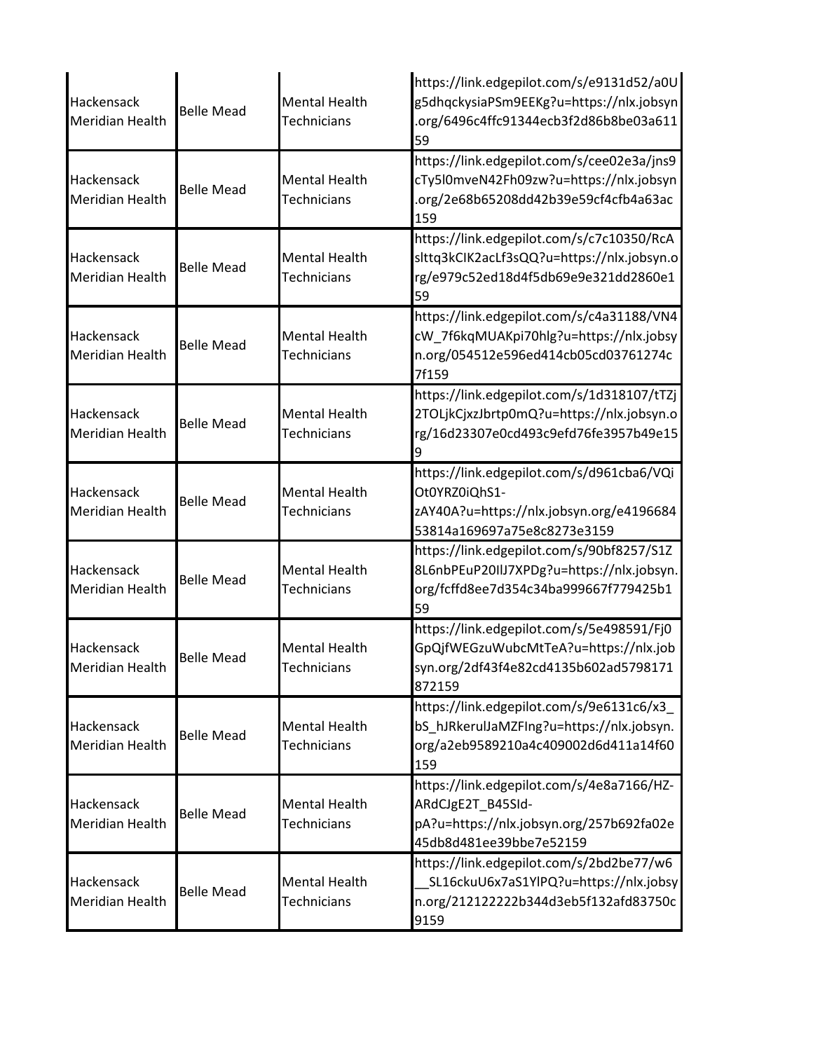| Hackensack Meridian Health | Belle Mead | Mental Health Technicians | https://link.edgepilot.com/s/e9131d52/a0Ug5dhqckysiaPSm9EEKg?u=https://nlx.jobsyn.org/6496c4ffc91344ecb3f2d86b8be03a61159 |
|---|---|---|---|
| Hackensack Meridian Health | Belle Mead | Mental Health Technicians | https://link.edgepilot.com/s/cee02e3a/jns9cTy5l0mveN42Fh09zw?u=https://nlx.jobsyn.org/2e68b65208dd42b39e59cf4cfb4a63ac159 |
| Hackensack Meridian Health | Belle Mead | Mental Health Technicians | https://link.edgepilot.com/s/c7c10350/RcAslttq3kCIK2acLf3sQQ?u=https://nlx.jobsyn.org/e979c52ed18d4f5db69e9e321dd2860e159 |
| Hackensack Meridian Health | Belle Mead | Mental Health Technicians | https://link.edgepilot.com/s/c4a31188/VN4cW_7f6kqMUAKpi70hlg?u=https://nlx.jobsyn.org/054512e596ed414cb05cd03761274c7f159 |
| Hackensack Meridian Health | Belle Mead | Mental Health Technicians | https://link.edgepilot.com/s/1d318107/tTZj2TOLjkCjxzJbrtp0mQ?u=https://nlx.jobsyn.org/16d23307e0cd493c9efd76fe3957b49e159 |
| Hackensack Meridian Health | Belle Mead | Mental Health Technicians | https://link.edgepilot.com/s/d961cba6/VQiOt0YRZ0iQhS1-zAY40A?u=https://nlx.jobsyn.org/e419668453814a169697a75e8c8273e3159 |
| Hackensack Meridian Health | Belle Mead | Mental Health Technicians | https://link.edgepilot.com/s/90bf8257/S1Z8L6nbPEuP20IlJ7XPDg?u=https://nlx.jobsyn.org/fcffd8ee7d354c34ba999667f779425b159 |
| Hackensack Meridian Health | Belle Mead | Mental Health Technicians | https://link.edgepilot.com/s/5e498591/Fj0GpQjfWEGzuWubcMtTeA?u=https://nlx.jobsyn.org/2df43f4e82cd4135b602ad5798171872159 |
| Hackensack Meridian Health | Belle Mead | Mental Health Technicians | https://link.edgepilot.com/s/9e6131c6/x3_bS_hJRkerulJaMZFIng?u=https://nlx.jobsyn.org/a2eb9589210a4c409002d6d411a14f60159 |
| Hackensack Meridian Health | Belle Mead | Mental Health Technicians | https://link.edgepilot.com/s/4e8a7166/HZ-ARdCJgE2T_B45SId-pA?u=https://nlx.jobsyn.org/257b692fa02e45db8d481ee39bbe7e52159 |
| Hackensack Meridian Health | Belle Mead | Mental Health Technicians | https://link.edgepilot.com/s/2bd2be77/w6__SL16ckuU6x7aS1YlPQ?u=https://nlx.jobsyn.org/212122222b344d3eb5f132afd83750c9159 |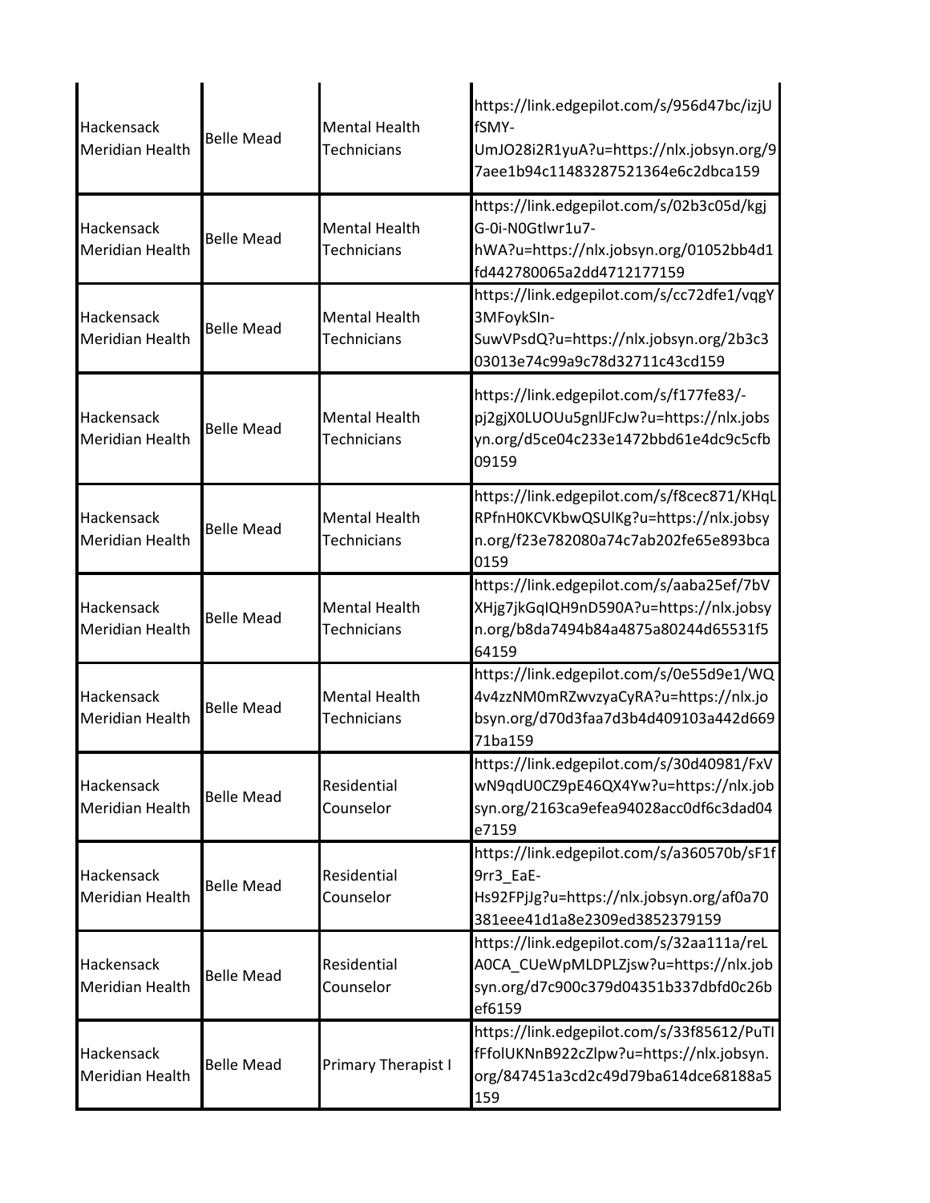| | | | |
|---|---|---|---|
| Hackensack Meridian Health | Belle Mead | Mental Health Technicians | https://link.edgepilot.com/s/956d47bc/izjUfSMY-UmJO28i2R1yuA?u=https://nlx.jobsyn.org/97aee1b94c11483287521364e6c2dbca159 |
| Hackensack Meridian Health | Belle Mead | Mental Health Technicians | https://link.edgepilot.com/s/02b3c05d/kgjG-0i-N0Gtlwr1u7-hWA?u=https://nlx.jobsyn.org/01052bb4d1fd442780065a2dd4712177159 |
| Hackensack Meridian Health | Belle Mead | Mental Health Technicians | https://link.edgepilot.com/s/cc72dfe1/vqgY3MFoykSIn-SuwVPsdQ?u=https://nlx.jobsyn.org/2b3c303013e74c99a9c78d32711c43cd159 |
| Hackensack Meridian Health | Belle Mead | Mental Health Technicians | https://link.edgepilot.com/s/f177fe83/-pj2gjX0LUOUu5gnlJFcJw?u=https://nlx.jobsyn.org/d5ce04c233e1472bbd61e4dc9c5cfb09159 |
| Hackensack Meridian Health | Belle Mead | Mental Health Technicians | https://link.edgepilot.com/s/f8cec871/KHqLRPfnH0KCVKbwQSUlKg?u=https://nlx.jobsyn.org/f23e782080a74c7ab202fe65e893bca0159 |
| Hackensack Meridian Health | Belle Mead | Mental Health Technicians | https://link.edgepilot.com/s/aaba25ef/7bVXHjg7jkGqIQH9nD590A?u=https://nlx.jobsyn.org/b8da7494b84a4875a80244d65531f564159 |
| Hackensack Meridian Health | Belle Mead | Mental Health Technicians | https://link.edgepilot.com/s/0e55d9e1/WQ4v4zzNM0mRZwvzyaCyRA?u=https://nlx.jobsyn.org/d70d3faa7d3b4d409103a442d66971ba159 |
| Hackensack Meridian Health | Belle Mead | Residential Counselor | https://link.edgepilot.com/s/30d40981/FxVwN9qdU0CZ9pE46QX4Yw?u=https://nlx.jobsyn.org/2163ca9efea94028acc0df6c3dad04e7159 |
| Hackensack Meridian Health | Belle Mead | Residential Counselor | https://link.edgepilot.com/s/a360570b/sF1f9rr3_EaE-Hs92FPjJg?u=https://nlx.jobsyn.org/af0a70381eee41d1a8e2309ed3852379159 |
| Hackensack Meridian Health | Belle Mead | Residential Counselor | https://link.edgepilot.com/s/32aa111a/reLA0CA_CUeWpMLDPLZjsw?u=https://nlx.jobsyn.org/d7c900c379d04351b337dbfd0c26bef6159 |
| Hackensack Meridian Health | Belle Mead | Primary Therapist I | https://link.edgepilot.com/s/33f85612/PuTIfFfolUKNnB922cZlpw?u=https://nlx.jobsyn.org/847451a3cd2c49d79ba614dce68188a5159 |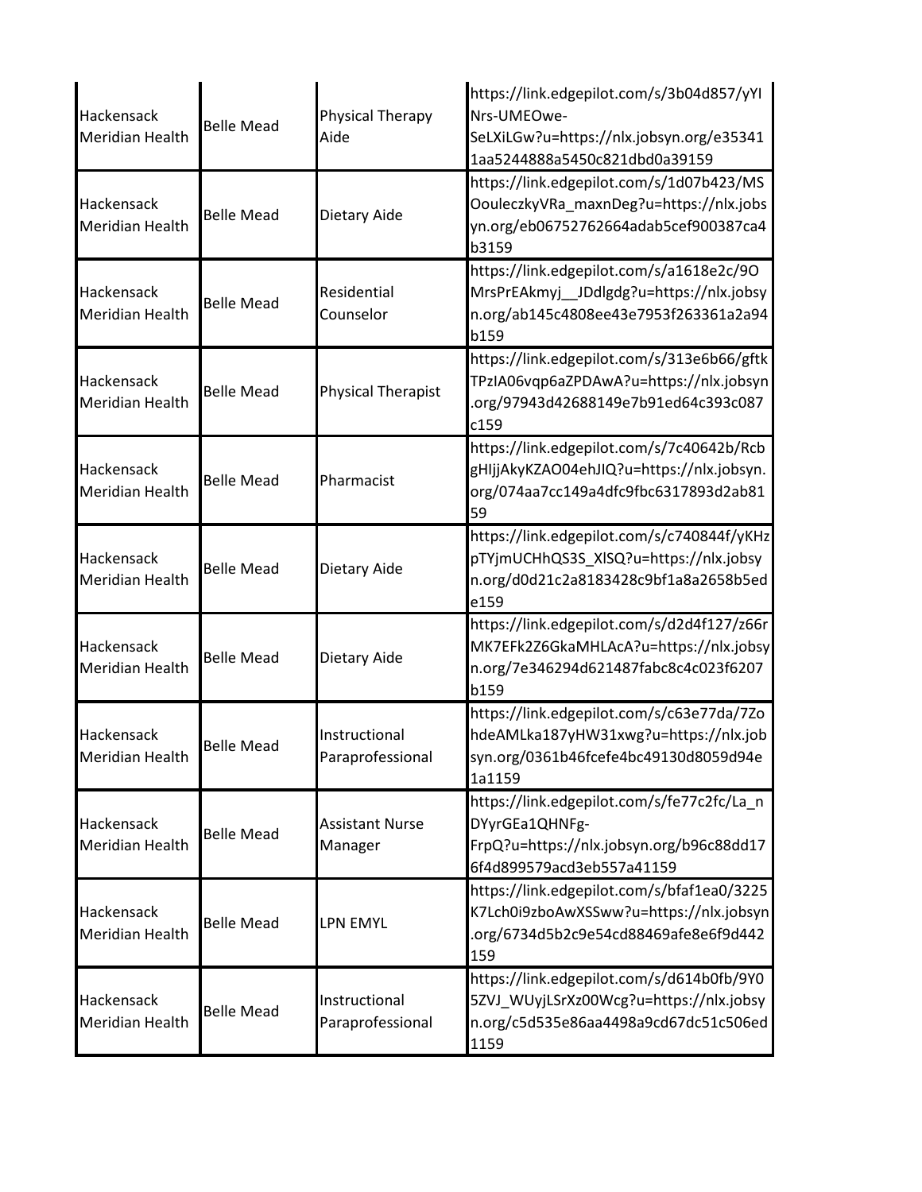| Hackensack Meridian Health | Belle Mead | Physical Therapy Aide | https://link.edgepilot.com/s/3b04d857/yYINrs-UMEOwe-SeLXiLGw?u=https://nlx.jobsyn.org/e353411aa5244888a5450c821dbd0a39159 |
|---|---|---|---|
| Hackensack Meridian Health | Belle Mead | Dietary Aide | https://link.edgepilot.com/s/1d07b423/MSOouleczkyVRa_maxnDeg?u=https://nlx.jobsyn.org/eb06752762664adab5cef900387ca4b3159 |
| Hackensack Meridian Health | Belle Mead | Residential Counselor | https://link.edgepilot.com/s/a1618e2c/9OMrsPrEAkmyj__JDdlgdg?u=https://nlx.jobsyn.org/ab145c4808ee43e7953f263361a2a94b159 |
| Hackensack Meridian Health | Belle Mead | Physical Therapist | https://link.edgepilot.com/s/313e6b66/gftkTPzIA06vqp6aZPDAwA?u=https://nlx.jobsyn.org/97943d42688149e7b91ed64c393c087c159 |
| Hackensack Meridian Health | Belle Mead | Pharmacist | https://link.edgepilot.com/s/7c40642b/RcbgHIjjAkyKZAO04ehJIQ?u=https://nlx.jobsyn.org/074aa7cc149a4dfc9fbc6317893d2ab8159 |
| Hackensack Meridian Health | Belle Mead | Dietary Aide | https://link.edgepilot.com/s/c740844f/yKHzpTYjmUCHhQS3S_XlSQ?u=https://nlx.jobsyn.org/d0d21c2a8183428c9bf1a8a2658b5ede159 |
| Hackensack Meridian Health | Belle Mead | Dietary Aide | https://link.edgepilot.com/s/d2d4f127/z66rMK7EFk2Z6GkaMHLAcA?u=https://nlx.jobsyn.org/7e346294d621487fabc8c4c023f6207b159 |
| Hackensack Meridian Health | Belle Mead | Instructional Paraprofessional | https://link.edgepilot.com/s/c63e77da/7ZohdeAMLka187yHW31xwg?u=https://nlx.jobsyn.org/0361b46fcefe4bc49130d8059d94e1a1159 |
| Hackensack Meridian Health | Belle Mead | Assistant Nurse Manager | https://link.edgepilot.com/s/fe77c2fc/La_nDYyrGEa1QHNFg-FrpQ?u=https://nlx.jobsyn.org/b96c88dd176f4d899579acd3eb557a41159 |
| Hackensack Meridian Health | Belle Mead | LPN EMYL | https://link.edgepilot.com/s/bfaf1ea0/3225K7Lch0i9zboAwXSSww?u=https://nlx.jobsyn.org/6734d5b2c9e54cd88469afe8e6f9d442159 |
| Hackensack Meridian Health | Belle Mead | Instructional Paraprofessional | https://link.edgepilot.com/s/d614b0fb/9Y05ZVJ_WUyjLSrXz00Wcg?u=https://nlx.jobsyn.org/c5d535e86aa4498a9cd67dc51c506ed1159 |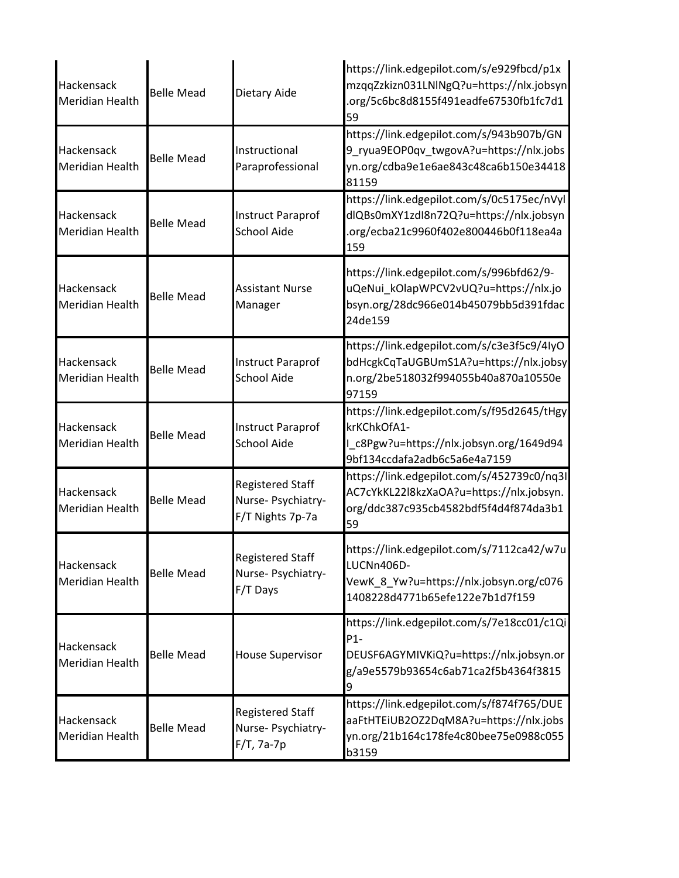| | | | |
|---|---|---|---|
| Hackensack Meridian Health | Belle Mead | Dietary Aide | https://link.edgepilot.com/s/e929fbcd/p1xmzqqZzkizn031LNlNgQ?u=https://nlx.jobsyn.org/5c6bc8d8155f491eadfe67530fb1fc7d159 |
| Hackensack Meridian Health | Belle Mead | Instructional Paraprofessional | https://link.edgepilot.com/s/943b907b/GN9_ryua9EOP0qv_twgovA?u=https://nlx.jobsyn.org/cdba9e1e6ae843c48ca6b150e3441881159 |
| Hackensack Meridian Health | Belle Mead | Instruct Paraprof School Aide | https://link.edgepilot.com/s/0c5175ec/nVyldlQBs0mXY1zdI8n72Q?u=https://nlx.jobsyn.org/ecba21c9960f402e800446b0f118ea4a159 |
| Hackensack Meridian Health | Belle Mead | Assistant Nurse Manager | https://link.edgepilot.com/s/996bfd62/9-uQeNui_kOlapWPCV2vUQ?u=https://nlx.jobsyn.org/28dc966e014b45079bb5d391fdac24de159 |
| Hackensack Meridian Health | Belle Mead | Instruct Paraprof School Aide | https://link.edgepilot.com/s/c3e3f5c9/4IyObdHcgkCqTaUGBUmS1A?u=https://nlx.jobsyn.org/2be518032f994055b40a870a10550e97159 |
| Hackensack Meridian Health | Belle Mead | Instruct Paraprof School Aide | https://link.edgepilot.com/s/f95d2645/tHgykrKChkOfA1-I_c8Pgw?u=https://nlx.jobsyn.org/1649d949bf134ccdafa2adb6c5a6e4a7159 |
| Hackensack Meridian Health | Belle Mead | Registered Staff Nurse- Psychiatry-F/T Nights 7p-7a | https://link.edgepilot.com/s/452739c0/nq3IAC7cYkKL22l8kzXaOA?u=https://nlx.jobsyn.org/ddc387c935cb4582bdf5f4d4f874da3b159 |
| Hackensack Meridian Health | Belle Mead | Registered Staff Nurse- Psychiatry-F/T Days | https://link.edgepilot.com/s/7112ca42/w7uLUCNn406D-VewK_8_Yw?u=https://nlx.jobsyn.org/c0761408228d4771b65efe122e7b1d7f159 |
| Hackensack Meridian Health | Belle Mead | House Supervisor | https://link.edgepilot.com/s/7e18cc01/c1QiP1-DEUSF6AGYMIVKiQ?u=https://nlx.jobsyn.org/a9e5579b93654c6ab71ca2f5b4364f38159 |
| Hackensack Meridian Health | Belle Mead | Registered Staff Nurse- Psychiatry-F/T, 7a-7p | https://link.edgepilot.com/s/f874f765/DUEaaFtHTEiUB2OZ2DqM8A?u=https://nlx.jobsyn.org/21b164c178fe4c80bee75e0988c055b3159 |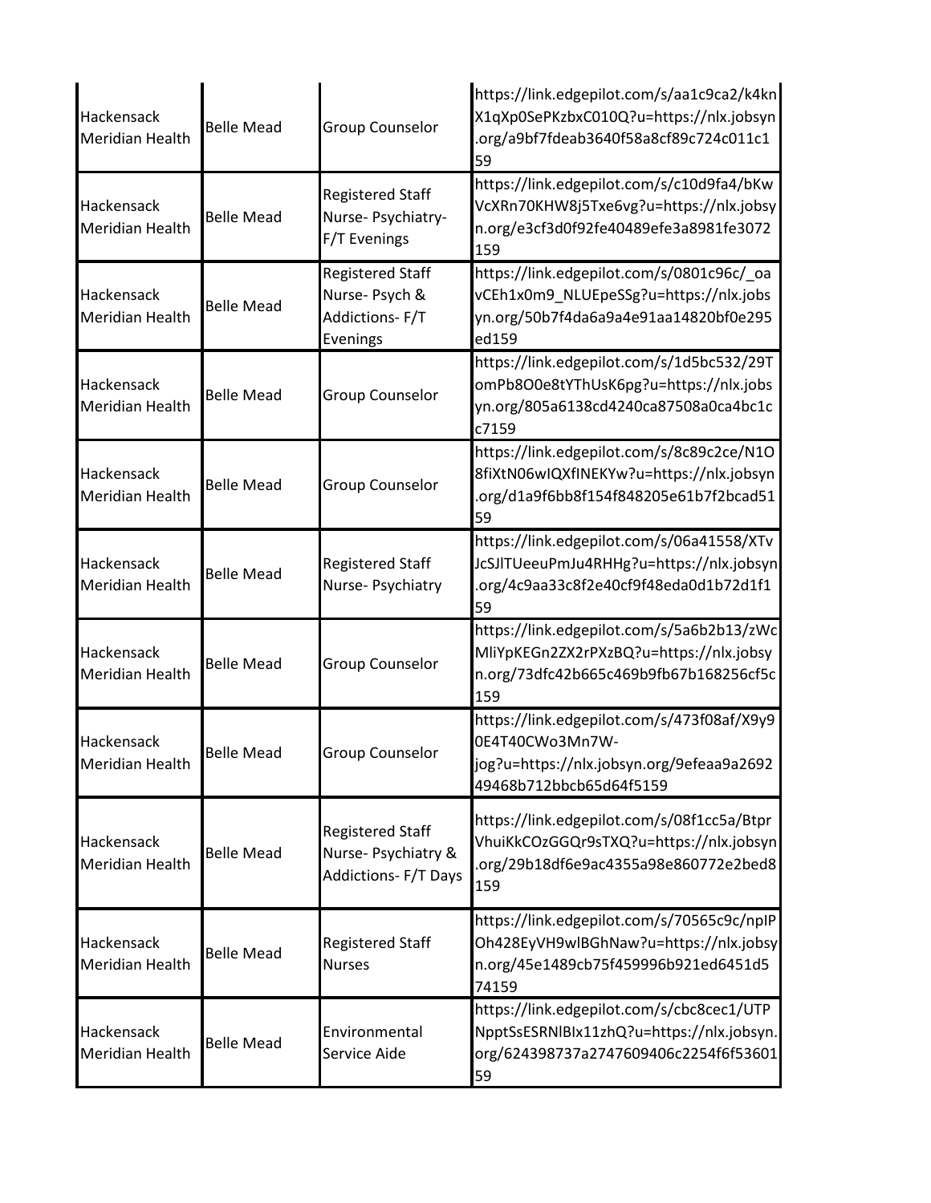| | | | |
|---|---|---|---|
| Hackensack Meridian Health | Belle Mead | Group Counselor | https://link.edgepilot.com/s/aa1c9ca2/k4knX1qXp0SePKzbxC010Q?u=https://nlx.jobsyn.org/a9bf7fdeab3640f58a8cf89c724c011c159 |
| Hackensack Meridian Health | Belle Mead | Registered Staff Nurse- Psychiatry- F/T Evenings | https://link.edgepilot.com/s/c10d9fa4/bKwVcXRn70KHW8j5Txe6vg?u=https://nlx.jobsyn.org/e3cf3d0f92fe40489efe3a8981fe3072159 |
| Hackensack Meridian Health | Belle Mead | Registered Staff Nurse- Psych & Addictions- F/T Evenings | https://link.edgepilot.com/s/0801c96c/_oavCEh1x0m9_NLUEpeSSg?u=https://nlx.jobsyn.org/50b7f4da6a9a4e91aa14820bf0e295ed159 |
| Hackensack Meridian Health | Belle Mead | Group Counselor | https://link.edgepilot.com/s/1d5bc532/29TomPb8O0e8tYThUsK6pg?u=https://nlx.jobsyn.org/805a6138cd4240ca87508a0ca4bc1cc7159 |
| Hackensack Meridian Health | Belle Mead | Group Counselor | https://link.edgepilot.com/s/8c89c2ce/N1O8fiXtN06wIQXfINEKYw?u=https://nlx.jobsyn.org/d1a9f6bb8f154f848205e61b7f2bcad5159 |
| Hackensack Meridian Health | Belle Mead | Registered Staff Nurse- Psychiatry | https://link.edgepilot.com/s/06a41558/XTvJcSJlTUeeuPmJu4RHHg?u=https://nlx.jobsyn.org/4c9aa33c8f2e40cf9f48eda0d1b72d1f159 |
| Hackensack Meridian Health | Belle Mead | Group Counselor | https://link.edgepilot.com/s/5a6b2b13/zWcMliYpKEGn2ZX2rPXzBQ?u=https://nlx.jobsyn.org/73dfc42b665c469b9fb67b168256cf5c159 |
| Hackensack Meridian Health | Belle Mead | Group Counselor | https://link.edgepilot.com/s/473f08af/X9y90E4T40CWo3Mn7W-jog?u=https://nlx.jobsyn.org/9efeaa9a269249468b712bbcb65d64f5159 |
| Hackensack Meridian Health | Belle Mead | Registered Staff Nurse- Psychiatry & Addictions- F/T Days | https://link.edgepilot.com/s/08f1cc5a/BtprVhuiKkCOzGGQr9sTXQ?u=https://nlx.jobsyn.org/29b18df6e9ac4355a98e860772e2bed8159 |
| Hackensack Meridian Health | Belle Mead | Registered Staff Nurses | https://link.edgepilot.com/s/70565c9c/npIPOh428EyVH9wlBGhNaw?u=https://nlx.jobsyn.org/45e1489cb75f459996b921ed6451d574159 |
| Hackensack Meridian Health | Belle Mead | Environmental Service Aide | https://link.edgepilot.com/s/cbc8cec1/UTPNpptSsESRNlBIx11zhQ?u=https://nlx.jobsyn.org/624398737a2747609406c2254f6f5360159 |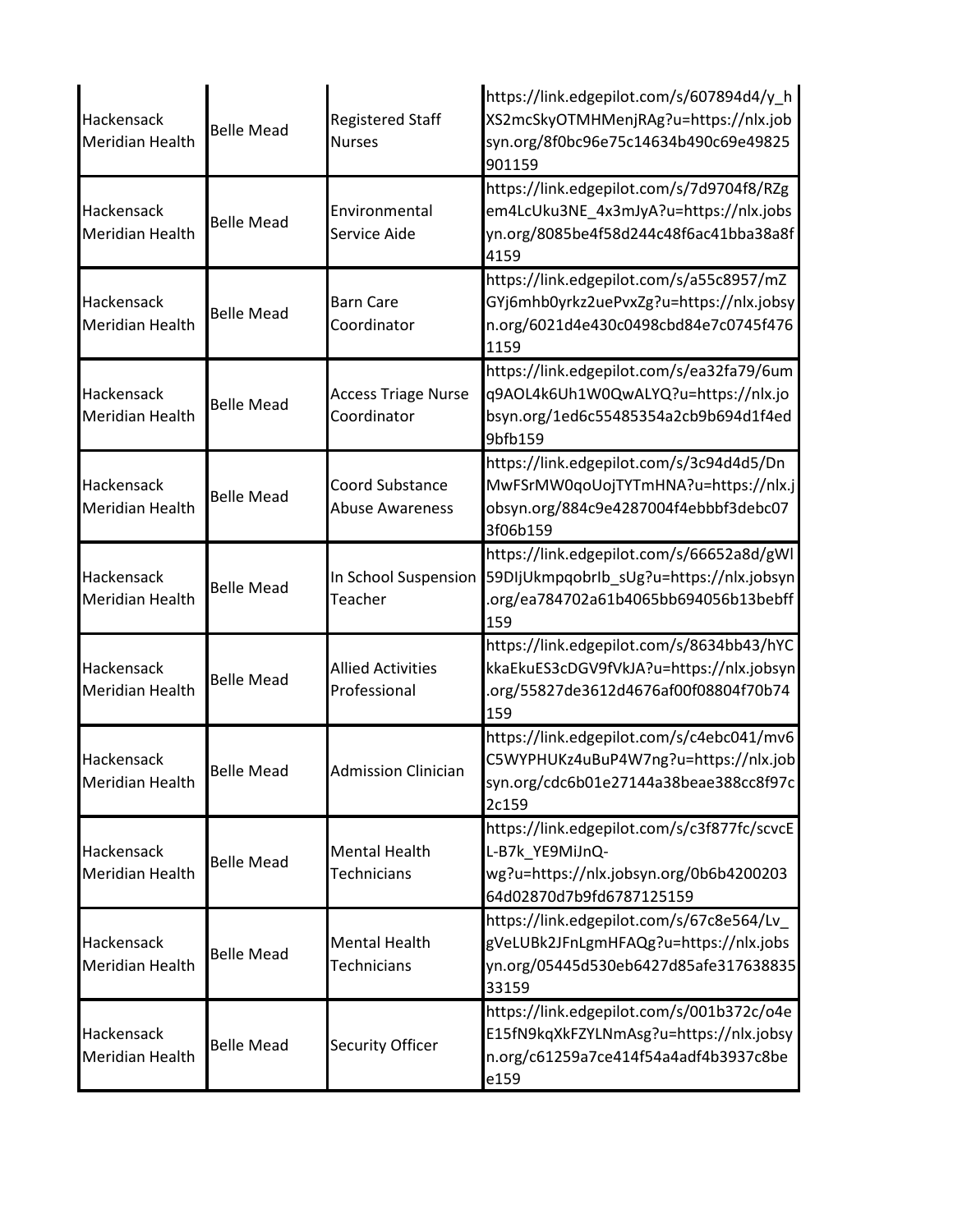| | | | |
|---|---|---|---|
| Hackensack Meridian Health | Belle Mead | Registered Staff Nurses | https://link.edgepilot.com/s/607894d4/y_hXS2mcSkyOTMHMenjRAg?u=https://nlx.jobsyn.org/8f0bc96e75c14634b490c69e49825901159 |
| Hackensack Meridian Health | Belle Mead | Environmental Service Aide | https://link.edgepilot.com/s/7d9704f8/RZgem4LcUku3NE_4x3mJyA?u=https://nlx.jobsyn.org/8085be4f58d244c48f6ac41bba38a8f4159 |
| Hackensack Meridian Health | Belle Mead | Barn Care Coordinator | https://link.edgepilot.com/s/a55c8957/mZGYj6mhb0yrkz2uePvxZg?u=https://nlx.jobsyn.org/6021d4e430c0498cbd84e7c0745f4761159 |
| Hackensack Meridian Health | Belle Mead | Access Triage Nurse Coordinator | https://link.edgepilot.com/s/ea32fa79/6umq9AOL4k6Uh1W0QwALYQ?u=https://nlx.jobsyn.org/1ed6c55485354a2cb9b694d1f4ed9bfb159 |
| Hackensack Meridian Health | Belle Mead | Coord Substance Abuse Awareness | https://link.edgepilot.com/s/3c94d4d5/DnMwFSrMW0qoUojTYTmHNA?u=https://nlx.jobsyn.org/884c9e4287004f4ebbbf3debc073f06b159 |
| Hackensack Meridian Health | Belle Mead | In School Suspension Teacher | https://link.edgepilot.com/s/66652a8d/gWl59DIjUkmpqobrIb_sUg?u=https://nlx.jobsyn.org/ea784702a61b4065bb694056b13bebff159 |
| Hackensack Meridian Health | Belle Mead | Allied Activities Professional | https://link.edgepilot.com/s/8634bb43/hYCkkaEkuES3cDGV9fVkJA?u=https://nlx.jobsyn.org/55827de3612d4676af00f08804f70b74159 |
| Hackensack Meridian Health | Belle Mead | Admission Clinician | https://link.edgepilot.com/s/c4ebc041/mv6C5WYPHUKz4uBuP4W7ng?u=https://nlx.jobsyn.org/cdc6b01e27144a38beae388cc8f97c2c159 |
| Hackensack Meridian Health | Belle Mead | Mental Health Technicians | https://link.edgepilot.com/s/c3f877fc/scvcEL-B7k_YE9MiJnQ-wg?u=https://nlx.jobsyn.org/0b6b420020364d02870d7b9fd6787125159 |
| Hackensack Meridian Health | Belle Mead | Mental Health Technicians | https://link.edgepilot.com/s/67c8e564/Lv_gVeLUBk2JFnLgmHFAQg?u=https://nlx.jobsyn.org/05445d530eb6427d85afe31763883533159 |
| Hackensack Meridian Health | Belle Mead | Security Officer | https://link.edgepilot.com/s/001b372c/o4eE15fN9kqXkFZYLNmAsg?u=https://nlx.jobsyn.org/c61259a7ce414f54a4adf4b3937c8bee159 |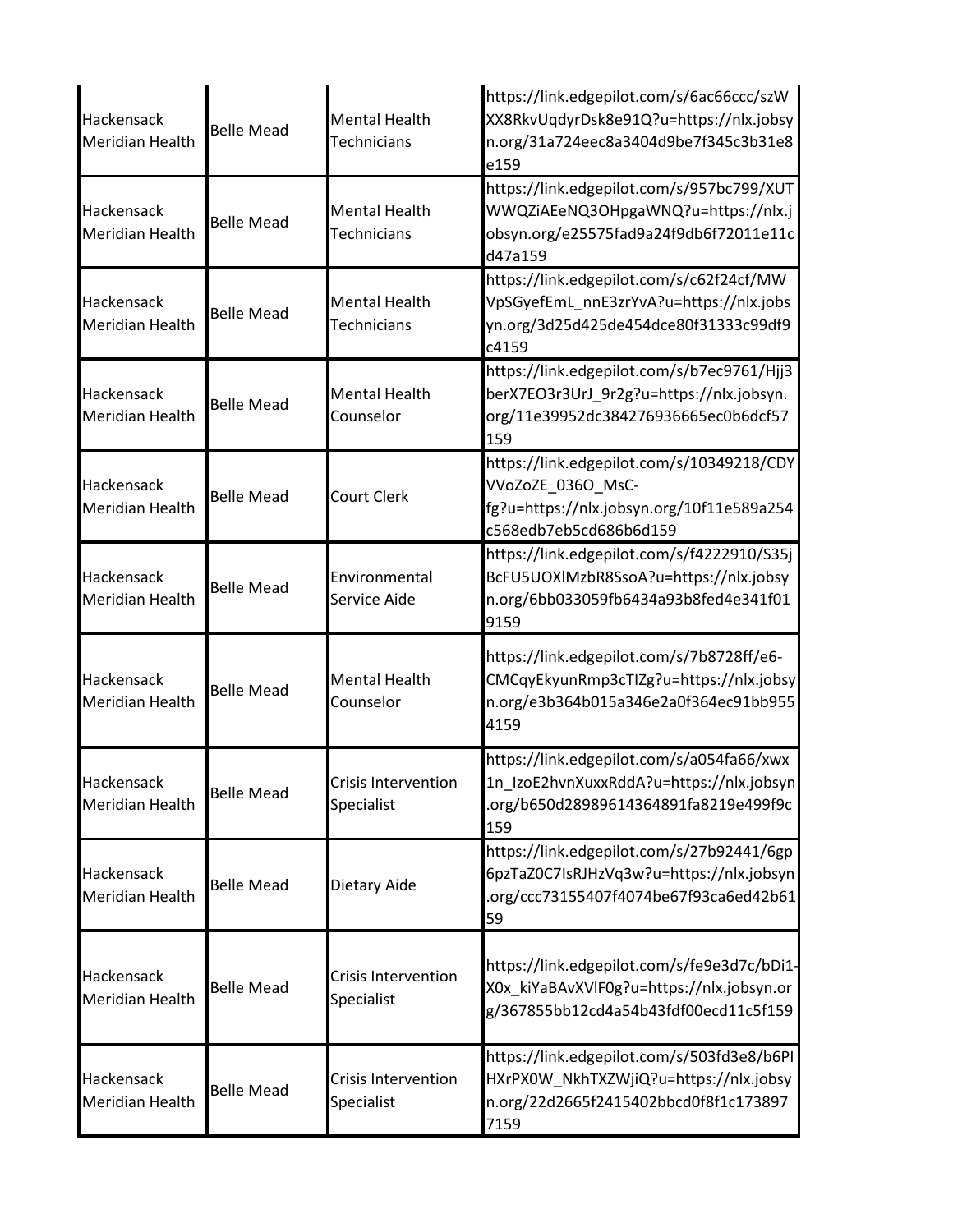| | | | |
|---|---|---|---|
| Hackensack Meridian Health | Belle Mead | Mental Health Technicians | https://link.edgepilot.com/s/6ac66ccc/szWXX8RkvUqdyrDsk8e91Q?u=https://nlx.jobsyn.org/31a724eec8a3404d9be7f345c3b31e8e159 |
| Hackensack Meridian Health | Belle Mead | Mental Health Technicians | https://link.edgepilot.com/s/957bc799/XUTWWQZiAEeNQ3OHpgaWNQ?u=https://nlx.jobsyn.org/e25575fad9a24f9db6f72011e11cd47a159 |
| Hackensack Meridian Health | Belle Mead | Mental Health Technicians | https://link.edgepilot.com/s/c62f24cf/MWVpSGyefEmL_nnE3zrYvA?u=https://nlx.jobsyn.org/3d25d425de454dce80f31333c99df9c4159 |
| Hackensack Meridian Health | Belle Mead | Mental Health Counselor | https://link.edgepilot.com/s/b7ec9761/Hjj3berX7EO3r3UrJ_9r2g?u=https://nlx.jobsyn.org/11e39952dc384276936665ec0b6dcf57159 |
| Hackensack Meridian Health | Belle Mead | Court Clerk | https://link.edgepilot.com/s/10349218/CDYVVoZoZE_036O_MsC-fg?u=https://nlx.jobsyn.org/10f11e589a254c568edb7eb5cd686b6d159 |
| Hackensack Meridian Health | Belle Mead | Environmental Service Aide | https://link.edgepilot.com/s/f4222910/S35jBcFU5UOXlMzbR8SsoA?u=https://nlx.jobsyn.org/6bb033059fb6434a93b8fed4e341f019159 |
| Hackensack Meridian Health | Belle Mead | Mental Health Counselor | https://link.edgepilot.com/s/7b8728ff/e6-CMCqyEkyunRmp3cTIZg?u=https://nlx.jobsyn.org/e3b364b015a346e2a0f364ec91bb9554159 |
| Hackensack Meridian Health | Belle Mead | Crisis Intervention Specialist | https://link.edgepilot.com/s/a054fa66/xwx1n_IzoE2hvnXuxxRddA?u=https://nlx.jobsyn.org/b650d28989614364891fa8219e499f9c159 |
| Hackensack Meridian Health | Belle Mead | Dietary Aide | https://link.edgepilot.com/s/27b92441/6gp6pzTaZ0C7IsRJHzVq3w?u=https://nlx.jobsyn.org/ccc73155407f4074be67f93ca6ed42b6159 |
| Hackensack Meridian Health | Belle Mead | Crisis Intervention Specialist | https://link.edgepilot.com/s/fe9e3d7c/bDi1-X0x_kiYaBAvXVlF0g?u=https://nlx.jobsyn.org/367855bb12cd4a54b43fdf00ecd11c5f159 |
| Hackensack Meridian Health | Belle Mead | Crisis Intervention Specialist | https://link.edgepilot.com/s/503fd3e8/b6PIHXrPX0W_NkhTXZWjiQ?u=https://nlx.jobsyn.org/22d2665f2415402bbcd0f8f1c1738977159 |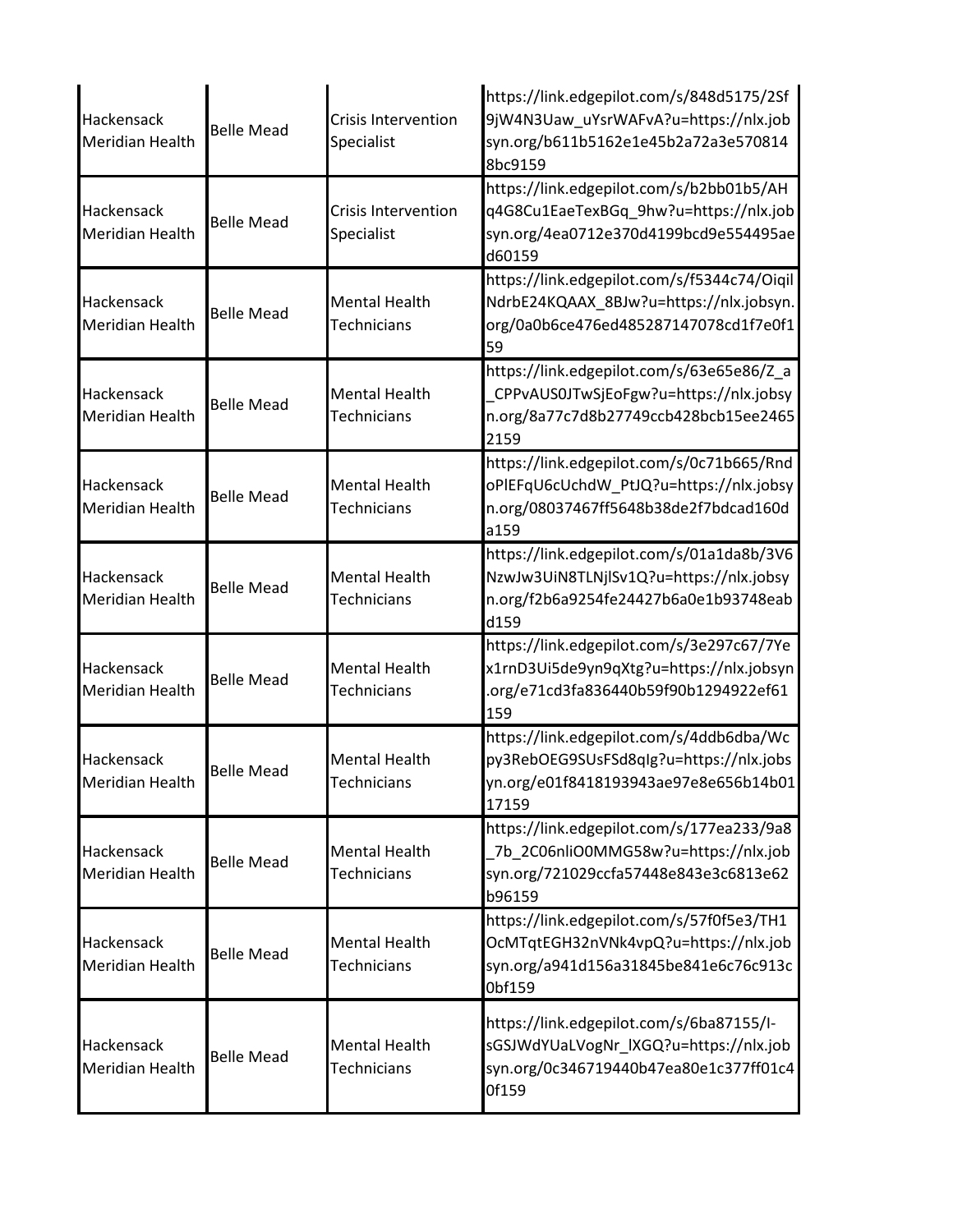| | | | |
|---|---|---|---|
| Hackensack Meridian Health | Belle Mead | Crisis Intervention Specialist | https://link.edgepilot.com/s/848d5175/2Sf9jW4N3Uaw_uYsrWAFvA?u=https://nlx.jobsyn.org/b611b5162e1e45b2a72a3e5708148bc9159 |
| Hackensack Meridian Health | Belle Mead | Crisis Intervention Specialist | https://link.edgepilot.com/s/b2bb01b5/AHq4G8Cu1EaeTexBGq_9hw?u=https://nlx.jobsyn.org/4ea0712e370d4199bcd9e554495aed60159 |
| Hackensack Meridian Health | Belle Mead | Mental Health Technicians | https://link.edgepilot.com/s/f5344c74/OiqilNdrbE24KQAAX_8BJw?u=https://nlx.jobsyn.org/0a0b6ce476ed485287147078cd1f7e0f159 |
| Hackensack Meridian Health | Belle Mead | Mental Health Technicians | https://link.edgepilot.com/s/63e65e86/Z_a_CPPvAUS0JTwSjEoFgw?u=https://nlx.jobsyn.org/8a77c7d8b27749ccb428bcb15ee24652159 |
| Hackensack Meridian Health | Belle Mead | Mental Health Technicians | https://link.edgepilot.com/s/0c71b665/RndoPlEFqU6cUchdW_PtJQ?u=https://nlx.jobsyn.org/08037467ff5648b38de2f7bdcad160da159 |
| Hackensack Meridian Health | Belle Mead | Mental Health Technicians | https://link.edgepilot.com/s/01a1da8b/3V6NzwJw3UiN8TLNjlSv1Q?u=https://nlx.jobsyn.org/f2b6a9254fe24427b6a0e1b93748eabd159 |
| Hackensack Meridian Health | Belle Mead | Mental Health Technicians | https://link.edgepilot.com/s/3e297c67/7Yex1rnD3Ui5de9yn9qXtg?u=https://nlx.jobsyn.org/e71cd3fa836440b59f90b1294922ef61159 |
| Hackensack Meridian Health | Belle Mead | Mental Health Technicians | https://link.edgepilot.com/s/4ddb6dba/Wcpy3RebOEG9SUsFSd8qIg?u=https://nlx.jobsyn.org/e01f8418193943ae97e8e656b14b0117159 |
| Hackensack Meridian Health | Belle Mead | Mental Health Technicians | https://link.edgepilot.com/s/177ea233/9a8_7b_2C06nliO0MMG58w?u=https://nlx.jobsyn.org/721029ccfa57448e843e3c6813e62b96159 |
| Hackensack Meridian Health | Belle Mead | Mental Health Technicians | https://link.edgepilot.com/s/57f0f5e3/TH1OcMTqtEGH32nVNk4vpQ?u=https://nlx.jobsyn.org/a941d156a31845be841e6c76c913c0bf159 |
| Hackensack Meridian Health | Belle Mead | Mental Health Technicians | https://link.edgepilot.com/s/6ba87155/I-sGSJWdYUaLVogNr_lXGQ?u=https://nlx.jobsyn.org/0c346719440b47ea80e1c377ff01c40f159 |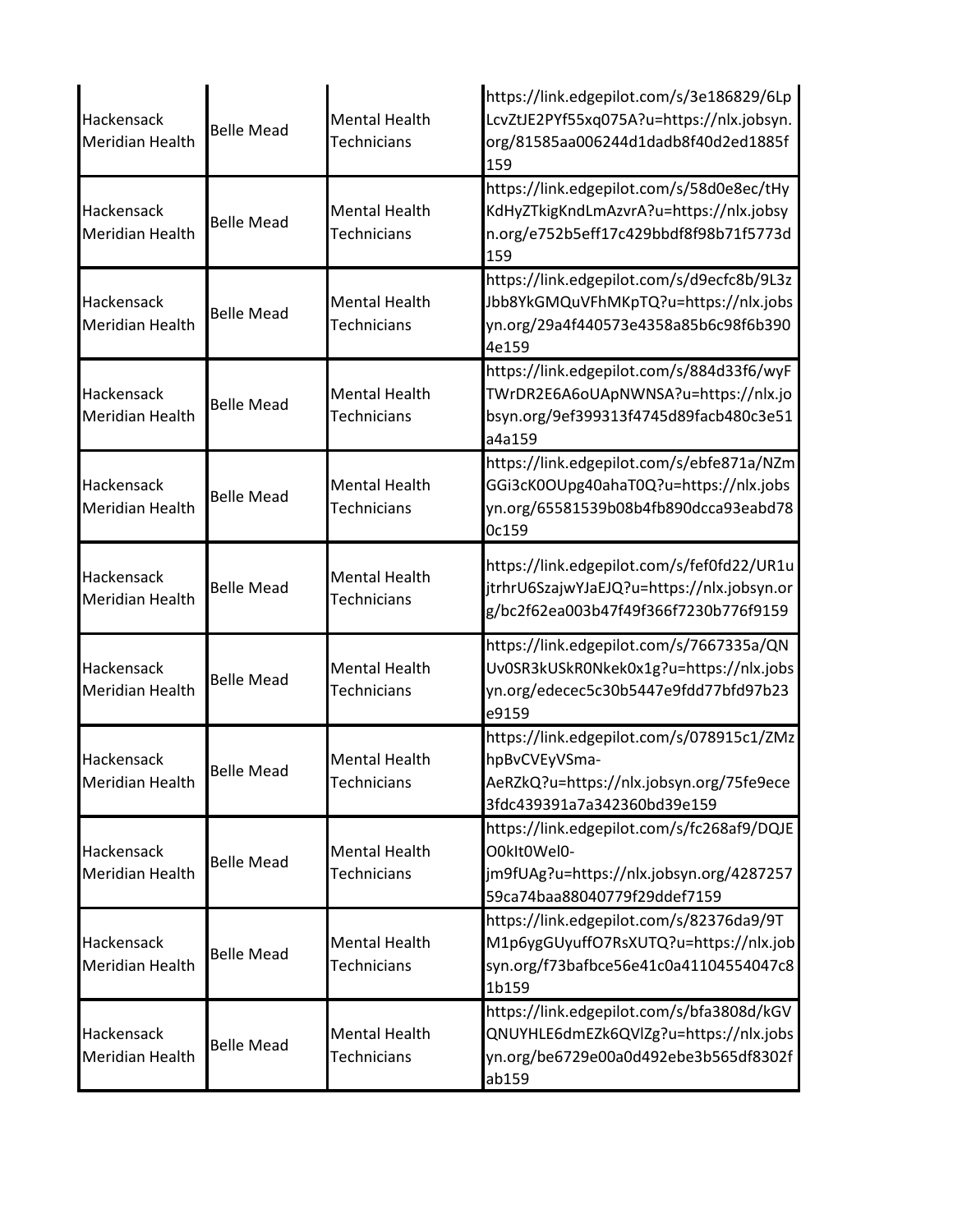| | | | |
|---|---|---|---|
| Hackensack Meridian Health | Belle Mead | Mental Health Technicians | https://link.edgepilot.com/s/3e186829/6LpLcvZtJE2PYf55xq075A?u=https://nlx.jobsyn.org/81585aa006244d1dadb8f40d2ed1885f159 |
| Hackensack Meridian Health | Belle Mead | Mental Health Technicians | https://link.edgepilot.com/s/58d0e8ec/tHyKdHyZTkigKndLmAzvrA?u=https://nlx.jobsyn.org/e752b5eff17c429bbdf8f98b71f5773d159 |
| Hackensack Meridian Health | Belle Mead | Mental Health Technicians | https://link.edgepilot.com/s/d9ecfc8b/9L3zJbb8YkGMQuVFhMKpTQ?u=https://nlx.jobsyn.org/29a4f440573e4358a85b6c98f6b3904e159 |
| Hackensack Meridian Health | Belle Mead | Mental Health Technicians | https://link.edgepilot.com/s/884d33f6/wyFTWrDR2E6A6oUApNWNSA?u=https://nlx.jobsyn.org/9ef399313f4745d89facb480c3e51a4a159 |
| Hackensack Meridian Health | Belle Mead | Mental Health Technicians | https://link.edgepilot.com/s/ebfe871a/NZmGGi3cK0OUpg40ahaT0Q?u=https://nlx.jobsyn.org/65581539b08b4fb890dcca93eabd780c159 |
| Hackensack Meridian Health | Belle Mead | Mental Health Technicians | https://link.edgepilot.com/s/fef0fd22/UR1ujtrhrU6SzajwYJaEJQ?u=https://nlx.jobsyn.org/bc2f62ea003b47f49f366f7230b776f9159 |
| Hackensack Meridian Health | Belle Mead | Mental Health Technicians | https://link.edgepilot.com/s/7667335a/QNUv0SR3kUSkR0Nkek0x1g?u=https://nlx.jobsyn.org/edecec5c30b5447e9fdd77bfd97b23e9159 |
| Hackensack Meridian Health | Belle Mead | Mental Health Technicians | https://link.edgepilot.com/s/078915c1/ZMzhpBvCVEyVSma-AeRZkQ?u=https://nlx.jobsyn.org/75fe9ece3fdc439391a7a342360bd39e159 |
| Hackensack Meridian Health | Belle Mead | Mental Health Technicians | https://link.edgepilot.com/s/fc268af9/DQJEO0kIt0WeI0-jm9fUAg?u=https://nlx.jobsyn.org/428725759ca74baa88040779f29ddef7159 |
| Hackensack Meridian Health | Belle Mead | Mental Health Technicians | https://link.edgepilot.com/s/82376da9/9TM1p6ygGUyuffO7RsXUTQ?u=https://nlx.jobsyn.org/f73bafbce56e41c0a41104554047c81b159 |
| Hackensack Meridian Health | Belle Mead | Mental Health Technicians | https://link.edgepilot.com/s/bfa3808d/kGVQNUYHLE6dmEZk6QVlZg?u=https://nlx.jobsyn.org/be6729e00a0d492ebe3b565df8302fab159 |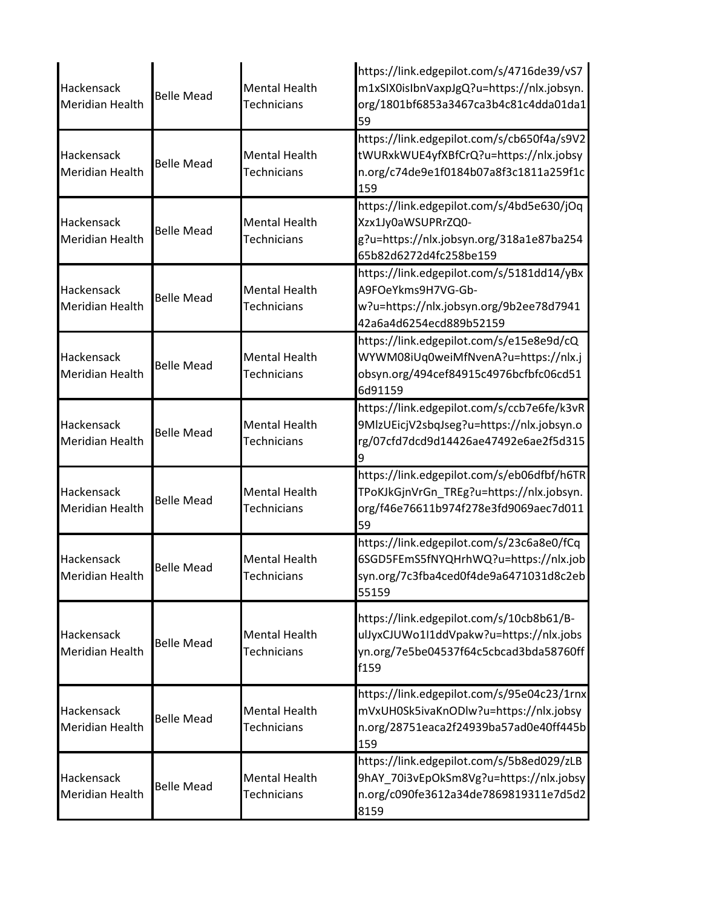| | | | |
|---|---|---|---|
| Hackensack Meridian Health | Belle Mead | Mental Health Technicians | https://link.edgepilot.com/s/4716de39/vS7m1xSIX0isIbnVaxpJgQ?u=https://nlx.jobsyn.org/1801bf6853a3467ca3b4c81c4dda01da159 |
| Hackensack Meridian Health | Belle Mead | Mental Health Technicians | https://link.edgepilot.com/s/cb650f4a/s9V2tWURxkWUE4yfXBfCrQ?u=https://nlx.jobsyn.org/c74de9e1f0184b07a8f3c1811a259f1c159 |
| Hackensack Meridian Health | Belle Mead | Mental Health Technicians | https://link.edgepilot.com/s/4bd5e630/jOqXzx1Jy0aWSUPRrZQ0-g?u=https://nlx.jobsyn.org/318a1e87ba25465b82d6272d4fc258be159 |
| Hackensack Meridian Health | Belle Mead | Mental Health Technicians | https://link.edgepilot.com/s/5181dd14/yBxA9FOeYkms9H7VG-Gb-w?u=https://nlx.jobsyn.org/9b2ee78d794142a6a4d6254ecd889b52159 |
| Hackensack Meridian Health | Belle Mead | Mental Health Technicians | https://link.edgepilot.com/s/e15e8e9d/cQWYWM08iUq0weiMfNvenA?u=https://nlx.jobsyn.org/494cef84915c4976bcfbfc06cd516d91159 |
| Hackensack Meridian Health | Belle Mead | Mental Health Technicians | https://link.edgepilot.com/s/ccb7e6fe/k3vR9MlzUEicjV2sbqJseg?u=https://nlx.jobsyn.org/07cfd7dcd9d14426ae47492e6ae2f5d3159 |
| Hackensack Meridian Health | Belle Mead | Mental Health Technicians | https://link.edgepilot.com/s/eb06dfbf/h6TRTPoKJkGjnVrGn_TREg?u=https://nlx.jobsyn.org/f46e76611b974f278e3fd9069aec7d01159 |
| Hackensack Meridian Health | Belle Mead | Mental Health Technicians | https://link.edgepilot.com/s/23c6a8e0/fCq6SGD5FEmS5fNYQHrhWQ?u=https://nlx.jobsyn.org/7c3fba4ced0f4de9a6471031d8c2eb55159 |
| Hackensack Meridian Health | Belle Mead | Mental Health Technicians | https://link.edgepilot.com/s/10cb8b61/B-ulJyxCJUWo1I1ddVpakw?u=https://nlx.jobsyn.org/7e5be04537f64c5cbcad3bda58760fff159 |
| Hackensack Meridian Health | Belle Mead | Mental Health Technicians | https://link.edgepilot.com/s/95e04c23/1rnxmVxUH0Sk5ivaKnODlw?u=https://nlx.jobsyn.org/28751eaca2f24939ba57ad0e40ff445b159 |
| Hackensack Meridian Health | Belle Mead | Mental Health Technicians | https://link.edgepilot.com/s/5b8ed029/zLB9hAY_70i3vEpOkSm8Vg?u=https://nlx.jobsyn.org/c090fe3612a34de7869819311e7d5d28159 |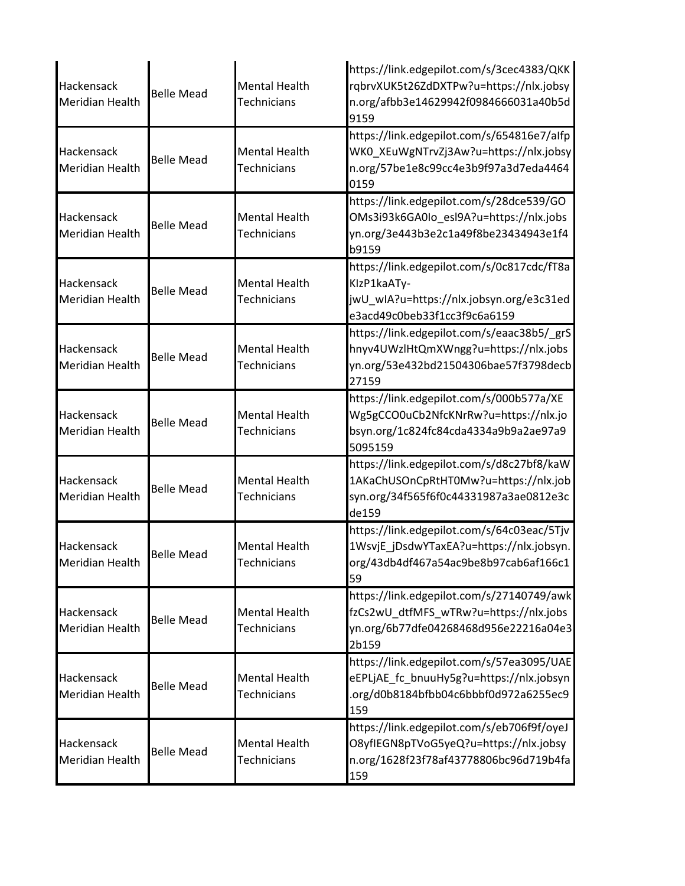| Hackensack Meridian Health | Belle Mead | Mental Health Technicians | https://link.edgepilot.com/s/3cec4383/QKKrqbrvXUK5t26ZdDXTPw?u=https://nlx.jobsyn.org/afbb3e14629942f0984666031a40b5d9159 |
|---|---|---|---|
| Hackensack Meridian Health | Belle Mead | Mental Health Technicians | https://link.edgepilot.com/s/654816e7/aIfpWK0_XEuWgNTrvZj3Aw?u=https://nlx.jobsyn.org/57be1e8c99cc4e3b9f97a3d7eda44640159 |
| Hackensack Meridian Health | Belle Mead | Mental Health Technicians | https://link.edgepilot.com/s/28dce539/GOOMs3i93k6GA0Io_esl9A?u=https://nlx.jobsyn.org/3e443b3e2c1a49f8be23434943e1f4b9159 |
| Hackensack Meridian Health | Belle Mead | Mental Health Technicians | https://link.edgepilot.com/s/0c817cdc/fT8aKIzP1kaATy-jwU_wIA?u=https://nlx.jobsyn.org/e3c31ede3acd49c0beb33f1cc3f9c6a6159 |
| Hackensack Meridian Health | Belle Mead | Mental Health Technicians | https://link.edgepilot.com/s/eaac38b5/_grShnyv4UWzlHtQmXWngg?u=https://nlx.jobsyn.org/53e432bd21504306bae57f3798decb27159 |
| Hackensack Meridian Health | Belle Mead | Mental Health Technicians | https://link.edgepilot.com/s/000b577a/XEWg5gCCO0uCb2NfcKNrRw?u=https://nlx.jobsyn.org/1c824fc84cda4334a9b9a2ae97a95095159 |
| Hackensack Meridian Health | Belle Mead | Mental Health Technicians | https://link.edgepilot.com/s/d8c27bf8/kaW1AKaChUSOnCpRtHT0Mw?u=https://nlx.jobsyn.org/34f565f6f0c44331987a3ae0812e3cde159 |
| Hackensack Meridian Health | Belle Mead | Mental Health Technicians | https://link.edgepilot.com/s/64c03eac/5Tjv1WsvjE_jDsdwYTaxEA?u=https://nlx.jobsyn.org/43db4df467a54ac9be8b97cab6af166c159 |
| Hackensack Meridian Health | Belle Mead | Mental Health Technicians | https://link.edgepilot.com/s/27140749/awkfzCs2wU_dtfMFS_wTRw?u=https://nlx.jobsyn.org/6b77dfe04268468d956e22216a04e32b159 |
| Hackensack Meridian Health | Belle Mead | Mental Health Technicians | https://link.edgepilot.com/s/57ea3095/UAEeEPLjAE_fc_bnuuHy5g?u=https://nlx.jobsyn.org/d0b8184bfbb04c6bbbf0d972a6255ec9159 |
| Hackensack Meridian Health | Belle Mead | Mental Health Technicians | https://link.edgepilot.com/s/eb706f9f/oyeJO8yfIEGN8pTVoG5yeQ?u=https://nlx.jobsyn.org/1628f23f78af43778806bc96d719b4fa159 |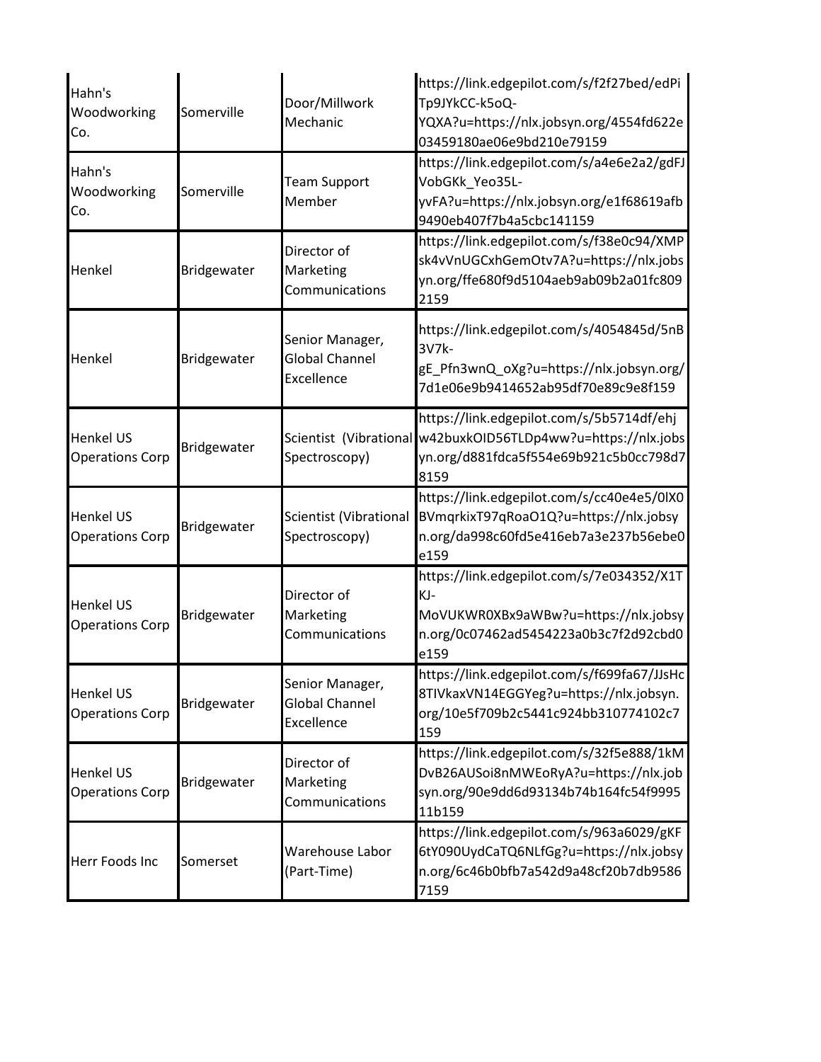| | | | |
|---|---|---|---|
| Hahn's Woodworking Co. | Somerville | Door/Millwork Mechanic | https://link.edgepilot.com/s/f2f27bed/edPiTp9JYkCC-k5oQ-YQXA?u=https://nlx.jobsyn.org/4554fd622e03459180ae06e9bd210e79159 |
| Hahn's Woodworking Co. | Somerville | Team Support Member | https://link.edgepilot.com/s/a4e6e2a2/gdFJVobGKk_Yeo35L-yvFA?u=https://nlx.jobsyn.org/e1f68619afb9490eb407f7b4a5cbc141159 |
| Henkel | Bridgewater | Director of Marketing Communications | https://link.edgepilot.com/s/f38e0c94/XMPsk4vVnUGCxhGemOtv7A?u=https://nlx.jobsyn.org/ffe680f9d5104aeb9ab09b2a01fc8092159 |
| Henkel | Bridgewater | Senior Manager, Global Channel Excellence | https://link.edgepilot.com/s/4054845d/5nB3V7k-gE_Pfn3wnQ_oXg?u=https://nlx.jobsyn.org/7d1e06e9b9414652ab95df70e89c9e8f159 |
| Henkel US Operations Corp | Bridgewater | Scientist (Vibrational Spectroscopy) | https://link.edgepilot.com/s/5b5714df/ehjw42buxkOID56TLDp4ww?u=https://nlx.jobsyn.org/d881fdca5f554e69b921c5b0cc798d78159 |
| Henkel US Operations Corp | Bridgewater | Scientist (Vibrational Spectroscopy) | https://link.edgepilot.com/s/cc40e4e5/0lX0BVmqrkixT97qRoaO1Q?u=https://nlx.jobsyn.org/da998c60fd5e416eb7a3e237b56ebe0e159 |
| Henkel US Operations Corp | Bridgewater | Director of Marketing Communications | https://link.edgepilot.com/s/7e034352/X1TKJ-MoVUKWR0XBx9aWBw?u=https://nlx.jobsyn.org/0c07462ad5454223a0b3c7f2d92cbd0e159 |
| Henkel US Operations Corp | Bridgewater | Senior Manager, Global Channel Excellence | https://link.edgepilot.com/s/f699fa67/JJsHc8TIVkaxVN14EGGYeg?u=https://nlx.jobsyn.org/10e5f709b2c5441c924bb310774102c7159 |
| Henkel US Operations Corp | Bridgewater | Director of Marketing Communications | https://link.edgepilot.com/s/32f5e888/1kMDvB26AUSoi8nMWEoRyA?u=https://nlx.jobsyn.org/90e9dd6d93134b74b164fc54f999511b159 |
| Herr Foods Inc | Somerset | Warehouse Labor (Part-Time) | https://link.edgepilot.com/s/963a6029/gKF6tY090UydCaTQ6NLfGg?u=https://nlx.jobsyn.org/6c46b0bfb7a542d9a48cf20b7db95867159 |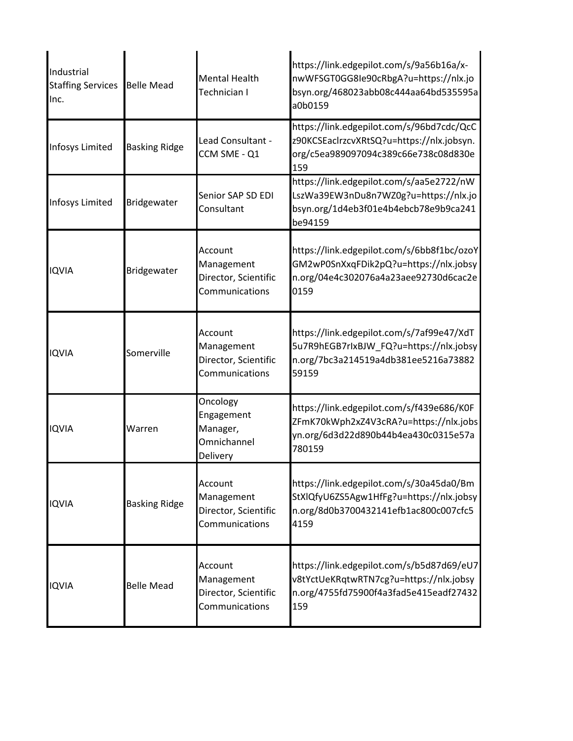| | | | |
|---|---|---|---|
| Industrial Staffing Services Inc. | Belle Mead | Mental Health Technician I | https://link.edgepilot.com/s/9a56b16a/x-nwWFSGT0GG8Ie90cRbgA?u=https://nlx.jobsyn.org/468023abb08c444aa64bd535595aa0b0159 |
| Infosys Limited | Basking Ridge | Lead Consultant - CCM SME - Q1 | https://link.edgepilot.com/s/96bd7cdc/QcCz90KCSEaclrzcvXRtSQ?u=https://nlx.jobsyn.org/c5ea989097094c389c66e738c08d830e159 |
| Infosys Limited | Bridgewater | Senior SAP SD EDI Consultant | https://link.edgepilot.com/s/aa5e2722/nWLszWa39EW3nDu8n7WZ0g?u=https://nlx.jobsyn.org/1d4eb3f01e4b4ebcb78e9b9ca241be94159 |
| IQVIA | Bridgewater | Account Management Director, Scientific Communications | https://link.edgepilot.com/s/6bb8f1bc/ozoYGM2wP0SnXxqFDik2pQ?u=https://nlx.jobsyn.org/04e4c302076a4a23aee92730d6cac2e0159 |
| IQVIA | Somerville | Account Management Director, Scientific Communications | https://link.edgepilot.com/s/7af99e47/XdT5u7R9hEGB7rIxBJW_FQ?u=https://nlx.jobsyn.org/7bc3a214519a4db381ee5216a7388259159 |
| IQVIA | Warren | Oncology Engagement Manager, Omnichannel Delivery | https://link.edgepilot.com/s/f439e686/K0FZFmK70kWph2xZ4V3cRA?u=https://nlx.jobsyn.org/6d3d22d890b44b4ea430c0315e57a780159 |
| IQVIA | Basking Ridge | Account Management Director, Scientific Communications | https://link.edgepilot.com/s/30a45da0/BmStXlQfyU6ZS5Agw1HfFg?u=https://nlx.jobsyn.org/8d0b3700432141efb1ac800c007cfc54159 |
| IQVIA | Belle Mead | Account Management Director, Scientific Communications | https://link.edgepilot.com/s/b5d87d69/eU7v8tYctUeKRqtwRTN7cg?u=https://nlx.jobsyn.org/4755fd75900f4a3fad5e415eadf27432159 |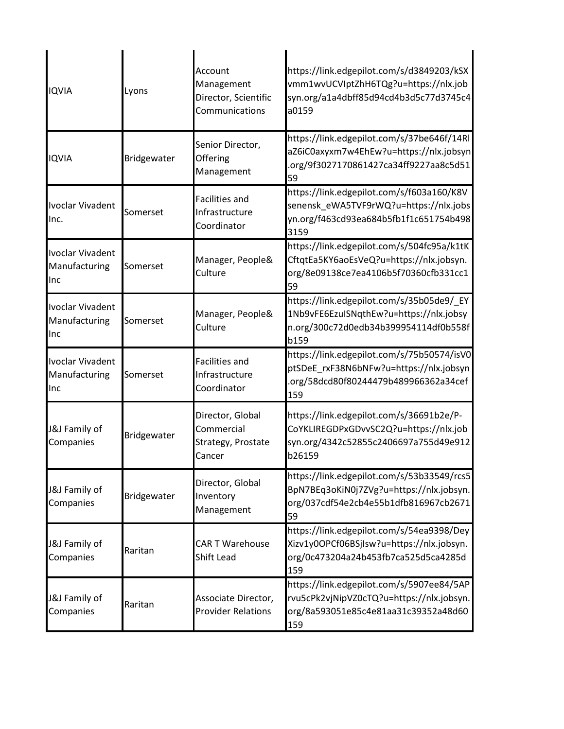| IQVIA | Lyons | Account Management Director, Scientific Communications | https://link.edgepilot.com/s/d3849203/kSXvmm1wvUCVIptZhH6TQg?u=https://nlx.jobsyn.org/a1a4dbff85d94cd4b3d5c77d3745c4a0159 |
|---|---|---|---|
| IQVIA | Bridgewater | Senior Director, Offering Management | https://link.edgepilot.com/s/37be646f/14RlaZ6iC0axyxm7w4EhEw?u=https://nlx.jobsyn.org/9f3027170861427ca34ff9227aa8c5d5159 |
| Ivoclar Vivadent Inc. | Somerset | Facilities and Infrastructure Coordinator | https://link.edgepilot.com/s/f603a160/K8Vsenensk_eWA5TVF9rWQ?u=https://nlx.jobsyn.org/f463cd93ea684b5fb1f1c651754b4983159 |
| Ivoclar Vivadent Manufacturing Inc | Somerset | Manager, People& Culture | https://link.edgepilot.com/s/504fc95a/k1tKCftqtEa5KY6aoEsVeQ?u=https://nlx.jobsyn.org/8e09138ce7ea4106b5f70360cfb331cc159 |
| Ivoclar Vivadent Manufacturing Inc | Somerset | Manager, People& Culture | https://link.edgepilot.com/s/35b05de9/_EY1Nb9vFE6EzuISNqthEw?u=https://nlx.jobsyn.org/300c72d0edb34b399954114df0b558fb159 |
| Ivoclar Vivadent Manufacturing Inc | Somerset | Facilities and Infrastructure Coordinator | https://link.edgepilot.com/s/75b50574/isV0ptSDeE_rxF38N6bNFw?u=https://nlx.jobsyn.org/58dcd80f80244479b489966362a34cef159 |
| J&J Family of Companies | Bridgewater | Director, Global Commercial Strategy, Prostate Cancer | https://link.edgepilot.com/s/36691b2e/P-CoYKLIREGDPxGDvvSC2Q?u=https://nlx.jobsyn.org/4342c52855c2406697a755d49e912b26159 |
| J&J Family of Companies | Bridgewater | Director, Global Inventory Management | https://link.edgepilot.com/s/53b33549/rcs5BpN7BEq3oKiN0j7ZVg?u=https://nlx.jobsyn.org/037cdf54e2cb4e55b1dfb816967cb267159 |
| J&J Family of Companies | Raritan | CAR T Warehouse Shift Lead | https://link.edgepilot.com/s/54ea9398/DeyXizv1y0OPCf06BSjIsw?u=https://nlx.jobsyn.org/0c473204a24b453fb7ca525d5ca4285d159 |
| J&J Family of Companies | Raritan | Associate Director, Provider Relations | https://link.edgepilot.com/s/5907ee84/5APrvu5cPk2vjNipVZ0cTQ?u=https://nlx.jobsyn.org/8a593051e85c4e81aa31c39352a48d60159 |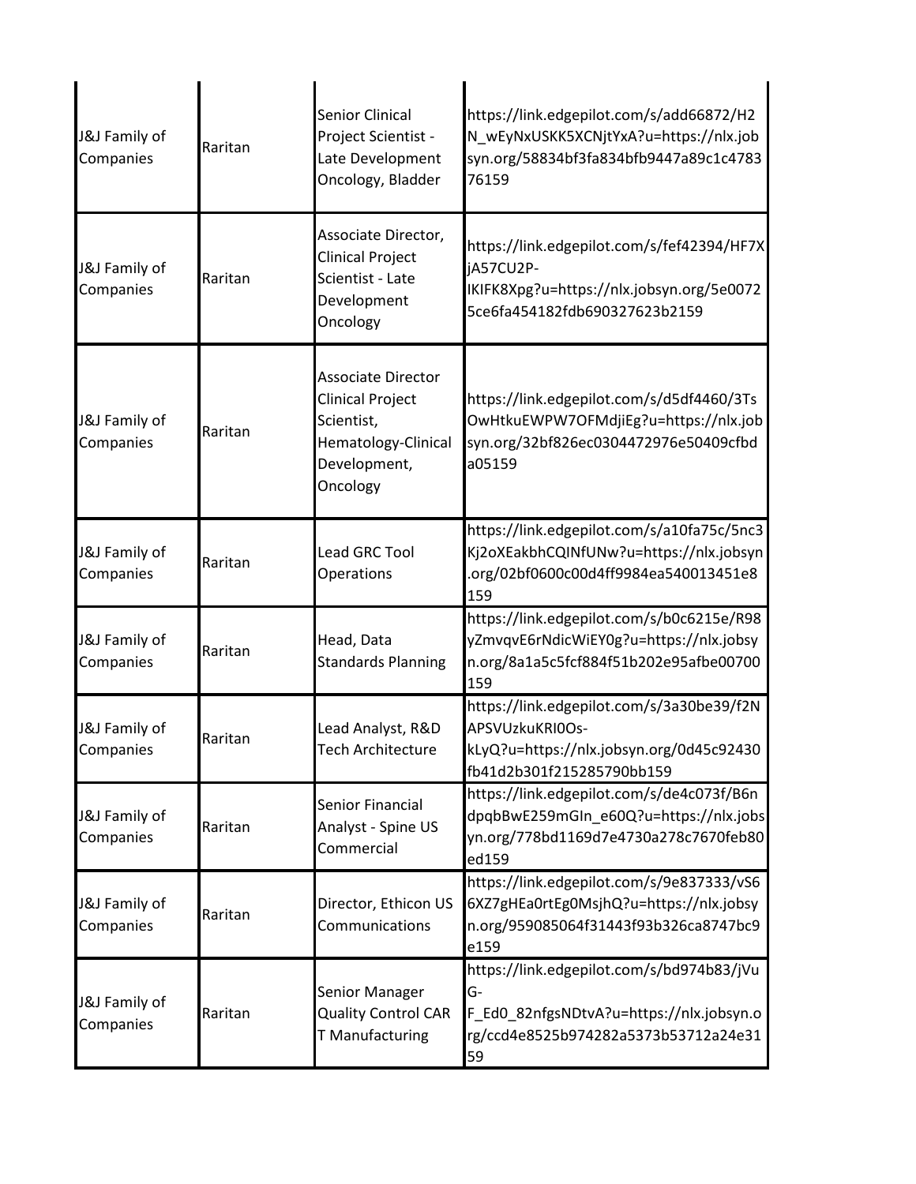| | | | |
|---|---|---|---|
| J&J Family of Companies | Raritan | Senior Clinical Project Scientist - Late Development Oncology, Bladder | https://link.edgepilot.com/s/add66872/H2N_wEyNxUSKK5XCNjtYxA?u=https://nlx.jobsyn.org/58834bf3fa834bfb9447a89c1c478376159 |
| J&J Family of Companies | Raritan | Associate Director, Clinical Project Scientist - Late Development Oncology | https://link.edgepilot.com/s/fef42394/HF7XjA57CU2P-IKIFK8Xpg?u=https://nlx.jobsyn.org/5e00725ce6fa454182fdb690327623b2159 |
| J&J Family of Companies | Raritan | Associate Director Clinical Project Scientist, Hematology-Clinical Development, Oncology | https://link.edgepilot.com/s/d5df4460/3TsOwHtkuEWPW7OFMdjiEg?u=https://nlx.jobsyn.org/32bf826ec0304472976e50409cfbda05159 |
| J&J Family of Companies | Raritan | Lead GRC Tool Operations | https://link.edgepilot.com/s/a10fa75c/5nc3Kj2oXEakbhCQINfUNw?u=https://nlx.jobsyn.org/02bf0600c00d4ff9984ea540013451e8159 |
| J&J Family of Companies | Raritan | Head, Data Standards Planning | https://link.edgepilot.com/s/b0c6215e/R98yZmvqvE6rNdicWiEY0g?u=https://nlx.jobsyn.org/8a1a5c5fcf884f51b202e95afbe00700159 |
| J&J Family of Companies | Raritan | Lead Analyst, R&D Tech Architecture | https://link.edgepilot.com/s/3a30be39/f2NAPSVUzkuKRI0Os-kLyQ?u=https://nlx.jobsyn.org/0d45c92430fb41d2b301f215285790bb159 |
| J&J Family of Companies | Raritan | Senior Financial Analyst - Spine US Commercial | https://link.edgepilot.com/s/de4c073f/B6ndpqbBwE259mGIn_e60Q?u=https://nlx.jobsyn.org/778bd1169d7e4730a278c7670feb80ed159 |
| J&J Family of Companies | Raritan | Director, Ethicon US Communications | https://link.edgepilot.com/s/9e837333/vS66XZ7gHEa0rtEg0MsjhQ?u=https://nlx.jobsyn.org/959085064f31443f93b326ca8747bc9e159 |
| J&J Family of Companies | Raritan | Senior Manager Quality Control CAR T Manufacturing | https://link.edgepilot.com/s/bd974b83/jVuG-F_Ed0_82nfgsNDtvA?u=https://nlx.jobsyn.org/ccd4e8525b974282a5373b53712a24e3159 |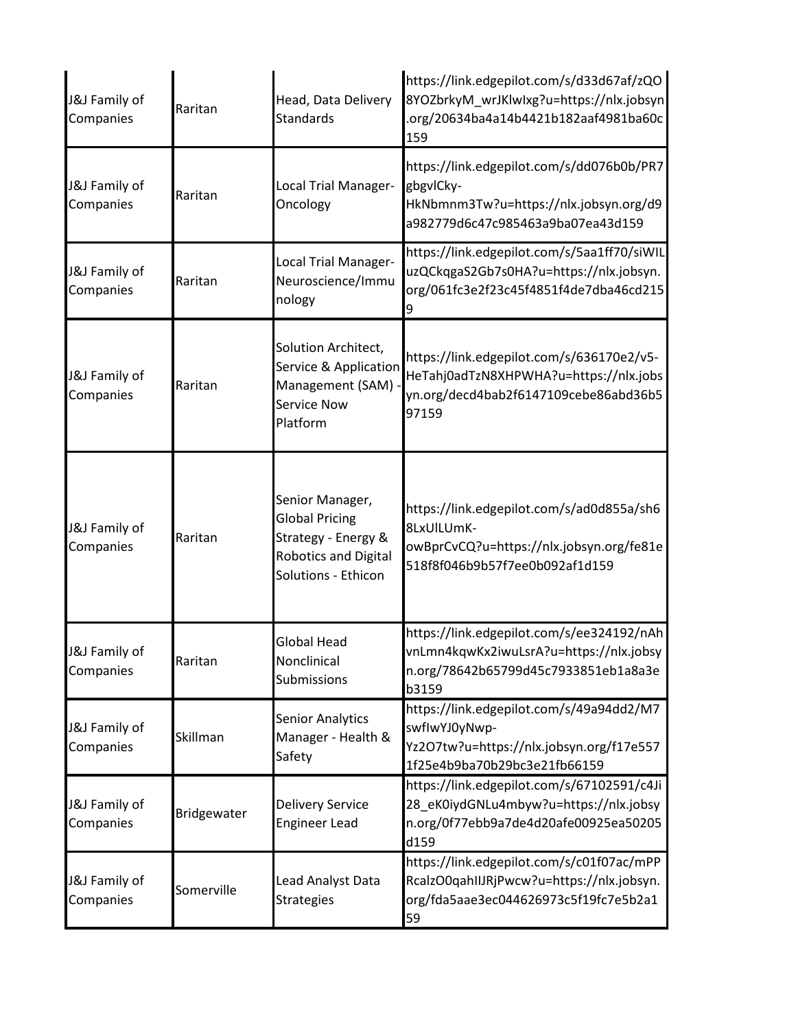| | | | |
|---|---|---|---|
| J&J Family of Companies | Raritan | Head, Data Delivery Standards | https://link.edgepilot.com/s/d33d67af/zQO8YOZbrkyM_wrJKlwIxg?u=https://nlx.jobsyn.org/20634ba4a14b4421b182aaf4981ba60c159 |
| J&J Family of Companies | Raritan | Local Trial Manager-Oncology | https://link.edgepilot.com/s/dd076b0b/PR7gbgvlCky-HkNbmnm3Tw?u=https://nlx.jobsyn.org/d9a982779d6c47c985463a9ba07ea43d159 |
| J&J Family of Companies | Raritan | Local Trial Manager-Neuroscience/Immunology | https://link.edgepilot.com/s/5aa1ff70/siWILuzQCkqgaS2Gb7s0HA?u=https://nlx.jobsyn.org/061fc3e2f23c45f4851f4de7dba46cd2159 |
| J&J Family of Companies | Raritan | Solution Architect, Service & Application Management (SAM) - Service Now Platform | https://link.edgepilot.com/s/636170e2/v5-HeTahj0adTzN8XHPWHA?u=https://nlx.jobsyn.org/decd4bab2f6147109cebe86abd36b597159 |
| J&J Family of Companies | Raritan | Senior Manager, Global Pricing Strategy - Energy & Robotics and Digital Solutions - Ethicon | https://link.edgepilot.com/s/ad0d855a/sh68LxUlLUmK-owBprCvCQ?u=https://nlx.jobsyn.org/fe81e518f8f046b9b57f7ee0b092af1d159 |
| J&J Family of Companies | Raritan | Global Head Nonclinical Submissions | https://link.edgepilot.com/s/ee324192/nAhvnLmn4kqwKx2iwuLsrA?u=https://nlx.jobsyn.org/78642b65799d45c7933851eb1a8a3eb3159 |
| J&J Family of Companies | Skillman | Senior Analytics Manager - Health & Safety | https://link.edgepilot.com/s/49a94dd2/M7swfIwYJ0yNwp-Yz2O7tw?u=https://nlx.jobsyn.org/f17e5571f25e4b9ba70b29bc3e21fb66159 |
| J&J Family of Companies | Bridgewater | Delivery Service Engineer Lead | https://link.edgepilot.com/s/67102591/c4Ji28_eK0iydGNLu4mbyw?u=https://nlx.jobsyn.org/0f77ebb9a7de4d20afe00925ea50205d159 |
| J&J Family of Companies | Somerville | Lead Analyst Data Strategies | https://link.edgepilot.com/s/c01f07ac/mPPRcalzO0qahIIJRjPwcw?u=https://nlx.jobsyn.org/fda5aae3ec044626973c5f19fc7e5b2a159 |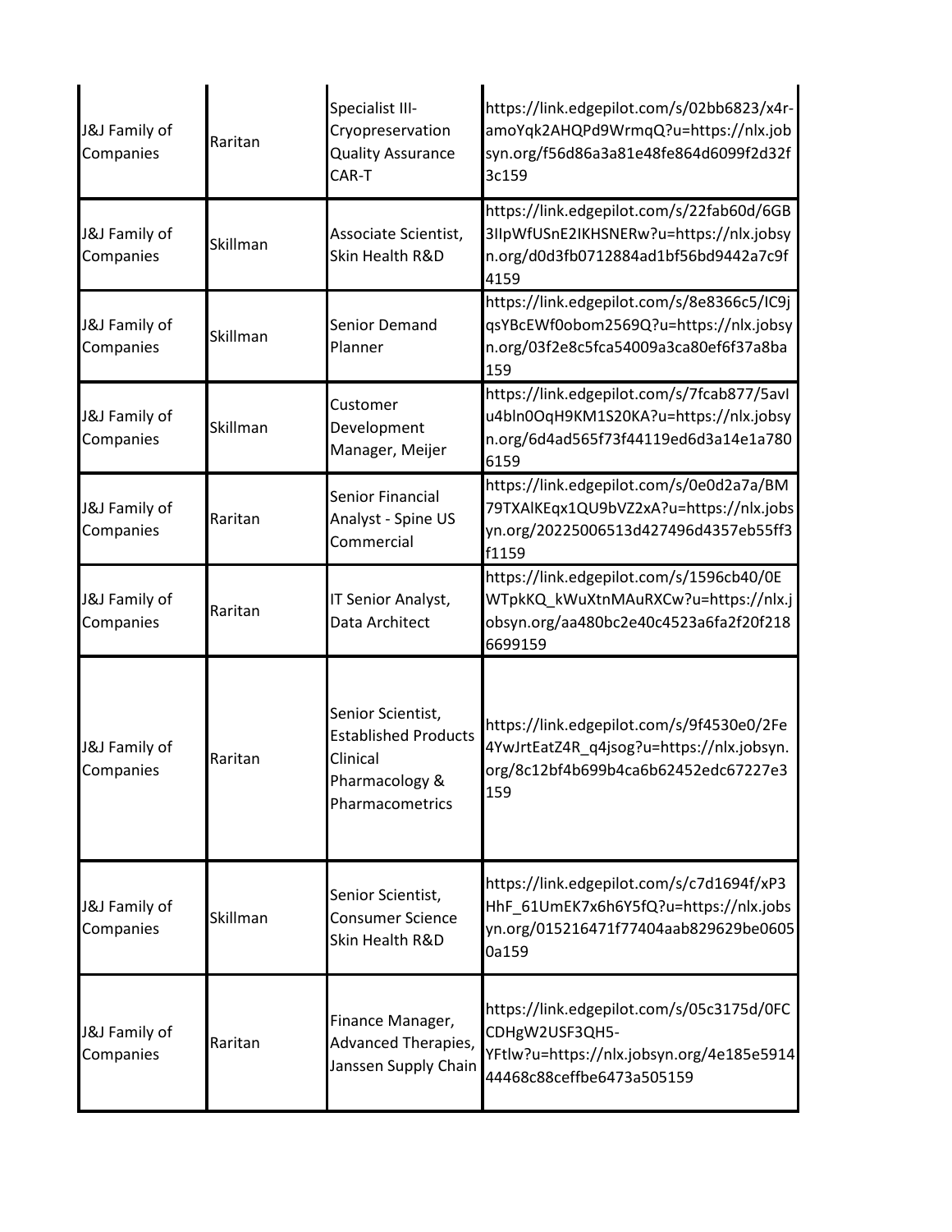| | | | |
|---|---|---|---|
| J&J Family of Companies | Raritan | Specialist III-Cryopreservation Quality Assurance CAR-T | https://link.edgepilot.com/s/02bb6823/x4r-amoYqk2AHQPd9WrmqQ?u=https://nlx.jobsyn.org/f56d86a3a81e48fe864d6099f2d32f3c159 |
| J&J Family of Companies | Skillman | Associate Scientist, Skin Health R&D | https://link.edgepilot.com/s/22fab60d/6GB3IIpWfUSnE2IKHSNERw?u=https://nlx.jobsyn.org/d0d3fb0712884ad1bf56bd9442a7c9f4159 |
| J&J Family of Companies | Skillman | Senior Demand Planner | https://link.edgepilot.com/s/8e8366c5/IC9jqsYBcEWf0obom2569Q?u=https://nlx.jobsyn.org/03f2e8c5fca54009a3ca80ef6f37a8ba159 |
| J&J Family of Companies | Skillman | Customer Development Manager, Meijer | https://link.edgepilot.com/s/7fcab877/5avIu4bln0OqH9KM1S20KA?u=https://nlx.jobsyn.org/6d4ad565f73f44119ed6d3a14e1a7806159 |
| J&J Family of Companies | Raritan | Senior Financial Analyst - Spine US Commercial | https://link.edgepilot.com/s/0e0d2a7a/BM79TXAlKEqx1QU9bVZ2xA?u=https://nlx.jobsyn.org/20225006513d427496d4357eb55ff3f1159 |
| J&J Family of Companies | Raritan | IT Senior Analyst, Data Architect | https://link.edgepilot.com/s/1596cb40/0EWTpkKQ_kWuXtnMAuRXCw?u=https://nlx.jobsyn.org/aa480bc2e40c4523a6fa2f20f2186699159 |
| J&J Family of Companies | Raritan | Senior Scientist, Established Products Clinical Pharmacology & Pharmacometrics | https://link.edgepilot.com/s/9f4530e0/2Fe4YwJrtEatZ4R_q4jsog?u=https://nlx.jobsyn.org/8c12bf4b699b4ca6b62452edc67227e3159 |
| J&J Family of Companies | Skillman | Senior Scientist, Consumer Science Skin Health R&D | https://link.edgepilot.com/s/c7d1694f/xP3HhF_61UmEK7x6h6Y5fQ?u=https://nlx.jobsyn.org/015216471f77404aab829629be06050a159 |
| J&J Family of Companies | Raritan | Finance Manager, Advanced Therapies, Janssen Supply Chain | https://link.edgepilot.com/s/05c3175d/0FCCDHgW2USF3QH5-YFtlw?u=https://nlx.jobsyn.org/4e185e591444468c88ceffbe6473a505159 |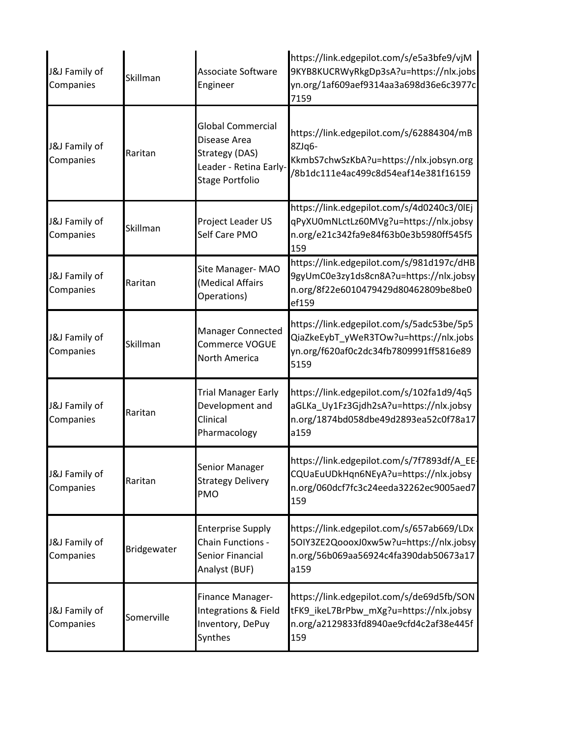| | | | |
|---|---|---|---|
| J&J Family of Companies | Skillman | Associate Software Engineer | https://link.edgepilot.com/s/e5a3bfe9/vjM9KYB8KUCRWyRkgDp3sA?u=https://nlx.jobsyn.org/1af609aef9314aa3a698d36e6c3977c7159 |
| J&J Family of Companies | Raritan | Global Commercial Disease Area Strategy (DAS) Leader - Retina Early-Stage Portfolio | https://link.edgepilot.com/s/62884304/mB8ZJq6-KkmbS7chwSzKbA?u=https://nlx.jobsyn.org/8b1dc111e4ac499c8d54eaf14e381f16159 |
| J&J Family of Companies | Skillman | Project Leader US Self Care PMO | https://link.edgepilot.com/s/4d0240c3/0lEjqPyXU0mNLctLz60MVg?u=https://nlx.jobsyn.org/e21c342fa9e84f63b0e3b5980ff545f5159 |
| J&J Family of Companies | Raritan | Site Manager- MAO (Medical Affairs Operations) | https://link.edgepilot.com/s/981d197c/dHB9gyUmC0e3zy1ds8cn8A?u=https://nlx.jobsyn.org/8f22e6010479429d80462809be8be0ef159 |
| J&J Family of Companies | Skillman | Manager Connected Commerce VOGUE North America | https://link.edgepilot.com/s/5adc53be/5p5QiaZkeEybT_yWeR3TOw?u=https://nlx.jobsyn.org/f620af0c2dc34fb7809991ff5816e895159 |
| J&J Family of Companies | Raritan | Trial Manager Early Development and Clinical Pharmacology | https://link.edgepilot.com/s/102fa1d9/4q5aGLKa_Uy1Fz3Gjdh2sA?u=https://nlx.jobsyn.org/1874bd058dbe49d2893ea52c0f78a17a159 |
| J&J Family of Companies | Raritan | Senior Manager Strategy Delivery PMO | https://link.edgepilot.com/s/7f7893df/A_EE-CQUaEuUDkHqn6NEyA?u=https://nlx.jobsyn.org/060dcf7fc3c24eeda32262ec9005aed7159 |
| J&J Family of Companies | Bridgewater | Enterprise Supply Chain Functions - Senior Financial Analyst (BUF) | https://link.edgepilot.com/s/657ab669/LDx5OIY3ZE2QoooxJ0xw5w?u=https://nlx.jobsyn.org/56b069aa56924c4fa390dab50673a17a159 |
| J&J Family of Companies | Somerville | Finance Manager- Integrations & Field Inventory, DePuy Synthes | https://link.edgepilot.com/s/de69d5fb/SONtFK9_ikeL7BrPbw_mXg?u=https://nlx.jobsyn.org/a2129833fd8940ae9cfd4c2af38e445f159 |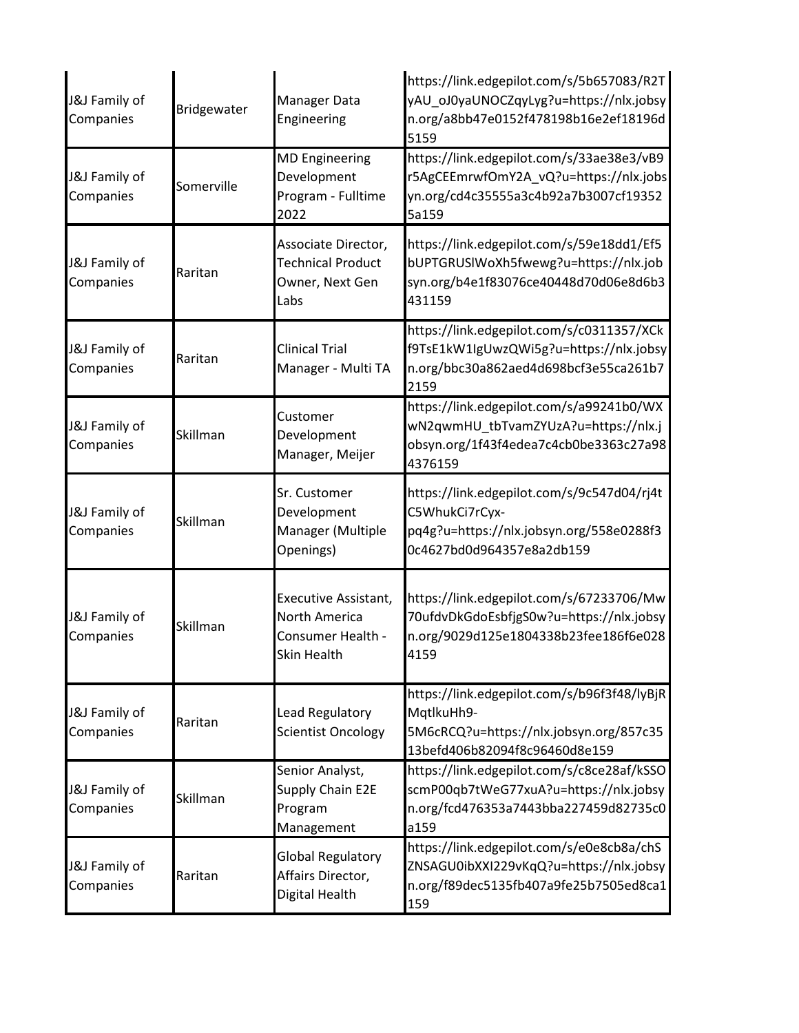| | | | |
|---|---|---|---|
| J&J Family of Companies | Bridgewater | Manager Data Engineering | https://link.edgepilot.com/s/5b657083/R2TyAU_oJ0yaUNOCZqyLyg?u=https://nlx.jobsyn.org/a8bb47e0152f478198b16e2ef18196d5159 |
| J&J Family of Companies | Somerville | MD Engineering Development Program - Fulltime 2022 | https://link.edgepilot.com/s/33ae38e3/vB9r5AgCEEmrwfOmY2A_vQ?u=https://nlx.jobsyn.org/cd4c35555a3c4b92a7b3007cf193525a159 |
| J&J Family of Companies | Raritan | Associate Director, Technical Product Owner, Next Gen Labs | https://link.edgepilot.com/s/59e18dd1/Ef5bUPTGRUSlWoXh5fwewg?u=https://nlx.jobsyn.org/b4e1f83076ce40448d70d06e8d6b3431159 |
| J&J Family of Companies | Raritan | Clinical Trial Manager - Multi TA | https://link.edgepilot.com/s/c0311357/XCkf9TsE1kW1IgUwzQWi5g?u=https://nlx.jobsyn.org/bbc30a862aed4d698bcf3e55ca261b72159 |
| J&J Family of Companies | Skillman | Customer Development Manager, Meijer | https://link.edgepilot.com/s/a99241b0/WXwN2qwmHU_tbTvamZYUzA?u=https://nlx.jobsyn.org/1f43f4edea7c4cb0be3363c27a984376159 |
| J&J Family of Companies | Skillman | Sr. Customer Development Manager (Multiple Openings) | https://link.edgepilot.com/s/9c547d04/rj4tC5WhukCi7rCyx-pq4g?u=https://nlx.jobsyn.org/558e0288f30c4627bd0d964357e8a2db159 |
| J&J Family of Companies | Skillman | Executive Assistant, North America Consumer Health - Skin Health | https://link.edgepilot.com/s/67233706/Mw70ufdvDkGdoEsbfjgS0w?u=https://nlx.jobsyn.org/9029d125e1804338b23fee186f6e0284159 |
| J&J Family of Companies | Raritan | Lead Regulatory Scientist Oncology | https://link.edgepilot.com/s/b96f3f48/lyBjRMqtlkuHh9-5M6cRCQ?u=https://nlx.jobsyn.org/857c3513befd406b82094f8c96460d8e159 |
| J&J Family of Companies | Skillman | Senior Analyst, Supply Chain E2E Program Management | https://link.edgepilot.com/s/c8ce28af/kSSOscmP00qb7tWeG77xuA?u=https://nlx.jobsyn.org/fcd476353a7443bba227459d82735c0a159 |
| J&J Family of Companies | Raritan | Global Regulatory Affairs Director, Digital Health | https://link.edgepilot.com/s/e0e8cb8a/chSZNSAGU0ibXXI229vKqQ?u=https://nlx.jobsyn.org/f89dec5135fb407a9fe25b7505ed8ca1159 |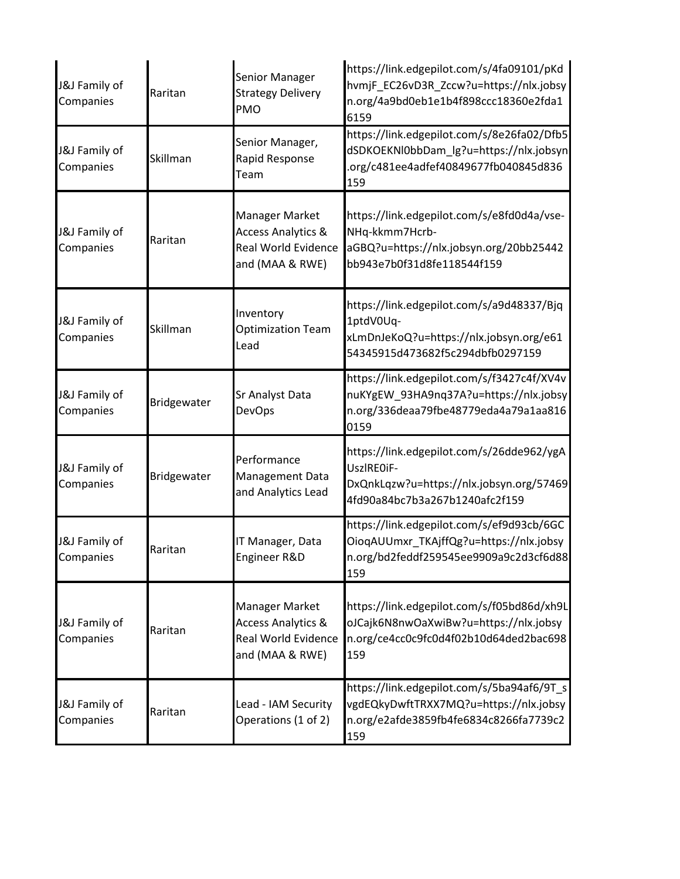| | | | |
|---|---|---|---|
| J&J Family of Companies | Raritan | Senior Manager Strategy Delivery PMO | https://link.edgepilot.com/s/4fa09101/pKdhvmjF_EC26vD3R_Zccw?u=https://nlx.jobsyn.org/4a9bd0eb1e1b4f898ccc18360e2fda16159 |
| J&J Family of Companies | Skillman | Senior Manager, Rapid Response Team | https://link.edgepilot.com/s/8e26fa02/Dfb5dSDKOEKNl0bbDam_lg?u=https://nlx.jobsyn.org/c481ee4adfef40849677fb040845d836159 |
| J&J Family of Companies | Raritan | Manager Market Access Analytics & Real World Evidence and (MAA & RWE) | https://link.edgepilot.com/s/e8fd0d4a/vse-NHq-kkmm7Hcrb-aGBQ?u=https://nlx.jobsyn.org/20bb25442bb943e7b0f31d8fe118544f159 |
| J&J Family of Companies | Skillman | Inventory Optimization Team Lead | https://link.edgepilot.com/s/a9d48337/Bjq1ptdV0Uq-xLmDnJeKoQ?u=https://nlx.jobsyn.org/e6154345915d473682f5c294dbfb0297159 |
| J&J Family of Companies | Bridgewater | Sr Analyst Data DevOps | https://link.edgepilot.com/s/f3427c4f/XV4vnuKYgEW_93HA9nq37A?u=https://nlx.jobsyn.org/336deaa79fbe48779eda4a79a1aa8160159 |
| J&J Family of Companies | Bridgewater | Performance Management Data and Analytics Lead | https://link.edgepilot.com/s/26dde962/ygAUszlRE0iF-DxQnkLqzw?u=https://nlx.jobsyn.org/574694fd90a84bc7b3a267b1240afc2f159 |
| J&J Family of Companies | Raritan | IT Manager, Data Engineer R&D | https://link.edgepilot.com/s/ef9d93cb/6GCOioqAUUmxr_TKAjffQg?u=https://nlx.jobsyn.org/bd2feddf259545ee9909a9c2d3cf6d88159 |
| J&J Family of Companies | Raritan | Manager Market Access Analytics & Real World Evidence and (MAA & RWE) | https://link.edgepilot.com/s/f05bd86d/xh9LoJCajk6N8nwOaXwiBw?u=https://nlx.jobsyn.org/ce4cc0c9fc0d4f02b10d64ded2bac698159 |
| J&J Family of Companies | Raritan | Lead - IAM Security Operations (1 of 2) | https://link.edgepilot.com/s/5ba94af6/9T_svgdEQkyDwftTRXX7MQ?u=https://nlx.jobsyn.org/e2afde3859fb4fe6834c8266fa7739c2159 |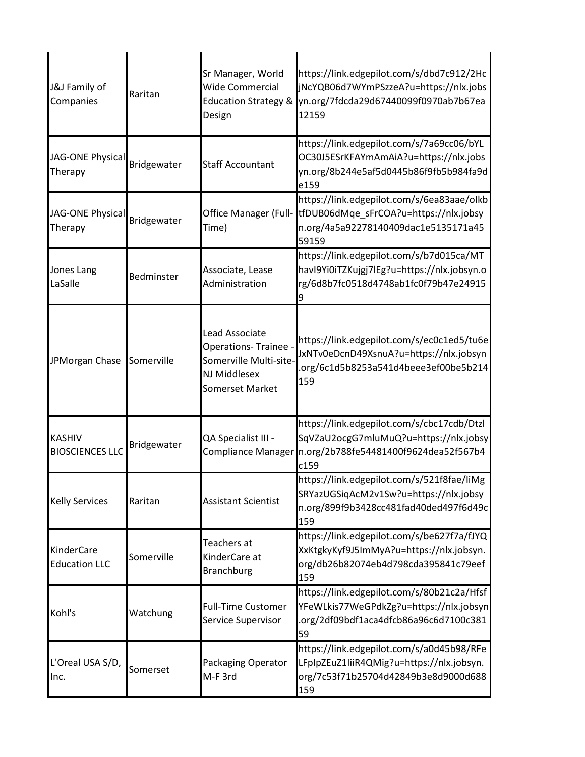| | | | |
|---|---|---|---|
| J&J Family of Companies | Raritan | Sr Manager, World Wide Commercial Education Strategy & Design | https://link.edgepilot.com/s/dbd7c912/2HcjNcYQB06d7WYmPSzzeA?u=https://nlx.jobsyn.org/7fdcda29d67440099f0970ab7b67ea12159 |
| JAG-ONE Physical Therapy | Bridgewater | Staff Accountant | https://link.edgepilot.com/s/7a69cc06/bYLOC30J5ESrKFAYmAmAiA?u=https://nlx.jobsyn.org/8b244e5af5d0445b86f9fb5b984fa9de159 |
| JAG-ONE Physical Therapy | Bridgewater | Office Manager (Full-Time) | https://link.edgepilot.com/s/6ea83aae/oIkbtfDUB06dMqe_sFrCOA?u=https://nlx.jobsyn.org/4a5a92278140409dac1e5135171a4559159 |
| Jones Lang LaSalle | Bedminster | Associate, Lease Administration | https://link.edgepilot.com/s/b7d015ca/MThavI9Yi0iTZKujgj7lEg?u=https://nlx.jobsyn.org/6d8b7fc0518d4748ab1fc0f79b47e249159 |
| JPMorgan Chase | Somerville | Lead Associate Operations- Trainee - Somerville Multi-site- NJ Middlesex Somerset Market | https://link.edgepilot.com/s/ec0c1ed5/tu6eJxNTv0eDcnD49XsnuA?u=https://nlx.jobsyn.org/6c1d5b8253a541d4beee3ef00be5b214159 |
| KASHIV BIOSCIENCES LLC | Bridgewater | QA Specialist III - Compliance Manager | https://link.edgepilot.com/s/cbc17cdb/DtzlSqVZaU2ocgG7mluMuQ?u=https://nlx.jobsyn.org/2b788fe54481400f9624dea52f567b4c159 |
| Kelly Services | Raritan | Assistant Scientist | https://link.edgepilot.com/s/521f8fae/IiMgSRYazUGSiqAcM2v1Sw?u=https://nlx.jobsyn.org/899f9b3428cc481fad40ded497f6d49c159 |
| KinderCare Education LLC | Somerville | Teachers at KinderCare at Branchburg | https://link.edgepilot.com/s/be627f7a/fJYQXxKtgkyKyf9J5ImMyA?u=https://nlx.jobsyn.org/db26b82074eb4d798cda395841c79eef159 |
| Kohl's | Watchung | Full-Time Customer Service Supervisor | https://link.edgepilot.com/s/80b21c2a/HfsfYFeWLkis77WeGPdkZg?u=https://nlx.jobsyn.org/2df09bdf1aca4dfcb86a96c6d7100c38159 |
| L'Oreal USA S/D, Inc. | Somerset | Packaging Operator M-F 3rd | https://link.edgepilot.com/s/a0d45b98/RFeLFpIpZEuZ1IiiR4QMig?u=https://nlx.jobsyn.org/7c53f71b25704d42849b3e8d9000d688159 |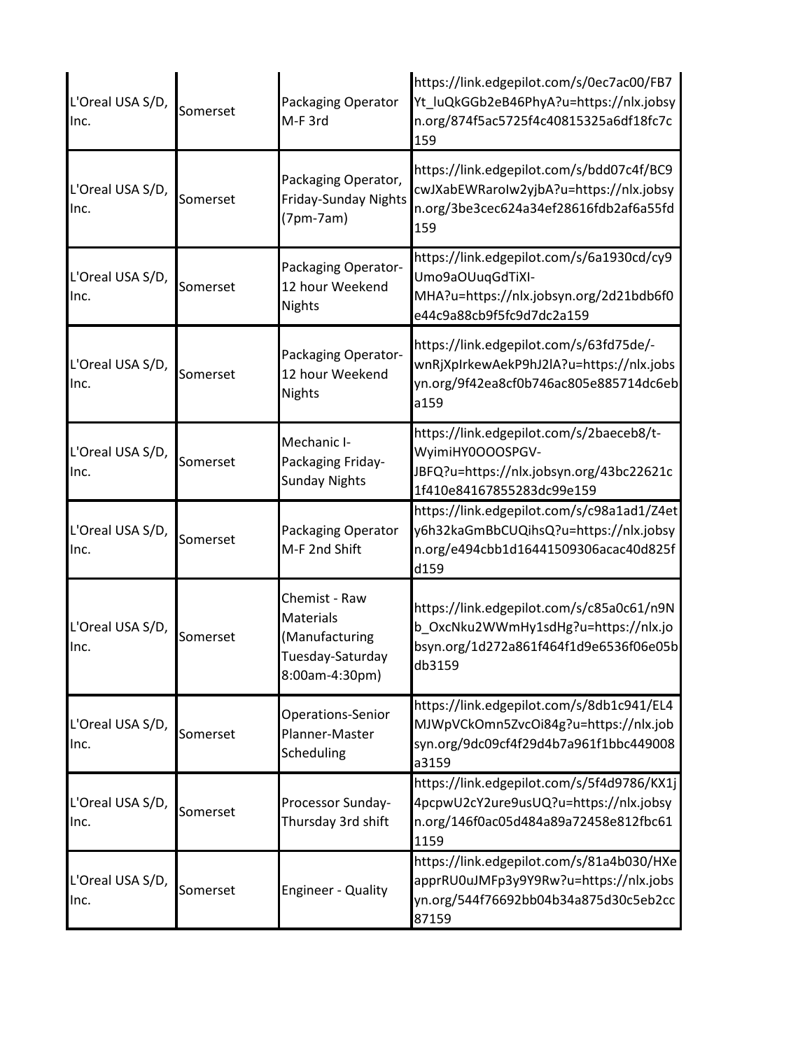| | | | |
|---|---|---|---|
| L'Oreal USA S/D, Inc. | Somerset | Packaging Operator M-F 3rd | https://link.edgepilot.com/s/0ec7ac00/FB7Yt_luQkGGb2eB46PhyA?u=https://nlx.jobsyn.org/874f5ac5725f4c40815325a6df18fc7c159 |
| L'Oreal USA S/D, Inc. | Somerset | Packaging Operator, Friday-Sunday Nights (7pm-7am) | https://link.edgepilot.com/s/bdd07c4f/BC9cwJXabEWRaroIw2yjbA?u=https://nlx.jobsyn.org/3be3cec624a34ef28616fdb2af6a55fd159 |
| L'Oreal USA S/D, Inc. | Somerset | Packaging Operator- 12 hour Weekend Nights | https://link.edgepilot.com/s/6a1930cd/cy9Umo9aOUuqGdTiXI-MHA?u=https://nlx.jobsyn.org/2d21bdb6f0e44c9a88cb9f5fc9d7dc2a159 |
| L'Oreal USA S/D, Inc. | Somerset | Packaging Operator- 12 hour Weekend Nights | https://link.edgepilot.com/s/63fd75de/-wnRjXpIrkewAekP9hJ2lA?u=https://nlx.jobsyn.org/9f42ea8cf0b746ac805e885714dc6eba159 |
| L'Oreal USA S/D, Inc. | Somerset | Mechanic I- Packaging Friday-Sunday Nights | https://link.edgepilot.com/s/2baeceb8/t-WyimiHY0OOOSPGV-JBFQ?u=https://nlx.jobsyn.org/43bc22621c1f410e84167855283dc99e159 |
| L'Oreal USA S/D, Inc. | Somerset | Packaging Operator M-F 2nd Shift | https://link.edgepilot.com/s/c98a1ad1/Z4ety6h32kaGmBbCUQihsQ?u=https://nlx.jobsyn.org/e494cbb1d16441509306acac40d825fd159 |
| L'Oreal USA S/D, Inc. | Somerset | Chemist - Raw Materials (Manufacturing Tuesday-Saturday 8:00am-4:30pm) | https://link.edgepilot.com/s/c85a0c61/n9Nb_OxcNku2WWmHy1sdHg?u=https://nlx.jobsyn.org/1d272a861f464f1d9e6536f06e05bdb3159 |
| L'Oreal USA S/D, Inc. | Somerset | Operations-Senior Planner-Master Scheduling | https://link.edgepilot.com/s/8db1c941/EL4MJWpVCkOmn5ZvcOi84g?u=https://nlx.jobsyn.org/9dc09cf4f29d4b7a961f1bbc449008a3159 |
| L'Oreal USA S/D, Inc. | Somerset | Processor Sunday-Thursday 3rd shift | https://link.edgepilot.com/s/5f4d9786/KX1j4pcpwU2cY2ure9usUQ?u=https://nlx.jobsyn.org/146f0ac05d484a89a72458e812fbc611159 |
| L'Oreal USA S/D, Inc. | Somerset | Engineer - Quality | https://link.edgepilot.com/s/81a4b030/HXeapprRU0uJMFp3y9Y9Rw?u=https://nlx.jobsyn.org/544f76692bb04b34a875d30c5eb2cc87159 |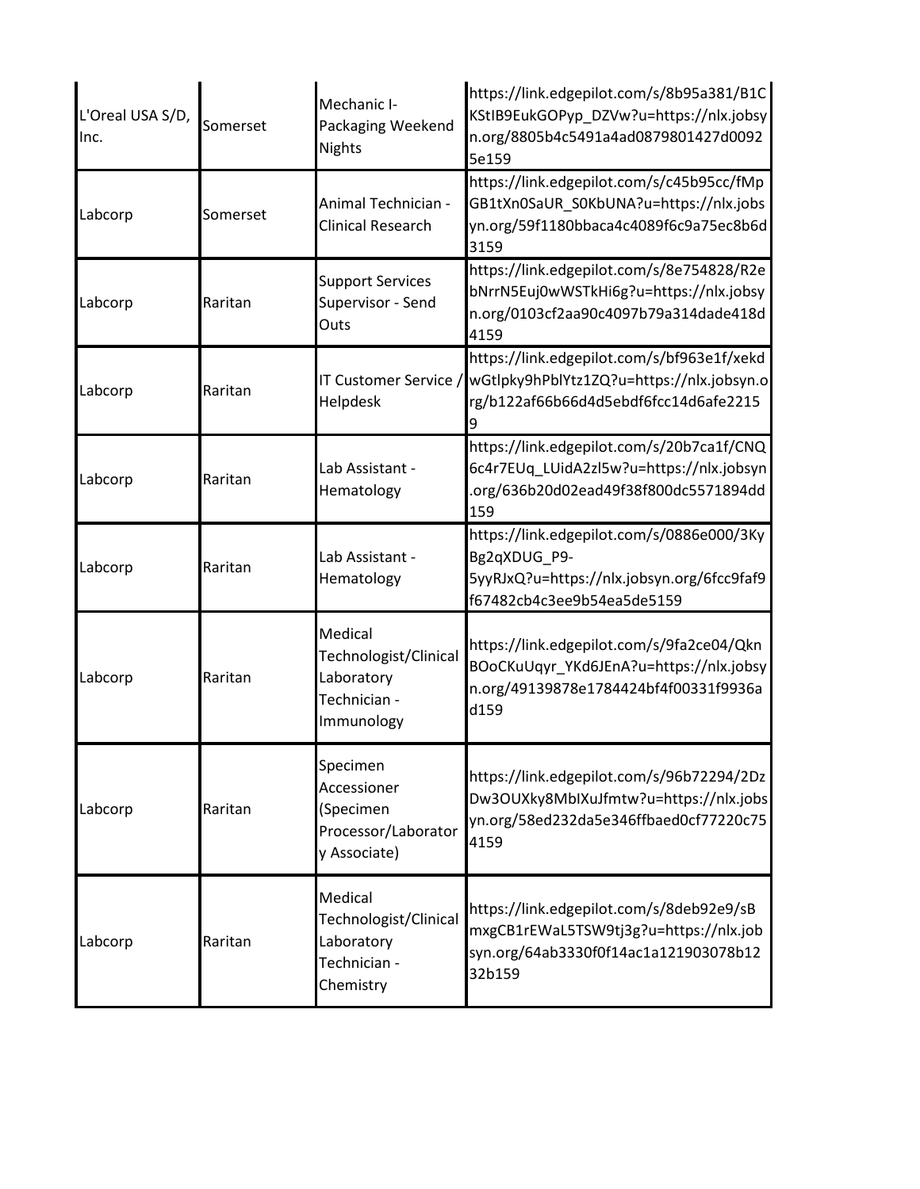| | | | |
|---|---|---|---|
| L'Oreal USA S/D, Inc. | Somerset | Mechanic I-Packaging Weekend Nights | https://link.edgepilot.com/s/8b95a381/B1CKStIB9EukGOPyp_DZVw?u=https://nlx.jobsyn.org/8805b4c5491a4ad0879801427d00925e159 |
| Labcorp | Somerset | Animal Technician - Clinical Research | https://link.edgepilot.com/s/c45b95cc/fMpGB1tXn0SaUR_S0KbUNA?u=https://nlx.jobsyn.org/59f1180bbaca4c4089f6c9a75ec8b6d3159 |
| Labcorp | Raritan | Support Services Supervisor - Send Outs | https://link.edgepilot.com/s/8e754828/R2ebNrrN5Euj0wWSTkHi6g?u=https://nlx.jobsyn.org/0103cf2aa90c4097b79a314dade418d4159 |
| Labcorp | Raritan | IT Customer Service / Helpdesk | https://link.edgepilot.com/s/bf963e1f/xekdwGtlpky9hPblYtz1ZQ?u=https://nlx.jobsyn.org/b122af66b66d4d5ebdf6fcc14d6afe22159 |
| Labcorp | Raritan | Lab Assistant - Hematology | https://link.edgepilot.com/s/20b7ca1f/CNQ6c4r7EUq_LUidA2zl5w?u=https://nlx.jobsyn.org/636b20d02ead49f38f800dc5571894dd159 |
| Labcorp | Raritan | Lab Assistant - Hematology | https://link.edgepilot.com/s/0886e000/3KyBg2qXDUG_P9-5yyRJxQ?u=https://nlx.jobsyn.org/6fcc9faf9f67482cb4c3ee9b54ea5de5159 |
| Labcorp | Raritan | Medical Technologist/Clinical Laboratory Technician - Immunology | https://link.edgepilot.com/s/9fa2ce04/QknBOoCKuUqyr_YKd6JEnA?u=https://nlx.jobsyn.org/49139878e1784424bf4f00331f9936ad159 |
| Labcorp | Raritan | Specimen Accessioner (Specimen Processor/Laboratory Associate) | https://link.edgepilot.com/s/96b72294/2DzDw3OUXky8MbIXuJfmtw?u=https://nlx.jobsyn.org/58ed232da5e346ffbaed0cf77220c754159 |
| Labcorp | Raritan | Medical Technologist/Clinical Laboratory Technician - Chemistry | https://link.edgepilot.com/s/8deb92e9/sBmxgCB1rEWaL5TSW9tj3g?u=https://nlx.jobsyn.org/64ab3330f0f14ac1a121903078b1232b159 |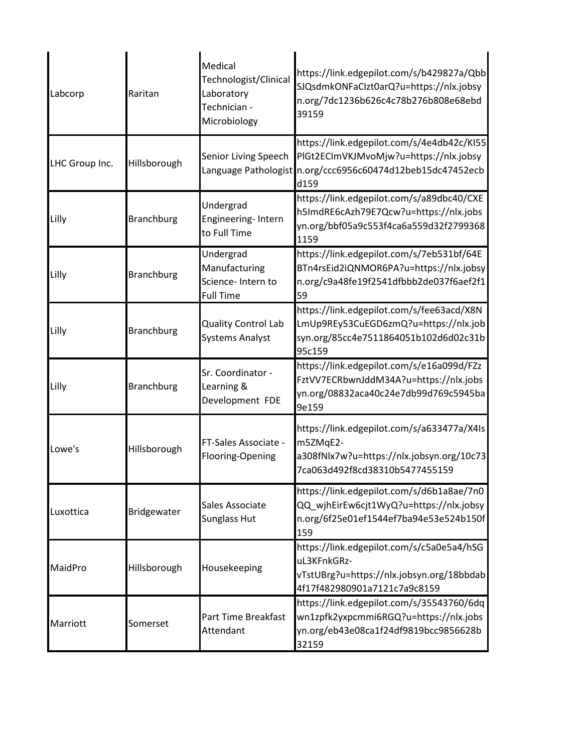| | | | |
|---|---|---|---|
| Labcorp | Raritan | Medical Technologist/Clinical Laboratory Technician - Microbiology | https://link.edgepilot.com/s/b429827a/QbbSJQsdmkONFaCIzt0arQ?u=https://nlx.jobsyn.org/7dc1236b626c4c78b276b808e68ebd39159 |
| LHC Group Inc. | Hillsborough | Senior Living Speech Language Pathologist | https://link.edgepilot.com/s/4e4db42c/KI55PlGt2ECImVKJMvoMjw?u=https://nlx.jobsyn.org/ccc6956c60474d12beb15dc47452ecbd159 |
| Lilly | Branchburg | Undergrad Engineering- Intern to Full Time | https://link.edgepilot.com/s/a89dbc40/CXEh5ImdRE6cAzh79E7Qcw?u=https://nlx.jobsyn.org/bbf05a9c553f4ca6a559d32f27993681159 |
| Lilly | Branchburg | Undergrad Manufacturing Science- Intern to Full Time | https://link.edgepilot.com/s/7eb531bf/64EBTn4rsEid2iQNMOR6PA?u=https://nlx.jobsyn.org/c9a48fe19f2541dfbbb2de037f6aef2f159 |
| Lilly | Branchburg | Quality Control Lab Systems Analyst | https://link.edgepilot.com/s/fee63acd/X8NLmUp9REy53CuEGD6zmQ?u=https://nlx.jobsyn.org/85cc4e7511864051b102d6d02c31b95c159 |
| Lilly | Branchburg | Sr. Coordinator - Learning & Development FDE | https://link.edgepilot.com/s/e16a099d/FZzFztVV7ECRbwnJddM34A?u=https://nlx.jobsyn.org/08832aca40c24e7db99d769c5945ba9e159 |
| Lowe's | Hillsborough | FT-Sales Associate - Flooring-Opening | https://link.edgepilot.com/s/a633477a/X4Ism5ZMqE2-a308fNlx7w?u=https://nlx.jobsyn.org/10c737ca063d492f8cd38310b5477455159 |
| Luxottica | Bridgewater | Sales Associate Sunglass Hut | https://link.edgepilot.com/s/d6b1a8ae/7n0QQ_wjhEirEw6cjt1WyQ?u=https://nlx.jobsyn.org/6f25e01ef1544ef7ba94e53e524b150f159 |
| MaidPro | Hillsborough | Housekeeping | https://link.edgepilot.com/s/c5a0e5a4/hSGuL3KFnkGRz-vTstUBrg?u=https://nlx.jobsyn.org/18bbdab4f17f482980901a7121c7a9c8159 |
| Marriott | Somerset | Part Time Breakfast Attendant | https://link.edgepilot.com/s/35543760/6dqwn1zpfk2yxpcmmi6RGQ?u=https://nlx.jobsyn.org/eb43e08ca1f24df9819bcc9856628b32159 |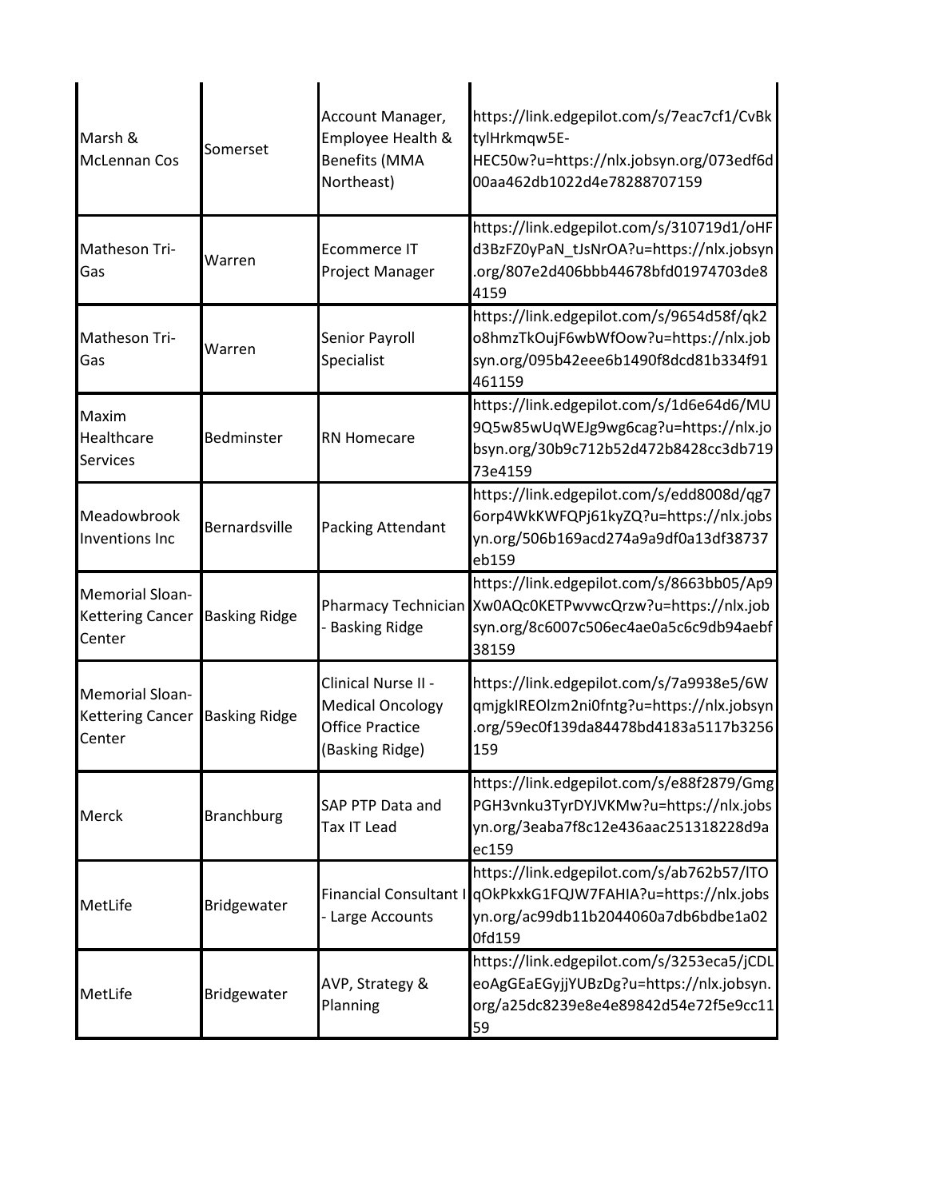| | | | |
|---|---|---|---|
| Marsh & McLennan Cos | Somerset | Account Manager, Employee Health & Benefits (MMA Northeast) | https://link.edgepilot.com/s/7eac7cf1/CvBktylHrkmqw5E-HEC50w?u=https://nlx.jobsyn.org/073edf6d00aa462db1022d4e78288707159 |
| Matheson Tri-Gas | Warren | Ecommerce IT Project Manager | https://link.edgepilot.com/s/310719d1/oHFd3BzFZ0yPaN_tJsNrOA?u=https://nlx.jobsyn.org/807e2d406bbb44678bfd01974703de84159 |
| Matheson Tri-Gas | Warren | Senior Payroll Specialist | https://link.edgepilot.com/s/9654d58f/qk2o8hmzTkOujF6wbWfOow?u=https://nlx.jobsyn.org/095b42eee6b1490f8dcd81b334f91461159 |
| Maxim Healthcare Services | Bedminster | RN Homecare | https://link.edgepilot.com/s/1d6e64d6/MU9Q5w85wUqWEJg9wg6cag?u=https://nlx.jobsyn.org/30b9c712b52d472b8428cc3db71973e4159 |
| Meadowbrook Inventions Inc | Bernardsville | Packing Attendant | https://link.edgepilot.com/s/edd8008d/qg76orp4WkKWFQPj61kyZQ?u=https://nlx.jobsyn.org/506b169acd274a9a9df0a13df38737eb159 |
| Memorial Sloan-Kettering Cancer Center | Basking Ridge | Pharmacy Technician - Basking Ridge | https://link.edgepilot.com/s/8663bb05/Ap9Xw0AQc0KETPwvwcQrzw?u=https://nlx.jobsyn.org/8c6007c506ec4ae0a5c6c9db94aebf38159 |
| Memorial Sloan-Kettering Cancer Center | Basking Ridge | Clinical Nurse II - Medical Oncology Office Practice (Basking Ridge) | https://link.edgepilot.com/s/7a9938e5/6WqmjgkIREOlzm2ni0fntg?u=https://nlx.jobsyn.org/59ec0f139da84478bd4183a5117b3256159 |
| Merck | Branchburg | SAP PTP Data and Tax IT Lead | https://link.edgepilot.com/s/e88f2879/GmgPGH3vnku3TyrDYJVKMw?u=https://nlx.jobsyn.org/3eaba7f8c12e436aac251318228d9aec159 |
| MetLife | Bridgewater | Financial Consultant I - Large Accounts | https://link.edgepilot.com/s/ab762b57/lTOqOkPkxkG1FQJW7FAHIA?u=https://nlx.jobsyn.org/ac99db11b2044060a7db6bdbe1a020fd159 |
| MetLife | Bridgewater | AVP, Strategy & Planning | https://link.edgepilot.com/s/3253eca5/jCDLeoAgGEaEGyjjYUBzDg?u=https://nlx.jobsyn.org/a25dc8239e8e4e89842d54e72f5e9cc1159 |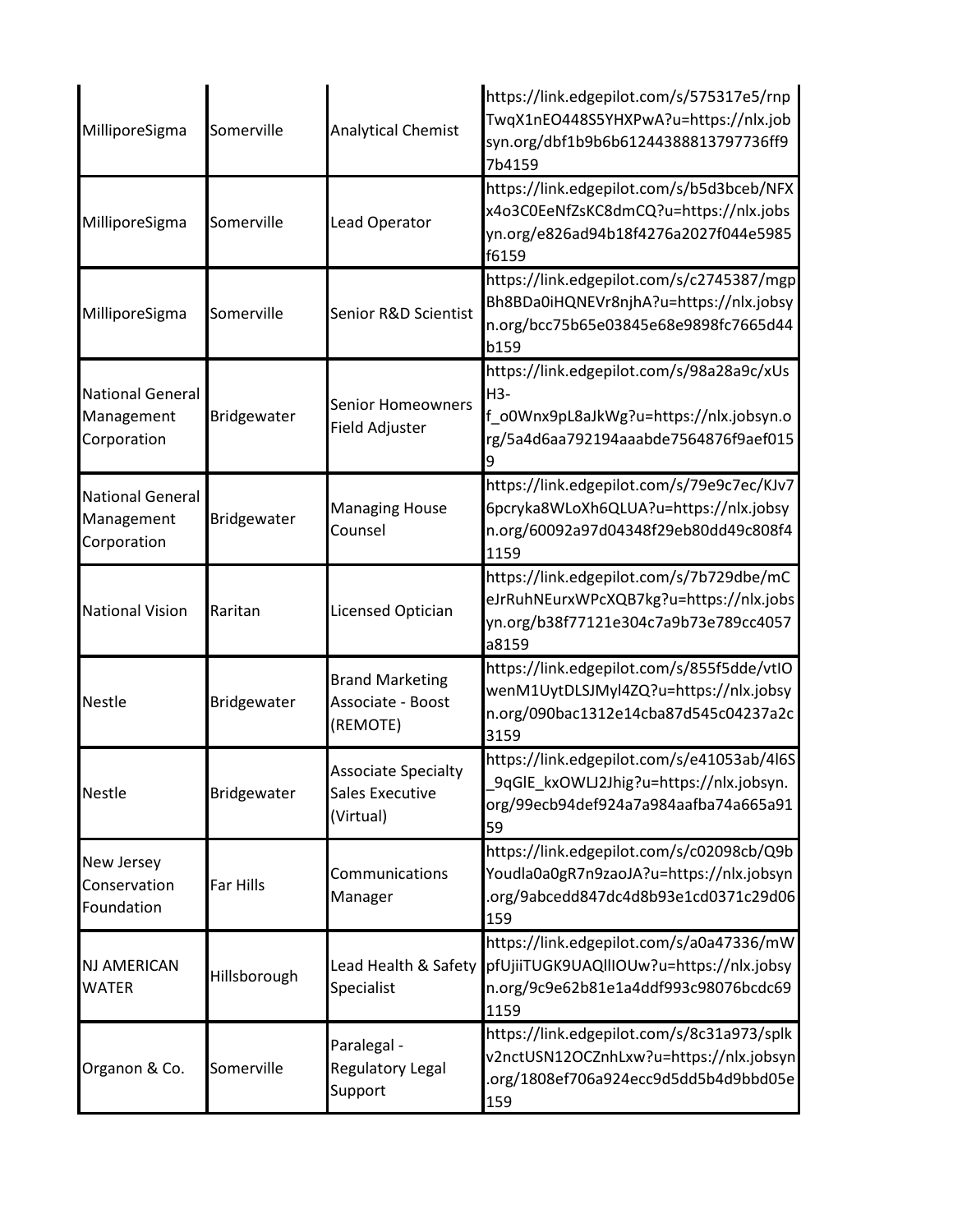| | | | |
|---|---|---|---|
| MilliporeSigma | Somerville | Analytical Chemist | https://link.edgepilot.com/s/575317e5/rnpTwqX1nEO448S5YHXPwA?u=https://nlx.jobsyn.org/dbf1b9b6b61244388813797736ff97b4159 |
| MilliporeSigma | Somerville | Lead Operator | https://link.edgepilot.com/s/b5d3bceb/NFXx4o3C0EeNfZsKC8dmCQ?u=https://nlx.jobsyn.org/e826ad94b18f4276a2027f044e5985f6159 |
| MilliporeSigma | Somerville | Senior R&D Scientist | https://link.edgepilot.com/s/c2745387/mgpBh8BDa0iHQNEVr8njhA?u=https://nlx.jobsyn.org/bcc75b65e03845e68e9898fc7665d44b159 |
| National General Management Corporation | Bridgewater | Senior Homeowners Field Adjuster | https://link.edgepilot.com/s/98a28a9c/xUsH3-f_o0Wnx9pL8aJkWg?u=https://nlx.jobsyn.org/5a4d6aa792194aaabde7564876f9aef0159 |
| National General Management Corporation | Bridgewater | Managing House Counsel | https://link.edgepilot.com/s/79e9c7ec/KJv76pcryka8WLoXh6QLUA?u=https://nlx.jobsyn.org/60092a97d04348f29eb80dd49c808f41159 |
| National Vision | Raritan | Licensed Optician | https://link.edgepilot.com/s/7b729dbe/mCeJrRuhNEurxWPcXQB7kg?u=https://nlx.jobsyn.org/b38f77121e304c7a9b73e789cc4057a8159 |
| Nestle | Bridgewater | Brand Marketing Associate - Boost (REMOTE) | https://link.edgepilot.com/s/855f5dde/vtIOwenM1UytDLSJMyl4ZQ?u=https://nlx.jobsyn.org/090bac1312e14cba87d545c04237a2c3159 |
| Nestle | Bridgewater | Associate Specialty Sales Executive (Virtual) | https://link.edgepilot.com/s/e41053ab/4l6S_9qGlE_kxOWLJ2Jhig?u=https://nlx.jobsyn.org/99ecb94def924a7a984aafba74a665a9159 |
| New Jersey Conservation Foundation | Far Hills | Communications Manager | https://link.edgepilot.com/s/c02098cb/Q9bYoudla0a0gR7n9zaoJA?u=https://nlx.jobsyn.org/9abcedd847dc4d8b93e1cd0371c29d06159 |
| NJ AMERICAN WATER | Hillsborough | Lead Health & Safety Specialist | https://link.edgepilot.com/s/a0a47336/mWpfUjiiTUGK9UAQlIIOUw?u=https://nlx.jobsyn.org/9c9e62b81e1a4ddf993c98076bcdc691159 |
| Organon & Co. | Somerville | Paralegal - Regulatory Legal Support | https://link.edgepilot.com/s/8c31a973/splkv2nctUSN12OCZnhLxw?u=https://nlx.jobsyn.org/1808ef706a924ecc9d5dd5b4d9bbd05e159 |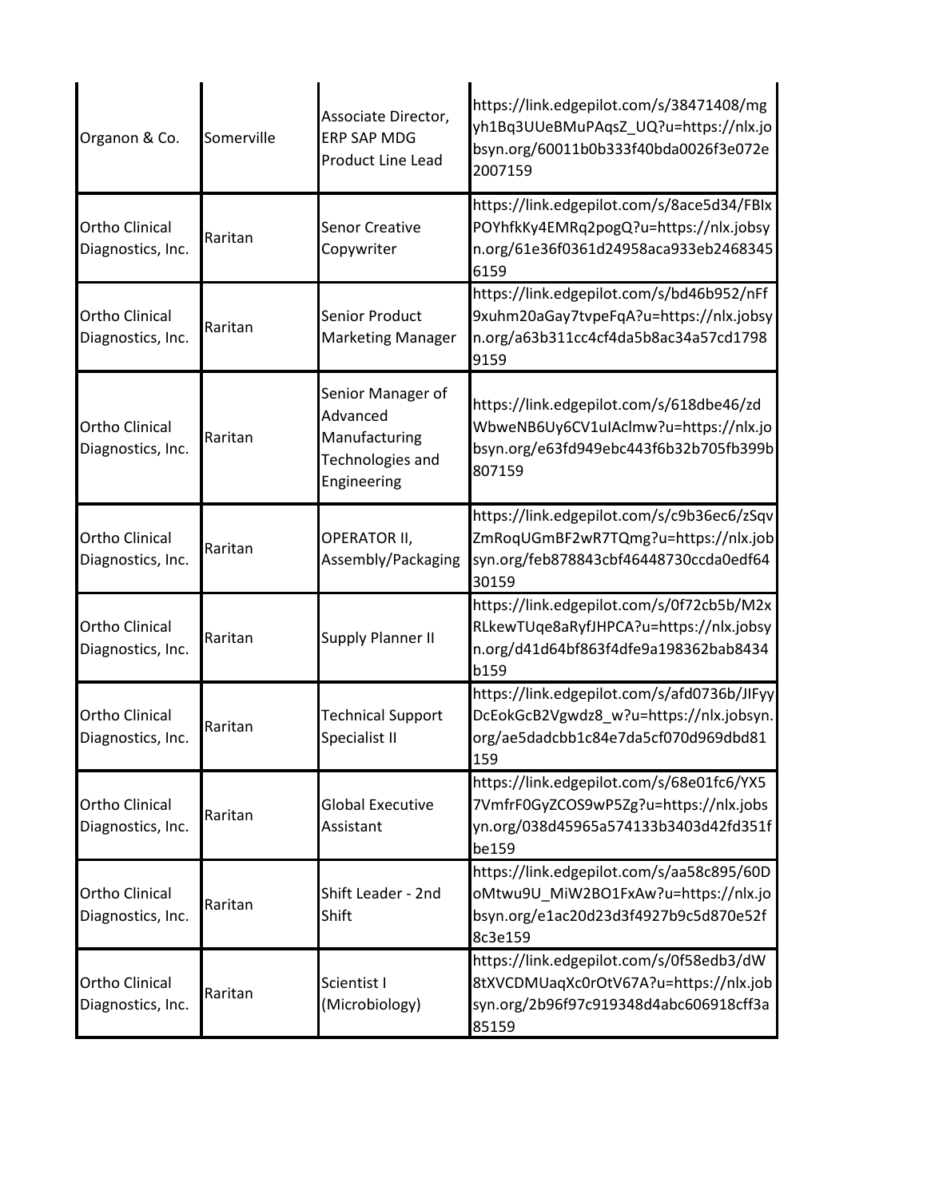| | | | |
|---|---|---|---|
| Organon & Co. | Somerville | Associate Director, ERP SAP MDG Product Line Lead | https://link.edgepilot.com/s/38471408/mgyh1Bq3UUeBMuPAqsZ_UQ?u=https://nlx.jobsyn.org/60011b0b333f40bda0026f3e072e2007159 |
| Ortho Clinical Diagnostics, Inc. | Raritan | Senor Creative Copywriter | https://link.edgepilot.com/s/8ace5d34/FBIxPOYhfkKy4EMRq2pogQ?u=https://nlx.jobsyn.org/61e36f0361d24958aca933eb24683456159 |
| Ortho Clinical Diagnostics, Inc. | Raritan | Senior Product Marketing Manager | https://link.edgepilot.com/s/bd46b952/nFf9xuhm20aGay7tvpeFqA?u=https://nlx.jobsyn.org/a63b311cc4cf4da5b8ac34a57cd17989159 |
| Ortho Clinical Diagnostics, Inc. | Raritan | Senior Manager of Advanced Manufacturing Technologies and Engineering | https://link.edgepilot.com/s/618dbe46/zdWbweNB6Uy6CV1uIAclmw?u=https://nlx.jobsyn.org/e63fd949ebc443f6b32b705fb399b807159 |
| Ortho Clinical Diagnostics, Inc. | Raritan | OPERATOR II, Assembly/Packaging | https://link.edgepilot.com/s/c9b36ec6/zSqvZmRoqUGmBF2wR7TQmg?u=https://nlx.jobsyn.org/feb878843cbf46448730ccda0edf6430159 |
| Ortho Clinical Diagnostics, Inc. | Raritan | Supply Planner II | https://link.edgepilot.com/s/0f72cb5b/M2xRLkewTUqe8aRyfJHPCA?u=https://nlx.jobsyn.org/d41d64bf863f4dfe9a198362bab8434b159 |
| Ortho Clinical Diagnostics, Inc. | Raritan | Technical Support Specialist II | https://link.edgepilot.com/s/afd0736b/JIFyyDcEokGcB2Vgwdz8_w?u=https://nlx.jobsyn.org/ae5dadcbb1c84e7da5cf070d969dbd81159 |
| Ortho Clinical Diagnostics, Inc. | Raritan | Global Executive Assistant | https://link.edgepilot.com/s/68e01fc6/YX57VmfrF0GyZCOS9wP5Zg?u=https://nlx.jobsyn.org/038d45965a574133b3403d42fd351fbe159 |
| Ortho Clinical Diagnostics, Inc. | Raritan | Shift Leader - 2nd Shift | https://link.edgepilot.com/s/aa58c895/60DoMtwu9U_MiW2BO1FxAw?u=https://nlx.jobsyn.org/e1ac20d23d3f4927b9c5d870e52f8c3e159 |
| Ortho Clinical Diagnostics, Inc. | Raritan | Scientist I (Microbiology) | https://link.edgepilot.com/s/0f58edb3/dW8tXVCDMUaqXc0rOtV67A?u=https://nlx.jobsyn.org/2b96f97c919348d4abc606918cff3a85159 |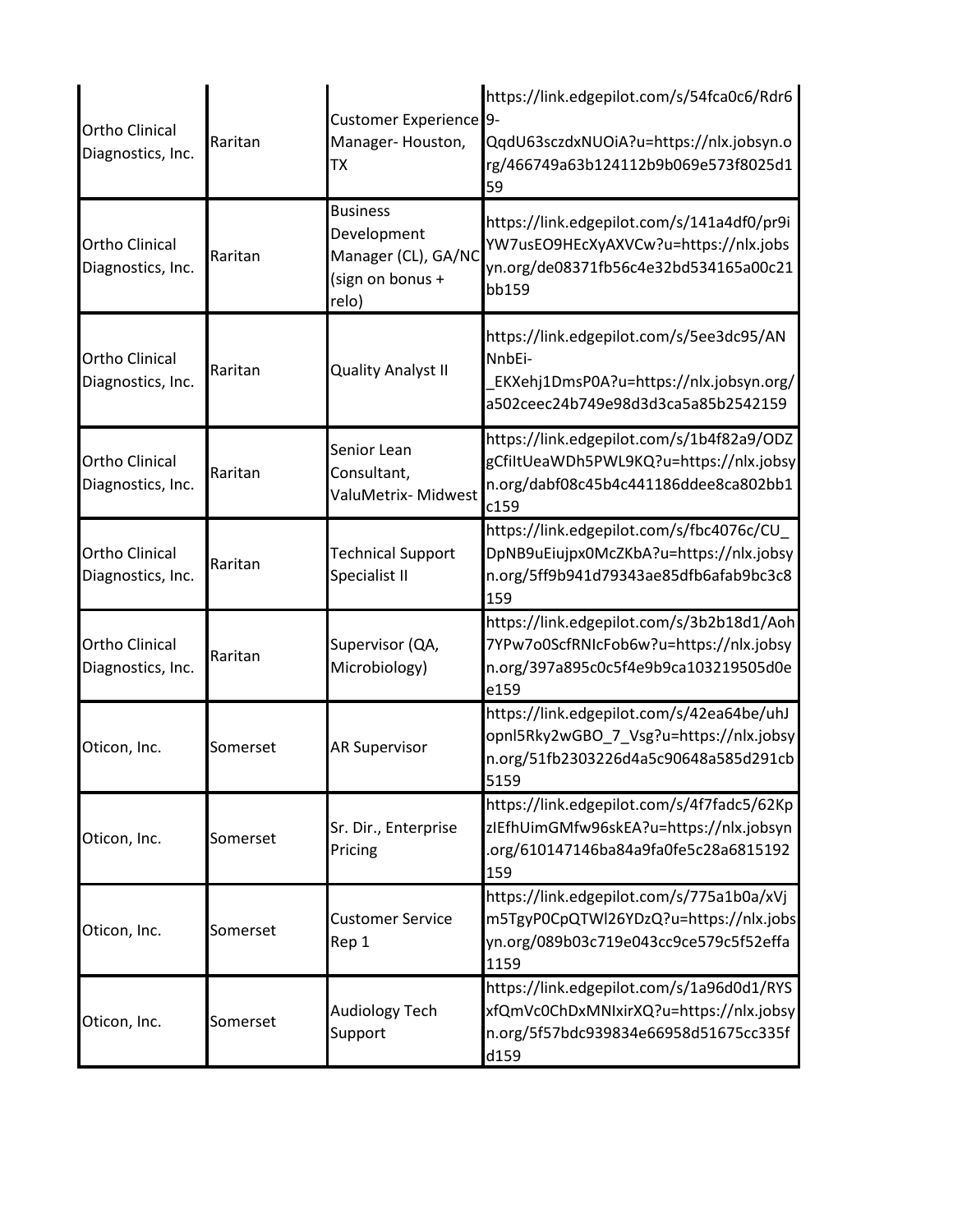| | | | |
|---|---|---|---|
| Ortho Clinical Diagnostics, Inc. | Raritan | Customer Experience Manager- Houston, TX | https://link.edgepilot.com/s/54fca0c6/Rdr69-QqdU63sczdxNUOiA?u=https://nlx.jobsyn.org/466749a63b124112b9b069e573f8025d159 |
| Ortho Clinical Diagnostics, Inc. | Raritan | Business Development Manager (CL), GA/NC (sign on bonus + relo) | https://link.edgepilot.com/s/141a4df0/pr9iYW7usEO9HEcXyAXVCw?u=https://nlx.jobsyn.org/de08371fb56c4e32bd534165a00c21bb159 |
| Ortho Clinical Diagnostics, Inc. | Raritan | Quality Analyst II | https://link.edgepilot.com/s/5ee3dc95/ANNnbEi-_EKXehj1DmsP0A?u=https://nlx.jobsyn.org/a502ceec24b749e98d3d3ca5a85b2542159 |
| Ortho Clinical Diagnostics, Inc. | Raritan | Senior Lean Consultant, ValuMetrix- Midwest | https://link.edgepilot.com/s/1b4f82a9/ODZgCfiltUeaWDh5PWL9KQ?u=https://nlx.jobsyn.org/dabf08c45b4c441186ddee8ca802bb1c159 |
| Ortho Clinical Diagnostics, Inc. | Raritan | Technical Support Specialist II | https://link.edgepilot.com/s/fbc4076c/CU_DpNB9uEiujpx0McZKbA?u=https://nlx.jobsyn.org/5ff9b941d79343ae85dfb6afab9bc3c8159 |
| Ortho Clinical Diagnostics, Inc. | Raritan | Supervisor (QA, Microbiology) | https://link.edgepilot.com/s/3b2b18d1/Aoh7YPw7o0ScfRNIcFob6w?u=https://nlx.jobsyn.org/397a895c0c5f4e9b9ca103219505d0ee159 |
| Oticon, Inc. | Somerset | AR Supervisor | https://link.edgepilot.com/s/42ea64be/uhJopnl5Rky2wGBO_7_Vsg?u=https://nlx.jobsyn.org/51fb2303226d4a5c90648a585d291cb5159 |
| Oticon, Inc. | Somerset | Sr. Dir., Enterprise Pricing | https://link.edgepilot.com/s/4f7fadc5/62KpzIEfhUimGMfw96skEA?u=https://nlx.jobsyn.org/610147146ba84a9fa0fe5c28a6815192159 |
| Oticon, Inc. | Somerset | Customer Service Rep 1 | https://link.edgepilot.com/s/775a1b0a/xVjm5TgyP0CpQTWl26YDzQ?u=https://nlx.jobsyn.org/089b03c719e043cc9ce579c5f52effa1159 |
| Oticon, Inc. | Somerset | Audiology Tech Support | https://link.edgepilot.com/s/1a96d0d1/RYSxfQmVc0ChDxMNIxirXQ?u=https://nlx.jobsyn.org/5f57bdc939834e66958d51675cc335fd159 |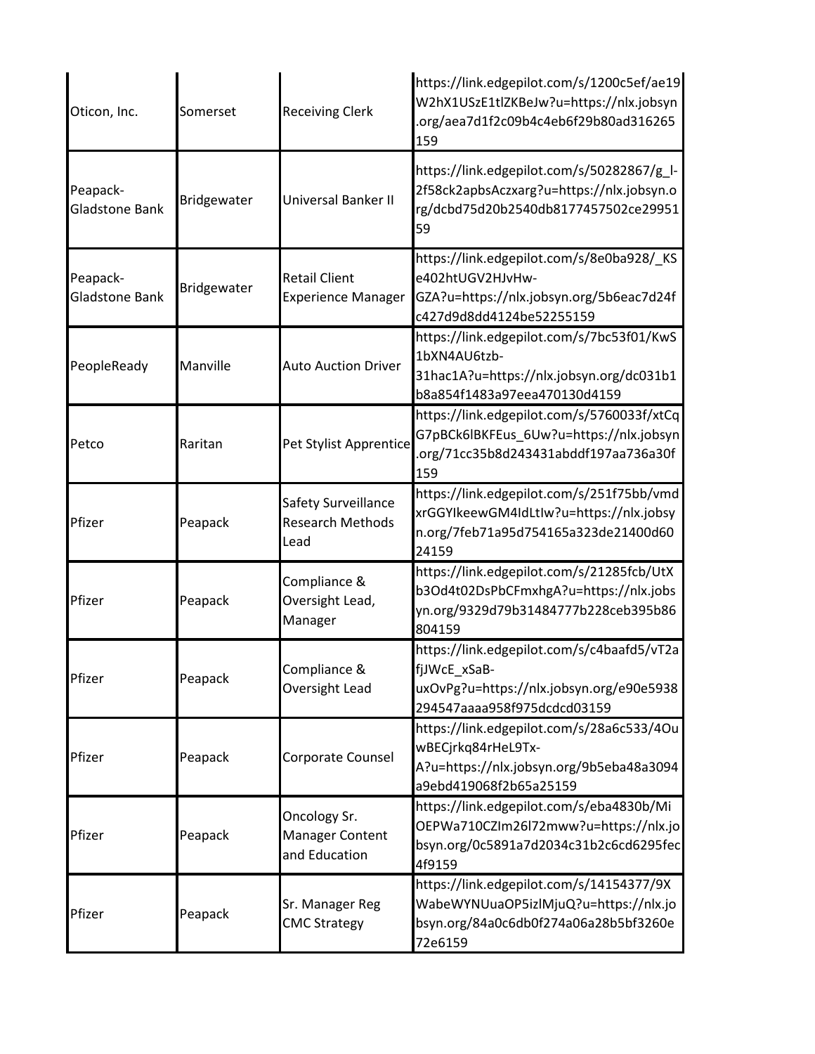| | | | |
|---|---|---|---|
| Oticon, Inc. | Somerset | Receiving Clerk | https://link.edgepilot.com/s/1200c5ef/ae19W2hX1USzE1tlZKBeJw?u=https://nlx.jobsyn.org/aea7d1f2c09b4c4eb6f29b80ad316265159 |
| Peapack-Gladstone Bank | Bridgewater | Universal Banker II | https://link.edgepilot.com/s/50282867/g_l-2f58ck2apbsAczxarg?u=https://nlx.jobsyn.org/dcbd75d20b2540db8177457502ce2995159 |
| Peapack-Gladstone Bank | Bridgewater | Retail Client Experience Manager | https://link.edgepilot.com/s/8e0ba928/_KSe402htUGV2HJvHw-GZA?u=https://nlx.jobsyn.org/5b6eac7d24fc427d9d8dd4124be52255159 |
| PeopleReady | Manville | Auto Auction Driver | https://link.edgepilot.com/s/7bc53f01/KwS1bXN4AU6tzb-31hac1A?u=https://nlx.jobsyn.org/dc031b1b8a854f1483a97eea470130d4159 |
| Petco | Raritan | Pet Stylist Apprentice | https://link.edgepilot.com/s/5760033f/xtCqG7pBCk6lBKFEus_6Uw?u=https://nlx.jobsyn.org/71cc35b8d243431abddf197aa736a30f159 |
| Pfizer | Peapack | Safety Surveillance Research Methods Lead | https://link.edgepilot.com/s/251f75bb/vmdxrGGYIkeewGM4IdLtIw?u=https://nlx.jobsyn.org/7feb71a95d754165a323de21400d6024159 |
| Pfizer | Peapack | Compliance & Oversight Lead, Manager | https://link.edgepilot.com/s/21285fcb/UtXb3Od4t02DsPbCFmxhgA?u=https://nlx.jobsyn.org/9329d79b31484777b228ceb395b86804159 |
| Pfizer | Peapack | Compliance & Oversight Lead | https://link.edgepilot.com/s/c4baafd5/vT2afjJWcE_xSaB-uxOvPg?u=https://nlx.jobsyn.org/e90e5938294547aaaa958f975dcdcd03159 |
| Pfizer | Peapack | Corporate Counsel | https://link.edgepilot.com/s/28a6c533/4OuwBECjrkq84rHeL9Tx-A?u=https://nlx.jobsyn.org/9b5eba48a3094a9ebd419068f2b65a25159 |
| Pfizer | Peapack | Oncology Sr. Manager Content and Education | https://link.edgepilot.com/s/eba4830b/MiOEPWa710CZIm26l72mww?u=https://nlx.jobsyn.org/0c5891a7d2034c31b2c6cd6295fec4f9159 |
| Pfizer | Peapack | Sr. Manager Reg CMC Strategy | https://link.edgepilot.com/s/14154377/9XWabeWYNUuaOP5izlMjuQ?u=https://nlx.jobsyn.org/84a0c6db0f274a06a28b5bf3260e72e6159 |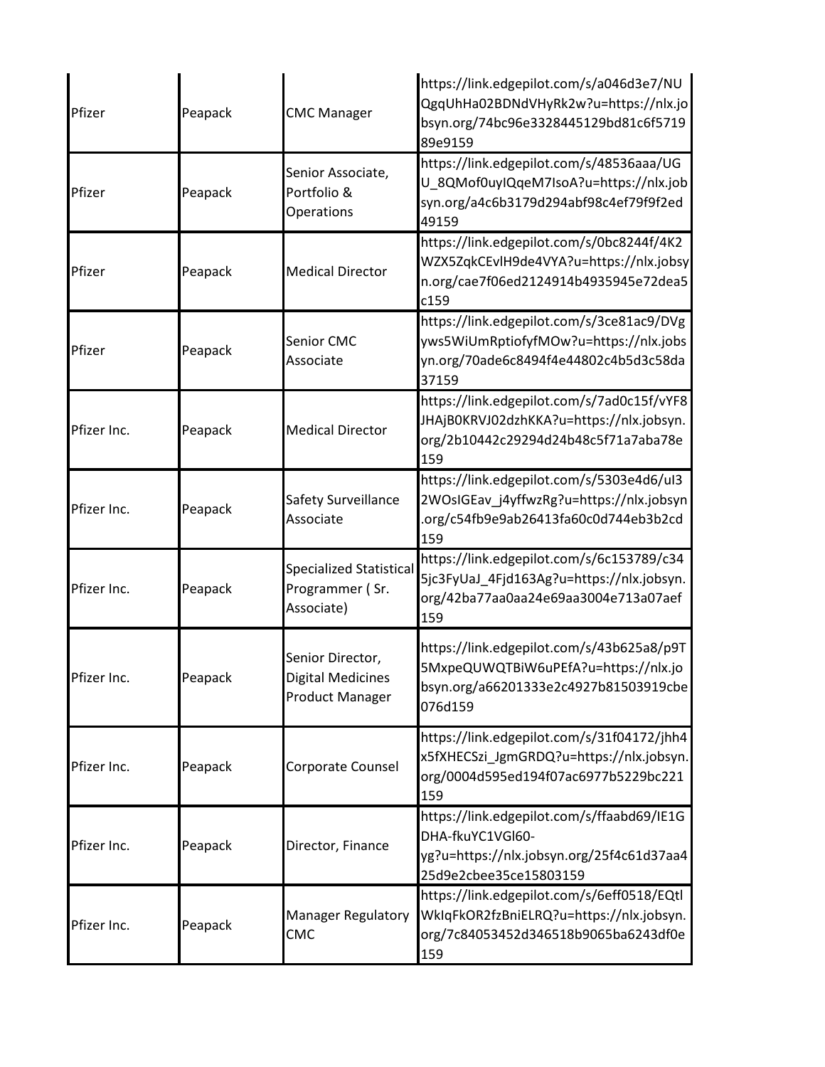| | | | |
|---|---|---|---|
| Pfizer | Peapack | CMC Manager | https://link.edgepilot.com/s/a046d3e7/NUQgqUhHa02BDNdVHyRk2w?u=https://nlx.jobsyn.org/74bc96e3328445129bd81c6f571989e9159 |
| Pfizer | Peapack | Senior Associate, Portfolio & Operations | https://link.edgepilot.com/s/48536aaa/UGU_8QMof0uyIQqeM7IsoA?u=https://nlx.jobsyn.org/a4c6b3179d294abf98c4ef79f9f2ed49159 |
| Pfizer | Peapack | Medical Director | https://link.edgepilot.com/s/0bc8244f/4K2WZX5ZqkCEvlH9de4VYA?u=https://nlx.jobsyn.org/cae7f06ed2124914b4935945e72dea5c159 |
| Pfizer | Peapack | Senior CMC Associate | https://link.edgepilot.com/s/3ce81ac9/DVgyws5WiUmRptiofyfMOw?u=https://nlx.jobsyn.org/70ade6c8494f4e44802c4b5d3c58da37159 |
| Pfizer Inc. | Peapack | Medical Director | https://link.edgepilot.com/s/7ad0c15f/vYF8JHAjB0KRVJ02dzhKKA?u=https://nlx.jobsyn.org/2b10442c29294d24b48c5f71a7aba78e159 |
| Pfizer Inc. | Peapack | Safety Surveillance Associate | https://link.edgepilot.com/s/5303e4d6/uI32WOsIGEav_j4yffwzRg?u=https://nlx.jobsyn.org/c54fb9e9ab26413fa60c0d744eb3b2cd159 |
| Pfizer Inc. | Peapack | Specialized Statistical Programmer ( Sr. Associate) | https://link.edgepilot.com/s/6c153789/c345jc3FyUaJ_4Fjd163Ag?u=https://nlx.jobsyn.org/42ba77aa0aa24e69aa3004e713a07aef159 |
| Pfizer Inc. | Peapack | Senior Director, Digital Medicines Product Manager | https://link.edgepilot.com/s/43b625a8/p9T5MxpeQUWQTBiW6uPEfA?u=https://nlx.jobsyn.org/a66201333e2c4927b81503919cbe076d159 |
| Pfizer Inc. | Peapack | Corporate Counsel | https://link.edgepilot.com/s/31f04172/jhh4x5fXHECSzi_JgmGRDQ?u=https://nlx.jobsyn.org/0004d595ed194f07ac6977b5229bc221159 |
| Pfizer Inc. | Peapack | Director, Finance | https://link.edgepilot.com/s/ffaabd69/IE1GDHA-fkuYC1VGl60-yg?u=https://nlx.jobsyn.org/25f4c61d37aa425d9e2cbee35ce15803159 |
| Pfizer Inc. | Peapack | Manager Regulatory CMC | https://link.edgepilot.com/s/6eff0518/EQtlWkIqFkOR2fzBniELRQ?u=https://nlx.jobsyn.org/7c84053452d346518b9065ba6243df0e159 |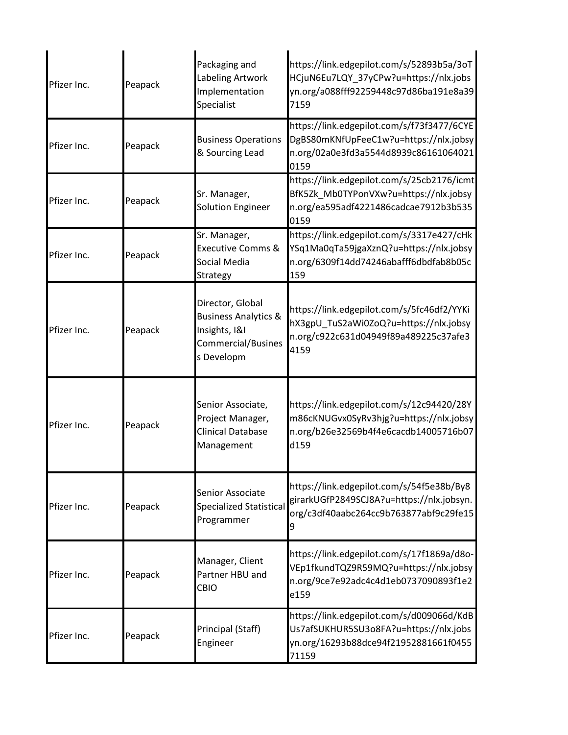| | | | |
|---|---|---|---|
| Pfizer Inc. | Peapack | Packaging and Labeling Artwork Implementation Specialist | https://link.edgepilot.com/s/52893b5a/3oTHCjuN6Eu7LQY_37yCPw?u=https://nlx.jobsyn.org/a088fff92259448c97d86ba191e8a397159 |
| Pfizer Inc. | Peapack | Business Operations & Sourcing Lead | https://link.edgepilot.com/s/f73f3477/6CYEDgBS80mKNfUpFeeC1w?u=https://nlx.jobsyn.org/02a0e3fd3a5544d8939c861610640210159 |
| Pfizer Inc. | Peapack | Sr. Manager, Solution Engineer | https://link.edgepilot.com/s/25cb2176/icmtBfK5Zk_Mb0TYPonVXw?u=https://nlx.jobsyn.org/ea595adf4221486cadcae7912b3b5350159 |
| Pfizer Inc. | Peapack | Sr. Manager, Executive Comms & Social Media Strategy | https://link.edgepilot.com/s/3317e427/cHkYSq1Ma0qTa59jgaXznQ?u=https://nlx.jobsyn.org/6309f14dd74246abafff6dbdfab8b05c159 |
| Pfizer Inc. | Peapack | Director, Global Business Analytics & Insights, I&I Commercial/Business Developm | https://link.edgepilot.com/s/5fc46df2/YYKihX3gpU_TuS2aWi0ZoQ?u=https://nlx.jobsyn.org/c922c631d04949f89a489225c37afe34159 |
| Pfizer Inc. | Peapack | Senior Associate, Project Manager, Clinical Database Management | https://link.edgepilot.com/s/12c94420/28Ym86cKNUGvx0SyRv3hjg?u=https://nlx.jobsyn.org/b26e32569b4f4e6cacdb14005716b07d159 |
| Pfizer Inc. | Peapack | Senior Associate Specialized Statistical Programmer | https://link.edgepilot.com/s/54f5e38b/By8girarkUGfP2849SCJ8A?u=https://nlx.jobsyn.org/c3df40aabc264cc9b763877abf9c29fe159 |
| Pfizer Inc. | Peapack | Manager, Client Partner HBU and CBIO | https://link.edgepilot.com/s/17f1869a/d8o-VEp1fkundTQZ9R59MQ?u=https://nlx.jobsyn.org/9ce7e92adc4c4d1eb0737090893f1e2e159 |
| Pfizer Inc. | Peapack | Principal (Staff) Engineer | https://link.edgepilot.com/s/d009066d/KdBUs7afSUKHUR5SU3o8FA?u=https://nlx.jobsyn.org/16293b88dce94f2195288166f1f045571159 |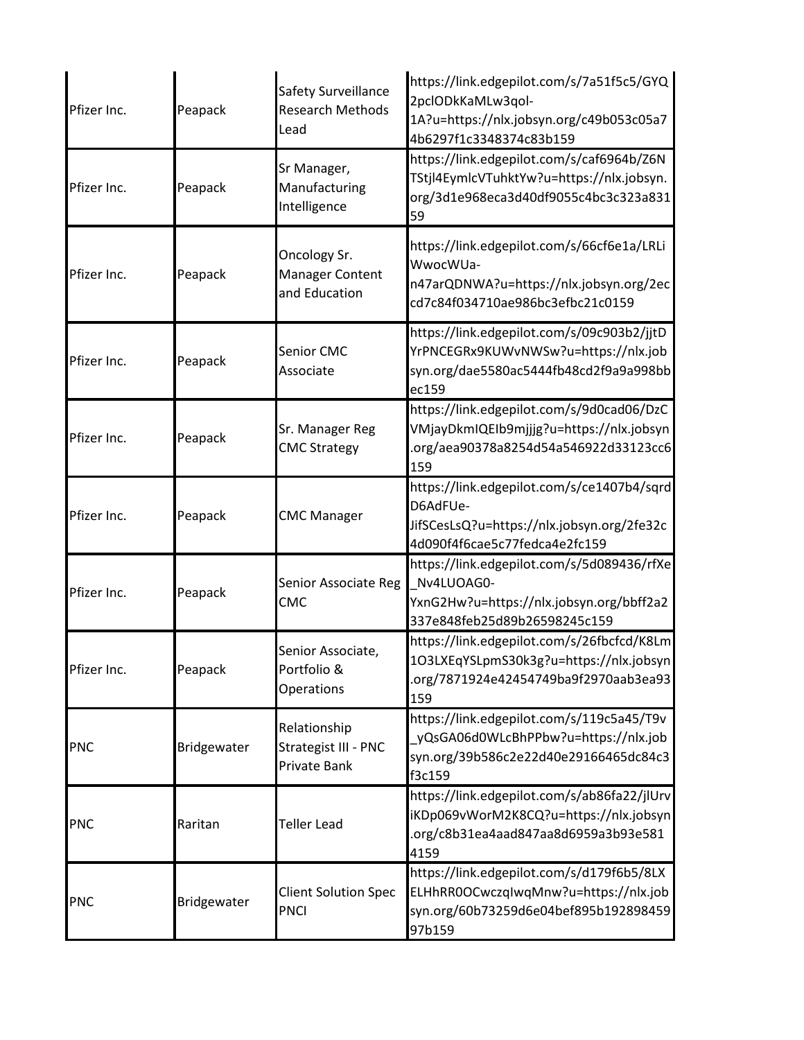| | | | |
|---|---|---|---|
| Pfizer Inc. | Peapack | Safety Surveillance Research Methods Lead | https://link.edgepilot.com/s/7a51f5c5/GYQ2pclODkKaMLw3qol-1A?u=https://nlx.jobsyn.org/c49b053c05a74b6297f1c3348374c83b159 |
| Pfizer Inc. | Peapack | Sr Manager, Manufacturing Intelligence | https://link.edgepilot.com/s/caf6964b/Z6NTStjl4EymlcVTuhktYw?u=https://nlx.jobsyn.org/3d1e968eca3d40df9055c4bc3c323a83159 |
| Pfizer Inc. | Peapack | Oncology Sr. Manager Content and Education | https://link.edgepilot.com/s/66cf6e1a/LRLiWwocWUa-n47arQDNWA?u=https://nlx.jobsyn.org/2eccd7c84f034710ae986bc3efbc21c0159 |
| Pfizer Inc. | Peapack | Senior CMC Associate | https://link.edgepilot.com/s/09c903b2/jjtDYrPNCEGRx9KUWvNWSw?u=https://nlx.jobsyn.org/dae5580ac5444fb48cd2f9a9a998bbec159 |
| Pfizer Inc. | Peapack | Sr. Manager Reg CMC Strategy | https://link.edgepilot.com/s/9d0cad06/DzCVMjayDkmIQEIb9mjjjg?u=https://nlx.jobsyn.org/aea90378a8254d54a546922d33123cc6159 |
| Pfizer Inc. | Peapack | CMC Manager | https://link.edgepilot.com/s/ce1407b4/sqrdD6AdFUe-JifSCesLsQ?u=https://nlx.jobsyn.org/2fe32c4d090f4f6cae5c77fedca4e2fc159 |
| Pfizer Inc. | Peapack | Senior Associate Reg CMC | https://link.edgepilot.com/s/5d089436/rfXe_Nv4LUOAG0-YxnG2Hw?u=https://nlx.jobsyn.org/bbff2a2337e848feb25d89b26598245c159 |
| Pfizer Inc. | Peapack | Senior Associate, Portfolio & Operations | https://link.edgepilot.com/s/26fbcfcd/K8Lm1O3LXEqYSLpmS30k3g?u=https://nlx.jobsyn.org/7871924e42454749ba9f2970aab3ea93159 |
| PNC | Bridgewater | Relationship Strategist III - PNC Private Bank | https://link.edgepilot.com/s/119c5a45/T9v_yQsGA06d0WLcBhPPbw?u=https://nlx.jobsyn.org/39b586c2e22d40e29166465dc84c3f3c159 |
| PNC | Raritan | Teller Lead | https://link.edgepilot.com/s/ab86fa22/jlUrviKDp069vWorM2K8CQ?u=https://nlx.jobsyn.org/c8b31ea4aad847aa8d6959a3b93e5814159 |
| PNC | Bridgewater | Client Solution Spec PNCI | https://link.edgepilot.com/s/d179f6b5/8LXELHhRR0OCwczqIwqMnw?u=https://nlx.jobsyn.org/60b73259d6e04bef895b19289845997b159 |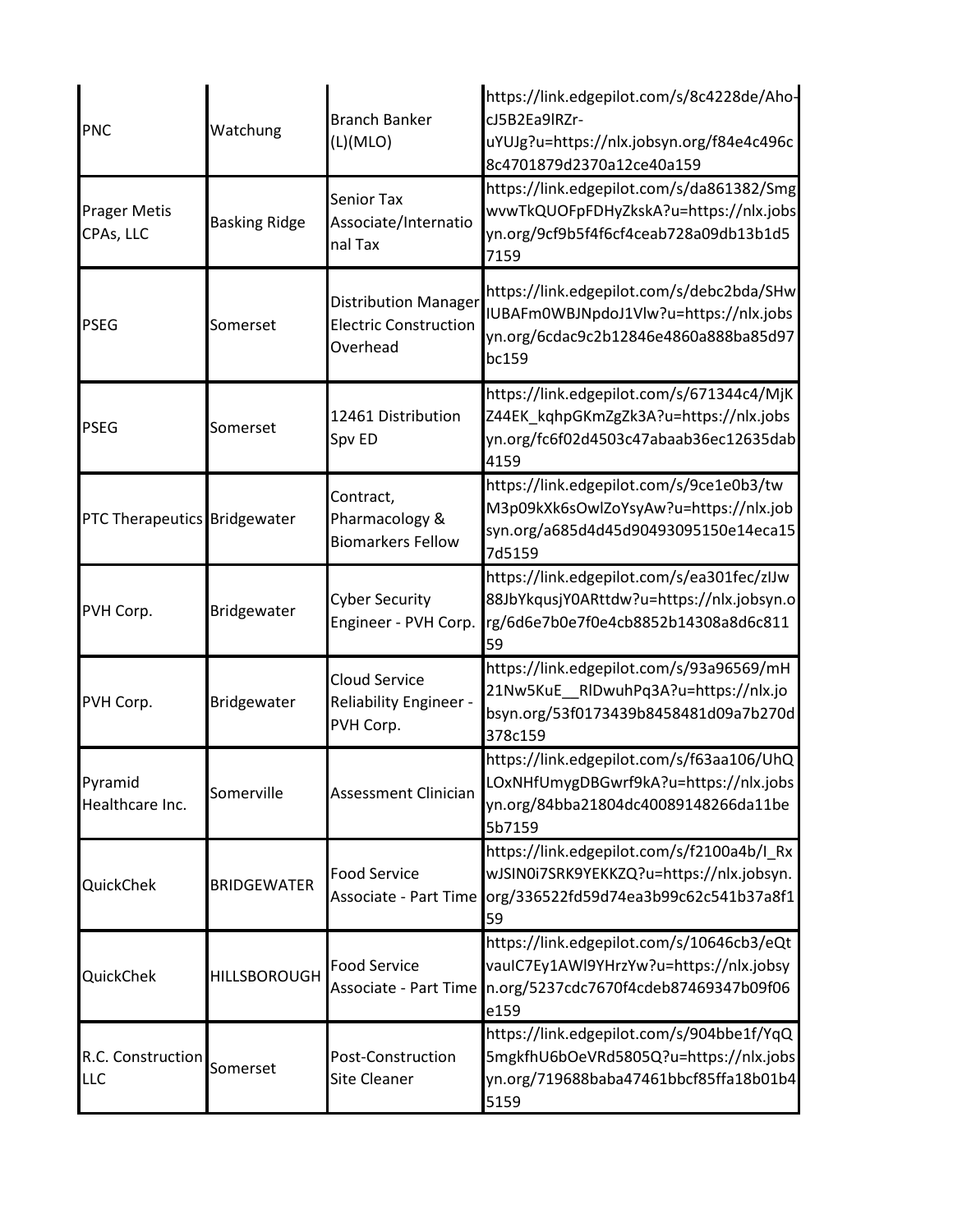| | | | |
|---|---|---|---|
| PNC | Watchung | Branch Banker (L)(MLO) | https://link.edgepilot.com/s/8c4228de/Aho-cJ5B2Ea9lRZr-uYUJg?u=https://nlx.jobsyn.org/f84e4c496c8c4701879d2370a12ce40a159 |
| Prager Metis CPAs, LLC | Basking Ridge | Senior Tax Associate/International Tax | https://link.edgepilot.com/s/da861382/SmgwvwTkQUOFpFDHyZkskA?u=https://nlx.jobsyn.org/9cf9b5f4f6cf4ceab728a09db13b1d57159 |
| PSEG | Somerset | Distribution Manager Electric Construction Overhead | https://link.edgepilot.com/s/debc2bda/SHwIUBAFm0WBJNpdoJ1Vlw?u=https://nlx.jobsyn.org/6cdac9c2b12846e4860a888ba85d97bc159 |
| PSEG | Somerset | 12461 Distribution Spv ED | https://link.edgepilot.com/s/671344c4/MjKZ44EK_kqhpGKmZgZk3A?u=https://nlx.jobsyn.org/fc6f02d4503c47abaab36ec12635dab4159 |
| PTC Therapeutics | Bridgewater | Contract, Pharmacology & Biomarkers Fellow | https://link.edgepilot.com/s/9ce1e0b3/twM3p09kXk6sOwlZoYsyAw?u=https://nlx.jobsyn.org/a685d4d45d90493095150e14eca157d5159 |
| PVH Corp. | Bridgewater | Cyber Security Engineer - PVH Corp. | https://link.edgepilot.com/s/ea301fec/zIJw88JbYkqusjY0ARttdw?u=https://nlx.jobsyn.org/6d6e7b0e7f0e4cb8852b14308a8d6c81159 |
| PVH Corp. | Bridgewater | Cloud Service Reliability Engineer - PVH Corp. | https://link.edgepilot.com/s/93a96569/mH21Nw5KuE__RlDwuhPq3A?u=https://nlx.jobsyn.org/53f0173439b8458481d09a7b270d378c159 |
| Pyramid Healthcare Inc. | Somerville | Assessment Clinician | https://link.edgepilot.com/s/f63aa106/UhQLOxNHfUmygDBGwrf9kA?u=https://nlx.jobsyn.org/84bba21804dc40089148266da11be5b7159 |
| QuickChek | BRIDGEWATER | Food Service Associate - Part Time | https://link.edgepilot.com/s/f2100a4b/I_RxwJSIN0i7SRK9YEKKZQ?u=https://nlx.jobsyn.org/336522fd59d74ea3b99c62c541b37a8f159 |
| QuickChek | HILLSBOROUGH | Food Service Associate - Part Time | https://link.edgepilot.com/s/10646cb3/eQtvauIC7Ey1AWl9YHrzYw?u=https://nlx.jobsyn.org/5237cdc7670f4cdeb87469347b09f06e159 |
| R.C. Construction LLC | Somerset | Post-Construction Site Cleaner | https://link.edgepilot.com/s/904bbe1f/YqQ5mgkfhU6bOeVRd5805Q?u=https://nlx.jobsyn.org/719688baba47461bbcf85ffa18b01b45159 |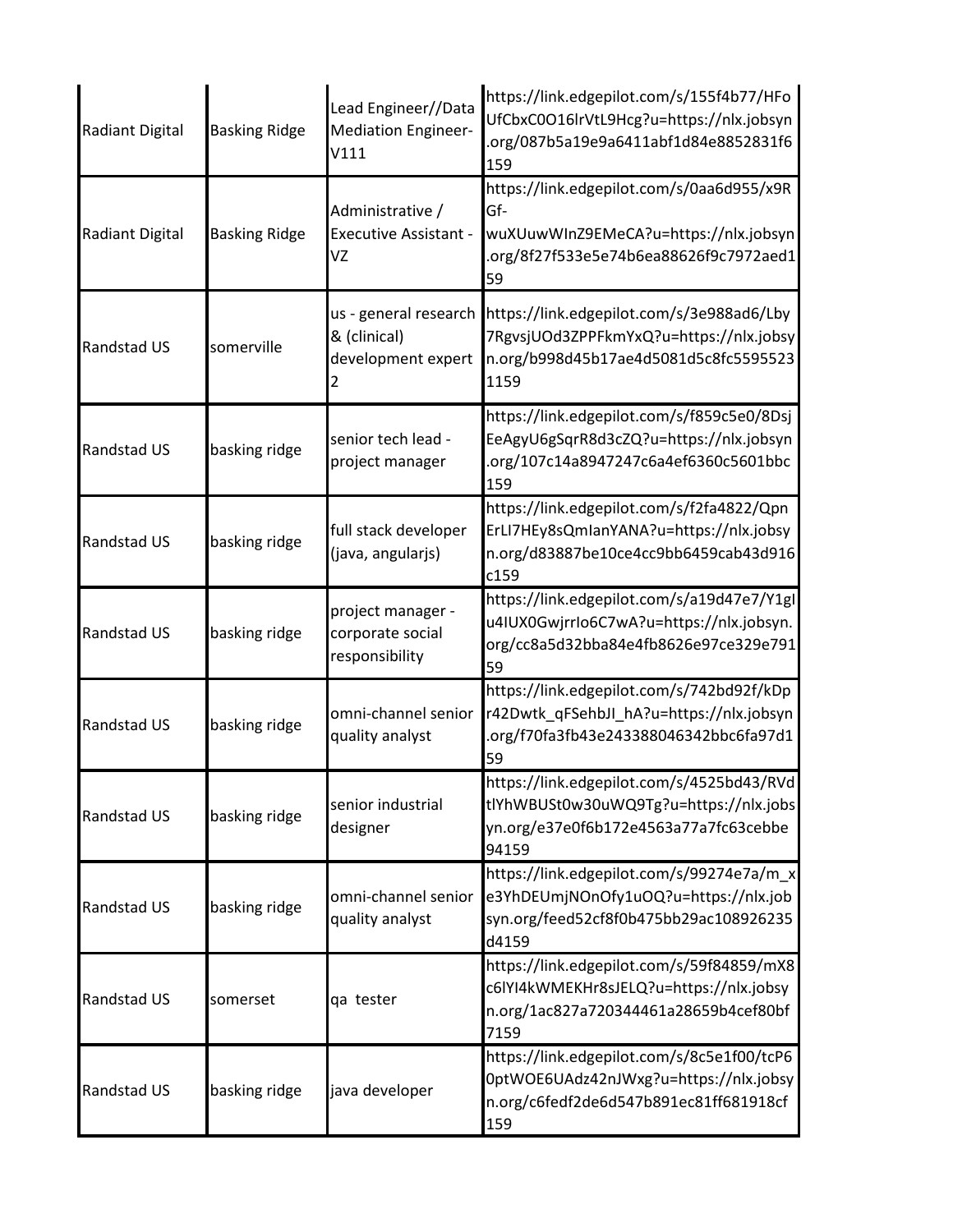| | | | |
|---|---|---|---|
| Radiant Digital | Basking Ridge | Lead Engineer//Data Mediation Engineer-V111 | https://link.edgepilot.com/s/155f4b77/HFoUfCbxC0O16lrVtL9Hcg?u=https://nlx.jobsyn.org/087b5a19e9a6411abf1d84e8852831f6159 |
| Radiant Digital | Basking Ridge | Administrative / Executive Assistant - VZ | https://link.edgepilot.com/s/0aa6d955/x9RGf-wuXUuwWInZ9EMeCA?u=https://nlx.jobsyn.org/8f27f533e5e74b6ea88626f9c7972aed159 |
| Randstad US | somerville | us - general research & (clinical) development expert 2 | https://link.edgepilot.com/s/3e988ad6/Lby7RgvsjUOd3ZPPFkmYxQ?u=https://nlx.jobsyn.org/b998d45b17ae4d5081d5c8fc55955231159 |
| Randstad US | basking ridge | senior tech lead - project manager | https://link.edgepilot.com/s/f859c5e0/8DsjEeAgyU6gSqrR8d3cZQ?u=https://nlx.jobsyn.org/107c14a8947247c6a4ef6360c5601bbc159 |
| Randstad US | basking ridge | full stack developer (java, angularjs) | https://link.edgepilot.com/s/f2fa4822/QpnErLI7HEy8sQmIanYANA?u=https://nlx.jobsyn.org/d83887be10ce4cc9bb6459cab43d916c159 |
| Randstad US | basking ridge | project manager - corporate social responsibility | https://link.edgepilot.com/s/a19d47e7/Y1glu4IUX0GwjrrIo6C7wA?u=https://nlx.jobsyn.org/cc8a5d32bba84e4fb8626e97ce329e79159 |
| Randstad US | basking ridge | omni-channel senior quality analyst | https://link.edgepilot.com/s/742bd92f/kDpr42Dwtk_qFSehbJI_hA?u=https://nlx.jobsyn.org/f70fa3fb43e243388046342bbc6fa97d159 |
| Randstad US | basking ridge | senior industrial designer | https://link.edgepilot.com/s/4525bd43/RVdtlYhWBUSt0w30uWQ9Tg?u=https://nlx.jobsyn.org/e37e0f6b172e4563a77a7fc63cebbe94159 |
| Randstad US | basking ridge | omni-channel senior quality analyst | https://link.edgepilot.com/s/99274e7a/m_xe3YhDEUmjNOnOfy1uOQ?u=https://nlx.jobsyn.org/feed52cf8f0b475bb29ac108926235d4159 |
| Randstad US | somerset | qa tester | https://link.edgepilot.com/s/59f84859/mX8c6lYI4kWMEKHr8sJELQ?u=https://nlx.jobsyn.org/1ac827a720344461a28659b4cef80bf7159 |
| Randstad US | basking ridge | java developer | https://link.edgepilot.com/s/8c5e1f00/tcP60ptWOE6UAdz42nJWxg?u=https://nlx.jobsyn.org/c6fedf2de6d547b891ec81ff681918cf159 |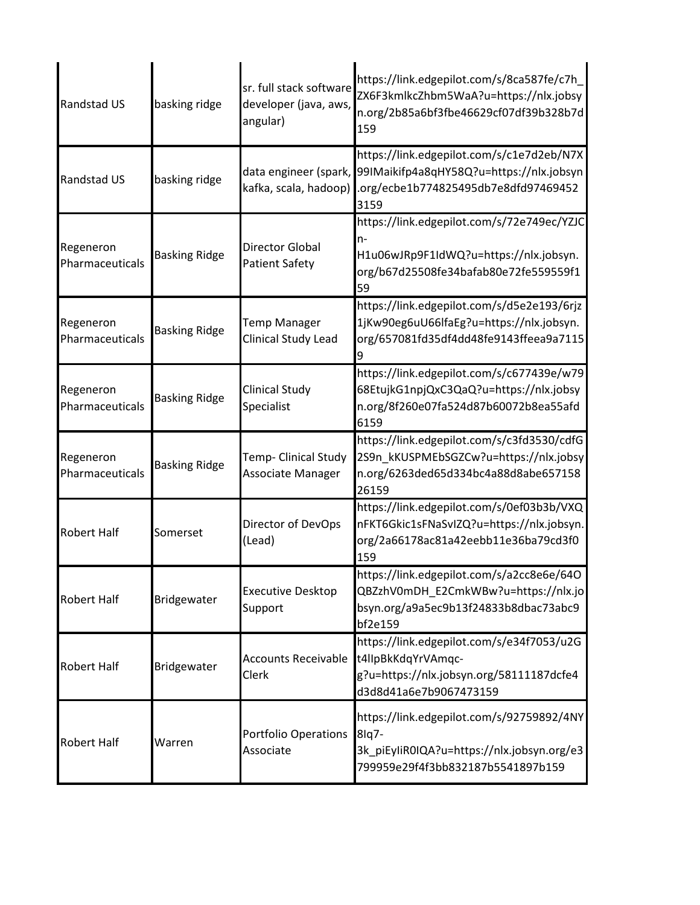| | | | |
|---|---|---|---|
| Randstad US | basking ridge | sr. full stack software developer (java, aws, angular) | https://link.edgepilot.com/s/8ca587fe/c7h_ZX6F3kmlkcZhbm5WaA?u=https://nlx.jobsyn.org/2b85a6bf3fbe46629cf07df39b328b7d159 |
| Randstad US | basking ridge | data engineer (spark, kafka, scala, hadoop) | https://link.edgepilot.com/s/c1e7d2eb/N7X99IMaikifp4a8qHY58Q?u=https://nlx.jobsyn.org/ecbe1b774825495db7e8dfd974694523159 |
| Regeneron Pharmaceuticals | Basking Ridge | Director Global Patient Safety | https://link.edgepilot.com/s/72e749ec/YZJCn-H1u06wJRp9F1IdWQ?u=https://nlx.jobsyn.org/b67d25508fe34bafab80e72fe559559f159 |
| Regeneron Pharmaceuticals | Basking Ridge | Temp Manager Clinical Study Lead | https://link.edgepilot.com/s/d5e2e193/6rjz1jKw90eg6uU66lfaEg?u=https://nlx.jobsyn.org/657081fd35df4dd48fe9143ffeea9a71159 |
| Regeneron Pharmaceuticals | Basking Ridge | Clinical Study Specialist | https://link.edgepilot.com/s/c677439e/w7968EtujkG1npjQxC3QaQ?u=https://nlx.jobsyn.org/8f260e07fa524d87b60072b8ea55afd6159 |
| Regeneron Pharmaceuticals | Basking Ridge | Temp- Clinical Study Associate Manager | https://link.edgepilot.com/s/c3fd3530/cdfG2S9n_kKUSPMEbSGZCw?u=https://nlx.jobsyn.org/6263ded65d334bc4a88d8abe65715826159 |
| Robert Half | Somerset | Director of DevOps (Lead) | https://link.edgepilot.com/s/0ef03b3b/VXQnFKT6Gkic1sFNaSvIZQ?u=https://nlx.jobsyn.org/2a66178ac81a42eebb11e36ba79cd3f0159 |
| Robert Half | Bridgewater | Executive Desktop Support | https://link.edgepilot.com/s/a2cc8e6e/64OQBZzhV0mDH_E2CmkWBw?u=https://nlx.jobsyn.org/a9a5ec9b13f24833b8dbac73abc9bf2e159 |
| Robert Half | Bridgewater | Accounts Receivable Clerk | https://link.edgepilot.com/s/e34f7053/u2Gt4lIpBkKdqYrVAmqc-g?u=https://nlx.jobsyn.org/58111187dcfe4d3d8d41a6e7b9067473159 |
| Robert Half | Warren | Portfolio Operations Associate | https://link.edgepilot.com/s/92759892/4NY8Iq7-3k_piEyIiR0IQA?u=https://nlx.jobsyn.org/e3799959e29f4f3bb832187b5541897b159 |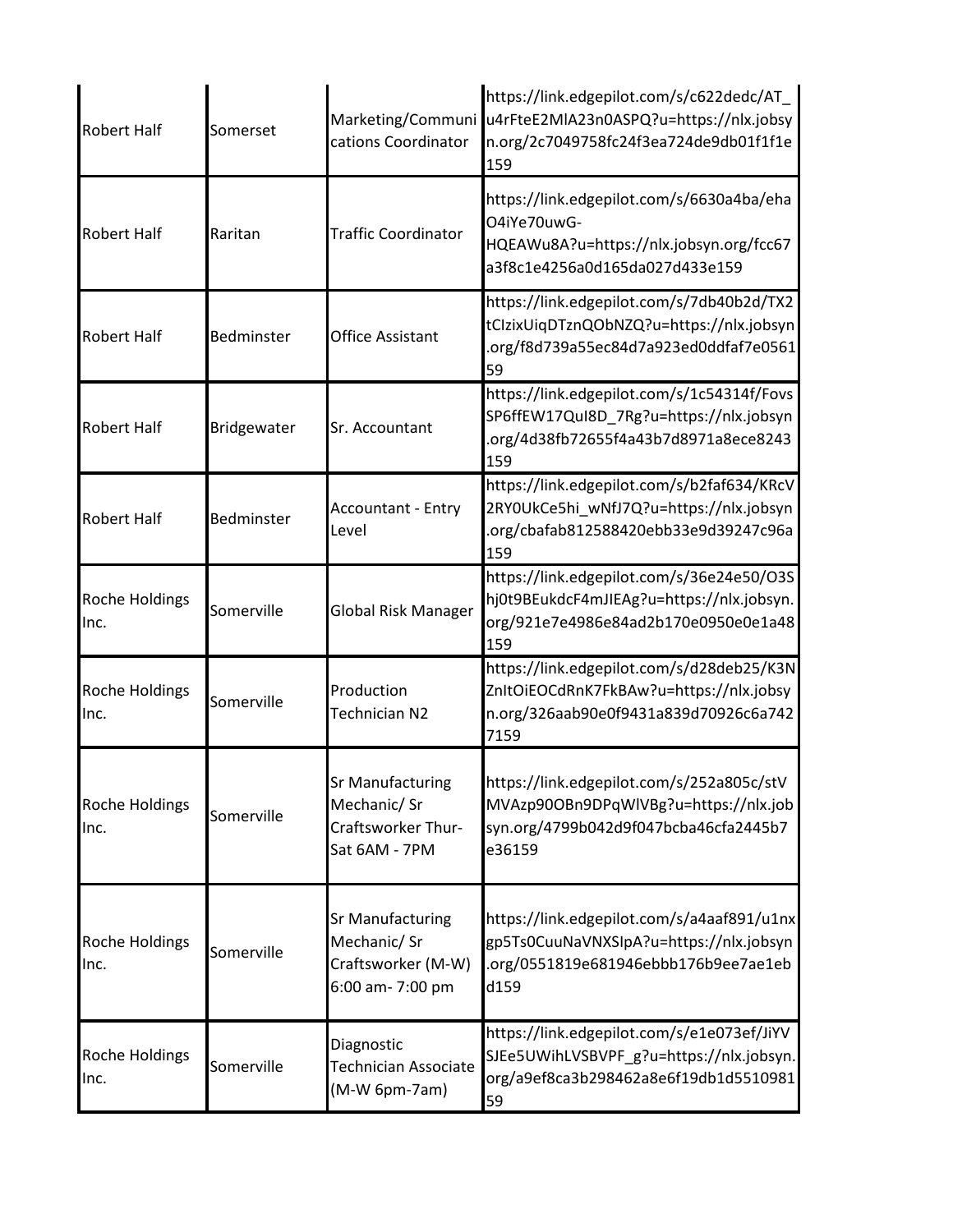| | | | |
|---|---|---|---|
| Robert Half | Somerset | Marketing/Communications Coordinator | https://link.edgepilot.com/s/c622dedc/AT_u4rFteE2MlA23n0ASPQ?u=https://nlx.jobsyn.org/2c7049758fc24f3ea724de9db01f1f1e159 |
| Robert Half | Raritan | Traffic Coordinator | https://link.edgepilot.com/s/6630a4ba/ehaO4iYe70uwG-HQEAWu8A?u=https://nlx.jobsyn.org/fcc67a3f8c1e4256a0d165da027d433e159 |
| Robert Half | Bedminster | Office Assistant | https://link.edgepilot.com/s/7db40b2d/TX2tCIzixUiqDTznQObNZQ?u=https://nlx.jobsyn.org/f8d739a55ec84d7a923ed0ddfaf7e056159 |
| Robert Half | Bridgewater | Sr. Accountant | https://link.edgepilot.com/s/1c54314f/FovsSP6ffEW17QuI8D_7Rg?u=https://nlx.jobsyn.org/4d38fb72655f4a43b7d8971a8ece8243159 |
| Robert Half | Bedminster | Accountant - Entry Level | https://link.edgepilot.com/s/b2faf634/KRcV2RY0UkCe5hi_wNfJ7Q?u=https://nlx.jobsyn.org/cbafab812588420ebb33e9d39247c96a159 |
| Roche Holdings Inc. | Somerville | Global Risk Manager | https://link.edgepilot.com/s/36e24e50/O3Shj0t9BEukdcF4mJIEAg?u=https://nlx.jobsyn.org/921e7e4986e84ad2b170e0950e0e1a48159 |
| Roche Holdings Inc. | Somerville | Production Technician N2 | https://link.edgepilot.com/s/d28deb25/K3NZnItOiEOCdRnK7FkBAw?u=https://nlx.jobsyn.org/326aab90e0f9431a839d70926c6a7427159 |
| Roche Holdings Inc. | Somerville | Sr Manufacturing Mechanic/ Sr Craftsworker Thur-Sat 6AM - 7PM | https://link.edgepilot.com/s/252a805c/stVMVAzp90OBn9DPqWlVBg?u=https://nlx.jobsyn.org/4799b042d9f047bcba46cfa2445b7e36159 |
| Roche Holdings Inc. | Somerville | Sr Manufacturing Mechanic/ Sr Craftsworker (M-W) 6:00 am- 7:00 pm | https://link.edgepilot.com/s/a4aaf891/u1nxgp5Ts0CuuNaVNXSIpA?u=https://nlx.jobsyn.org/0551819e681946ebbb176b9ee7ae1ebd159 |
| Roche Holdings Inc. | Somerville | Diagnostic Technician Associate (M-W 6pm-7am) | https://link.edgepilot.com/s/e1e073ef/JiYVSJEe5UWihLVSBVPF_g?u=https://nlx.jobsyn.org/a9ef8ca3b298462a8e6f19db1d551098159 |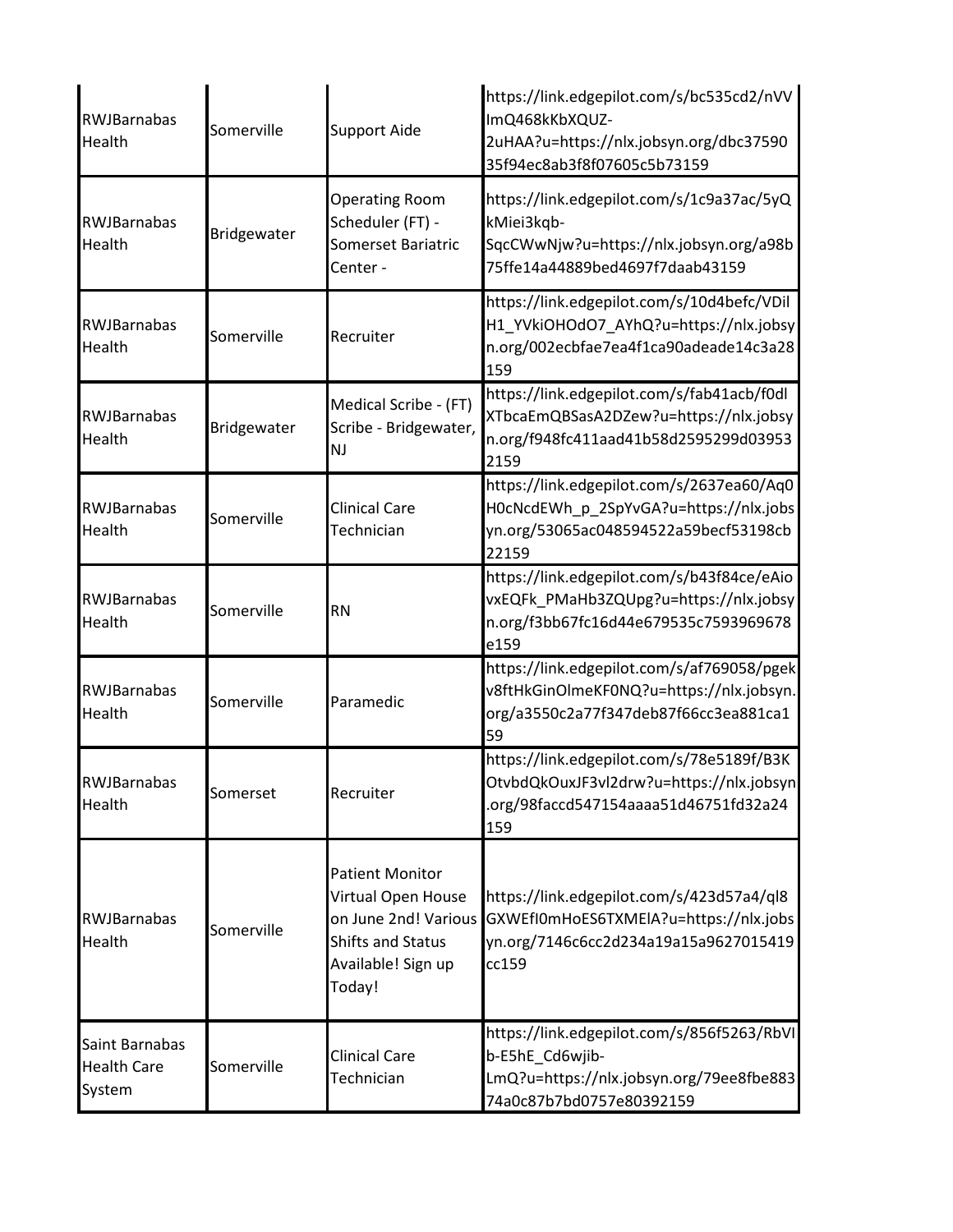| | | | |
|---|---|---|---|
| RWJBarnabas Health | Somerville | Support Aide | https://link.edgepilot.com/s/bc535cd2/nVVImQ468kKbXQUZ-2uHAA?u=https://nlx.jobsyn.org/dbc3759035f94ec8ab3f8f07605c5b73159 |
| RWJBarnabas Health | Bridgewater | Operating Room Scheduler (FT) - Somerset Bariatric Center - | https://link.edgepilot.com/s/1c9a37ac/5yQkMiei3kqb-SqcCWwNjw?u=https://nlx.jobsyn.org/a98b75ffe14a44889bed4697f7daab43159 |
| RWJBarnabas Health | Somerville | Recruiter | https://link.edgepilot.com/s/10d4befc/VDilH1_YVkiOHOdO7_AYhQ?u=https://nlx.jobsyn.org/002ecbfae7ea4f1ca90adeade14c3a28159 |
| RWJBarnabas Health | Bridgewater | Medical Scribe - (FT) Scribe - Bridgewater, NJ | https://link.edgepilot.com/s/fab41acb/f0dlXTbcaEmQBSasA2DZew?u=https://nlx.jobsyn.org/f948fc411aad41b58d2595299d039532159 |
| RWJBarnabas Health | Somerville | Clinical Care Technician | https://link.edgepilot.com/s/2637ea60/Aq0H0cNcdEWh_p_2SpYvGA?u=https://nlx.jobsyn.org/53065ac048594522a59becf53198cb22159 |
| RWJBarnabas Health | Somerville | RN | https://link.edgepilot.com/s/b43f84ce/eAiovxEQFk_PMaHb3ZQUpg?u=https://nlx.jobsyn.org/f3bb67fc16d44e679535c7593969678e159 |
| RWJBarnabas Health | Somerville | Paramedic | https://link.edgepilot.com/s/af769058/pgekv8ftHkGinOlmeKF0NQ?u=https://nlx.jobsyn.org/a3550c2a77f347deb87f66cc3ea881ca159 |
| RWJBarnabas Health | Somerset | Recruiter | https://link.edgepilot.com/s/78e5189f/B3KOtvbdQkOuxJF3vl2drw?u=https://nlx.jobsyn.org/98faccd547154aaaa51d46751fd32a24159 |
| RWJBarnabas Health | Somerville | Patient Monitor Virtual Open House on June 2nd! Various Shifts and Status Available! Sign up Today! | https://link.edgepilot.com/s/423d57a4/ql8GXWEfI0mHoES6TXMElA?u=https://nlx.jobsyn.org/7146c6cc2d234a19a15a9627015419cc159 |
| Saint Barnabas Health Care System | Somerville | Clinical Care Technician | https://link.edgepilot.com/s/856f5263/RbVIb-E5hE_Cd6wjib-LmQ?u=https://nlx.jobsyn.org/79ee8fbe88374a0c87b7bd0757e80392159 |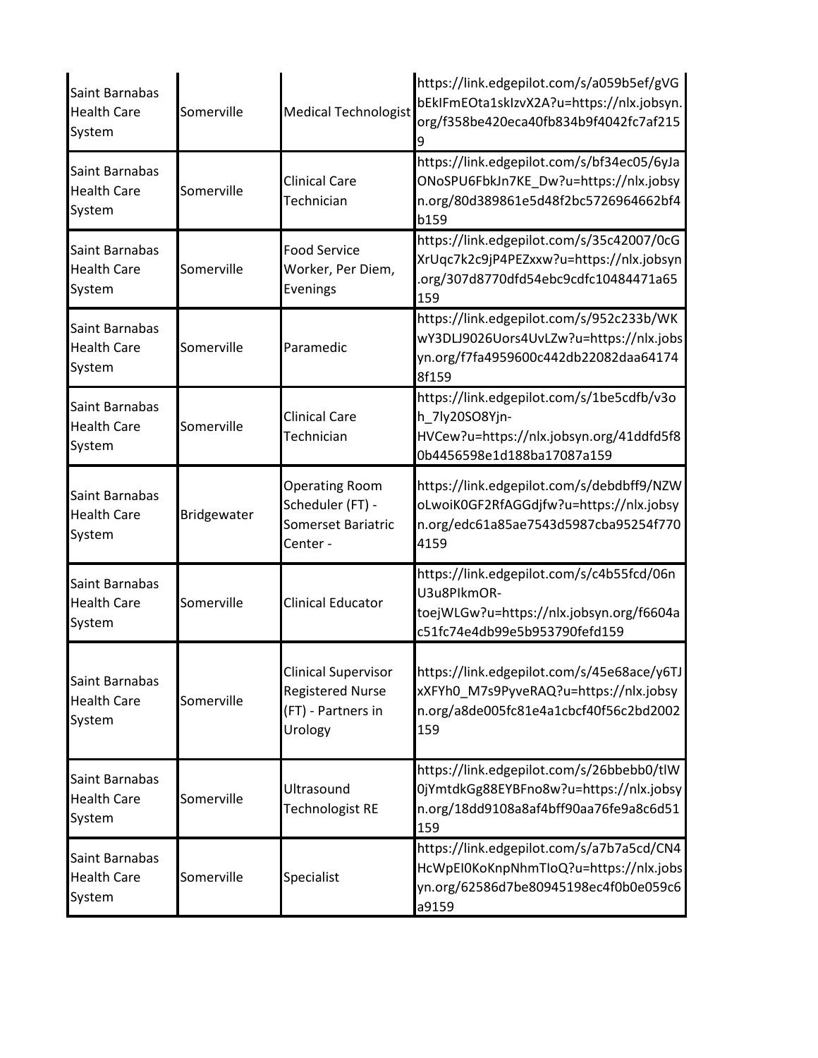| | | | |
|---|---|---|---|
| Saint Barnabas Health Care System | Somerville | Medical Technologist | https://link.edgepilot.com/s/a059b5ef/gVGbEkIFmEOta1skIzvX2A?u=https://nlx.jobsyn.org/f358be420eca40fb834b9f4042fc7af2159 |
| Saint Barnabas Health Care System | Somerville | Clinical Care Technician | https://link.edgepilot.com/s/bf34ec05/6yJaONoSPU6FbkJn7KE_Dw?u=https://nlx.jobsyn.org/80d389861e5d48f2bc5726964662bf4b159 |
| Saint Barnabas Health Care System | Somerville | Food Service Worker, Per Diem, Evenings | https://link.edgepilot.com/s/35c42007/0cGXrUqc7k2c9jP4PEZxxw?u=https://nlx.jobsyn.org/307d8770dfd54ebc9cdfc10484471a65159 |
| Saint Barnabas Health Care System | Somerville | Paramedic | https://link.edgepilot.com/s/952c233b/WKwY3DLJ9026Uors4UvLZw?u=https://nlx.jobsyn.org/f7fa4959600c442db22082daa641748f159 |
| Saint Barnabas Health Care System | Somerville | Clinical Care Technician | https://link.edgepilot.com/s/1be5cdfb/v3oh_7ly20SO8Yjn-HVCew?u=https://nlx.jobsyn.org/41ddfd5f80b4456598e1d188ba17087a159 |
| Saint Barnabas Health Care System | Bridgewater | Operating Room Scheduler (FT) - Somerset Bariatric Center - | https://link.edgepilot.com/s/debdbff9/NZWoLwoiK0GF2RfAGGdjfw?u=https://nlx.jobsyn.org/edc61a85ae7543d5987cba95254f7704159 |
| Saint Barnabas Health Care System | Somerville | Clinical Educator | https://link.edgepilot.com/s/c4b55fcd/06nU3u8PIkmOR-toejWLGw?u=https://nlx.jobsyn.org/f6604ac51fc74e4db99e5b953790fefd159 |
| Saint Barnabas Health Care System | Somerville | Clinical Supervisor Registered Nurse (FT) - Partners in Urology | https://link.edgepilot.com/s/45e68ace/y6TJxXFYh0_M7s9PyveRAQ?u=https://nlx.jobsyn.org/a8de005fc81e4a1cbcf40f56c2bd2002159 |
| Saint Barnabas Health Care System | Somerville | Ultrasound Technologist RE | https://link.edgepilot.com/s/26bbebb0/tlW0jYmtdkGg88EYBFno8w?u=https://nlx.jobsyn.org/18dd9108a8af4bff90aa76fe9a8c6d51159 |
| Saint Barnabas Health Care System | Somerville | Specialist | https://link.edgepilot.com/s/a7b7a5cd/CN4HcWpEI0KoKnpNhmTIoQ?u=https://nlx.jobsyn.org/62586d7be80945198ec4f0b0e059c6a9159 |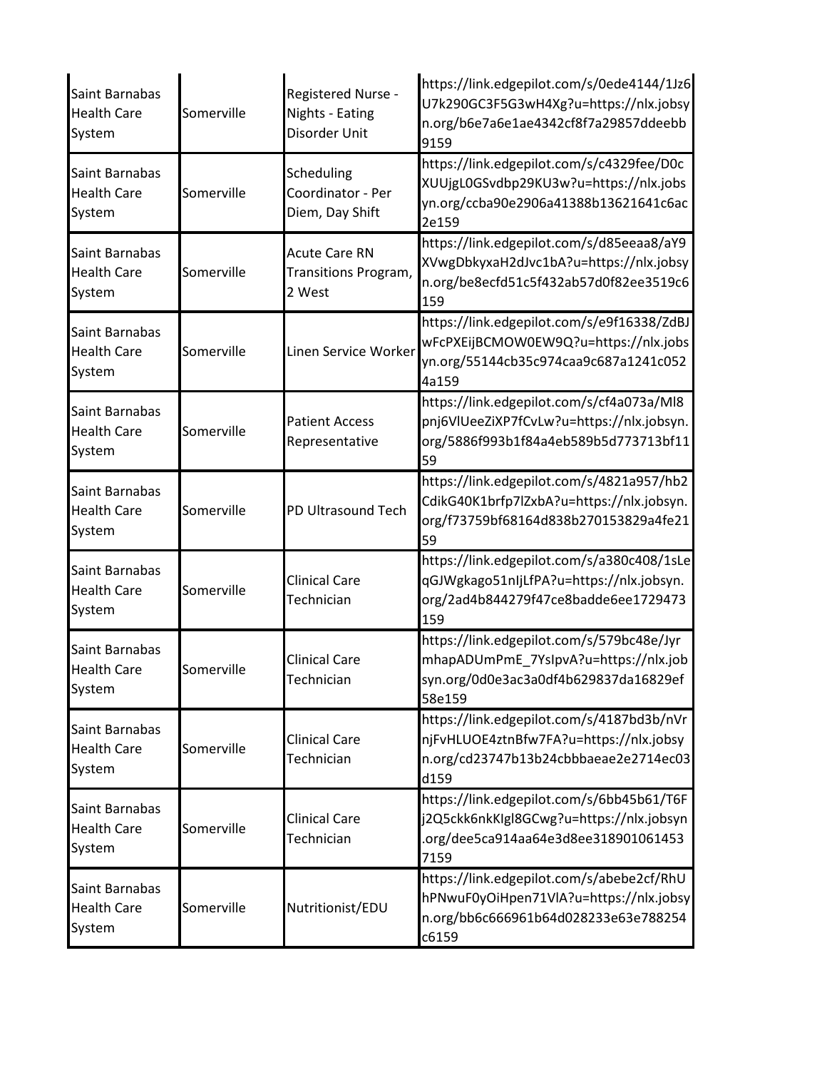| | | | |
|---|---|---|---|
| Saint Barnabas Health Care System | Somerville | Registered Nurse - Nights - Eating Disorder Unit | https://link.edgepilot.com/s/0ede4144/1Jz6U7k290GC3F5G3wH4Xg?u=https://nlx.jobsyn.org/b6e7a6e1ae4342cf8f7a29857ddeebb9159 |
| Saint Barnabas Health Care System | Somerville | Scheduling Coordinator - Per Diem, Day Shift | https://link.edgepilot.com/s/c4329fee/D0cXUUjgL0GSvdbp29KU3w?u=https://nlx.jobsyn.org/ccba90e2906a41388b13621641c6ac2e159 |
| Saint Barnabas Health Care System | Somerville | Acute Care RN Transitions Program, 2 West | https://link.edgepilot.com/s/d85eeaa8/aY9XVwgDbkyxaH2dJvc1bA?u=https://nlx.jobsyn.org/be8ecfd51c5f432ab57d0f82ee3519c6159 |
| Saint Barnabas Health Care System | Somerville | Linen Service Worker | https://link.edgepilot.com/s/e9f16338/ZdBJwFcPXEijBCMOW0EW9Q?u=https://nlx.jobsyn.org/55144cb35c974caa9c687a1241c0524a159 |
| Saint Barnabas Health Care System | Somerville | Patient Access Representative | https://link.edgepilot.com/s/cf4a073a/Ml8pnj6VlUeeZiXP7fCvLw?u=https://nlx.jobsyn.org/5886f993b1f84a4eb589b5d773713bf1159 |
| Saint Barnabas Health Care System | Somerville | PD Ultrasound Tech | https://link.edgepilot.com/s/4821a957/hb2CdikG40K1brfp7lZxbA?u=https://nlx.jobsyn.org/f73759bf68164d838b270153829a4fe2159 |
| Saint Barnabas Health Care System | Somerville | Clinical Care Technician | https://link.edgepilot.com/s/a380c408/1sLeqGJWgkago51nIjLfPA?u=https://nlx.jobsyn.org/2ad4b844279f47ce8badde6ee1729473159 |
| Saint Barnabas Health Care System | Somerville | Clinical Care Technician | https://link.edgepilot.com/s/579bc48e/JyrmhapADUmPmE_7YsIpvA?u=https://nlx.jobsyn.org/0d0e3ac3a0df4b629837da16829ef58e159 |
| Saint Barnabas Health Care System | Somerville | Clinical Care Technician | https://link.edgepilot.com/s/4187bd3b/nVrnjFvHLUOE4ztnBfw7FA?u=https://nlx.jobsyn.org/cd23747b13b24cbbbaeae2e2714ec03d159 |
| Saint Barnabas Health Care System | Somerville | Clinical Care Technician | https://link.edgepilot.com/s/6bb45b61/T6Fj2Q5ckk6nkKIgl8GCwg?u=https://nlx.jobsyn.org/dee5ca914aa64e3d8ee3189010614537159 |
| Saint Barnabas Health Care System | Somerville | Nutritionist/EDU | https://link.edgepilot.com/s/abebe2cf/RhUhPNwuF0yOiHpen71VlA?u=https://nlx.jobsyn.org/bb6c666961b64d028233e63e788254c6159 |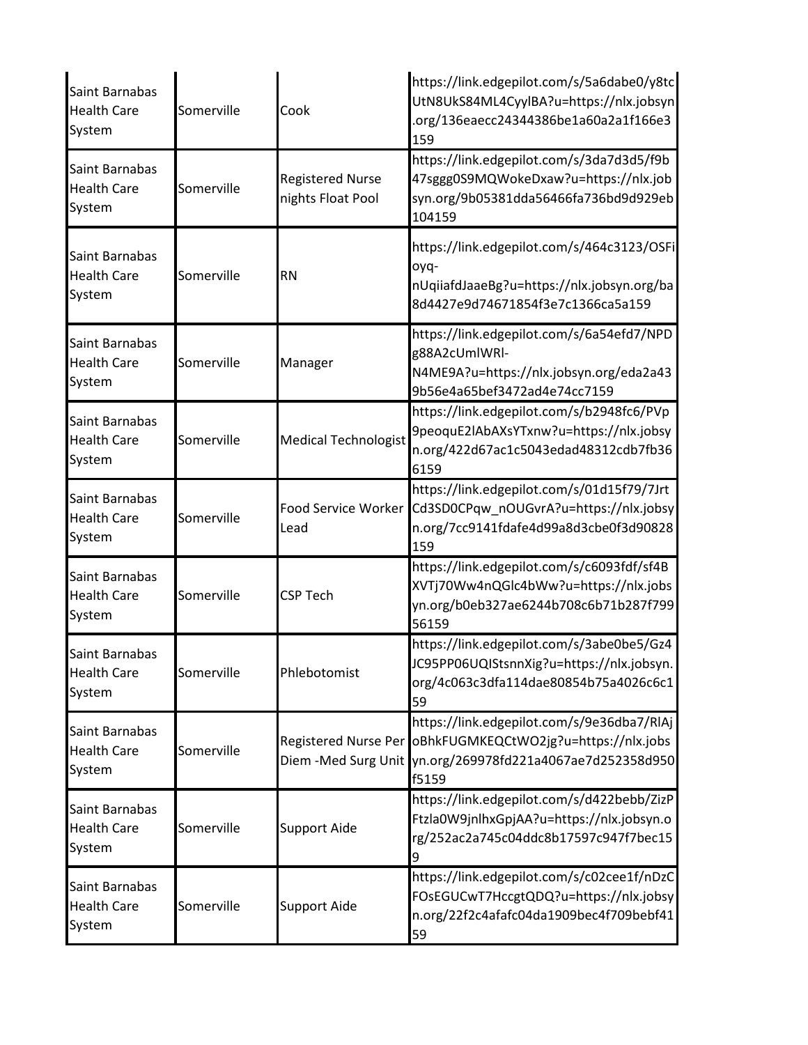| | | | |
|---|---|---|---|
| Saint Barnabas Health Care System | Somerville | Cook | https://link.edgepilot.com/s/5a6dabe0/y8tcUtN8UkS84ML4CyylBA?u=https://nlx.jobsyn.org/136eaecc24344386be1a60a2a1f166e3159 |
| Saint Barnabas Health Care System | Somerville | Registered Nurse nights Float Pool | https://link.edgepilot.com/s/3da7d3d5/f9b47sggg0S9MQWokeDxaw?u=https://nlx.jobsyn.org/9b05381dda56466fa736bd9d929eb104159 |
| Saint Barnabas Health Care System | Somerville | RN | https://link.edgepilot.com/s/464c3123/OSFioyq-nUqiiafdJaaeBg?u=https://nlx.jobsyn.org/ba8d4427e9d74671854f3e7c1366ca5a159 |
| Saint Barnabas Health Care System | Somerville | Manager | https://link.edgepilot.com/s/6a54efd7/NPDg88A2cUmlWRl-N4ME9A?u=https://nlx.jobsyn.org/eda2a439b56e4a65bef3472ad4e74cc7159 |
| Saint Barnabas Health Care System | Somerville | Medical Technologist | https://link.edgepilot.com/s/b2948fc6/PVp9peoquE2lAbAXsYTxnw?u=https://nlx.jobsyn.org/422d67ac1c5043edad48312cdb7fb366159 |
| Saint Barnabas Health Care System | Somerville | Food Service Worker Lead | https://link.edgepilot.com/s/01d15f79/7JrtCd3SD0CPqw_nOUGvrA?u=https://nlx.jobsyn.org/7cc9141fdafe4d99a8d3cbe0f3d90828159 |
| Saint Barnabas Health Care System | Somerville | CSP Tech | https://link.edgepilot.com/s/c6093fdf/sf4BXVTj70Ww4nQGlc4bWw?u=https://nlx.jobsyn.org/b0eb327ae6244b708c6b71b287f79956159 |
| Saint Barnabas Health Care System | Somerville | Phlebotomist | https://link.edgepilot.com/s/3abe0be5/Gz4JC95PP06UQIStsnnXig?u=https://nlx.jobsyn.org/4c063c3dfa114dae80854b75a4026c6c159 |
| Saint Barnabas Health Care System | Somerville | Registered Nurse Per Diem -Med Surg Unit | https://link.edgepilot.com/s/9e36dba7/RlAjoBhkFUGMKEQCtWO2jg?u=https://nlx.jobsyn.org/269978fd221a4067ae7d252358d950f5159 |
| Saint Barnabas Health Care System | Somerville | Support Aide | https://link.edgepilot.com/s/d422bebb/ZizPFtzla0W9jnlhxGpjAA?u=https://nlx.jobsyn.org/252ac2a745c04ddc8b17597c947f7bec159 |
| Saint Barnabas Health Care System | Somerville | Support Aide | https://link.edgepilot.com/s/c02cee1f/nDzCFOsEGUCwT7HccgtQDQ?u=https://nlx.jobsyn.org/22f2c4afafc04da1909bec4f709bebf4159 |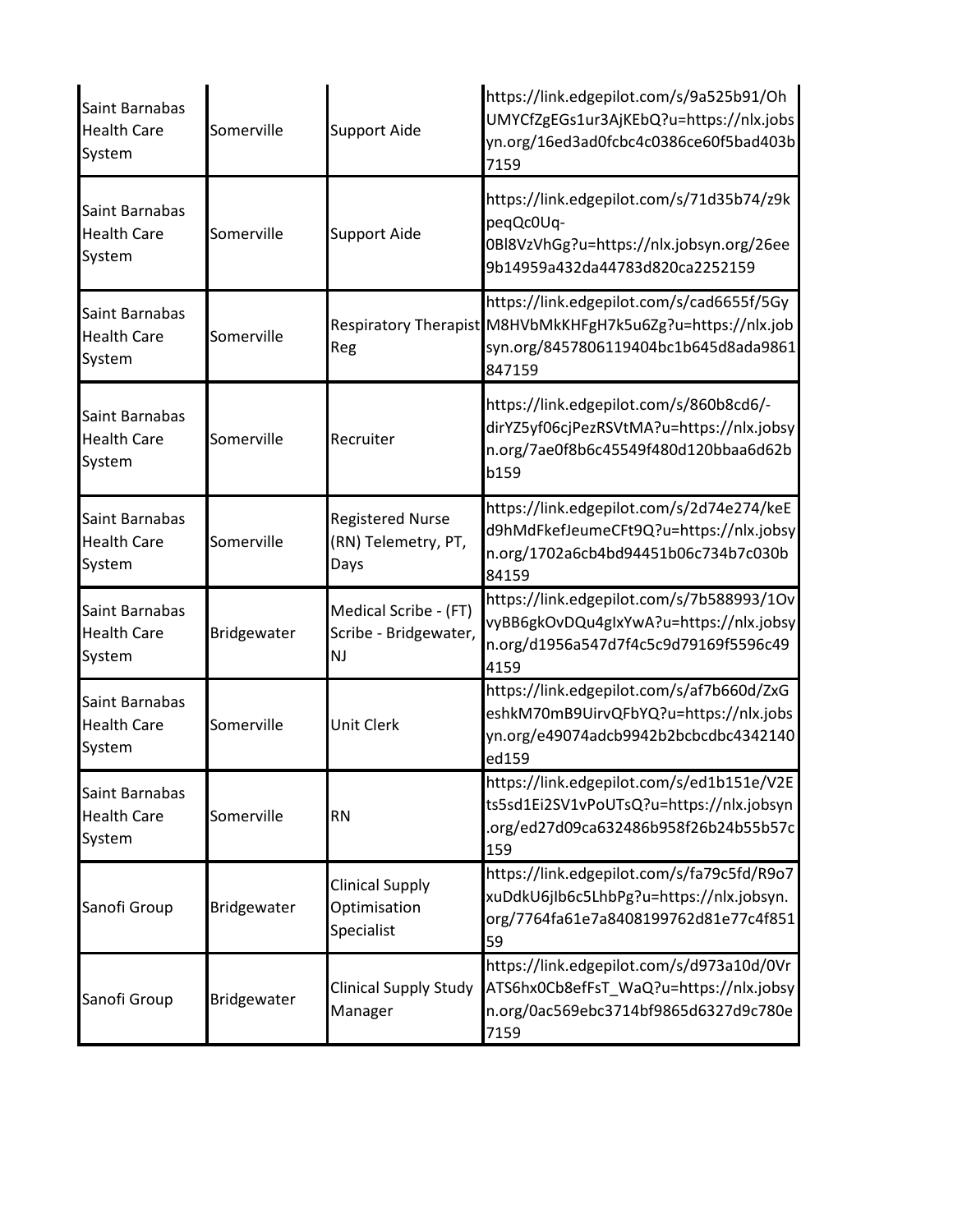| | | | |
|---|---|---|---|
| Saint Barnabas Health Care System | Somerville | Support Aide | https://link.edgepilot.com/s/9a525b91/OhUMYCfZgEGs1ur3AjKEbQ?u=https://nlx.jobsyn.org/16ed3ad0fcbc4c0386ce60f5bad403b7159 |
| Saint Barnabas Health Care System | Somerville | Support Aide | https://link.edgepilot.com/s/71d35b74/z9kpeqQc0Uq-0Bl8VzVhGg?u=https://nlx.jobsyn.org/26ee9b14959a432da44783d820ca2252159 |
| Saint Barnabas Health Care System | Somerville | Respiratory Therapist Reg | https://link.edgepilot.com/s/cad6655f/5GyM8HVbMkKHFgH7k5u6Zg?u=https://nlx.jobsyn.org/8457806119404bc1b645d8ada9861847159 |
| Saint Barnabas Health Care System | Somerville | Recruiter | https://link.edgepilot.com/s/860b8cd6/-dirYZ5yf06cjPezRSVtMA?u=https://nlx.jobsyn.org/7ae0f8b6c45549f480d120bbaa6d62bb159 |
| Saint Barnabas Health Care System | Somerville | Registered Nurse (RN) Telemetry, PT, Days | https://link.edgepilot.com/s/2d74e274/keEd9hMdFkefJeumeCFt9Q?u=https://nlx.jobsyn.org/1702a6cb4bd94451b06c734b7c030b84159 |
| Saint Barnabas Health Care System | Bridgewater | Medical Scribe - (FT) Scribe - Bridgewater, NJ | https://link.edgepilot.com/s/7b588993/1OvvyBB6gkOvDQu4gIxYwA?u=https://nlx.jobsyn.org/d1956a547d7f4c5c9d79169f5596c494159 |
| Saint Barnabas Health Care System | Somerville | Unit Clerk | https://link.edgepilot.com/s/af7b660d/ZxGeshkM70mB9UirvQFbYQ?u=https://nlx.jobsyn.org/e49074adcb9942b2bcbcdbc4342140ed159 |
| Saint Barnabas Health Care System | Somerville | RN | https://link.edgepilot.com/s/ed1b151e/V2Ets5sd1Ei2SV1vPoUTsQ?u=https://nlx.jobsyn.org/ed27d09ca632486b958f26b24b55b57c159 |
| Sanofi Group | Bridgewater | Clinical Supply Optimisation Specialist | https://link.edgepilot.com/s/fa79c5fd/R9o7xuDdkU6jIb6c5LhbPg?u=https://nlx.jobsyn.org/7764fa61e7a8408199762d81e77c4f85159 |
| Sanofi Group | Bridgewater | Clinical Supply Study Manager | https://link.edgepilot.com/s/d973a10d/0VrATS6hx0Cb8efFsT_WaQ?u=https://nlx.jobsyn.org/0ac569ebc3714bf9865d6327d9c780e7159 |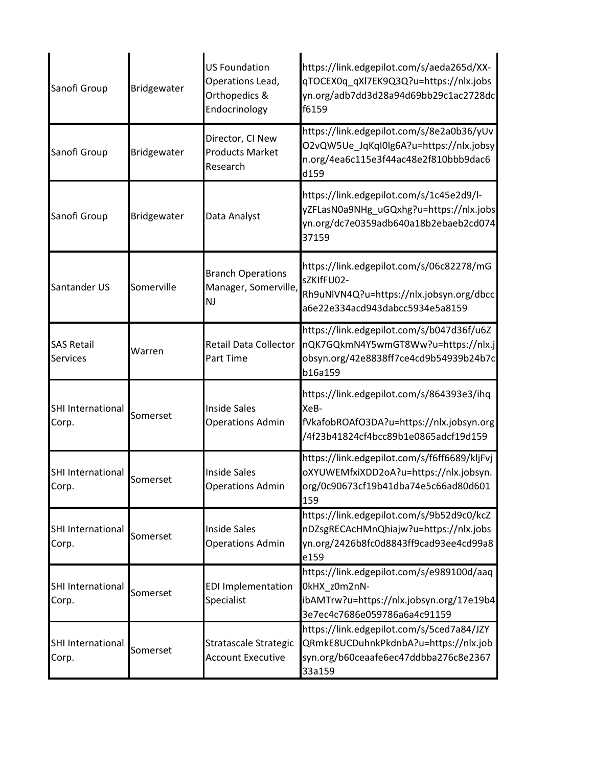| | | | |
|---|---|---|---|
| Sanofi Group | Bridgewater | US Foundation Operations Lead, Orthopedics & Endocrinology | https://link.edgepilot.com/s/aeda265d/XX-qTOCEX0q_qXl7EK9Q3Q?u=https://nlx.jobsyn.org/adb7dd3d28a94d69bb29c1ac2728dcf6159 |
| Sanofi Group | Bridgewater | Director, CI New Products Market Research | https://link.edgepilot.com/s/8e2a0b36/yUvO2vQW5Ue_JqKqI0lg6A?u=https://nlx.jobsyn.org/4ea6c115e3f44ac48e2f810bbb9dac6d159 |
| Sanofi Group | Bridgewater | Data Analyst | https://link.edgepilot.com/s/1c45e2d9/l-yZFLasN0a9NHg_uGQxhg?u=https://nlx.jobsyn.org/dc7e0359adb640a18b2ebaeb2cd07437159 |
| Santander US | Somerville | Branch Operations Manager, Somerville, NJ | https://link.edgepilot.com/s/06c82278/mGsZKIfFU02-Rh9uNlVN4Q?u=https://nlx.jobsyn.org/dbcca6e22e334acd943dabcc5934e5a8159 |
| SAS Retail Services | Warren | Retail Data Collector Part Time | https://link.edgepilot.com/s/b047d36f/u6ZnQK7GQkmN4Y5wmGT8Ww?u=https://nlx.jobsyn.org/42e8838ff7ce4cd9b54939b24b7cb16a159 |
| SHI International Corp. | Somerset | Inside Sales Operations Admin | https://link.edgepilot.com/s/864393e3/ihqXeB-fVkafobROAfO3DA?u=https://nlx.jobsyn.org/4f23b41824cf4bcc89b1e0865adcf19d159 |
| SHI International Corp. | Somerset | Inside Sales Operations Admin | https://link.edgepilot.com/s/f6ff6689/kljFvjoXYUWEMfxiXDD2oA?u=https://nlx.jobsyn.org/0c90673cf19b41dba74e5c66ad80d601159 |
| SHI International Corp. | Somerset | Inside Sales Operations Admin | https://link.edgepilot.com/s/9b52d9c0/kcZnDZsgRECAcHMnQhiajw?u=https://nlx.jobsyn.org/2426b8fc0d8843ff9cad93ee4cd99a8e159 |
| SHI International Corp. | Somerset | EDI Implementation Specialist | https://link.edgepilot.com/s/e989100d/aaq0kHX_z0m2nN-ibAMTrw?u=https://nlx.jobsyn.org/17e19b43e7ec4c7686e059786a6a4c91159 |
| SHI International Corp. | Somerset | Stratascale Strategic Account Executive | https://link.edgepilot.com/s/5ced7a84/JZYQRmkE8UCDuhnkPkdnbA?u=https://nlx.jobsyn.org/b60ceaafe6ec47ddbba276c8e236733a159 |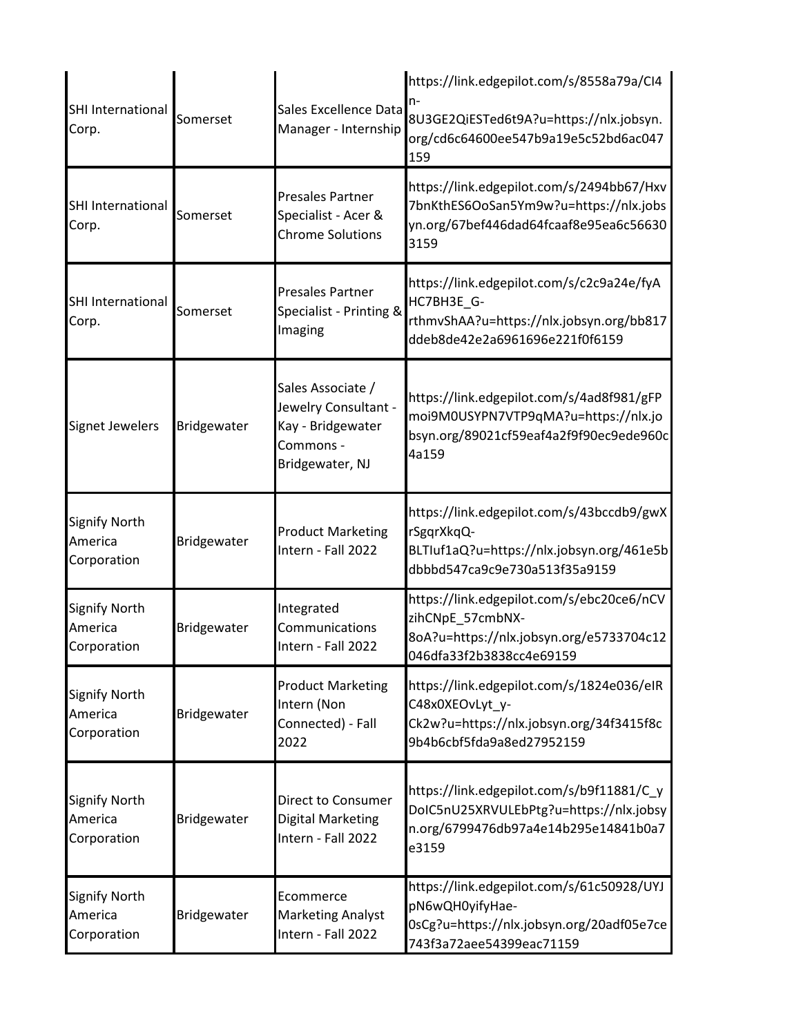| | | | |
|---|---|---|---|
| SHI International Corp. | Somerset | Sales Excellence Data Manager - Internship | https://link.edgepilot.com/s/8558a79a/CI4n-8U3GE2QiESTed6t9A?u=https://nlx.jobsyn.org/cd6c64600ee547b9a19e5c52bd6ac047159 |
| SHI International Corp. | Somerset | Presales Partner Specialist - Acer & Chrome Solutions | https://link.edgepilot.com/s/2494bb67/Hxv7bnKthES6OoSan5Ym9w?u=https://nlx.jobsyn.org/67bef446dad64fcaaf8e95ea6c566303159 |
| SHI International Corp. | Somerset | Presales Partner Specialist - Printing & Imaging | https://link.edgepilot.com/s/c2c9a24e/fyAHC7BH3E_G-rthmvShAA?u=https://nlx.jobsyn.org/bb817ddeb8de42e2a6961696e221f0f6159 |
| Signet Jewelers | Bridgewater | Sales Associate / Jewelry Consultant - Kay - Bridgewater Commons - Bridgewater, NJ | https://link.edgepilot.com/s/4ad8f981/gFPmoi9M0USYPN7VTP9qMA?u=https://nlx.jobsyn.org/89021cf59eaf4a2f9f90ec9ede960c4a159 |
| Signify North America Corporation | Bridgewater | Product Marketing Intern - Fall 2022 | https://link.edgepilot.com/s/43bccdb9/gwXrSgqrXkqQ-BLTIuf1aQ?u=https://nlx.jobsyn.org/461e5bdbbbd547ca9c9e730a513f35a9159 |
| Signify North America Corporation | Bridgewater | Integrated Communications Intern - Fall 2022 | https://link.edgepilot.com/s/ebc20ce6/nCVzihCNpE_57cmbNX-8oA?u=https://nlx.jobsyn.org/e5733704c12046dfa33f2b3838cc4e69159 |
| Signify North America Corporation | Bridgewater | Product Marketing Intern (Non Connected) - Fall 2022 | https://link.edgepilot.com/s/1824e036/eIRC48x0XEOvLyt_y-Ck2w?u=https://nlx.jobsyn.org/34f3415f8c9b4b6cbf5fda9a8ed27952159 |
| Signify North America Corporation | Bridgewater | Direct to Consumer Digital Marketing Intern - Fall 2022 | https://link.edgepilot.com/s/b9f11881/C_yDoIC5nU25XRVULEbPtg?u=https://nlx.jobsyn.org/6799476db97a4e14b295e14841b0a7e3159 |
| Signify North America Corporation | Bridgewater | Ecommerce Marketing Analyst Intern - Fall 2022 | https://link.edgepilot.com/s/61c50928/UYJpN6wQH0yifyHae-0sCg?u=https://nlx.jobsyn.org/20adf05e7ce743f3a72aee54399eac71159 |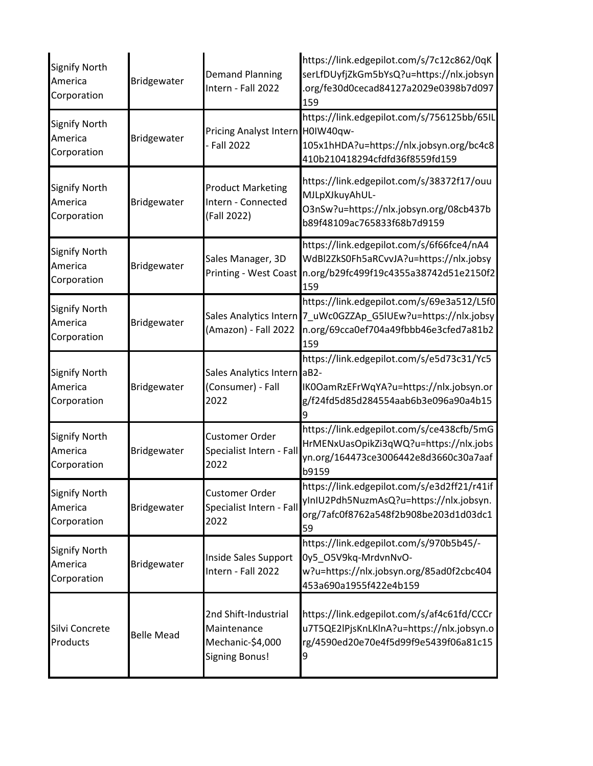| | | | |
|---|---|---|---|
| Signify North America Corporation | Bridgewater | Demand Planning Intern - Fall 2022 | https://link.edgepilot.com/s/7c12c862/0qKserLfDUyfjZkGm5bYsQ?u=https://nlx.jobsyn.org/fe30d0cecad84127a2029e0398b7d097159 |
| Signify North America Corporation | Bridgewater | Pricing Analyst Intern - Fall 2022 | https://link.edgepilot.com/s/756125bb/65ILH0IW40qw-105x1hHDA?u=https://nlx.jobsyn.org/bc4c8410b210418294cfdfd36f8559fd159 |
| Signify North America Corporation | Bridgewater | Product Marketing Intern - Connected (Fall 2022) | https://link.edgepilot.com/s/38372f17/ouuMJLpXJkuyAhUL-O3nSw?u=https://nlx.jobsyn.org/08cb437bb89f48109ac765833f68b7d9159 |
| Signify North America Corporation | Bridgewater | Sales Manager, 3D Printing - West Coast | https://link.edgepilot.com/s/6f66fce4/nA4WdBl2ZkS0Fh5aRCvvJA?u=https://nlx.jobsyn.org/b29fc499f19c4355a38742d51e2150f2159 |
| Signify North America Corporation | Bridgewater | Sales Analytics Intern (Amazon) - Fall 2022 | https://link.edgepilot.com/s/69e3a512/L5f07_uWc0GZZAp_G5lUEw?u=https://nlx.jobsyn.org/69cca0ef704a49fbbb46e3cfed7a81b2159 |
| Signify North America Corporation | Bridgewater | Sales Analytics Intern (Consumer) - Fall 2022 | https://link.edgepilot.com/s/e5d73c31/Yc5aB2-IK0OamRzEFrWqYA?u=https://nlx.jobsyn.org/f24fd5d85d284554aab6b3e096a90a4b159 |
| Signify North America Corporation | Bridgewater | Customer Order Specialist Intern - Fall 2022 | https://link.edgepilot.com/s/ce438cfb/5mGHrMENxUasOpikZi3qWQ?u=https://nlx.jobsyn.org/164473ce3006442e8d3660c30a7aafb9159 |
| Signify North America Corporation | Bridgewater | Customer Order Specialist Intern - Fall 2022 | https://link.edgepilot.com/s/e3d2ff21/r41ifyInIU2Pdh5NuzmAsQ?u=https://nlx.jobsyn.org/7afc0f8762a548f2b908be203d1d03dc159 |
| Signify North America Corporation | Bridgewater | Inside Sales Support Intern - Fall 2022 | https://link.edgepilot.com/s/970b5b45/-0y5_O5V9kq-MrdvnNvO-w?u=https://nlx.jobsyn.org/85ad0f2cbc404453a690a1955f422e4b159 |
| Silvi Concrete Products | Belle Mead | 2nd Shift-Industrial Maintenance Mechanic-$4,000 Signing Bonus! | https://link.edgepilot.com/s/af4c61fd/CCCru7T5QE2lPjsKnLKlnA?u=https://nlx.jobsyn.org/4590ed20e70e4f5d99f9e5439f06a81c159 |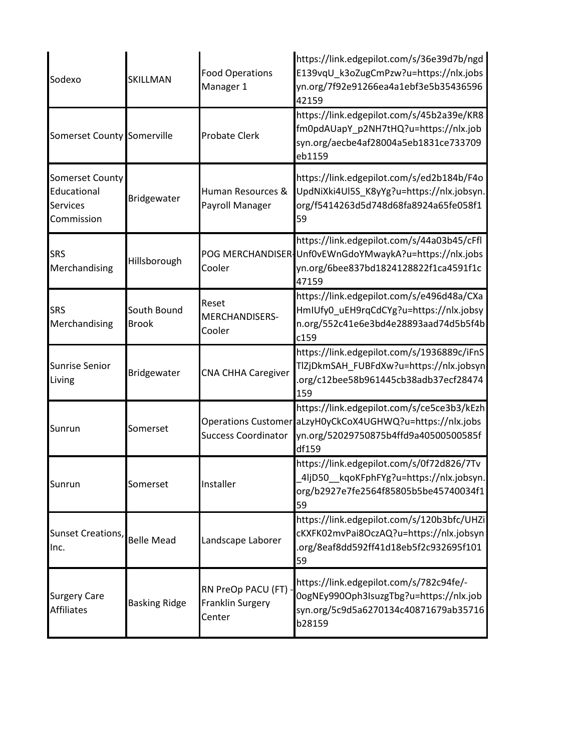| Sodexo | SKILLMAN | Food Operations Manager 1 | https://link.edgepilot.com/s/36e39d7b/ngdE139vqU_k3oZugCmPzw?u=https://nlx.jobsyn.org/7f92e91266ea4a1ebf3e5b3543659642159 |
|---|---|---|---|
| Somerset County | Somerville | Probate Clerk | https://link.edgepilot.com/s/45b2a39e/KR8fm0pdAUapY_p2NH7tHQ?u=https://nlx.jobsyn.org/aecbe4af28004a5eb1831ce733709eb1159 |
| Somerset County Educational Services Commission | Bridgewater | Human Resources & Payroll Manager | https://link.edgepilot.com/s/ed2b184b/F4oUpdNiXki4Ul5S_K8yYg?u=https://nlx.jobsyn.org/f5414263d5d748d68fa8924a65fe058f159 |
| SRS Merchandising | Hillsborough | POG MERCHANDISER-Cooler | https://link.edgepilot.com/s/44a03b45/cFflUnf0vEWnGdoYMwaykA?u=https://nlx.jobsyn.org/6bee837bd1824128822f1ca4591f1c47159 |
| SRS Merchandising | South Bound Brook | Reset MERCHANDISERS-Cooler | https://link.edgepilot.com/s/e496d48a/CXaHmIUfy0_uEH9rqCdCYg?u=https://nlx.jobsyn.org/552c41e6e3bd4e28893aad74d5b5f4bc159 |
| Sunrise Senior Living | Bridgewater | CNA CHHA Caregiver | https://link.edgepilot.com/s/1936889c/iFnSTlZjDkmSAH_FUBFdXw?u=https://nlx.jobsyn.org/c12bee58b961445cb38adb37ecf28474159 |
| Sunrun | Somerset | Operations Customer Success Coordinator | https://link.edgepilot.com/s/ce5ce3b3/kEzhaLzyH0yCkCoX4UGHWQ?u=https://nlx.jobsyn.org/52029750875b4ffd9a40500500585fdf159 |
| Sunrun | Somerset | Installer | https://link.edgepilot.com/s/0f72d826/7Tv_4ljD50__kqoKFphFYg?u=https://nlx.jobsyn.org/b2927e7fe2564f85805b5be45740034f159 |
| Sunset Creations, Inc. | Belle Mead | Landscape Laborer | https://link.edgepilot.com/s/120b3bfc/UHZicKXFK02mvPai8OczAQ?u=https://nlx.jobsyn.org/8eaf8dd592ff41d18eb5f2c932695f10159 |
| Surgery Care Affiliates | Basking Ridge | RN PreOp PACU (FT) - Franklin Surgery Center | https://link.edgepilot.com/s/782c94fe/-0ogNEy990Oph3IsuzgTbg?u=https://nlx.jobsyn.org/5c9d5a6270134c40871679ab35716b28159 |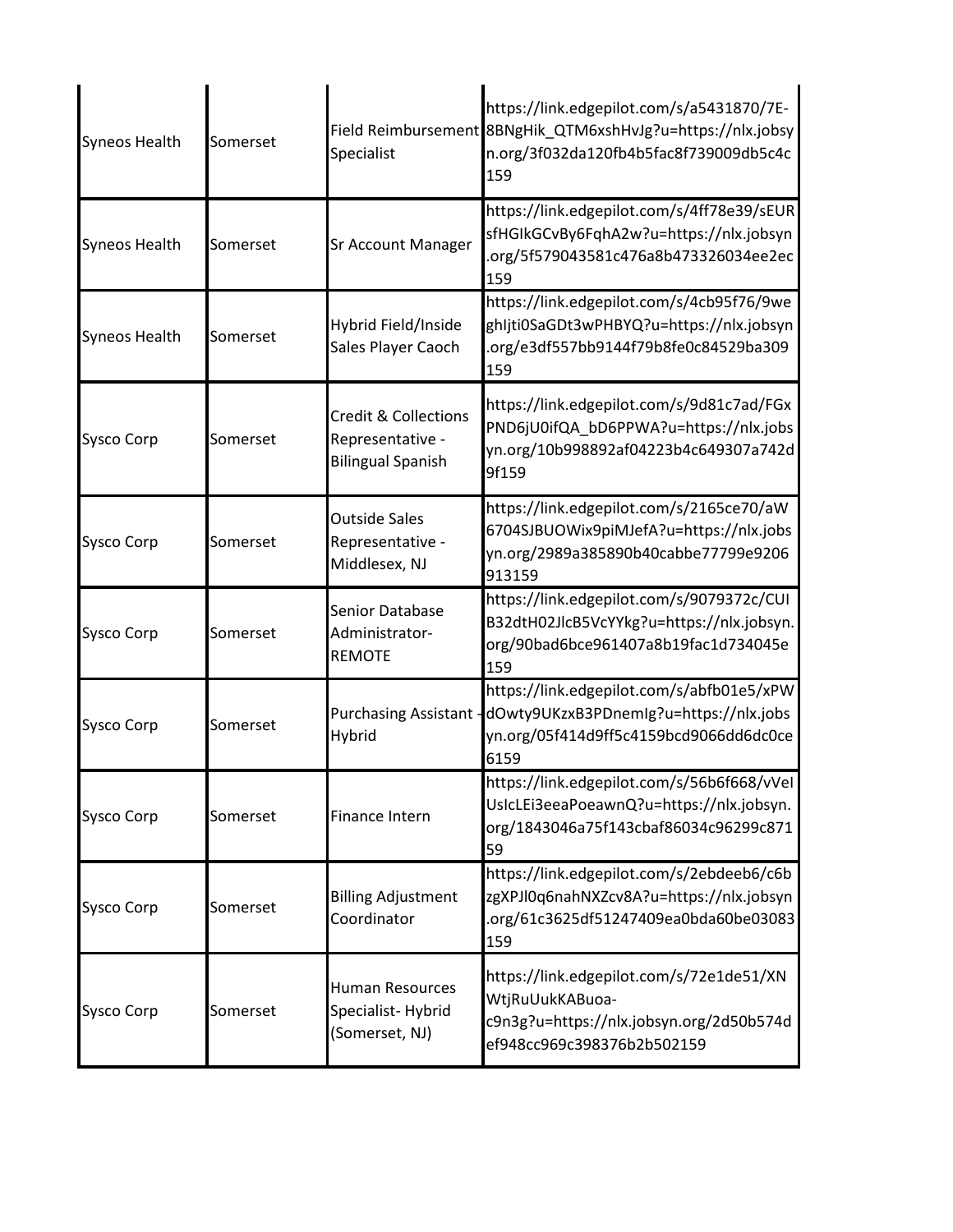| | | | |
|---|---|---|---|
| Syneos Health | Somerset | Field Reimbursement Specialist | https://link.edgepilot.com/s/a5431870/7E-8BNgHik_QTM6xshHvJg?u=https://nlx.jobsyn.org/3f032da120fb4b5fac8f739009db5c4c159 |
| Syneos Health | Somerset | Sr Account Manager | https://link.edgepilot.com/s/4ff78e39/sEURsfHGIkGCvBy6FqhA2w?u=https://nlx.jobsyn.org/5f579043581c476a8b473326034ee2ec159 |
| Syneos Health | Somerset | Hybrid Field/Inside Sales Player Caoch | https://link.edgepilot.com/s/4cb95f76/9weghIjti0SaGDt3wPHBYQ?u=https://nlx.jobsyn.org/e3df557bb9144f79b8fe0c84529ba309159 |
| Sysco Corp | Somerset | Credit & Collections Representative - Bilingual Spanish | https://link.edgepilot.com/s/9d81c7ad/FGxPND6jU0ifQA_bD6PPWA?u=https://nlx.jobsyn.org/10b998892af04223b4c649307a742d9f159 |
| Sysco Corp | Somerset | Outside Sales Representative - Middlesex, NJ | https://link.edgepilot.com/s/2165ce70/aW6704SJBUOWix9piMJefA?u=https://nlx.jobsyn.org/2989a385890b40cabbe77799e9206913159 |
| Sysco Corp | Somerset | Senior Database Administrator-REMOTE | https://link.edgepilot.com/s/9079372c/CUIB32dtH02JlcB5VcYYkg?u=https://nlx.jobsyn.org/90bad6bce961407a8b19fac1d734045e159 |
| Sysco Corp | Somerset | Purchasing Assistant - Hybrid | https://link.edgepilot.com/s/abfb01e5/xPWdOwty9UKzxB3PDnemIg?u=https://nlx.jobsyn.org/05f414d9ff5c4159bcd9066dd6dc0ce6159 |
| Sysco Corp | Somerset | Finance Intern | https://link.edgepilot.com/s/56b6f668/vVeIUsIcLEi3eeaPoeawnQ?u=https://nlx.jobsyn.org/1843046a75f143cbaf86034c96299c87159 |
| Sysco Corp | Somerset | Billing Adjustment Coordinator | https://link.edgepilot.com/s/2ebdeeb6/c6bzgXPJl0q6nahNXZcv8A?u=https://nlx.jobsyn.org/61c3625df51247409ea0bda60be03083159 |
| Sysco Corp | Somerset | Human Resources Specialist- Hybrid (Somerset, NJ) | https://link.edgepilot.com/s/72e1de51/XNWtjRuUukKABuoa-c9n3g?u=https://nlx.jobsyn.org/2d50b574def948cc969c398376b2b502159 |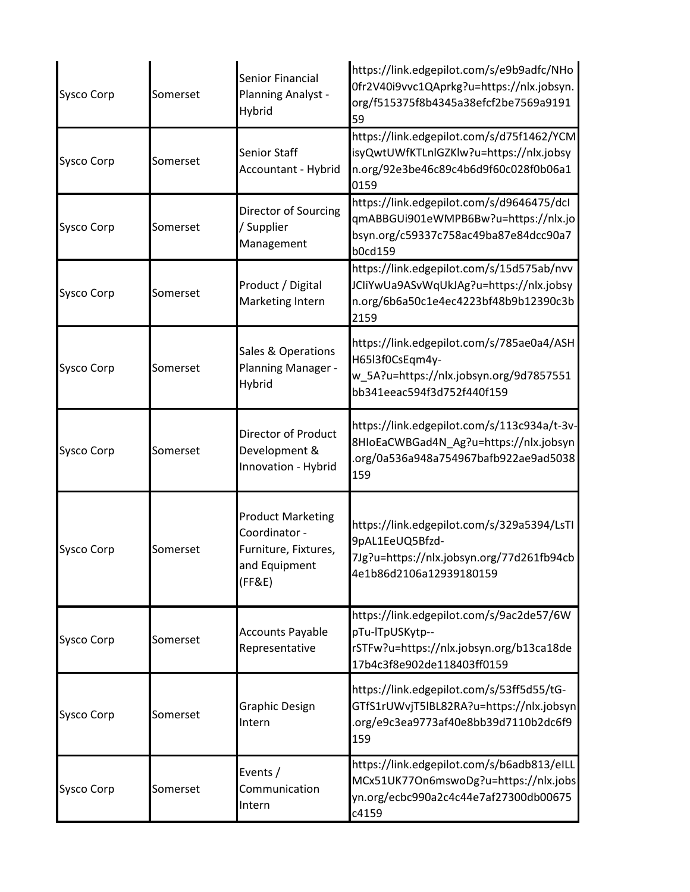| | | | |
|---|---|---|---|
| Sysco Corp | Somerset | Senior Financial Planning Analyst - Hybrid | https://link.edgepilot.com/s/e9b9adfc/NHo0fr2V40i9vvc1QAprkg?u=https://nlx.jobsyn.org/f515375f8b4345a38efcf2be7569a919159 |
| Sysco Corp | Somerset | Senior Staff Accountant - Hybrid | https://link.edgepilot.com/s/d75f1462/YCMisyQwtUWfKTLnlGZKlw?u=https://nlx.jobsyn.org/92e3be46c89c4b6d9f60c028f0b06a10159 |
| Sysco Corp | Somerset | Director of Sourcing / Supplier Management | https://link.edgepilot.com/s/d9646475/dcIqmABBGUi901eWMPB6Bw?u=https://nlx.jobsyn.org/c59337c758ac49ba87e84dcc90a7b0cd159 |
| Sysco Corp | Somerset | Product / Digital Marketing Intern | https://link.edgepilot.com/s/15d575ab/nvvJCIiYwUa9ASvWqUkJAg?u=https://nlx.jobsyn.org/6b6a50c1e4ec4223bf48b9b12390c3b2159 |
| Sysco Corp | Somerset | Sales & Operations Planning Manager - Hybrid | https://link.edgepilot.com/s/785ae0a4/ASHH65l3f0CsEqm4y-w_5A?u=https://nlx.jobsyn.org/9d7857551bb341eeac594f3d752f440f159 |
| Sysco Corp | Somerset | Director of Product Development & Innovation - Hybrid | https://link.edgepilot.com/s/113c934a/t-3v-8HIoEaCWBGad4N_Ag?u=https://nlx.jobsyn.org/0a536a948a754967bafb922ae9ad5038159 |
| Sysco Corp | Somerset | Product Marketing Coordinator - Furniture, Fixtures, and Equipment (FF&E) | https://link.edgepilot.com/s/329a5394/LsTI9pAL1EeUQ5Bfzd-7Jg?u=https://nlx.jobsyn.org/77d261fb94cb4e1b86d2106a12939180159 |
| Sysco Corp | Somerset | Accounts Payable Representative | https://link.edgepilot.com/s/9ac2de57/6WpTu-lTpUSKytp--rSTFw?u=https://nlx.jobsyn.org/b13ca18de17b4c3f8e902de118403ff0159 |
| Sysco Corp | Somerset | Graphic Design Intern | https://link.edgepilot.com/s/53ff5d55/tG-GTfS1rUWvjT5lBL82RA?u=https://nlx.jobsyn.org/e9c3ea9773af40e8bb39d7110b2dc6f9159 |
| Sysco Corp | Somerset | Events / Communication Intern | https://link.edgepilot.com/s/b6adb813/eILLMCx51UK77On6mswoDg?u=https://nlx.jobsyn.org/ecbc990a2c4c44e7af27300db00675c4159 |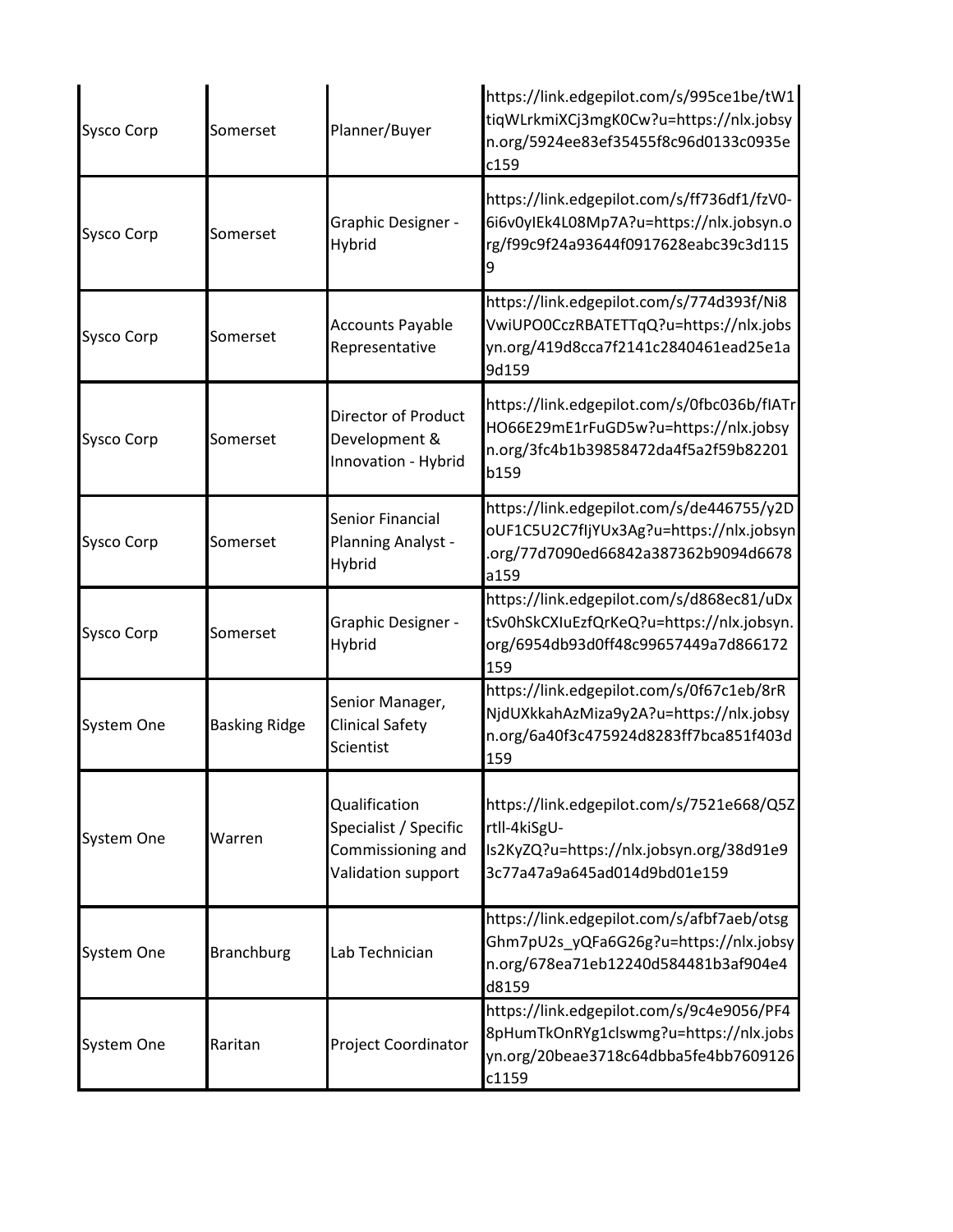| Sysco Corp | Somerset | Planner/Buyer | https://link.edgepilot.com/s/995ce1be/tW1tiqWLrkmiXCj3mgK0Cw?u=https://nlx.jobsyn.org/5924ee83ef35455f8c96d0133c0935ec159 |
|---|---|---|---|
| Sysco Corp | Somerset | Graphic Designer - Hybrid | https://link.edgepilot.com/s/ff736df1/fzV0-6i6v0yIEk4L08Mp7A?u=https://nlx.jobsyn.org/f99c9f24a93644f0917628eabc39c3d1159 |
| Sysco Corp | Somerset | Accounts Payable Representative | https://link.edgepilot.com/s/774d393f/Ni8VwiUPO0CczRBATETTqQ?u=https://nlx.jobsyn.org/419d8cca7f2141c2840461ead25e1a9d159 |
| Sysco Corp | Somerset | Director of Product Development & Innovation - Hybrid | https://link.edgepilot.com/s/0fbc036b/fIATrHO66E29mE1rFuGD5w?u=https://nlx.jobsyn.org/3fc4b1b39858472da4f5a2f59b82201b159 |
| Sysco Corp | Somerset | Senior Financial Planning Analyst - Hybrid | https://link.edgepilot.com/s/de446755/y2DoUF1C5U2C7fIjYUx3Ag?u=https://nlx.jobsyn.org/77d7090ed66842a387362b9094d6678a159 |
| Sysco Corp | Somerset | Graphic Designer - Hybrid | https://link.edgepilot.com/s/d868ec81/uDxtSv0hSkCXIuEzfQrKeQ?u=https://nlx.jobsyn.org/6954db93d0ff48c99657449a7d866172159 |
| System One | Basking Ridge | Senior Manager, Clinical Safety Scientist | https://link.edgepilot.com/s/0f67c1eb/8rRNjdUXkkahAzMiza9y2A?u=https://nlx.jobsyn.org/6a40f3c475924d8283ff7bca851f403d159 |
| System One | Warren | Qualification Specialist / Specific Commissioning and Validation support | https://link.edgepilot.com/s/7521e668/Q5Zrtll-4kiSgU-Is2KyZQ?u=https://nlx.jobsyn.org/38d91e93c77a47a9a645ad014d9bd01e159 |
| System One | Branchburg | Lab Technician | https://link.edgepilot.com/s/afbf7aeb/otsgGhm7pU2s_yQFa6G26g?u=https://nlx.jobsyn.org/678ea71eb12240d584481b3af904e4d8159 |
| System One | Raritan | Project Coordinator | https://link.edgepilot.com/s/9c4e9056/PF48pHumTkOnRYg1clswmg?u=https://nlx.jobsyn.org/20beae3718c64dbba5fe4bb7609126c1159 |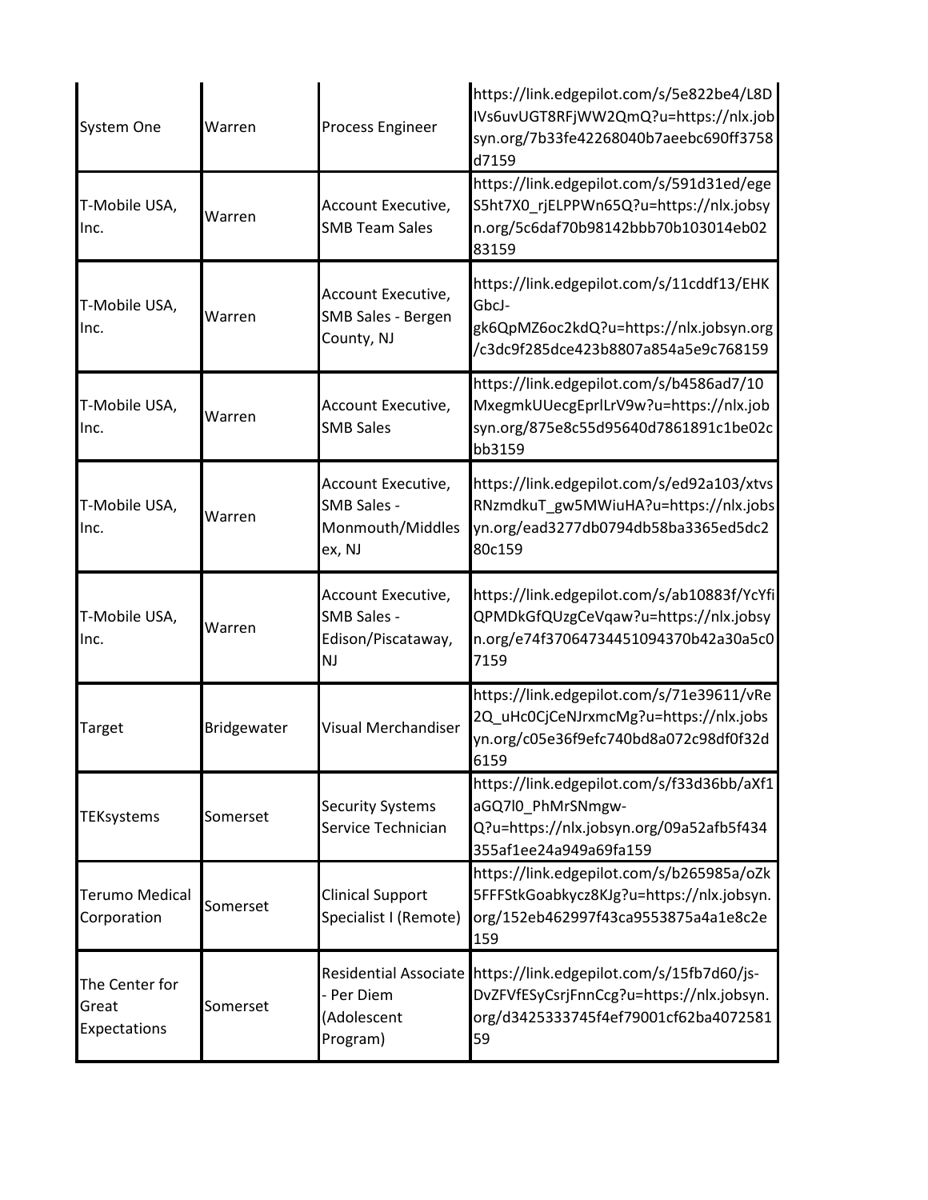| System One | Warren | Process Engineer | https://link.edgepilot.com/s/5e822be4/L8DIVs6uvUGT8RFjWW2QmQ?u=https://nlx.jobsyn.org/7b33fe42268040b7aeebc690ff3758d7159 |
|---|---|---|---|
| T-Mobile USA, Inc. | Warren | Account Executive, SMB Team Sales | https://link.edgepilot.com/s/591d31ed/egeS5ht7X0_rjELPPWn65Q?u=https://nlx.jobsyn.org/5c6daf70b98142bbb70b103014eb0283159 |
| T-Mobile USA, Inc. | Warren | Account Executive, SMB Sales - Bergen County, NJ | https://link.edgepilot.com/s/11cddf13/EHKGbcJ-gk6QpMZ6oc2kdQ?u=https://nlx.jobsyn.org/c3dc9f285dce423b8807a854a5e9c768159 |
| T-Mobile USA, Inc. | Warren | Account Executive, SMB Sales | https://link.edgepilot.com/s/b4586ad7/10MxegmkUUecgEprlLrV9w?u=https://nlx.jobsyn.org/875e8c55d95640d7861891c1be02cbb3159 |
| T-Mobile USA, Inc. | Warren | Account Executive, SMB Sales - Monmouth/Middlesex, NJ | https://link.edgepilot.com/s/ed92a103/xtvsRNzmdkuT_gw5MWiuHA?u=https://nlx.jobsyn.org/ead3277db0794db58ba3365ed5dc280c159 |
| T-Mobile USA, Inc. | Warren | Account Executive, SMB Sales - Edison/Piscataway, NJ | https://link.edgepilot.com/s/ab10883f/YcYfiQPMDkGfQUzgCeVqaw?u=https://nlx.jobsyn.org/e74f37064734451094370b42a30a5c07159 |
| Target | Bridgewater | Visual Merchandiser | https://link.edgepilot.com/s/71e39611/vRe2Q_uHc0CjCeNJrxmcMg?u=https://nlx.jobsyn.org/c05e36f9efc740bd8a072c98df0f32d6159 |
| TEKsystems | Somerset | Security Systems Service Technician | https://link.edgepilot.com/s/f33d36bb/aXf1aGQ7l0_PhMrSNmgw-Q?u=https://nlx.jobsyn.org/09a52afb5f434355af1ee24a949a69fa159 |
| Terumo Medical Corporation | Somerset | Clinical Support Specialist I (Remote) | https://link.edgepilot.com/s/b265985a/oZk5FFFStkGoabkycz8KJg?u=https://nlx.jobsyn.org/152eb462997f43ca9553875a4a1e8c2e159 |
| The Center for Great Expectations | Somerset | Residential Associate - Per Diem (Adolescent Program) | https://link.edgepilot.com/s/15fb7d60/js-DvZFVfESyCsrjFnnCcg?u=https://nlx.jobsyn.org/d3425333745f4ef79001cf62ba407258159 |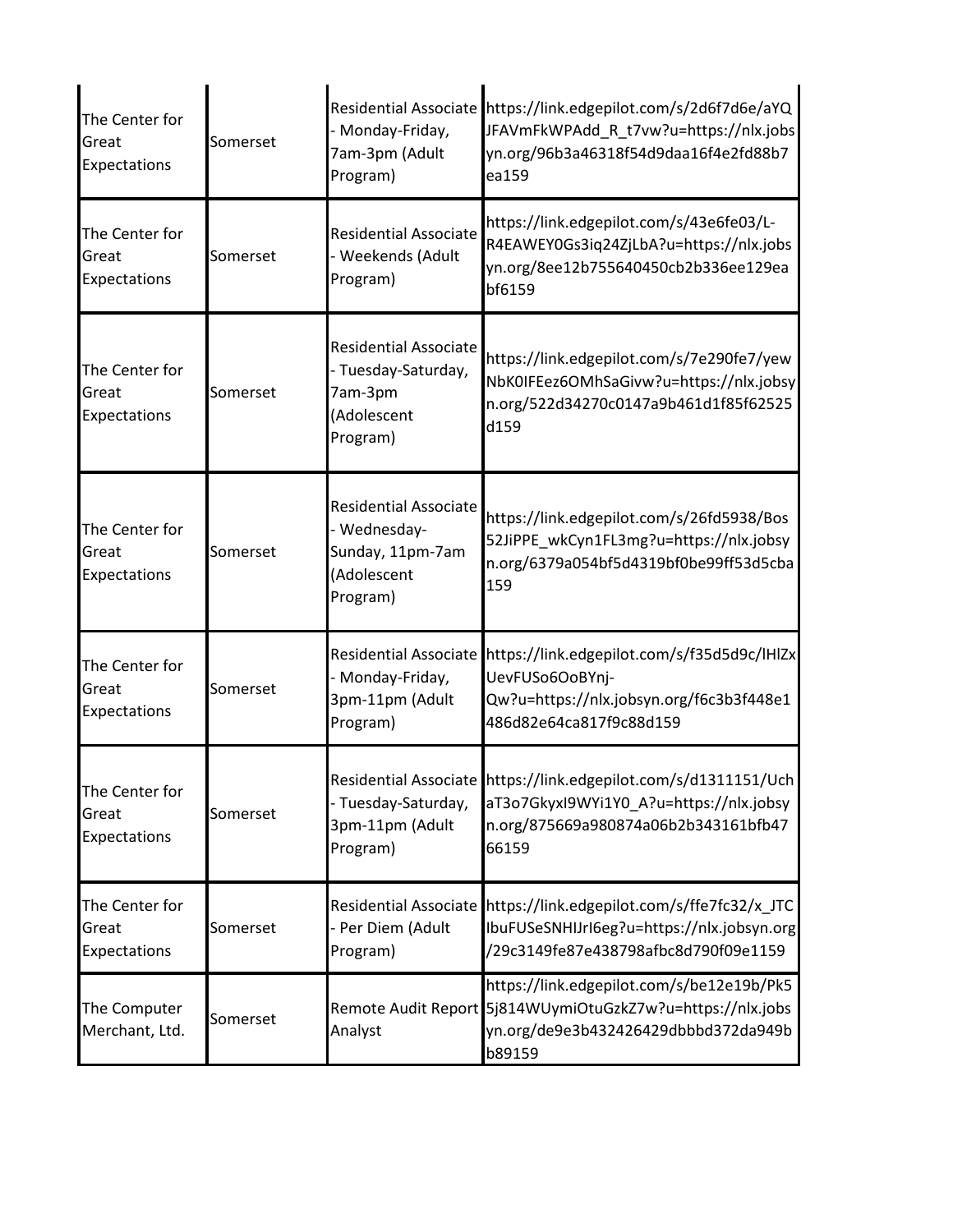| | | | |
|---|---|---|---|
| The Center for Great Expectations | Somerset | Residential Associate - Monday-Friday, 7am-3pm (Adult Program) | https://link.edgepilot.com/s/2d6f7d6e/aYQJFAVmFkWPAdd_R_t7vw?u=https://nlx.jobsyn.org/96b3a46318f54d9daa16f4e2fd88b7ea159 |
| The Center for Great Expectations | Somerset | Residential Associate - Weekends (Adult Program) | https://link.edgepilot.com/s/43e6fe03/L-R4EAWEY0Gs3iq24ZjLbA?u=https://nlx.jobsyn.org/8ee12b755640450cb2b336ee129eabf6159 |
| The Center for Great Expectations | Somerset | Residential Associate - Tuesday-Saturday, 7am-3pm (Adolescent Program) | https://link.edgepilot.com/s/7e290fe7/yewNbK0IFEez6OMhSaGivw?u=https://nlx.jobsyn.org/522d34270c0147a9b461d1f85f62525d159 |
| The Center for Great Expectations | Somerset | Residential Associate - Wednesday-Sunday, 11pm-7am (Adolescent Program) | https://link.edgepilot.com/s/26fd5938/Bos52JiPPE_wkCyn1FL3mg?u=https://nlx.jobsyn.org/6379a054bf5d4319bf0be99ff53d5cba159 |
| The Center for Great Expectations | Somerset | Residential Associate - Monday-Friday, 3pm-11pm (Adult Program) | https://link.edgepilot.com/s/f35d5d9c/lHlZxUevFUSo6OoBYnj-Qw?u=https://nlx.jobsyn.org/f6c3b3f448e1486d82e64ca817f9c88d159 |
| The Center for Great Expectations | Somerset | Residential Associate - Tuesday-Saturday, 3pm-11pm (Adult Program) | https://link.edgepilot.com/s/d1311151/UchaT3o7GkyxI9WYi1Y0_A?u=https://nlx.jobsyn.org/875669a980874a06b2b343161bfb4766159 |
| The Center for Great Expectations | Somerset | Residential Associate - Per Diem (Adult Program) | https://link.edgepilot.com/s/ffe7fc32/x_JTClbuFUSeSNHIJrI6eg?u=https://nlx.jobsyn.org/29c3149fe87e438798afbc8d790f09e1159 |
| The Computer Merchant, Ltd. | Somerset | Remote Audit Report Analyst | https://link.edgepilot.com/s/be12e19b/Pk55j814WUymiOtuGzkZ7w?u=https://nlx.jobsyn.org/de9e3b432426429dbbbd372da949bb89159 |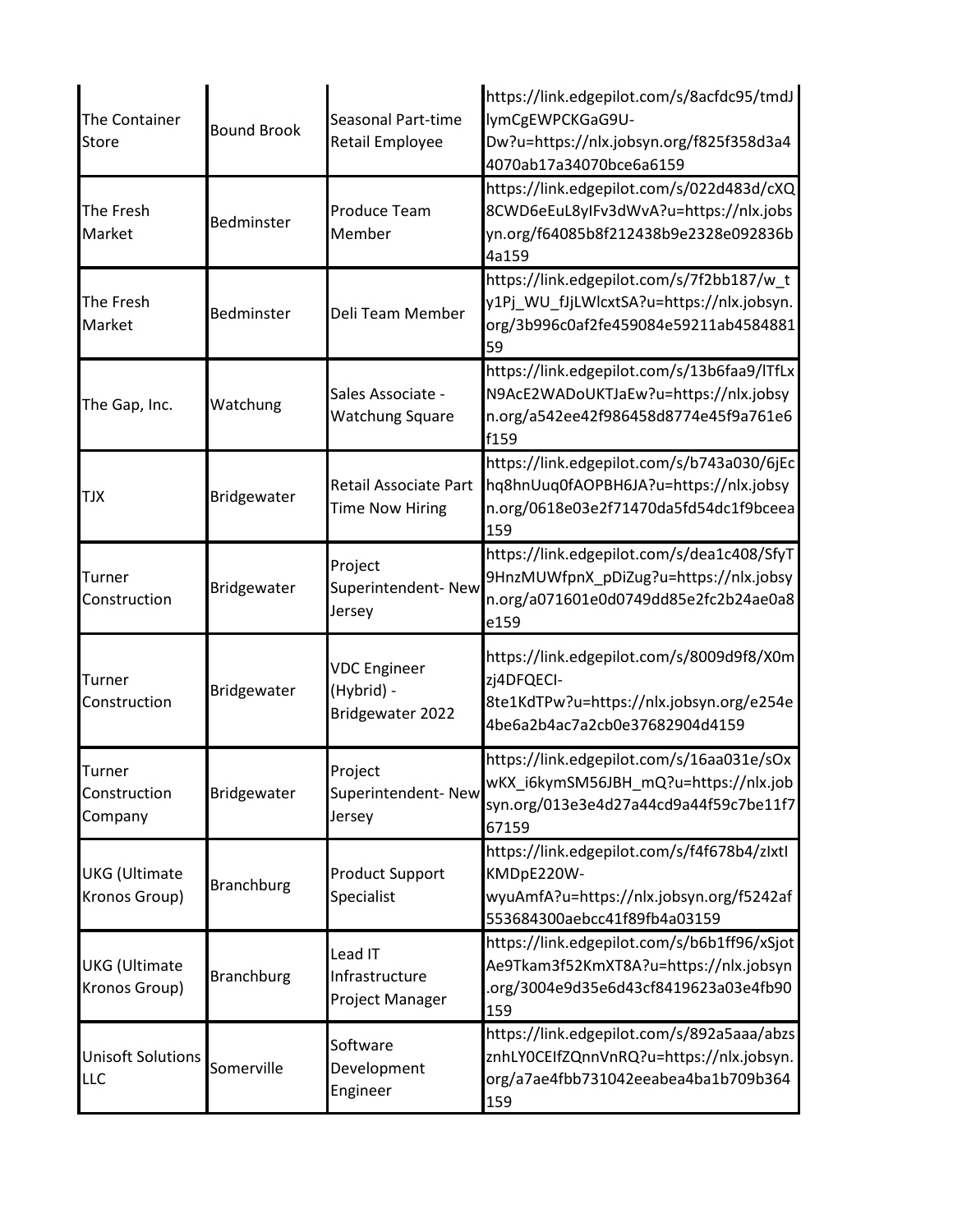| | | | |
|---|---|---|---|
| The Container Store | Bound Brook | Seasonal Part-time Retail Employee | https://link.edgepilot.com/s/8acfdc95/tmdJlymCgEWPCKGaG9U-Dw?u=https://nlx.jobsyn.org/f825f358d3a44070ab17a34070bce6a6159 |
| The Fresh Market | Bedminster | Produce Team Member | https://link.edgepilot.com/s/022d483d/cXQ8CWD6eEuL8yIFv3dWvA?u=https://nlx.jobsyn.org/f64085b8f212438b9e2328e092836b4a159 |
| The Fresh Market | Bedminster | Deli Team Member | https://link.edgepilot.com/s/7f2bb187/w_ty1Pj_WU_fJjLWlcxtSA?u=https://nlx.jobsyn.org/3b996c0af2fe459084e59211ab458488159 |
| The Gap, Inc. | Watchung | Sales Associate - Watchung Square | https://link.edgepilot.com/s/13b6faa9/lTfLxN9AcE2WADoUKTJaEw?u=https://nlx.jobsyn.org/a542ee42f986458d8774e45f9a761e6f159 |
| TJX | Bridgewater | Retail Associate Part Time Now Hiring | https://link.edgepilot.com/s/b743a030/6jEchq8hnUuq0fAOPBH6JA?u=https://nlx.jobsyn.org/0618e03e2f71470da5fd54dc1f9bceea159 |
| Turner Construction | Bridgewater | Project Superintendent- New Jersey | https://link.edgepilot.com/s/dea1c408/SfyT9HnzMUWfpnX_pDiZug?u=https://nlx.jobsyn.org/a071601e0d0749dd85e2fc2b24ae0a8e159 |
| Turner Construction | Bridgewater | VDC Engineer (Hybrid) - Bridgewater 2022 | https://link.edgepilot.com/s/8009d9f8/X0mzj4DFQECI-8te1KdTPw?u=https://nlx.jobsyn.org/e254e4be6a2b4ac7a2cb0e37682904d4159 |
| Turner Construction Company | Bridgewater | Project Superintendent- New Jersey | https://link.edgepilot.com/s/16aa031e/sOxwKX_i6kymSM56JBH_mQ?u=https://nlx.jobsyn.org/013e3e4d27a44cd9a44f59c7be11f767159 |
| UKG (Ultimate Kronos Group) | Branchburg | Product Support Specialist | https://link.edgepilot.com/s/f4f678b4/zIxtIKMDpE220W-wyuAmfA?u=https://nlx.jobsyn.org/f5242af553684300aebcc41f89fb4a03159 |
| UKG (Ultimate Kronos Group) | Branchburg | Lead IT Infrastructure Project Manager | https://link.edgepilot.com/s/b6b1ff96/xSjotAe9Tkam3f52KmXT8A?u=https://nlx.jobsyn.org/3004e9d35e6d43cf8419623a03e4fb90159 |
| Unisoft Solutions LLC | Somerville | Software Development Engineer | https://link.edgepilot.com/s/892a5aaa/abzsznhLY0CEIfZQnnVnRQ?u=https://nlx.jobsyn.org/a7ae4fbb731042eeabea4ba1b709b364159 |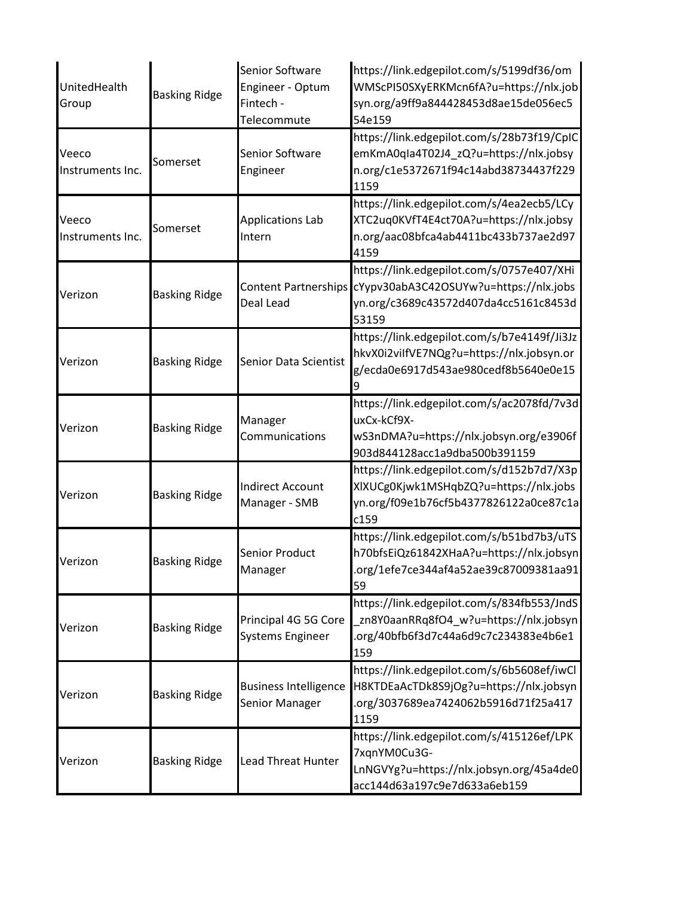| | | | |
|---|---|---|---|
| UnitedHealth Group | Basking Ridge | Senior Software Engineer - Optum Fintech - Telecommute | https://link.edgepilot.com/s/5199df36/omWMScPI50SXyERKMcn6fA?u=https://nlx.jobsyn.org/a9ff9a844428453d8ae15de056ec554e159 |
| Veeco Instruments Inc. | Somerset | Senior Software Engineer | https://link.edgepilot.com/s/28b73f19/CpICemKmA0qIa4T02J4_zQ?u=https://nlx.jobsyn.org/c1e5372671f94c14abd38734437f2291159 |
| Veeco Instruments Inc. | Somerset | Applications Lab Intern | https://link.edgepilot.com/s/4ea2ecb5/LCyXTC2uq0KVfT4E4ct70A?u=https://nlx.jobsyn.org/aac08bfca4ab4411bc433b737ae2d974159 |
| Verizon | Basking Ridge | Content Partnerships Deal Lead | https://link.edgepilot.com/s/0757e407/XHicYypv30abA3C42OSUYw?u=https://nlx.jobsyn.org/c3689c43572d407da4cc5161c8453d53159 |
| Verizon | Basking Ridge | Senior Data Scientist | https://link.edgepilot.com/s/b7e4149f/Ji3JzhkvX0i2viIfVE7NQg?u=https://nlx.jobsyn.org/ecda0e6917d543ae980cedf8b5640e0e159 |
| Verizon | Basking Ridge | Manager Communications | https://link.edgepilot.com/s/ac2078fd/7v3duxCx-kCf9X-wS3nDMA?u=https://nlx.jobsyn.org/e3906f903d844128acc1a9dba500b391159 |
| Verizon | Basking Ridge | Indirect Account Manager - SMB | https://link.edgepilot.com/s/d152b7d7/X3pXlXUCg0Kjwk1MSHqbZQ?u=https://nlx.jobsyn.org/f09e1b76cf5b4377826122a0ce87c1ac159 |
| Verizon | Basking Ridge | Senior Product Manager | https://link.edgepilot.com/s/b51bd7b3/uTSh70bfsEiQz61842XHaA?u=https://nlx.jobsyn.org/1efe7ce344af4a52ae39c87009381aa9159 |
| Verizon | Basking Ridge | Principal 4G 5G Core Systems Engineer | https://link.edgepilot.com/s/834fb553/JndS_zn8Y0aanRRq8fO4_w?u=https://nlx.jobsyn.org/40bfb6f3d7c44a6d9c7c234383e4b6e1159 |
| Verizon | Basking Ridge | Business Intelligence Senior Manager | https://link.edgepilot.com/s/6b5608ef/iwClH8KTDEaAcTDk8S9jOg?u=https://nlx.jobsyn.org/3037689ea7424062b5916d71f25a4171159 |
| Verizon | Basking Ridge | Lead Threat Hunter | https://link.edgepilot.com/s/415126ef/LPK7xqnYM0Cu3G-LnNGVYg?u=https://nlx.jobsyn.org/45a4de0acc144d63a197c9e7d633a6eb159 |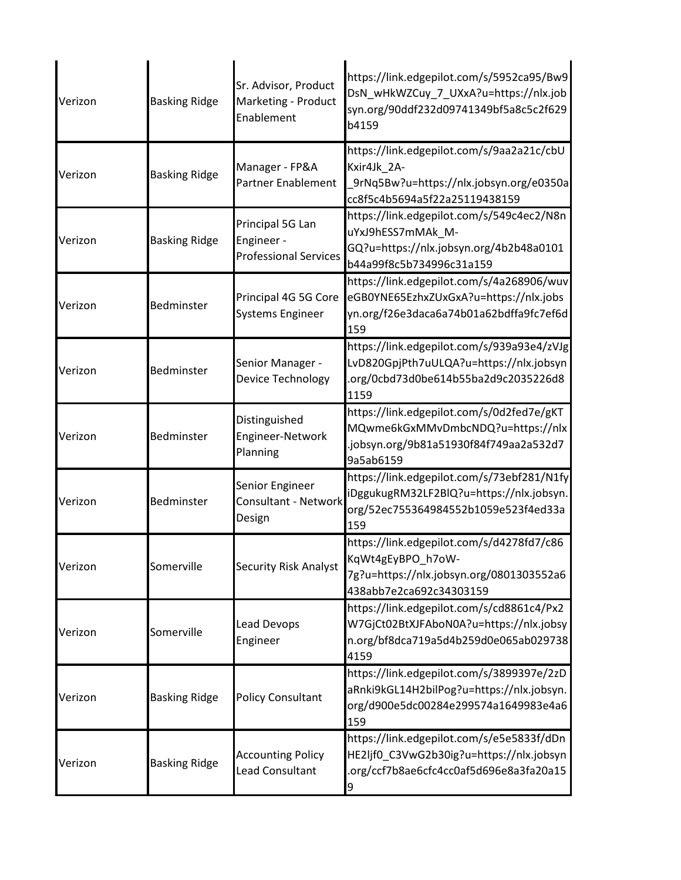| | | | |
|---|---|---|---|
| Verizon | Basking Ridge | Sr. Advisor, Product Marketing - Product Enablement | https://link.edgepilot.com/s/5952ca95/Bw9DsN_wHkWZCuy_7_UXxA?u=https://nlx.jobsyn.org/90ddf232d09741349bf5a8c5c2f629b4159 |
| Verizon | Basking Ridge | Manager - FP&A Partner Enablement | https://link.edgepilot.com/s/9aa2a21c/cbUKxir4Jk_2A-_9rNq5Bw?u=https://nlx.jobsyn.org/e0350acc8f5c4b5694a5f22a25119438159 |
| Verizon | Basking Ridge | Principal 5G Lan Engineer - Professional Services | https://link.edgepilot.com/s/549c4ec2/N8nuYxJ9hESS7mMAk_M-GQ?u=https://nlx.jobsyn.org/4b2b48a0101b44a99f8c5b734996c31a159 |
| Verizon | Bedminster | Principal 4G 5G Core Systems Engineer | https://link.edgepilot.com/s/4a268906/wuveGB0YNE65EzhxZUxGxA?u=https://nlx.jobsyn.org/f26e3daca6a74b01a62bdffa9fc7ef6d159 |
| Verizon | Bedminster | Senior Manager - Device Technology | https://link.edgepilot.com/s/939a93e4/zVJgLvD820GpjPth7uULQA?u=https://nlx.jobsyn.org/0cbd73d0be614b55ba2d9c2035226d81159 |
| Verizon | Bedminster | Distinguished Engineer-Network Planning | https://link.edgepilot.com/s/0d2fed7e/gKTMQwme6kGxMMvDmbcNDQ?u=https://nlx.jobsyn.org/9b81a51930f84f749aa2a532d79a5ab6159 |
| Verizon | Bedminster | Senior Engineer Consultant - Network Design | https://link.edgepilot.com/s/73ebf281/N1fyiDggukugRM32LF2BlQ?u=https://nlx.jobsyn.org/52ec755364984552b1059e523f4ed33a159 |
| Verizon | Somerville | Security Risk Analyst | https://link.edgepilot.com/s/d4278fd7/c86KqWt4gEyBPO_h7oW-7g?u=https://nlx.jobsyn.org/0801303552a6438abb7e2ca692c34303159 |
| Verizon | Somerville | Lead Devops Engineer | https://link.edgepilot.com/s/cd8861c4/Px2W7GjCt02BtXJFAboN0A?u=https://nlx.jobsyn.org/bf8dca719a5d4b259d0e065ab0297384159 |
| Verizon | Basking Ridge | Policy Consultant | https://link.edgepilot.com/s/3899397e/2zDaRnki9kGL14H2bilPog?u=https://nlx.jobsyn.org/d900e5dc00284e299574a1649983e4a6159 |
| Verizon | Basking Ridge | Accounting Policy Lead Consultant | https://link.edgepilot.com/s/e5e5833f/dDnHE2ljf0_C3VwG2b30ig?u=https://nlx.jobsyn.org/ccf7b8ae6cfc4cc0af5d696e8a3fa20a159 |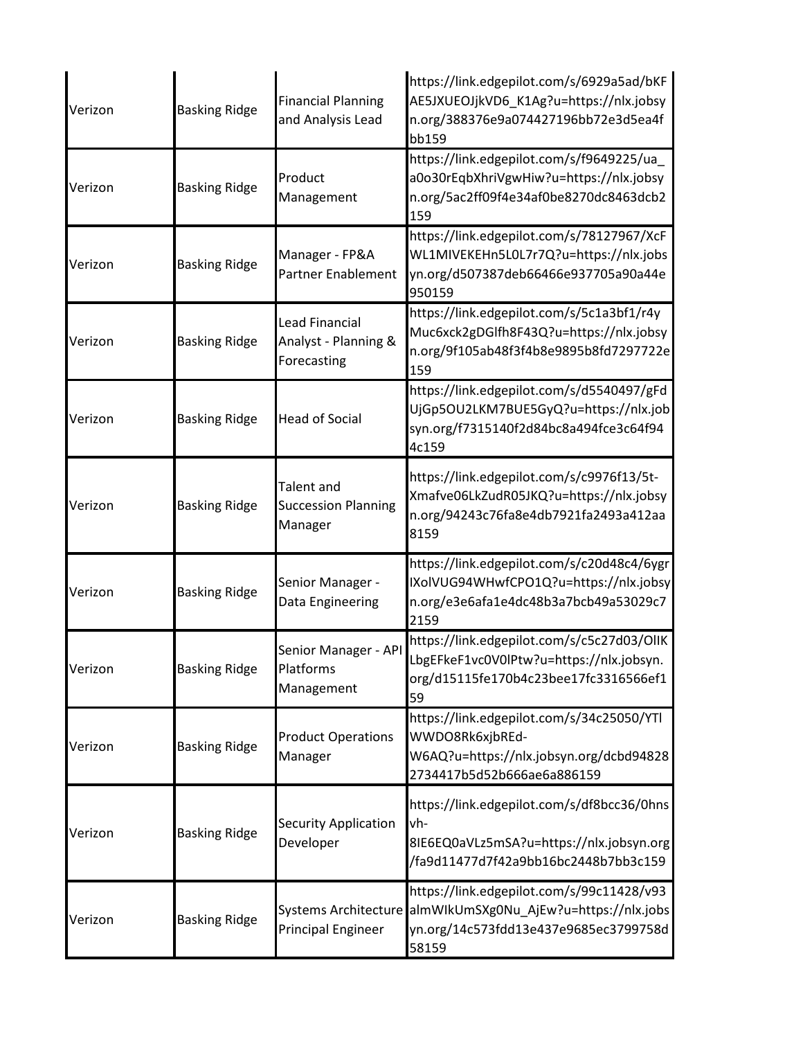| | | | |
|---|---|---|---|
| Verizon | Basking Ridge | Financial Planning and Analysis Lead | https://link.edgepilot.com/s/6929a5ad/bKFAE5JXUEOJjkVD6_K1Ag?u=https://nlx.jobsyn.org/388376e9a074427196bb72e3d5ea4fbb159 |
| Verizon | Basking Ridge | Product Management | https://link.edgepilot.com/s/f9649225/ua_a0o30rEqbXhriVgwHiw?u=https://nlx.jobsyn.org/5ac2ff09f4e34af0be8270dc8463dcb2159 |
| Verizon | Basking Ridge | Manager - FP&A Partner Enablement | https://link.edgepilot.com/s/78127967/XcFWL1MIVEKEHn5L0L7r7Q?u=https://nlx.jobsyn.org/d507387deb66466e937705a90a44e950159 |
| Verizon | Basking Ridge | Lead Financial Analyst - Planning & Forecasting | https://link.edgepilot.com/s/5c1a3bf1/r4yMuc6xck2gDGlfh8F43Q?u=https://nlx.jobsyn.org/9f105ab48f3f4b8e9895b8fd7297722e159 |
| Verizon | Basking Ridge | Head of Social | https://link.edgepilot.com/s/d5540497/gFdUjGp5OU2LKM7BUE5GyQ?u=https://nlx.jobsyn.org/f7315140f2d84bc8a494fce3c64f944c159 |
| Verizon | Basking Ridge | Talent and Succession Planning Manager | https://link.edgepilot.com/s/c9976f13/5t-Xmafve06LkZudR05JKQ?u=https://nlx.jobsyn.org/94243c76fa8e4db7921fa2493a412aa8159 |
| Verizon | Basking Ridge | Senior Manager - Data Engineering | https://link.edgepilot.com/s/c20d48c4/6ygrIXolVUG94WHwfCPO1Q?u=https://nlx.jobsyn.org/e3e6afa1e4dc48b3a7bcb49a53029c72159 |
| Verizon | Basking Ridge | Senior Manager - API Platforms Management | https://link.edgepilot.com/s/c5c27d03/OlIKLbgEFkeF1vc0V0lPtw?u=https://nlx.jobsyn.org/d15115fe170b4c23bee17fc3316566ef159 |
| Verizon | Basking Ridge | Product Operations Manager | https://link.edgepilot.com/s/34c25050/YTlWWDO8Rk6xjbREd-W6AQ?u=https://nlx.jobsyn.org/dcbd948282734417b5d52b666ae6a886159 |
| Verizon | Basking Ridge | Security Application Developer | https://link.edgepilot.com/s/df8bcc36/0hnsvh-8IE6EQ0aVLz5mSA?u=https://nlx.jobsyn.org/fa9d11477d7f42a9bb16bc2448b7bb3c159 |
| Verizon | Basking Ridge | Systems Architecture Principal Engineer | https://link.edgepilot.com/s/99c11428/v93almWIkUmSXg0Nu_AjEw?u=https://nlx.jobsyn.org/14c573fdd13e437e9685ec3799758d58159 |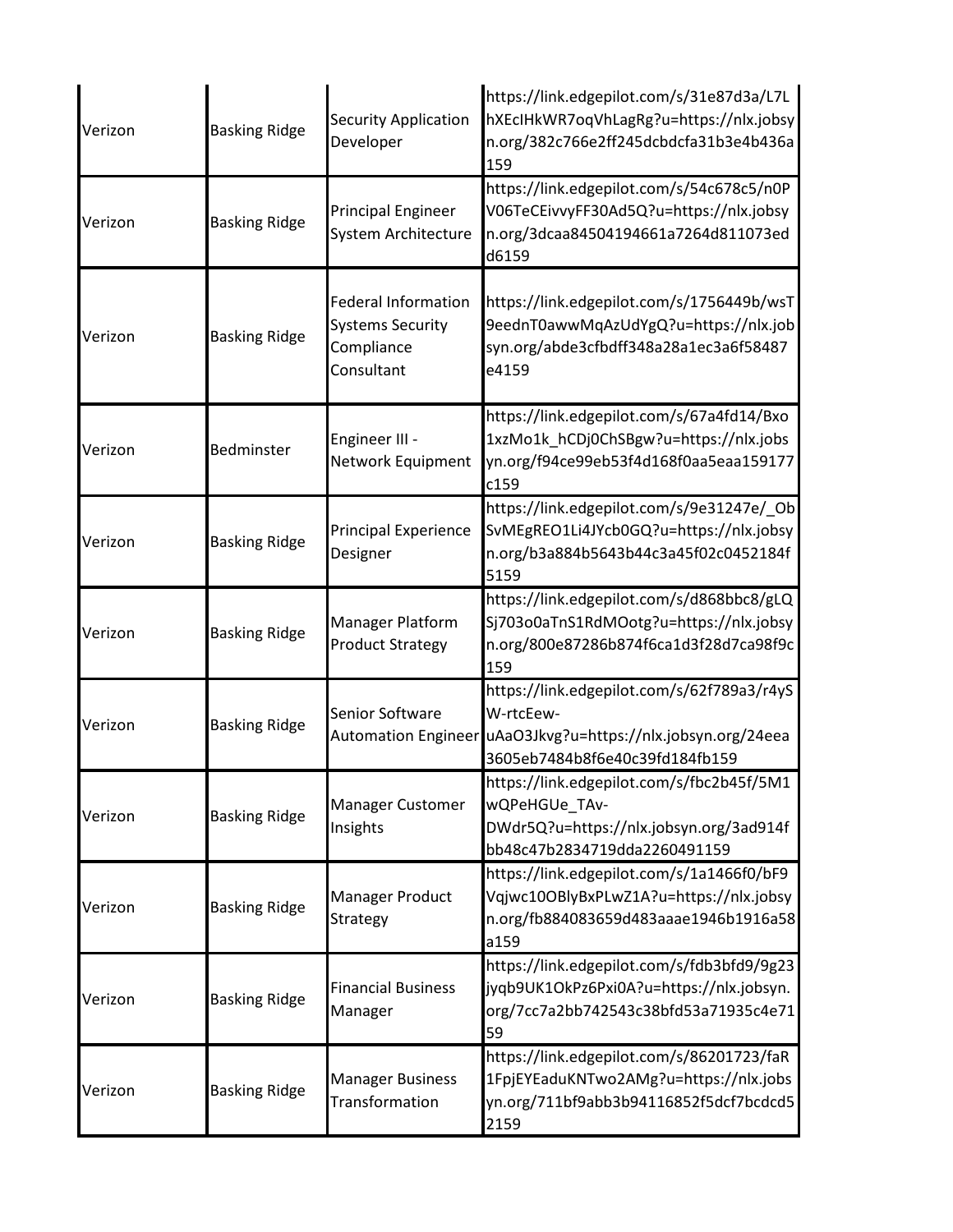| | | | |
|---|---|---|---|
| Verizon | Basking Ridge | Security Application Developer | https://link.edgepilot.com/s/31e87d3a/L7LhXEcIHkWR7oqVhLagRg?u=https://nlx.jobsyn.org/382c766e2ff245dcbdcfa31b3e4b436a159 |
| Verizon | Basking Ridge | Principal Engineer System Architecture | https://link.edgepilot.com/s/54c678c5/n0PV06TeCEivvyFF30Ad5Q?u=https://nlx.jobsyn.org/3dcaa84504194661a7264d811073edd6159 |
| Verizon | Basking Ridge | Federal Information Systems Security Compliance Consultant | https://link.edgepilot.com/s/1756449b/wsT9eednT0awwMqAzUdYgQ?u=https://nlx.jobsyn.org/abde3cfbdff348a28a1ec3a6f58487e4159 |
| Verizon | Bedminster | Engineer III - Network Equipment | https://link.edgepilot.com/s/67a4fd14/Bxo1xzMo1k_hCDj0ChSBgw?u=https://nlx.jobsyn.org/f94ce99eb53f4d168f0aa5eaa159177c159 |
| Verizon | Basking Ridge | Principal Experience Designer | https://link.edgepilot.com/s/9e31247e/_ObSvMEgREO1Li4JYcb0GQ?u=https://nlx.jobsyn.org/b3a884b5643b44c3a45f02c0452184f5159 |
| Verizon | Basking Ridge | Manager Platform Product Strategy | https://link.edgepilot.com/s/d868bbc8/gLQSj703o0aTnS1RdMOotg?u=https://nlx.jobsyn.org/800e87286b874f6ca1d3f28d7ca98f9c159 |
| Verizon | Basking Ridge | Senior Software Automation Engineer | https://link.edgepilot.com/s/62f789a3/r4ySW-rtcEew-uAaO3Jkvg?u=https://nlx.jobsyn.org/24eea3605eb7484b8f6e40c39fd184fb159 |
| Verizon | Basking Ridge | Manager Customer Insights | https://link.edgepilot.com/s/fbc2b45f/5M1wQPeHGUe_TAv-DWdr5Q?u=https://nlx.jobsyn.org/3ad914fbb48c47b2834719dda2260491159 |
| Verizon | Basking Ridge | Manager Product Strategy | https://link.edgepilot.com/s/1a1466f0/bF9Vqjwc10OBlyBxPLwZ1A?u=https://nlx.jobsyn.org/fb884083659d483aaae1946b1916a58a159 |
| Verizon | Basking Ridge | Financial Business Manager | https://link.edgepilot.com/s/fdb3bfd9/9g23jyqb9UK1OkPz6Pxi0A?u=https://nlx.jobsyn.org/7cc7a2bb742543c38bfd53a71935c4e7159 |
| Verizon | Basking Ridge | Manager Business Transformation | https://link.edgepilot.com/s/86201723/faR1FpjEYEaduKNTwo2AMg?u=https://nlx.jobsyn.org/711bf9abb3b94116852f5dcf7bcdcd52159 |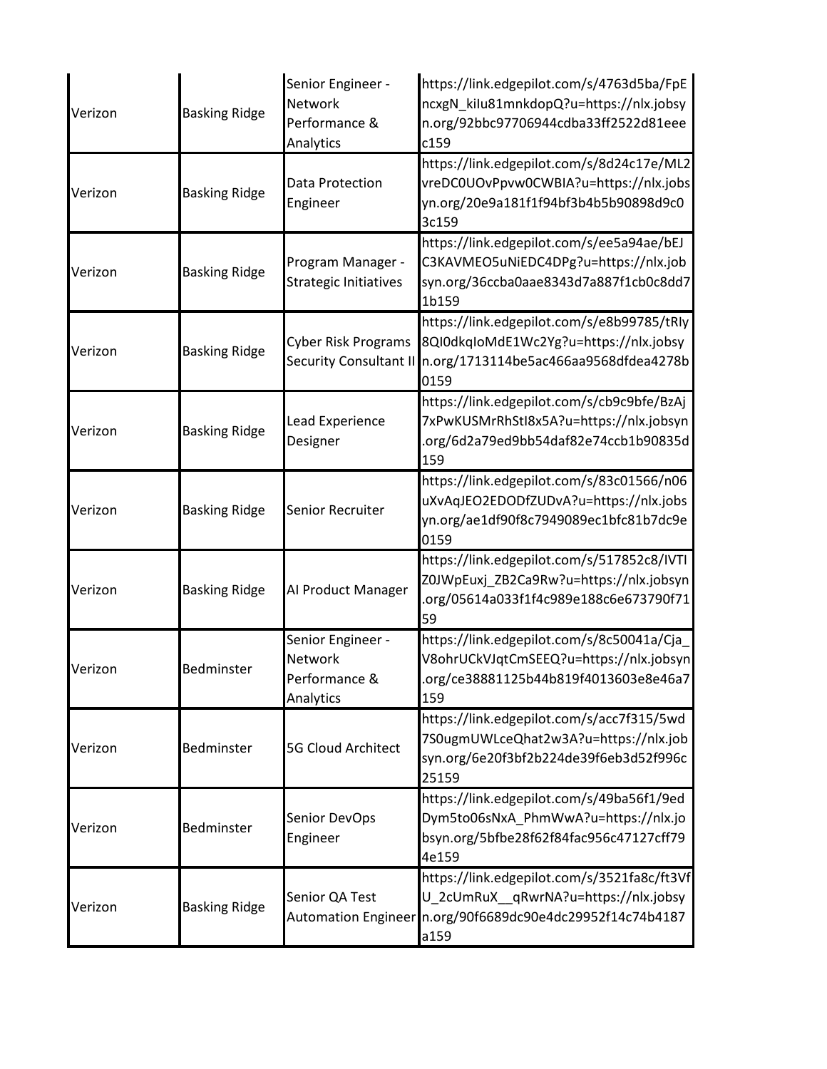| | | | |
|---|---|---|---|
| Verizon | Basking Ridge | Senior Engineer - Network Performance & Analytics | https://link.edgepilot.com/s/4763d5ba/FpEncxgN_kiIu81mnkdopQ?u=https://nlx.jobsyn.org/92bbc97706944cdba33ff2522d81eeec159 |
| Verizon | Basking Ridge | Data Protection Engineer | https://link.edgepilot.com/s/8d24c17e/ML2vreDC0UOvPpvw0CWBIA?u=https://nlx.jobsyn.org/20e9a181f1f94bf3b4b5b90898d9c03c159 |
| Verizon | Basking Ridge | Program Manager - Strategic Initiatives | https://link.edgepilot.com/s/ee5a94ae/bEJC3KAVMEO5uNiEDC4DPg?u=https://nlx.jobsyn.org/36ccba0aae8343d7a887f1cb0c8dd71b159 |
| Verizon | Basking Ridge | Cyber Risk Programs Security Consultant II | https://link.edgepilot.com/s/e8b99785/tRIy8QI0dkqIoMdE1Wc2Yg?u=https://nlx.jobsyn.org/1713114be5ac466aa9568dfdea4278b0159 |
| Verizon | Basking Ridge | Lead Experience Designer | https://link.edgepilot.com/s/cb9c9bfe/BzAj7xPwKUSMrRhStI8x5A?u=https://nlx.jobsyn.org/6d2a79ed9bb54daf82e74ccb1b90835d159 |
| Verizon | Basking Ridge | Senior Recruiter | https://link.edgepilot.com/s/83c01566/n06uXvAqJEO2EDODfZUDvA?u=https://nlx.jobsyn.org/ae1df90f8c7949089ec1bfc81b7dc9e0159 |
| Verizon | Basking Ridge | AI Product Manager | https://link.edgepilot.com/s/517852c8/IVTIZ0JWpEuxj_ZB2Ca9Rw?u=https://nlx.jobsyn.org/05614a033f1f4c989e188c6e673790f7159 |
| Verizon | Bedminster | Senior Engineer - Network Performance & Analytics | https://link.edgepilot.com/s/8c50041a/Cja_V8ohrUCkVJqtCmSEEQ?u=https://nlx.jobsyn.org/ce38881125b44b819f4013603e8e46a7159 |
| Verizon | Bedminster | 5G Cloud Architect | https://link.edgepilot.com/s/acc7f315/5wd7S0ugmUWLceQhat2w3A?u=https://nlx.jobsyn.org/6e20f3bf2b224de39f6eb3d52f996c25159 |
| Verizon | Bedminster | Senior DevOps Engineer | https://link.edgepilot.com/s/49ba56f1/9edDym5to06sNxA_PhmWwA?u=https://nlx.jobsyn.org/5bfbe28f62f84fac956c47127cff794e159 |
| Verizon | Basking Ridge | Senior QA Test Automation Engineer | https://link.edgepilot.com/s/3521fa8c/ft3VfU_2cUmRuX__qRwrNA?u=https://nlx.jobsyn.org/90f6689dc90e4dc29952f14c74b4187a159 |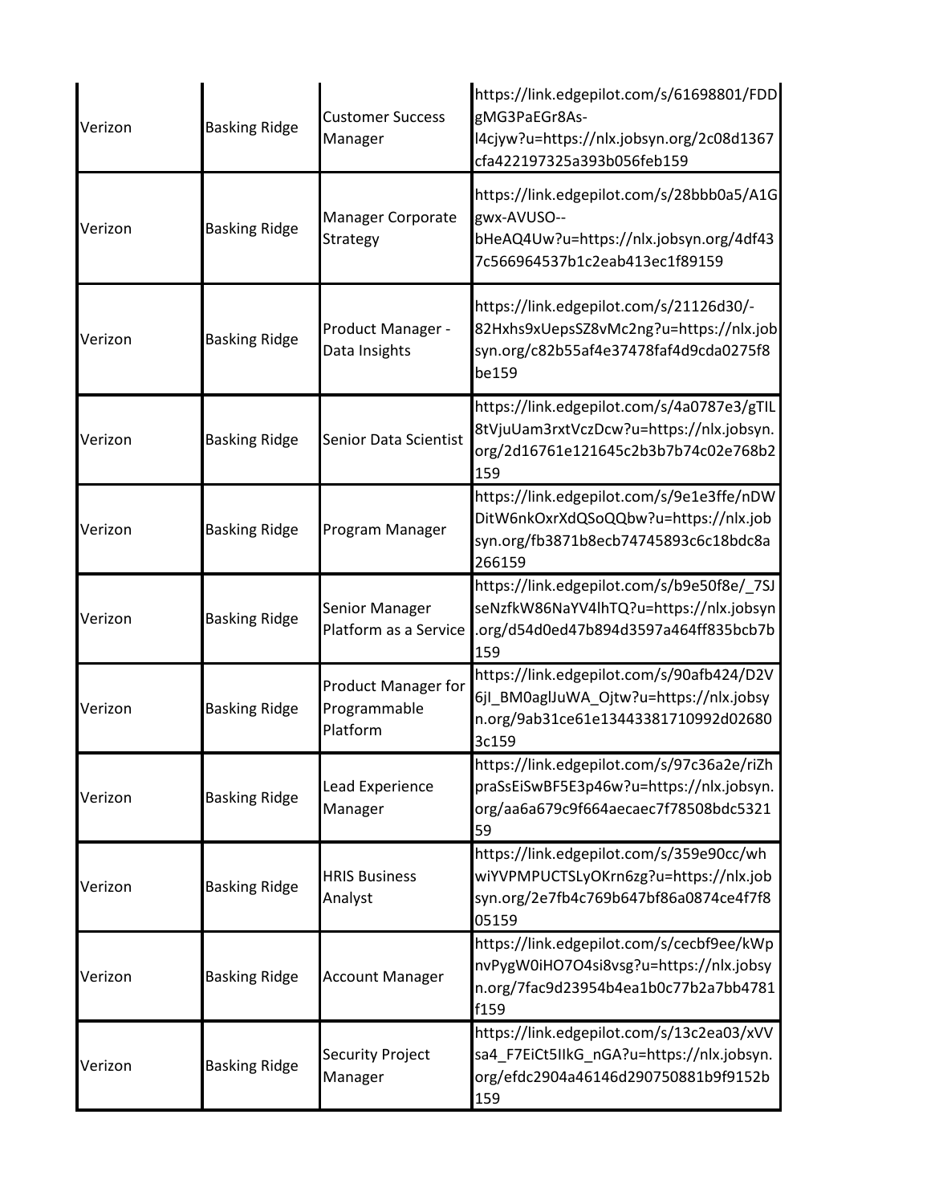| | | | |
|---|---|---|---|
| Verizon | Basking Ridge | Customer Success Manager | https://link.edgepilot.com/s/61698801/FDDgMG3PaEGr8As-l4cjyw?u=https://nlx.jobsyn.org/2c08d1367cfa422197325a393b056feb159 |
| Verizon | Basking Ridge | Manager Corporate Strategy | https://link.edgepilot.com/s/28bbb0a5/A1Ggwx-AVUSO--bHeAQ4Uw?u=https://nlx.jobsyn.org/4df437c566964537b1c2eab413ec1f89159 |
| Verizon | Basking Ridge | Product Manager - Data Insights | https://link.edgepilot.com/s/21126d30/-82Hxhs9xUepsSZ8vMc2ng?u=https://nlx.jobsyn.org/c82b55af4e37478faf4d9cda0275f8be159 |
| Verizon | Basking Ridge | Senior Data Scientist | https://link.edgepilot.com/s/4a0787e3/gTIL8tVjuUam3rxtVczDcw?u=https://nlx.jobsyn.org/2d16761e121645c2b3b7b74c02e768b2159 |
| Verizon | Basking Ridge | Program Manager | https://link.edgepilot.com/s/9e1e3ffe/nDWDitW6nkOxrXdQSoQQbw?u=https://nlx.jobsyn.org/fb3871b8ecb74745893c6c18bdc8a266159 |
| Verizon | Basking Ridge | Senior Manager Platform as a Service | https://link.edgepilot.com/s/b9e50f8e/_7SJseNzfkW86NaYV4lhTQ?u=https://nlx.jobsyn.org/d54d0ed47b894d3597a464ff835bcb7b159 |
| Verizon | Basking Ridge | Product Manager for Programmable Platform | https://link.edgepilot.com/s/90afb424/D2V6jI_BM0aglJuWA_Ojtw?u=https://nlx.jobsyn.org/9ab31ce61e13443381710992d026803c159 |
| Verizon | Basking Ridge | Lead Experience Manager | https://link.edgepilot.com/s/97c36a2e/riZhpraSsEiSwBF5E3p46w?u=https://nlx.jobsyn.org/aa6a679c9f664aecaec7f78508bdc532159 |
| Verizon | Basking Ridge | HRIS Business Analyst | https://link.edgepilot.com/s/359e90cc/whwiYVPMPUCTSLyOKrn6zg?u=https://nlx.jobsyn.org/2e7fb4c769b647bf86a0874ce4f7f805159 |
| Verizon | Basking Ridge | Account Manager | https://link.edgepilot.com/s/cecbf9ee/kWpnvPygW0iHO7O4si8vsg?u=https://nlx.jobsyn.org/7fac9d23954b4ea1b0c77b2a7bb4781f159 |
| Verizon | Basking Ridge | Security Project Manager | https://link.edgepilot.com/s/13c2ea03/xVVsa4_F7EiCt5IIkG_nGA?u=https://nlx.jobsyn.org/efdc2904a46146d290750881b9f9152b159 |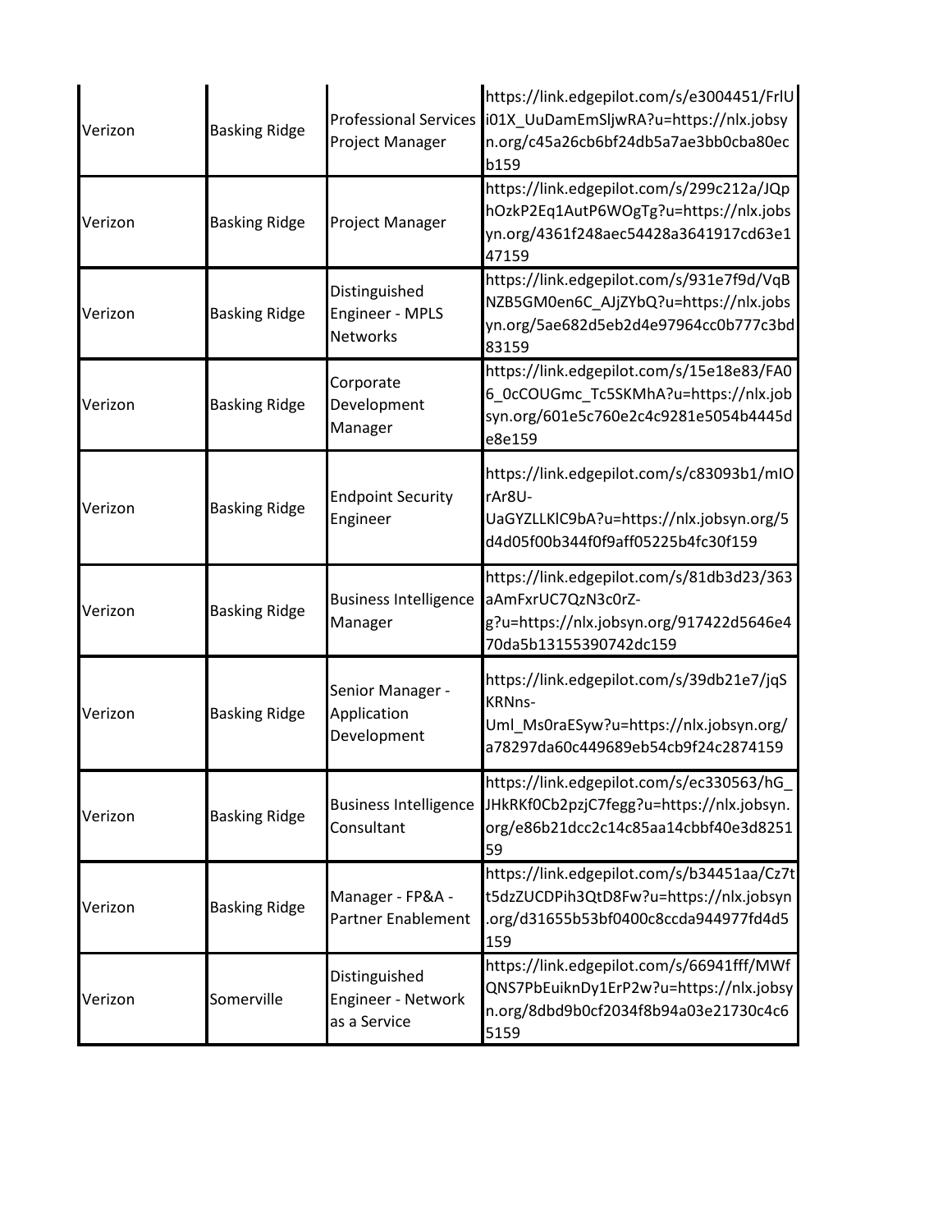| | | | |
|---|---|---|---|
| Verizon | Basking Ridge | Professional Services Project Manager | https://link.edgepilot.com/s/e3004451/FrlUi01X_UuDamEmSljwRA?u=https://nlx.jobsyn.org/c45a26cb6bf24db5a7ae3bb0cba80ecb159 |
| Verizon | Basking Ridge | Project Manager | https://link.edgepilot.com/s/299c212a/JQphOzkP2Eq1AutP6WOgTg?u=https://nlx.jobsyn.org/4361f248aec54428a3641917cd63e147159 |
| Verizon | Basking Ridge | Distinguished Engineer - MPLS Networks | https://link.edgepilot.com/s/931e7f9d/VqBNZB5GM0en6C_AJjZYbQ?u=https://nlx.jobsyn.org/5ae682d5eb2d4e97964cc0b777c3bd83159 |
| Verizon | Basking Ridge | Corporate Development Manager | https://link.edgepilot.com/s/15e18e83/FA06_0cCOUGmc_Tc5SKMhA?u=https://nlx.jobsyn.org/601e5c760e2c4c9281e5054b4445de8e159 |
| Verizon | Basking Ridge | Endpoint Security Engineer | https://link.edgepilot.com/s/c83093b1/mIOrAr8U-UaGYZLLKlC9bA?u=https://nlx.jobsyn.org/5d4d05f00b344f0f9aff05225b4fc30f159 |
| Verizon | Basking Ridge | Business Intelligence Manager | https://link.edgepilot.com/s/81db3d23/363aAmFxrUC7QzN3c0rZ-g?u=https://nlx.jobsyn.org/917422d5646e470da5b13155390742dc159 |
| Verizon | Basking Ridge | Senior Manager - Application Development | https://link.edgepilot.com/s/39db21e7/jqSKRNns-Uml_Ms0raESyw?u=https://nlx.jobsyn.org/a78297da60c449689eb54cb9f24c2874159 |
| Verizon | Basking Ridge | Business Intelligence Consultant | https://link.edgepilot.com/s/ec330563/hG_JHkRKf0Cb2pzjC7fegg?u=https://nlx.jobsyn.org/e86b21dcc2c14c85aa14cbbf40e3d825159 |
| Verizon | Basking Ridge | Manager - FP&A - Partner Enablement | https://link.edgepilot.com/s/b34451aa/Cz7tt5dzZUCDPih3QtD8Fw?u=https://nlx.jobsyn.org/d31655b53bf0400c8ccda944977fd4d5159 |
| Verizon | Somerville | Distinguished Engineer - Network as a Service | https://link.edgepilot.com/s/66941fff/MWfQNS7PbEuiknDy1ErP2w?u=https://nlx.jobsyn.org/8dbd9b0cf2034f8b94a03e21730c4c65159 |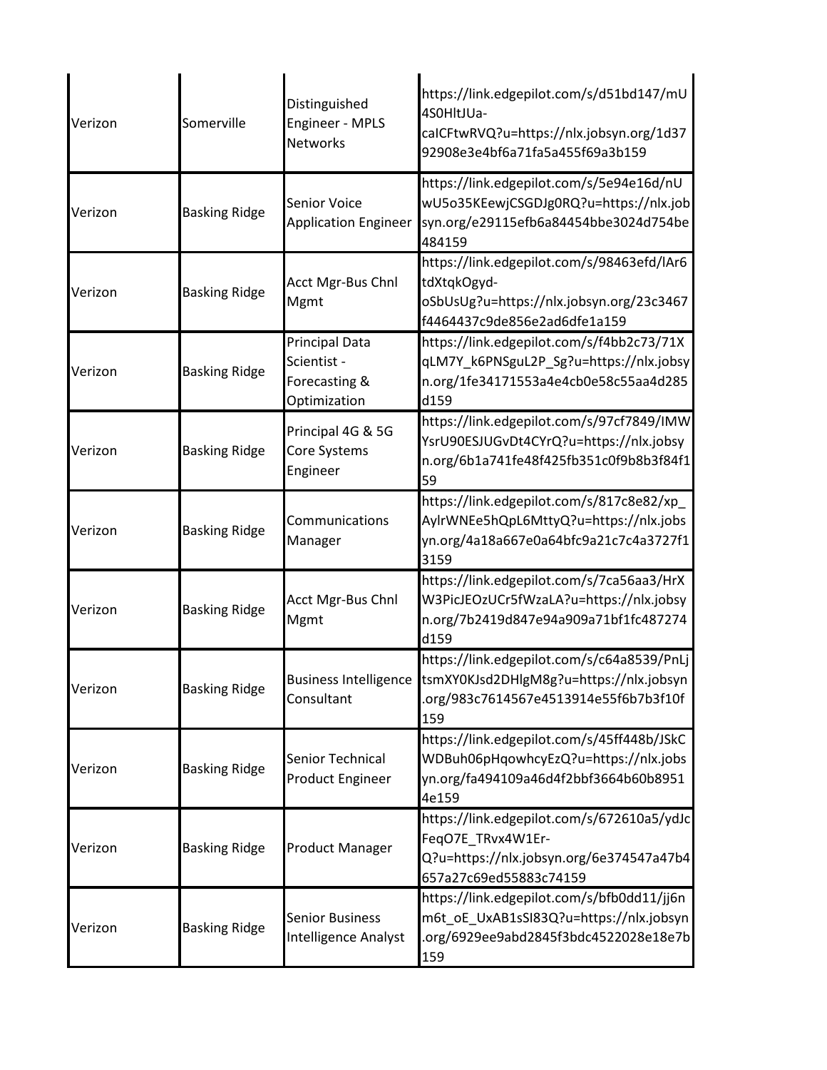| Verizon | Somerville | Distinguished Engineer - MPLS Networks | https://link.edgepilot.com/s/d51bd147/mU4S0HltJUa-caICFtwRVQ?u=https://nlx.jobsyn.org/1d3792908e3e4bf6a71fa5a455f69a3b159 |
|---|---|---|---|
| Verizon | Basking Ridge | Senior Voice Application Engineer | https://link.edgepilot.com/s/5e94e16d/nUwU5o35KEewjCSGDJg0RQ?u=https://nlx.jobsyn.org/e29115efb6a84454bbe3024d754be484159 |
| Verizon | Basking Ridge | Acct Mgr-Bus Chnl Mgmt | https://link.edgepilot.com/s/98463efd/lAr6tdXtqkOgyd-oSbUsUg?u=https://nlx.jobsyn.org/23c3467f4464437c9de856e2ad6dfe1a159 |
| Verizon | Basking Ridge | Principal Data Scientist - Forecasting & Optimization | https://link.edgepilot.com/s/f4bb2c73/71XqLM7Y_k6PNSguL2P_Sg?u=https://nlx.jobsyn.org/1fe34171553a4e4cb0e58c55aa4d285d159 |
| Verizon | Basking Ridge | Principal 4G & 5G Core Systems Engineer | https://link.edgepilot.com/s/97cf7849/IMWYsrU90ESJUGvDt4CYrQ?u=https://nlx.jobsyn.org/6b1a741fe48f425fb351c0f9b8b3f84f159 |
| Verizon | Basking Ridge | Communications Manager | https://link.edgepilot.com/s/817c8e82/xp_AylrWNEe5hQpL6MttyQ?u=https://nlx.jobsyn.org/4a18a667e0a64bfc9a21c7c4a3727f13159 |
| Verizon | Basking Ridge | Acct Mgr-Bus Chnl Mgmt | https://link.edgepilot.com/s/7ca56aa3/HrXW3PicJEOzUCr5fWzaLA?u=https://nlx.jobsyn.org/7b2419d847e94a909a71bf1fc487274d159 |
| Verizon | Basking Ridge | Business Intelligence Consultant | https://link.edgepilot.com/s/c64a8539/PnLjtsmXY0KJsd2DHlgM8g?u=https://nlx.jobsyn.org/983c7614567e4513914e55f6b7b3f10f159 |
| Verizon | Basking Ridge | Senior Technical Product Engineer | https://link.edgepilot.com/s/45ff448b/JSkCWDBuh06pHqowhcyEzQ?u=https://nlx.jobsyn.org/fa494109a46d4f2bbf3664b60b89514e159 |
| Verizon | Basking Ridge | Product Manager | https://link.edgepilot.com/s/672610a5/ydJcFeqO7E_TRvx4W1Er-Q?u=https://nlx.jobsyn.org/6e374547a47b4657a27c69ed55883c74159 |
| Verizon | Basking Ridge | Senior Business Intelligence Analyst | https://link.edgepilot.com/s/bfb0dd11/jj6nm6t_oE_UxAB1sSI83Q?u=https://nlx.jobsyn.org/6929ee9abd2845f3bdc4522028e18e7b159 |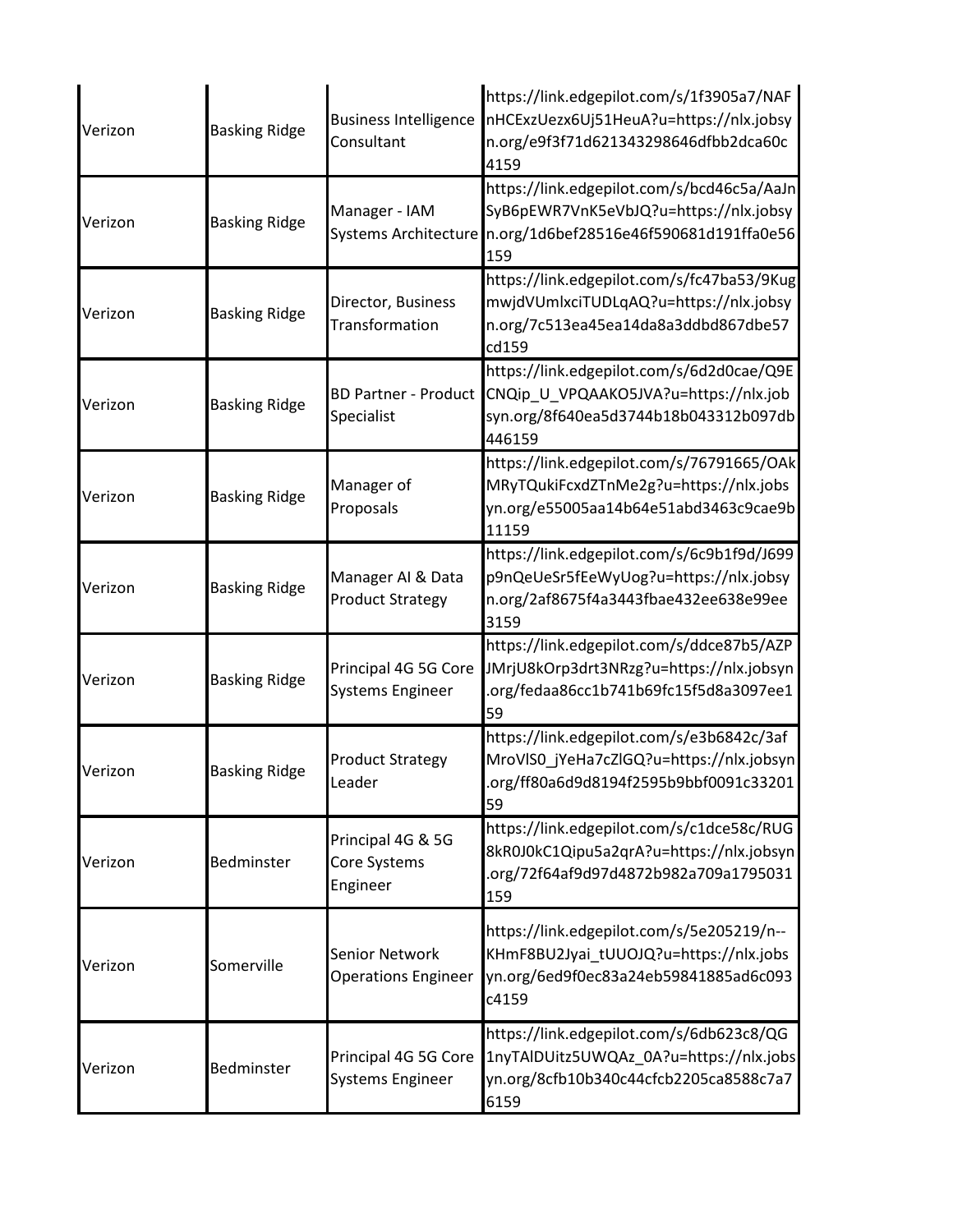| | | | |
|---|---|---|---|
| Verizon | Basking Ridge | Business Intelligence Consultant | https://link.edgepilot.com/s/1f3905a7/NAFnHCExzUezx6Uj51HeuA?u=https://nlx.jobsyn.org/e9f3f71d621343298646dfbb2dca60c4159 |
| Verizon | Basking Ridge | Manager - IAM Systems Architecture | https://link.edgepilot.com/s/bcd46c5a/AaJnSyB6pEWR7VnK5eVbJQ?u=https://nlx.jobsyn.org/1d6bef28516e46f590681d191ffa0e56159 |
| Verizon | Basking Ridge | Director, Business Transformation | https://link.edgepilot.com/s/fc47ba53/9KugmwjdVUmlxciTUDLqAQ?u=https://nlx.jobsyn.org/7c513ea45ea14da8a3ddbd867dbe57cd159 |
| Verizon | Basking Ridge | BD Partner - Product Specialist | https://link.edgepilot.com/s/6d2d0cae/Q9ECNQip_U_VPQAAKO5JVA?u=https://nlx.jobsyn.org/8f640ea5d3744b18b043312b097db446159 |
| Verizon | Basking Ridge | Manager of Proposals | https://link.edgepilot.com/s/76791665/OAkMRyTQukiFcxdZTnMe2g?u=https://nlx.jobsyn.org/e55005aa14b64e51abd3463c9cae9b11159 |
| Verizon | Basking Ridge | Manager AI & Data Product Strategy | https://link.edgepilot.com/s/6c9b1f9d/J699p9nQeUeSr5fEeWyUog?u=https://nlx.jobsyn.org/2af8675f4a3443fbae432ee638e99ee3159 |
| Verizon | Basking Ridge | Principal 4G 5G Core Systems Engineer | https://link.edgepilot.com/s/ddce87b5/AZPJMrjU8kOrp3drt3NRzg?u=https://nlx.jobsyn.org/fedaa86cc1b741b69fc15f5d8a3097ee159 |
| Verizon | Basking Ridge | Product Strategy Leader | https://link.edgepilot.com/s/e3b6842c/3afMroVlS0_jYeHa7cZlGQ?u=https://nlx.jobsyn.org/ff80a6d9d8194f2595b9bbf0091c3320159 |
| Verizon | Bedminster | Principal 4G & 5G Core Systems Engineer | https://link.edgepilot.com/s/c1dce58c/RUG8kR0J0kC1Qipu5a2qrA?u=https://nlx.jobsyn.org/72f64af9d97d4872b982a709a1795031159 |
| Verizon | Somerville | Senior Network Operations Engineer | https://link.edgepilot.com/s/5e205219/n--KHmF8BU2Jyai_tUUOJQ?u=https://nlx.jobsyn.org/6ed9f0ec83a24eb59841885ad6c093c4159 |
| Verizon | Bedminster | Principal 4G 5G Core Systems Engineer | https://link.edgepilot.com/s/6db623c8/QG1nyTAlDUitz5UWQAz_0A?u=https://nlx.jobsyn.org/8cfb10b340c44cfcb2205ca8588c7a76159 |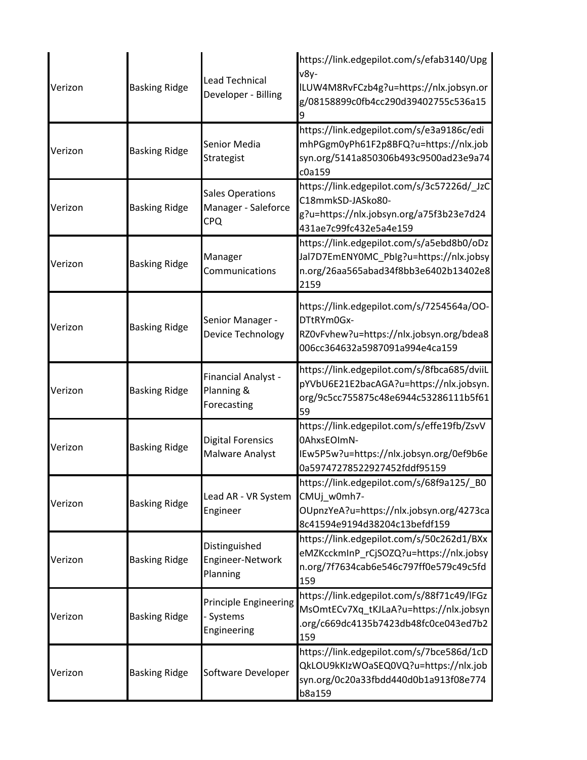| | | | |
|---|---|---|---|
| Verizon | Basking Ridge | Lead Technical Developer - Billing | https://link.edgepilot.com/s/efab3140/Upgv8y-lLUW4M8RvFCzb4g?u=https://nlx.jobsyn.org/08158899c0fb4cc290d39402755c536a159 |
| Verizon | Basking Ridge | Senior Media Strategist | https://link.edgepilot.com/s/e3a9186c/edimhPGgm0yPh61F2p8BFQ?u=https://nlx.jobsyn.org/5141a850306b493c9500ad23e9a74c0a159 |
| Verizon | Basking Ridge | Sales Operations Manager - Saleforce CPQ | https://link.edgepilot.com/s/3c57226d/_JzCC18mmkSD-JASko80-g?u=https://nlx.jobsyn.org/a75f3b23e7d24431ae7c99fc432e5a4e159 |
| Verizon | Basking Ridge | Manager Communications | https://link.edgepilot.com/s/a5ebd8b0/oDzJal7D7EmENY0MC_PbIg?u=https://nlx.jobsyn.org/26aa565abad34f8bb3e6402b13402e82159 |
| Verizon | Basking Ridge | Senior Manager - Device Technology | https://link.edgepilot.com/s/7254564a/OO-DTtRYm0Gx-RZ0vFvhew?u=https://nlx.jobsyn.org/bdea8006cc364632a5987091a994e4ca159 |
| Verizon | Basking Ridge | Financial Analyst - Planning & Forecasting | https://link.edgepilot.com/s/8fbca685/dviiLpYVbU6E21E2bacAGA?u=https://nlx.jobsyn.org/9c5cc755875c48e6944c53286111b5f6159 |
| Verizon | Basking Ridge | Digital Forensics Malware Analyst | https://link.edgepilot.com/s/effe19fb/ZsvV0AhxsEOImN-IEw5P5w?u=https://nlx.jobsyn.org/0ef9b6e0a59747278522927452fddf95159 |
| Verizon | Basking Ridge | Lead AR - VR System Engineer | https://link.edgepilot.com/s/68f9a125/_B0CMUj_w0mh7-OUpnzYeA?u=https://nlx.jobsyn.org/4273ca8c41594e9194d38204c13befdf159 |
| Verizon | Basking Ridge | Distinguished Engineer-Network Planning | https://link.edgepilot.com/s/50c262d1/BXxeMZKcckmInP_rCjSOZQ?u=https://nlx.jobsyn.org/7f7634cab6e546c797ff0e579c49c5fd159 |
| Verizon | Basking Ridge | Principle Engineering - Systems Engineering | https://link.edgepilot.com/s/88f71c49/lFGzMsOmtECv7Xq_tKJLaA?u=https://nlx.jobsyn.org/c669dc4135b7423db48fc0ce043ed7b2159 |
| Verizon | Basking Ridge | Software Developer | https://link.edgepilot.com/s/7bce586d/1cDQkLOU9kKIzWOaSEQ0VQ?u=https://nlx.jobsyn.org/0c20a33fbdd440d0b1a913f08e774b8a159 |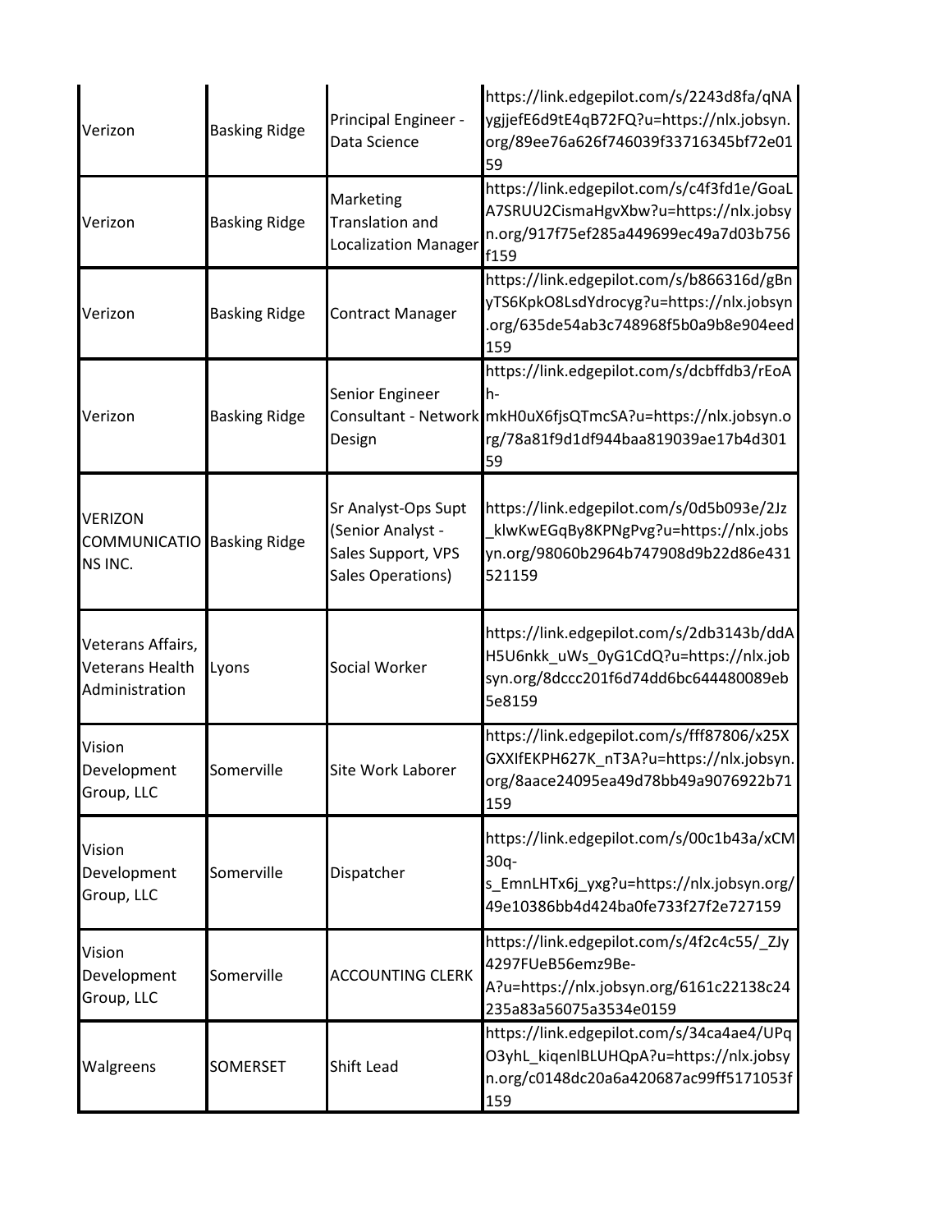| | | | |
|---|---|---|---|
| Verizon | Basking Ridge | Principal Engineer - Data Science | https://link.edgepilot.com/s/2243d8fa/qNAygjjefE6d9tE4qB72FQ?u=https://nlx.jobsyn.org/89ee76a626f746039f33716345bf72e0159 |
| Verizon | Basking Ridge | Marketing Translation and Localization Manager | https://link.edgepilot.com/s/c4f3fd1e/GoaLA7SRUU2CismaHgvXbw?u=https://nlx.jobsyn.org/917f75ef285a449699ec49a7d03b756f159 |
| Verizon | Basking Ridge | Contract Manager | https://link.edgepilot.com/s/b866316d/gBnyTS6KpkO8LsdYdrocyg?u=https://nlx.jobsyn.org/635de54ab3c748968f5b0a9b8e904eed159 |
| Verizon | Basking Ridge | Senior Engineer Consultant - Network Design | https://link.edgepilot.com/s/dcbffdb3/rEoAh-mkH0uX6fjsQTmcSA?u=https://nlx.jobsyn.org/78a81f9d1df944baa819039ae17b4d30159 |
| VERIZON COMMUNICATIONS INC. | Basking Ridge | Sr Analyst-Ops Supt (Senior Analyst - Sales Support, VPS Sales Operations) | https://link.edgepilot.com/s/0d5b093e/2Jz_klwKwEGqBy8KPNgPvg?u=https://nlx.jobsyn.org/98060b2964b747908d9b22d86e431521159 |
| Veterans Affairs, Veterans Health Administration | Lyons | Social Worker | https://link.edgepilot.com/s/2db3143b/ddAH5U6nkk_uWs_0yG1CdQ?u=https://nlx.jobsyn.org/8dccc201f6d74dd6bc644480089eb5e8159 |
| Vision Development Group, LLC | Somerville | Site Work Laborer | https://link.edgepilot.com/s/fff87806/x25XGXXIfEKPH627K_nT3A?u=https://nlx.jobsyn.org/8aace24095ea49d78bb49a9076922b71159 |
| Vision Development Group, LLC | Somerville | Dispatcher | https://link.edgepilot.com/s/00c1b43a/xCM30q-s_EmnLHTx6j_yxg?u=https://nlx.jobsyn.org/49e10386bb4d424ba0fe733f27f2e727159 |
| Vision Development Group, LLC | Somerville | ACCOUNTING CLERK | https://link.edgepilot.com/s/4f2c4c55/_ZJy4297FUeB56emz9Be-A?u=https://nlx.jobsyn.org/6161c22138c24235a83a56075a3534e0159 |
| Walgreens | SOMERSET | Shift Lead | https://link.edgepilot.com/s/34ca4ae4/UPqO3yhL_kiqenlBLUHQpA?u=https://nlx.jobsyn.org/c0148dc20a6a420687ac99ff5171053f159 |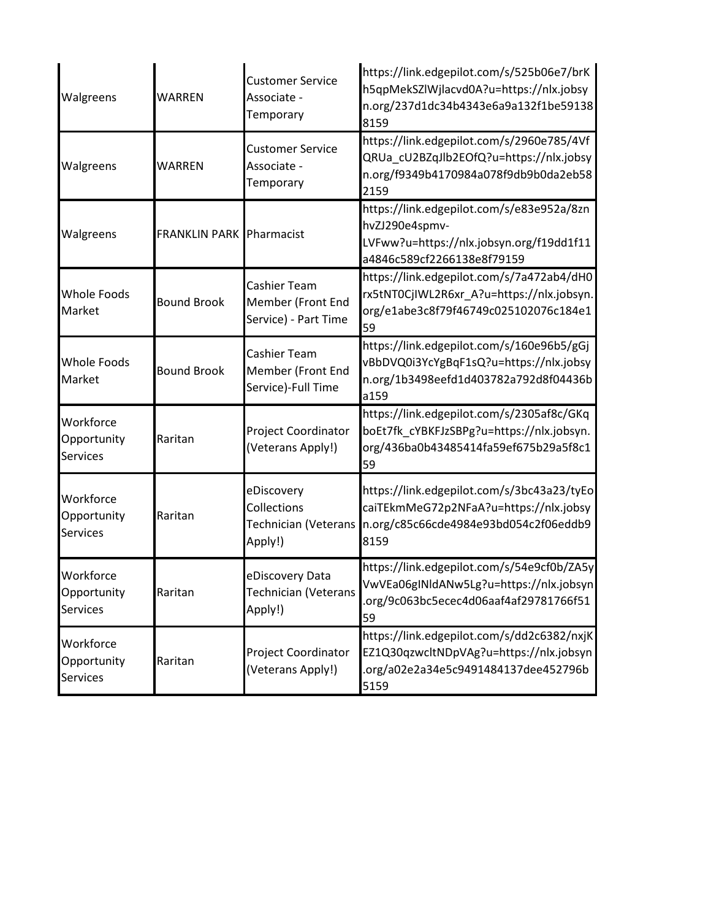| | | | |
|---|---|---|---|
| Walgreens | WARREN | Customer Service Associate - Temporary | https://link.edgepilot.com/s/525b06e7/brKh5qpMekSZlWjlacvd0A?u=https://nlx.jobsyn.org/237d1dc34b4343e6a9a132f1be591388159 |
| Walgreens | WARREN | Customer Service Associate - Temporary | https://link.edgepilot.com/s/2960e785/4VfQRUa_cU2BZqJlb2EOfQ?u=https://nlx.jobsyn.org/f9349b4170984a078f9db9b0da2eb582159 |
| Walgreens | FRANKLIN PARK | Pharmacist | https://link.edgepilot.com/s/e83e952a/8znhvZJ290e4spmv-LVFww?u=https://nlx.jobsyn.org/f19dd1f11a4846c589cf2266138e8f79159 |
| Whole Foods Market | Bound Brook | Cashier Team Member (Front End Service) - Part Time | https://link.edgepilot.com/s/7a472ab4/dH0rx5tNT0CjIWL2R6xr_A?u=https://nlx.jobsyn.org/e1abe3c8f79f46749c025102076c184e159 |
| Whole Foods Market | Bound Brook | Cashier Team Member (Front End Service)-Full Time | https://link.edgepilot.com/s/160e96b5/gGjvBbDVQ0i3YcYgBqF1sQ?u=https://nlx.jobsyn.org/1b3498eefd1d403782a792d8f04436ba159 |
| Workforce Opportunity Services | Raritan | Project Coordinator (Veterans Apply!) | https://link.edgepilot.com/s/2305af8c/GKqboEt7fk_cYBKFJzSBPg?u=https://nlx.jobsyn.org/436ba0b43485414fa59ef675b29a5f8c159 |
| Workforce Opportunity Services | Raritan | eDiscovery Collections Technician (Veterans Apply!) | https://link.edgepilot.com/s/3bc43a23/tyEocaiTEkmMeG72p2NFaA?u=https://nlx.jobsyn.org/c85c66cde4984e93bd054c2f06eddb98159 |
| Workforce Opportunity Services | Raritan | eDiscovery Data Technician (Veterans Apply!) | https://link.edgepilot.com/s/54e9cf0b/ZA5yVwVEa06gINldANw5Lg?u=https://nlx.jobsyn.org/9c063bc5ecec4d06aaf4af29781766f5159 |
| Workforce Opportunity Services | Raritan | Project Coordinator (Veterans Apply!) | https://link.edgepilot.com/s/dd2c6382/nxjKEZ1Q30qzwcltNDpVAg?u=https://nlx.jobsyn.org/a02e2a34e5c9491484137dee452796b5159 |